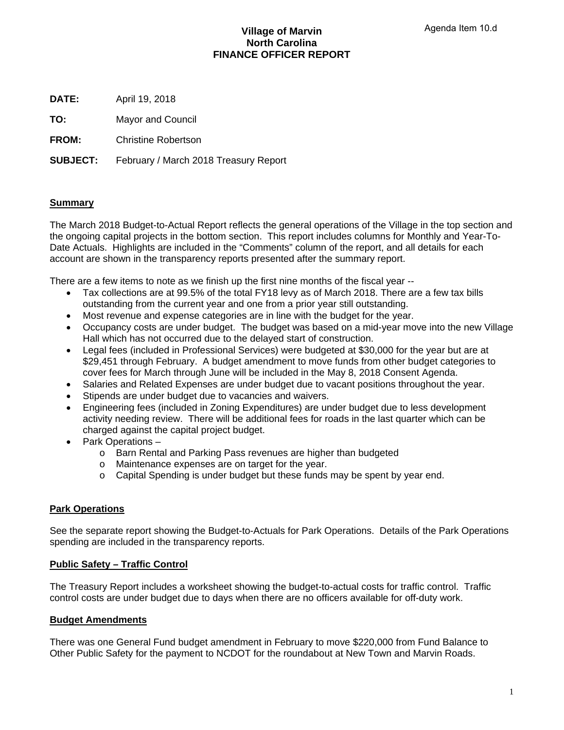Agenda Item 10.d

# Village of Marvin
# North Carolina
# FINANCE OFFICER REPORT

**DATE:** April 19, 2018

**TO:** Mayor and Council

**FROM:** Christine Robertson

**SUBJECT:** February / March 2018 Treasury Report

## Summary

The March 2018 Budget-to-Actual Report reflects the general operations of the Village in the top section and the ongoing capital projects in the bottom section. This report includes columns for Monthly and Year-To-Date Actuals. Highlights are included in the "Comments" column of the report, and all details for each account are shown in the transparency reports presented after the summary report.

There are a few items to note as we finish up the first nine months of the fiscal year --

- Tax collections are at 99.5% of the total FY18 levy as of March 2018. There are a few tax bills outstanding from the current year and one from a prior year still outstanding.
- Most revenue and expense categories are in line with the budget for the year.
- Occupancy costs are under budget. The budget was based on a mid-year move into the new Village Hall which has not occurred due to the delayed start of construction.
- Legal fees (included in Professional Services) were budgeted at $30,000 for the year but are at $29,451 through February. A budget amendment to move funds from other budget categories to cover fees for March through June will be included in the May 8, 2018 Consent Agenda.
- Salaries and Related Expenses are under budget due to vacant positions throughout the year.
- Stipends are under budget due to vacancies and waivers.
- Engineering fees (included in Zoning Expenditures) are under budget due to less development activity needing review. There will be additional fees for roads in the last quarter which can be charged against the capital project budget.
- Park Operations –
  - Barn Rental and Parking Pass revenues are higher than budgeted
  - Maintenance expenses are on target for the year.
  - Capital Spending is under budget but these funds may be spent by year end.

## Park Operations

See the separate report showing the Budget-to-Actuals for Park Operations. Details of the Park Operations spending are included in the transparency reports.

## Public Safety – Traffic Control

The Treasury Report includes a worksheet showing the budget-to-actual costs for traffic control. Traffic control costs are under budget due to days when there are no officers available for off-duty work.

## Budget Amendments

There was one General Fund budget amendment in February to move $220,000 from Fund Balance to Other Public Safety for the payment to NCDOT for the roundabout at New Town and Marvin Roads.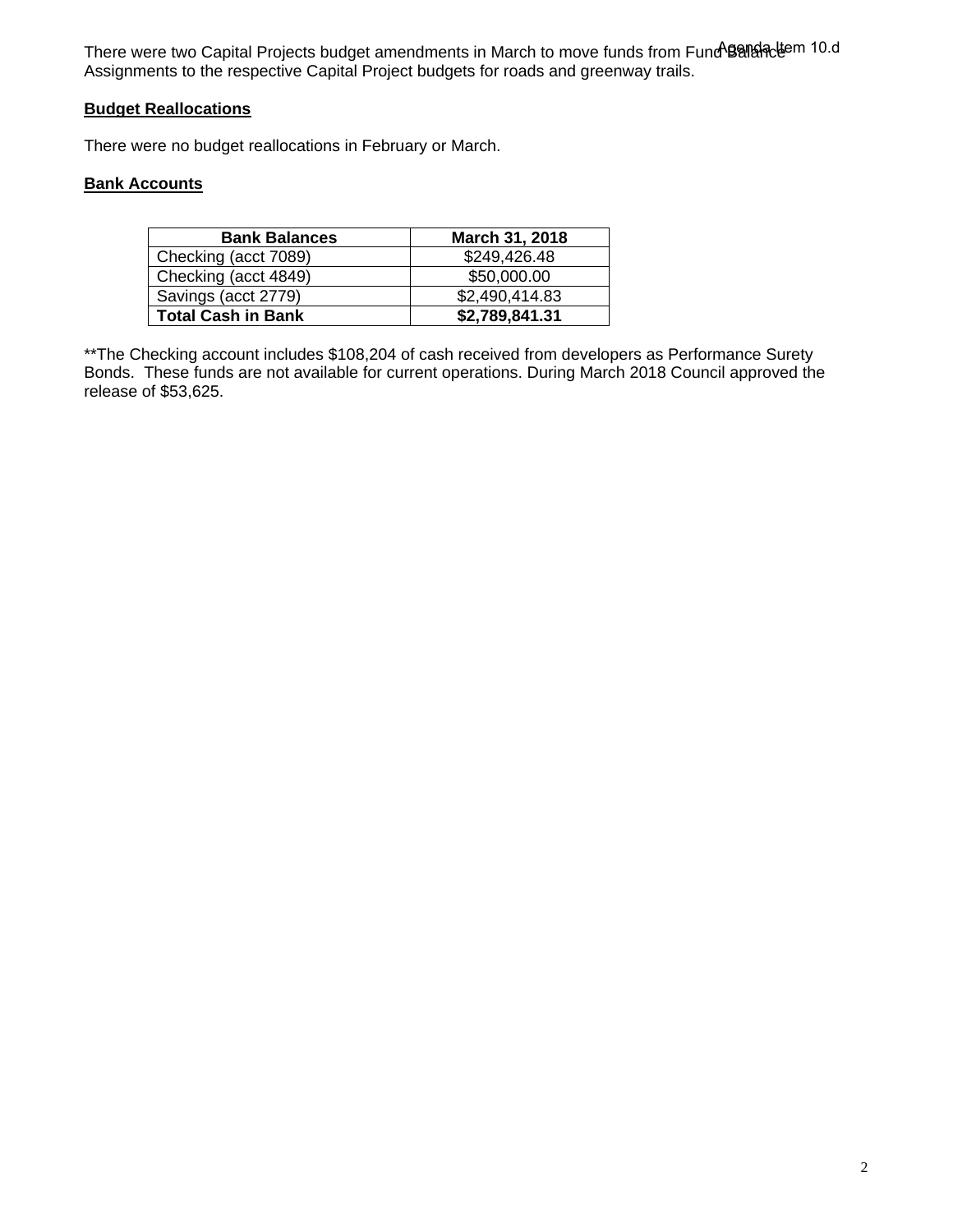There were two Capital Projects budget amendments in March to move funds from Fund Balance Assignments to the respective Capital Project budgets for roads and greenway trails.

**Budget Reallocations**

There were no budget reallocations in February or March.

**Bank Accounts**

| Bank Balances | March 31, 2018 |
|---|---|
| Checking (acct 7089) | $249,426.48 |
| Checking (acct 4849) | $50,000.00 |
| Savings (acct 2779) | $2,490,414.83 |
| **Total Cash in Bank** | **$2,789,841.31** |

**The Checking account includes $108,204 of cash received from developers as Performance Surety Bonds. These funds are not available for current operations. During March 2018 Council approved the release of $53,625.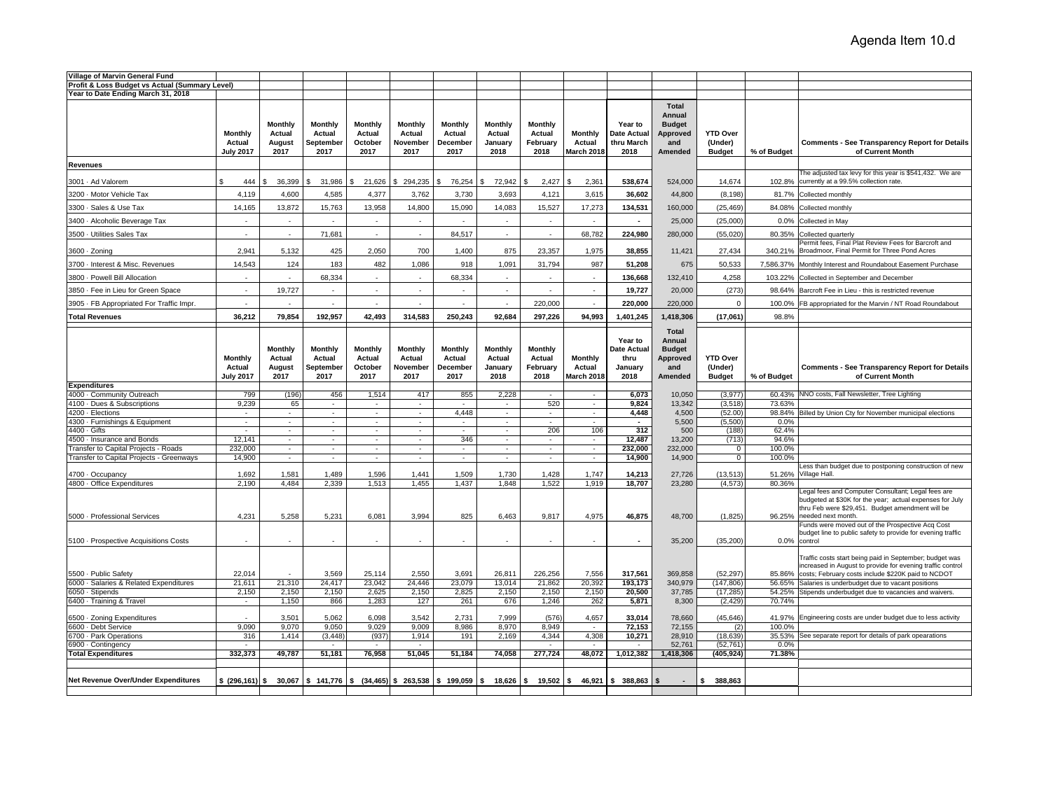Agenda Item 10.d

**Village of Marvin General Fund**
**Profit & Loss Budget vs Actual (Summary Level)**
**Year to Date Ending March 31, 2018**

| | Monthly Actual July 2017 | Monthly Actual August 2017 | Monthly Actual September 2017 | Monthly Actual October 2017 | Monthly Actual November 2017 | Monthly Actual December 2017 | Monthly Actual January 2018 | Monthly Actual February 2018 | Monthly Actual March 2018 | Year to Date Actual thru March 2018 | Total Annual Budget Approved and Amended | YTD Over (Under) Budget | % of Budget | Comments - See Transparency Report for Details of Current Month |
|---|---|---|---|---|---|---|---|---|---|---|---|---|---|---|
| **Revenues** | | | | | | | | | | | | | | |
| 3001 · Ad Valorem | $ 444 | $ 36,399 | $ 31,986 | $ 21,626 | $ 294,235 | $ 76,254 | $ 72,942 | $ 2,427 | $ 2,361 | 538,674 | 524,000 | 14,674 | 102.8% | The adjusted tax levy for this year is $541,432. We are currently at a 99.5% collection rate. |
| 3200 · Motor Vehicle Tax | 4,119 | 4,600 | 4,585 | 4,377 | 3,762 | 3,730 | 3,693 | 4,121 | 3,615 | 36,602 | 44,800 | (8,198) | 81.7% | Collected monthly |
| 3300 · Sales & Use Tax | 14,165 | 13,872 | 15,763 | 13,958 | 14,800 | 15,090 | 14,083 | 15,527 | 17,273 | 134,531 | 160,000 | (25,469) | 84.08% | Collected monthly |
| 3400 · Alcoholic Beverage Tax | - | - | - | - | - | - | - | - | - | - | 25,000 | (25,000) | 0.0% | Collected in May |
| 3500 · Utilities Sales Tax | - | - | 71,681 | - | - | 84,517 | - | - | 68,782 | 224,980 | 280,000 | (55,020) | 80.35% | Collected quarterly |
| 3600 · Zoning | 2,941 | 5,132 | 425 | 2,050 | 700 | 1,400 | 875 | 23,357 | 1,975 | 38,855 | 11,421 | 27,434 | 340.21% | Permit fees, Final Plat Review Fees for Barcroft and Broadmoor, Final Permit for Three Pond Acres |
| 3700 · Interest & Misc. Revenues | 14,543 | 124 | 183 | 482 | 1,086 | 918 | 1,091 | 31,794 | 987 | 51,208 | 675 | 50,533 | 7,586.37% | Monthly Interest and Roundabout Easement Purchase |
| 3800 · Powell Bill Allocation | - | - | 68,334 | - | - | 68,334 | - | - | - | 136,668 | 132,410 | 4,258 | 103.22% | Collected in September and December |
| 3850 · Fee in Lieu for Green Space | - | 19,727 | - | - | - | - | - | - | - | 19,727 | 20,000 | (273) | 98.64% | Barcroft Fee in Lieu - this is restricted revenue |
| 3905 · FB Appropriated For Traffic Impr. | - | - | - | - | - | - | - | 220,000 | - | 220,000 | 220,000 | 0 | 100.0% | FB appropriated for the Marvin / NT Road Roundabout |
| **Total Revenues** | **36,212** | **79,854** | **192,957** | **42,493** | **314,583** | **250,243** | **92,684** | **297,226** | **94,993** | **1,401,245** | **1,418,306** | **(17,061)** | **98.8%** | |

| | Monthly Actual July 2017 | Monthly Actual August 2017 | Monthly Actual September 2017 | Monthly Actual October 2017 | Monthly Actual November 2017 | Monthly Actual December 2017 | Monthly Actual January 2018 | Monthly Actual February 2018 | Monthly Actual March 2018 | Year to Date Actual thru January 2018 | Total Annual Budget Approved and Amended | YTD Over (Under) Budget | % of Budget | Comments - See Transparency Report for Details of Current Month |
|---|---|---|---|---|---|---|---|---|---|---|---|---|---|---|
| **Expenditures** | | | | | | | | | | | | | | |
| 4000 · Community Outreach | 799 | (196) | 456 | 1,514 | 417 | 855 | 2,228 | - | - | 6,073 | 10,050 | (3,977) | 60.43% | NNO costs, Fall Newsletter, Tree Lighting |
| 4100 · Dues & Subscriptions | 9,239 | 65 | - | - | - | - | - | 520 | - | 9,824 | 13,342 | (3,518) | 73.63% | |
| 4200 · Elections | - | - | - | - | - | 4,448 | - | - | - | 4,448 | 4,500 | (52.00) | 98.84% | Billed by Union Cty for November municipal elections |
| 4300 · Furnishings & Equipment | - | - | - | - | - | - | - | - | - | - | 5,500 | (5,500) | 0.0% | |
| 4400 · Gifts | - | - | - | - | - | - | - | 206 | 106 | 312 | 500 | (188) | 62.4% | |
| 4500 · Insurance and Bonds | 12,141 | - | - | - | - | 346 | - | - | - | 12,487 | 13,200 | (713) | 94.6% | |
| Transfer to Capital Projects - Roads | 232,000 | - | - | - | - | - | - | - | - | 232,000 | 232,000 | 0 | 100.0% | |
| Transfer to Capital Projects - Greenways | 14,900 | - | - | - | - | - | - | - | - | 14,900 | 14,900 | 0 | 100.0% | |
| 4700 · Occupancy | 1,692 | 1,581 | 1,489 | 1,596 | 1,441 | 1,509 | 1,730 | 1,428 | 1,747 | 14,213 | 27,726 | (13,513) | 51.26% | Less than budget due to postponing construction of new Village Hall. |
| 4800 · Office Expenditures | 2,190 | 4,484 | 2,339 | 1,513 | 1,455 | 1,437 | 1,848 | 1,522 | 1,919 | 18,707 | 23,280 | (4,573) | 80.36% | |
| 5000 · Professional Services | 4,231 | 5,258 | 5,231 | 6,081 | 3,994 | 825 | 6,463 | 9,817 | 4,975 | 46,875 | 48,700 | (1,825) | 96.25% | Legal fees and Computer Consultant; Legal fees are budgeted at $30K for the year; actual expenses for July thru Feb were $29,451. Budget amendment will be needed next month. |
| 5100 · Prospective Acquisitions Costs | - | - | - | - | - | - | - | - | - | - | 35,200 | (35,200) | 0.0% | Funds were moved out of the Prospective Acq Cost budget line to public safety to provide for evening traffic control |
| 5500 · Public Safety | 22,014 | - | 3,569 | 25,114 | 2,550 | 3,691 | 26,811 | 226,256 | 7,556 | 317,561 | 369,858 | (52,297) | 85.86% | Traffic costs start being paid in September; budget was increased in August to provide for evening traffic control costs; February costs include $220K paid to NCDOT |
| 6000 · Salaries & Related Expenditures | 21,611 | 21,310 | 24,417 | 23,042 | 24,446 | 23,079 | 13,014 | 21,862 | 20,392 | 193,173 | 340,979 | (147,806) | 56.65% | Salaries is underbudget due to vacant positions |
| 6050 · Stipends | 2,150 | 2,150 | 2,150 | 2,625 | 2,150 | 2,825 | 2,150 | 2,150 | 2,150 | 20,500 | 37,785 | (17,285) | 54.25% | Stipends underbudget due to vacancies and waivers. |
| 6400 · Training & Travel | - | 1,150 | 866 | 1,283 | 127 | 261 | 676 | 1,246 | 262 | 5,871 | 8,300 | (2,429) | 70.74% | |
| 6500 · Zoning Expenditures | - | 3,501 | 5,062 | 6,098 | 3,542 | 2,731 | 7,999 | (576) | 4,657 | 33,014 | 78,660 | (45,646) | 41.97% | Engineering costs are under budget due to less activity |
| 6600 · Debt Service | 9,090 | 9,070 | 9,050 | 9,029 | 9,009 | 8,986 | 8,970 | 8,949 | - | 72,153 | 72,155 | (2) | 100.0% | |
| 6700 · Park Operations | 316 | 1,414 | (3,448) | (937) | 1,914 | 191 | 2,169 | 4,344 | 4,308 | 10,271 | 28,910 | (18,639) | 35.53% | See separate report for details of park opearations |
| 6900 · Contingency | - | - | - | - | - | - | - | - | - | - | 52,761 | (52,761) | 0.0% | |
| **Total Expenditures** | **332,373** | **49,787** | **51,181** | **76,958** | **51,045** | **51,184** | **74,058** | **277,724** | **48,072** | **1,012,382** | **1,418,306** | **(405,924)** | **71.38%** | |
| **Net Revenue Over/Under Expenditures** | **$ (296,161)** | **$ 30,067** | **$ 141,776** | **$ (34,465)** | **$ 263,538** | **$ 199,059** | **$ 18,626** | **$ 19,502** | **$ 46,921** | **$ 388,863** | **$ -** | **$ 388,863** | | |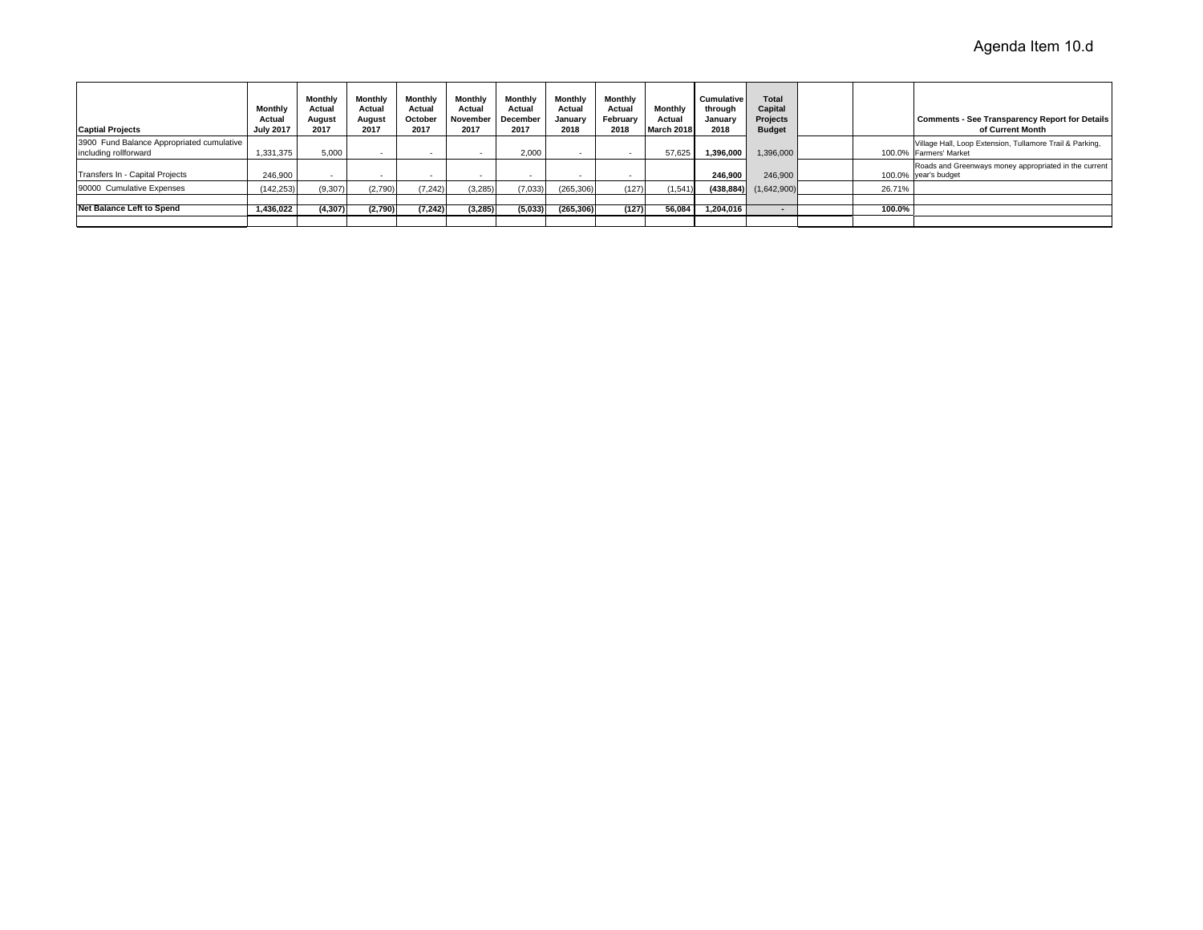Agenda Item 10.d

| Captial Projects | Monthly Actual July 2017 | Monthly Actual August 2017 | Monthly Actual August 2017 | Monthly Actual October 2017 | Monthly Actual November 2017 | Monthly Actual December 2017 | Monthly Actual January 2018 | Monthly Actual February 2018 | Monthly Actual March 2018 | Cumulative through January 2018 | Total Capital Projects Budget | | | Comments - See Transparency Report for Details of Current Month |
|---|---|---|---|---|---|---|---|---|---|---|---|---|---|---|
| 3900 Fund Balance Appropriated cumulative including rollforward | 1,331,375 | 5,000 | - | - | - | 2,000 | - | - | 57,625 | **1,396,000** | 1,396,000 | | 100.0% | Village Hall, Loop Extension, Tullamore Trail & Parking, Farmers' Market |
| Transfers In - Capital Projects | 246,900 | - | - | - | - | - | - | - | | **246,900** | 246,900 | | 100.0% | Roads and Greenways money appropriated in the current year's budget |
| 90000 Cumulative Expenses | (142,253) | (9,307) | (2,790) | (7,242) | (3,285) | (7,033) | (265,306) | (127) | (1,541) | **(438,884)** | (1,642,900) | | 26.71% | |
| | | | | | | | | | | | | | | |
| **Net Balance Left to Spend** | **1,436,022** | **(4,307)** | **(2,790)** | **(7,242)** | **(3,285)** | **(5,033)** | **(265,306)** | **(127)** | **56,084** | **1,204,016** | **-** | | **100.0%** | |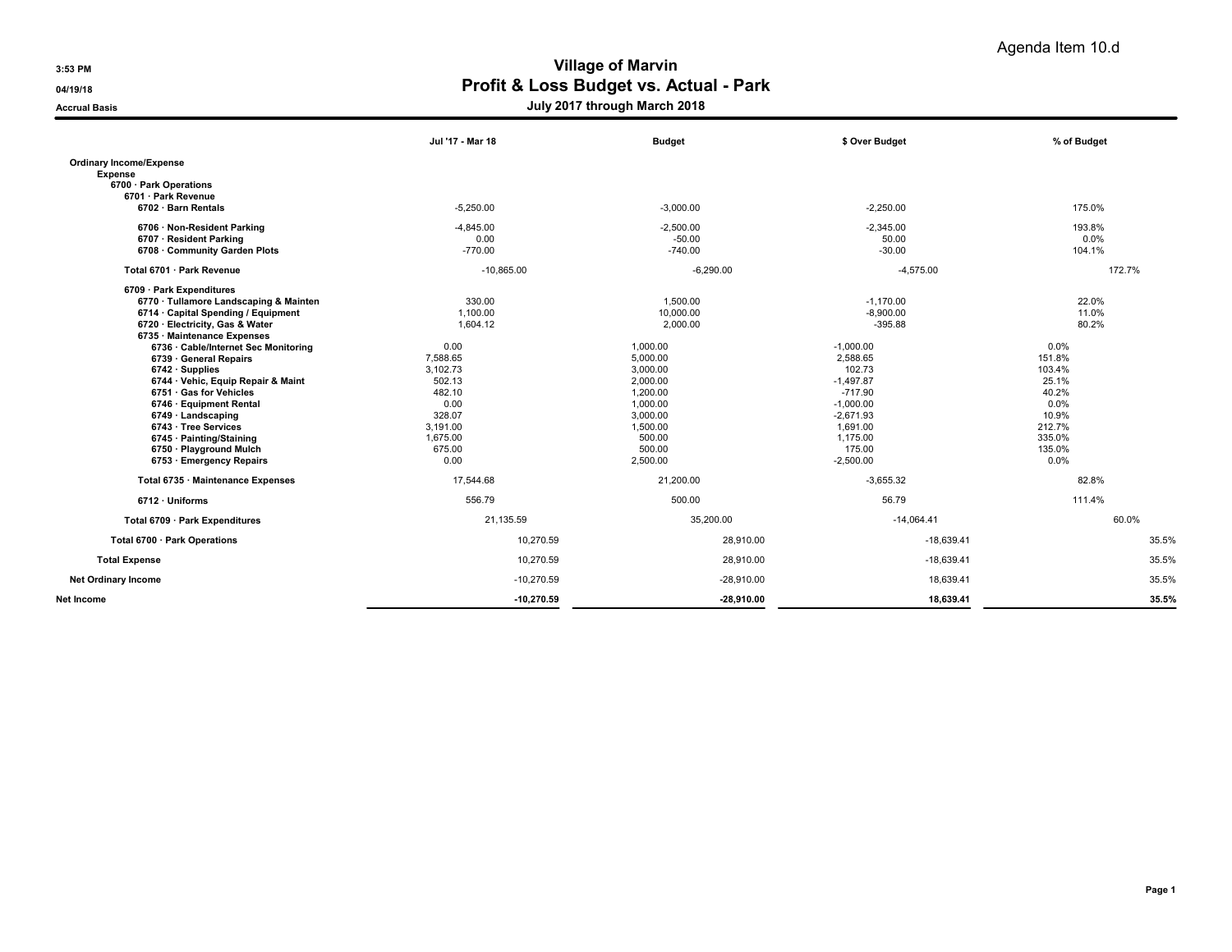Agenda Item 10.d

3:53 PM

04/19/18

Accrual Basis

# Village of Marvin
## Profit & Loss Budget vs. Actual - Park
### July 2017 through March 2018

| | Jul '17 - Mar 18 | Budget | $ Over Budget | % of Budget |
|---|---|---|---|---|
| **Ordinary Income/Expense** | | | | |
| **Expense** | | | | |
| **6700 · Park Operations** | | | | |
| **6701 · Park Revenue** | | | | |
| **6702 · Barn Rentals** | -5,250.00 | -3,000.00 | -2,250.00 | 175.0% |
| **6706 · Non-Resident Parking** | -4,845.00 | -2,500.00 | -2,345.00 | 193.8% |
| **6707 · Resident Parking** | 0.00 | -50.00 | 50.00 | 0.0% |
| **6708 · Community Garden Plots** | -770.00 | -740.00 | -30.00 | 104.1% |
| **Total 6701 · Park Revenue** | -10,865.00 | -6,290.00 | -4,575.00 | 172.7% |
| **6709 · Park Expenditures** | | | | |
| **6770 · Tullamore Landscaping & Mainten** | 330.00 | 1,500.00 | -1,170.00 | 22.0% |
| **6714 · Capital Spending / Equipment** | 1,100.00 | 10,000.00 | -8,900.00 | 11.0% |
| **6720 · Electricity, Gas & Water** | 1,604.12 | 2,000.00 | -395.88 | 80.2% |
| **6735 · Maintenance Expenses** | | | | |
| **6736 · Cable/Internet Sec Monitoring** | 0.00 | 1,000.00 | -1,000.00 | 0.0% |
| **6739 · General Repairs** | 7,588.65 | 5,000.00 | 2,588.65 | 151.8% |
| **6742 · Supplies** | 3,102.73 | 3,000.00 | 102.73 | 103.4% |
| **6744 · Vehic, Equip Repair & Maint** | 502.13 | 2,000.00 | -1,497.87 | 25.1% |
| **6751 · Gas for Vehicles** | 482.10 | 1,200.00 | -717.90 | 40.2% |
| **6746 · Equipment Rental** | 0.00 | 1,000.00 | -1,000.00 | 0.0% |
| **6749 · Landscaping** | 328.07 | 3,000.00 | -2,671.93 | 10.9% |
| **6743 · Tree Services** | 3,191.00 | 1,500.00 | 1,691.00 | 212.7% |
| **6745 · Painting/Staining** | 1,675.00 | 500.00 | 1,175.00 | 335.0% |
| **6750 · Playground Mulch** | 675.00 | 500.00 | 175.00 | 135.0% |
| **6753 · Emergency Repairs** | 0.00 | 2,500.00 | -2,500.00 | 0.0% |
| **Total 6735 · Maintenance Expenses** | 17,544.68 | 21,200.00 | -3,655.32 | 82.8% |
| **6712 · Uniforms** | 556.79 | 500.00 | 56.79 | 111.4% |
| **Total 6709 · Park Expenditures** | 21,135.59 | 35,200.00 | -14,064.41 | 60.0% |
| **Total 6700 · Park Operations** | 10,270.59 | 28,910.00 | -18,639.41 | 35.5% |
| **Total Expense** | 10,270.59 | 28,910.00 | -18,639.41 | 35.5% |
| **Net Ordinary Income** | -10,270.59 | -28,910.00 | 18,639.41 | 35.5% |
| **Net Income** | **-10,270.59** | **-28,910.00** | **18,639.41** | **35.5%** |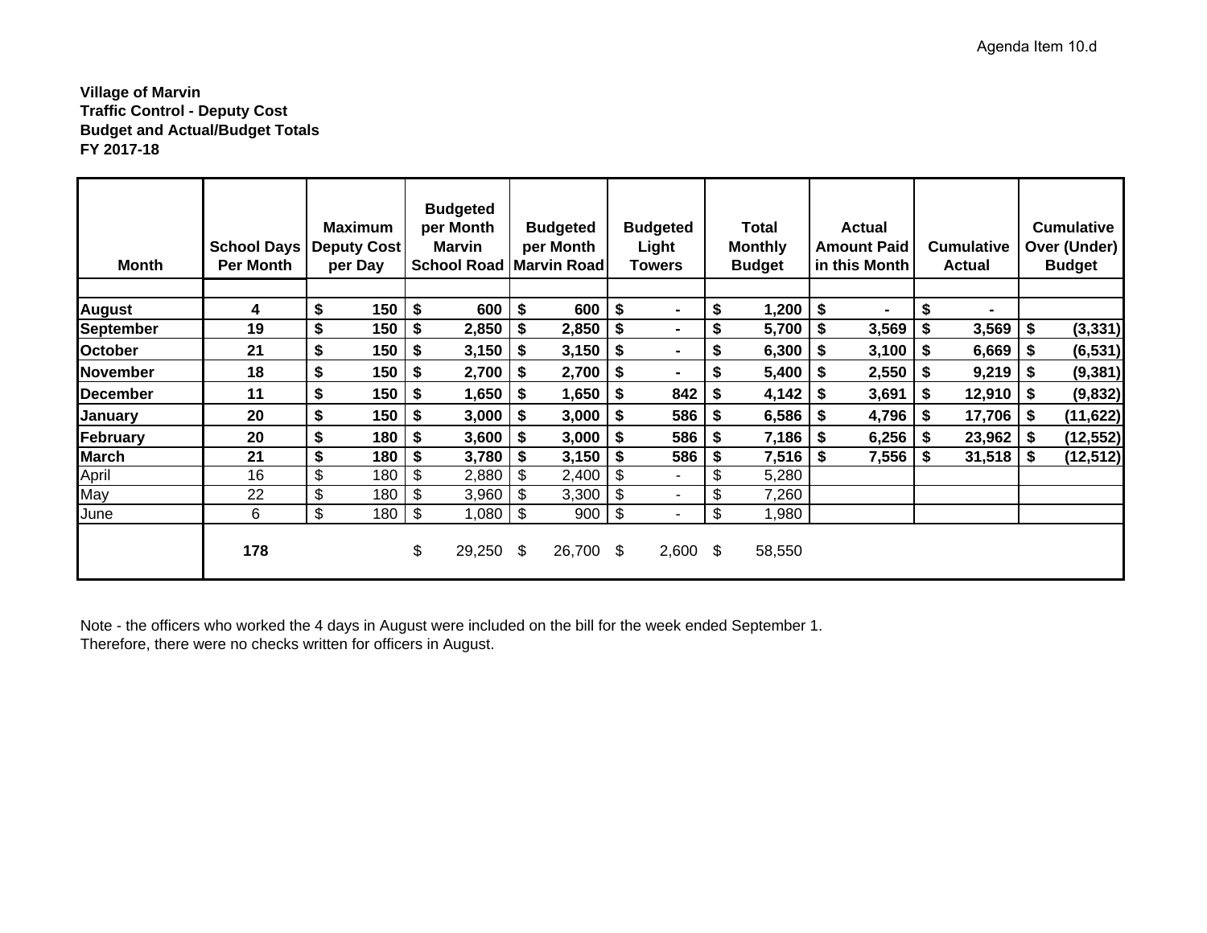Agenda Item 10.d

**Village of Marvin**
**Traffic Control - Deputy Cost**
**Budget and Actual/Budget Totals**
**FY 2017-18**

| Month | School Days Per Month | Maximum Deputy Cost per Day | Budgeted per Month Marvin School Road | Budgeted per Month Marvin Road | Budgeted Light Towers | Total Monthly Budget | Actual Amount Paid in this Month | Cumulative Actual | Cumulative Over (Under) Budget |
|---|---|---|---|---|---|---|---|---|---|
| | | | | | | | | | |
| **August** | **4** | **$ 150** | **$ 600** | **$ 600** | **$ -** | **$ 1,200** | **$ -** | **$ -** | |
| **September** | **19** | **$ 150** | **$ 2,850** | **$ 2,850** | **$ -** | **$ 5,700** | **$ 3,569** | **$ 3,569** | **$ (3,331)** |
| **October** | **21** | **$ 150** | **$ 3,150** | **$ 3,150** | **$ -** | **$ 6,300** | **$ 3,100** | **$ 6,669** | **$ (6,531)** |
| **November** | **18** | **$ 150** | **$ 2,700** | **$ 2,700** | **$ -** | **$ 5,400** | **$ 2,550** | **$ 9,219** | **$ (9,381)** |
| **December** | **11** | **$ 150** | **$ 1,650** | **$ 1,650** | **$ 842** | **$ 4,142** | **$ 3,691** | **$ 12,910** | **$ (9,832)** |
| **January** | **20** | **$ 150** | **$ 3,000** | **$ 3,000** | **$ 586** | **$ 6,586** | **$ 4,796** | **$ 17,706** | **$ (11,622)** |
| **February** | **20** | **$ 180** | **$ 3,600** | **$ 3,000** | **$ 586** | **$ 7,186** | **$ 6,256** | **$ 23,962** | **$ (12,552)** |
| **March** | **21** | **$ 180** | **$ 3,780** | **$ 3,150** | **$ 586** | **$ 7,516** | **$ 7,556** | **$ 31,518** | **$ (12,512)** |
| April | 16 | $ 180 | $ 2,880 | $ 2,400 | $ - | $ 5,280 | | | |
| May | 22 | $ 180 | $ 3,960 | $ 3,300 | $ - | $ 7,260 | | | |
| June | 6 | $ 180 | $ 1,080 | $ 900 | $ - | $ 1,980 | | | |
| | **178** | | $ 29,250 | $ 26,700 | $ 2,600 | $ 58,550 | | | |

Note - the officers who worked the 4 days in August were included on the bill for the week ended September 1.
Therefore, there were no checks written for officers in August.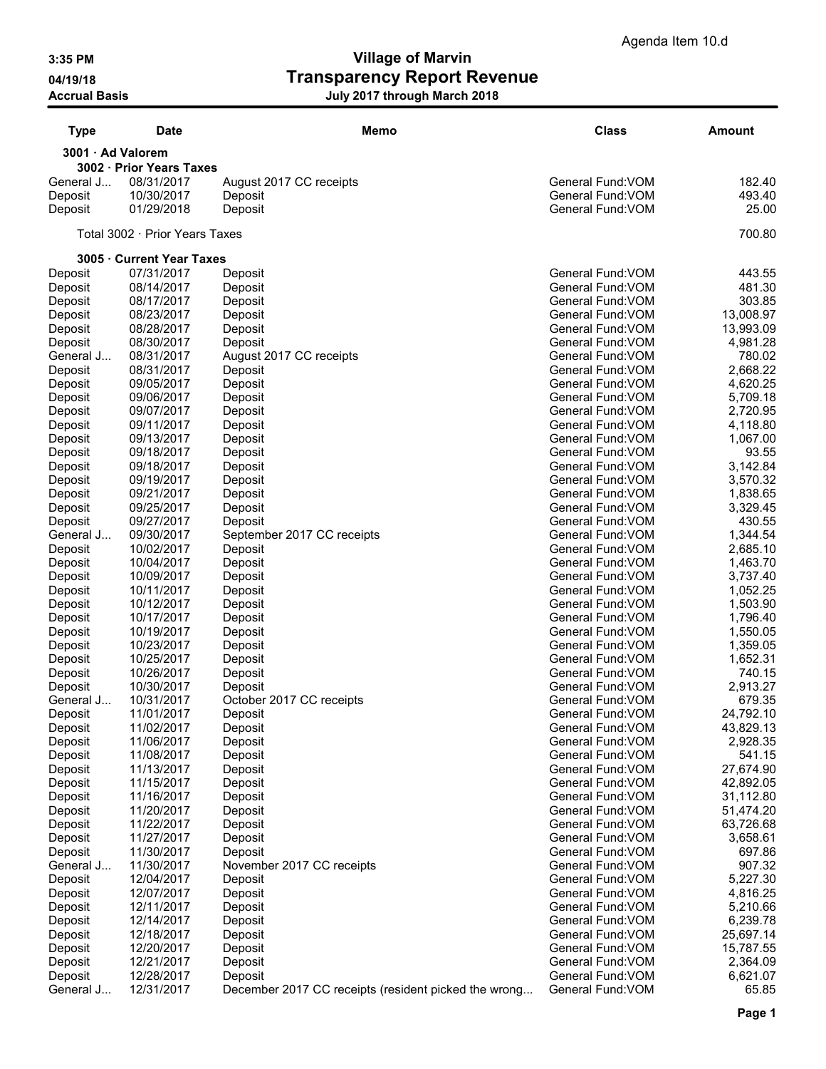Agenda Item 10.d

# Village of Marvin
## Transparency Report Revenue
### July 2017 through March 2018

3:35 PM
04/19/18
Accrual Basis

| Type | Date | Memo | Class | Amount |
|---|---|---|---|---|
| **3001 · Ad Valorem** | | | | |
| **3002 · Prior Years Taxes** | | | | |
| General J... | 08/31/2017 | August 2017 CC receipts | General Fund:VOM | 182.40 |
| Deposit | 10/30/2017 | Deposit | General Fund:VOM | 493.40 |
| Deposit | 01/29/2018 | Deposit | General Fund:VOM | 25.00 |
| Total 3002 · Prior Years Taxes | | | | 700.80 |
| **3005 · Current Year Taxes** | | | | |
| Deposit | 07/31/2017 | Deposit | General Fund:VOM | 443.55 |
| Deposit | 08/14/2017 | Deposit | General Fund:VOM | 481.30 |
| Deposit | 08/17/2017 | Deposit | General Fund:VOM | 303.85 |
| Deposit | 08/23/2017 | Deposit | General Fund:VOM | 13,008.97 |
| Deposit | 08/28/2017 | Deposit | General Fund:VOM | 13,993.09 |
| Deposit | 08/30/2017 | Deposit | General Fund:VOM | 4,981.28 |
| General J... | 08/31/2017 | August 2017 CC receipts | General Fund:VOM | 780.02 |
| Deposit | 08/31/2017 | Deposit | General Fund:VOM | 2,668.22 |
| Deposit | 09/05/2017 | Deposit | General Fund:VOM | 4,620.25 |
| Deposit | 09/06/2017 | Deposit | General Fund:VOM | 5,709.18 |
| Deposit | 09/07/2017 | Deposit | General Fund:VOM | 2,720.95 |
| Deposit | 09/11/2017 | Deposit | General Fund:VOM | 4,118.80 |
| Deposit | 09/13/2017 | Deposit | General Fund:VOM | 1,067.00 |
| Deposit | 09/18/2017 | Deposit | General Fund:VOM | 93.55 |
| Deposit | 09/18/2017 | Deposit | General Fund:VOM | 3,142.84 |
| Deposit | 09/19/2017 | Deposit | General Fund:VOM | 3,570.32 |
| Deposit | 09/21/2017 | Deposit | General Fund:VOM | 1,838.65 |
| Deposit | 09/25/2017 | Deposit | General Fund:VOM | 3,329.45 |
| Deposit | 09/27/2017 | Deposit | General Fund:VOM | 430.55 |
| General J... | 09/30/2017 | September 2017 CC receipts | General Fund:VOM | 1,344.54 |
| Deposit | 10/02/2017 | Deposit | General Fund:VOM | 2,685.10 |
| Deposit | 10/04/2017 | Deposit | General Fund:VOM | 1,463.70 |
| Deposit | 10/09/2017 | Deposit | General Fund:VOM | 3,737.40 |
| Deposit | 10/11/2017 | Deposit | General Fund:VOM | 1,052.25 |
| Deposit | 10/12/2017 | Deposit | General Fund:VOM | 1,503.90 |
| Deposit | 10/17/2017 | Deposit | General Fund:VOM | 1,796.40 |
| Deposit | 10/19/2017 | Deposit | General Fund:VOM | 1,550.05 |
| Deposit | 10/23/2017 | Deposit | General Fund:VOM | 1,359.05 |
| Deposit | 10/25/2017 | Deposit | General Fund:VOM | 1,652.31 |
| Deposit | 10/26/2017 | Deposit | General Fund:VOM | 740.15 |
| Deposit | 10/30/2017 | Deposit | General Fund:VOM | 2,913.27 |
| General J... | 10/31/2017 | October 2017 CC receipts | General Fund:VOM | 679.35 |
| Deposit | 11/01/2017 | Deposit | General Fund:VOM | 24,792.10 |
| Deposit | 11/02/2017 | Deposit | General Fund:VOM | 43,829.13 |
| Deposit | 11/06/2017 | Deposit | General Fund:VOM | 2,928.35 |
| Deposit | 11/08/2017 | Deposit | General Fund:VOM | 541.15 |
| Deposit | 11/13/2017 | Deposit | General Fund:VOM | 27,674.90 |
| Deposit | 11/15/2017 | Deposit | General Fund:VOM | 42,892.05 |
| Deposit | 11/16/2017 | Deposit | General Fund:VOM | 31,112.80 |
| Deposit | 11/20/2017 | Deposit | General Fund:VOM | 51,474.20 |
| Deposit | 11/22/2017 | Deposit | General Fund:VOM | 63,726.68 |
| Deposit | 11/27/2017 | Deposit | General Fund:VOM | 3,658.61 |
| Deposit | 11/30/2017 | Deposit | General Fund:VOM | 697.86 |
| General J... | 11/30/2017 | November 2017 CC receipts | General Fund:VOM | 907.32 |
| Deposit | 12/04/2017 | Deposit | General Fund:VOM | 5,227.30 |
| Deposit | 12/07/2017 | Deposit | General Fund:VOM | 4,816.25 |
| Deposit | 12/11/2017 | Deposit | General Fund:VOM | 5,210.66 |
| Deposit | 12/14/2017 | Deposit | General Fund:VOM | 6,239.78 |
| Deposit | 12/18/2017 | Deposit | General Fund:VOM | 25,697.14 |
| Deposit | 12/20/2017 | Deposit | General Fund:VOM | 15,787.55 |
| Deposit | 12/21/2017 | Deposit | General Fund:VOM | 2,364.09 |
| Deposit | 12/28/2017 | Deposit | General Fund:VOM | 6,621.07 |
| General J... | 12/31/2017 | December 2017 CC receipts (resident picked the wrong... | General Fund:VOM | 65.85 |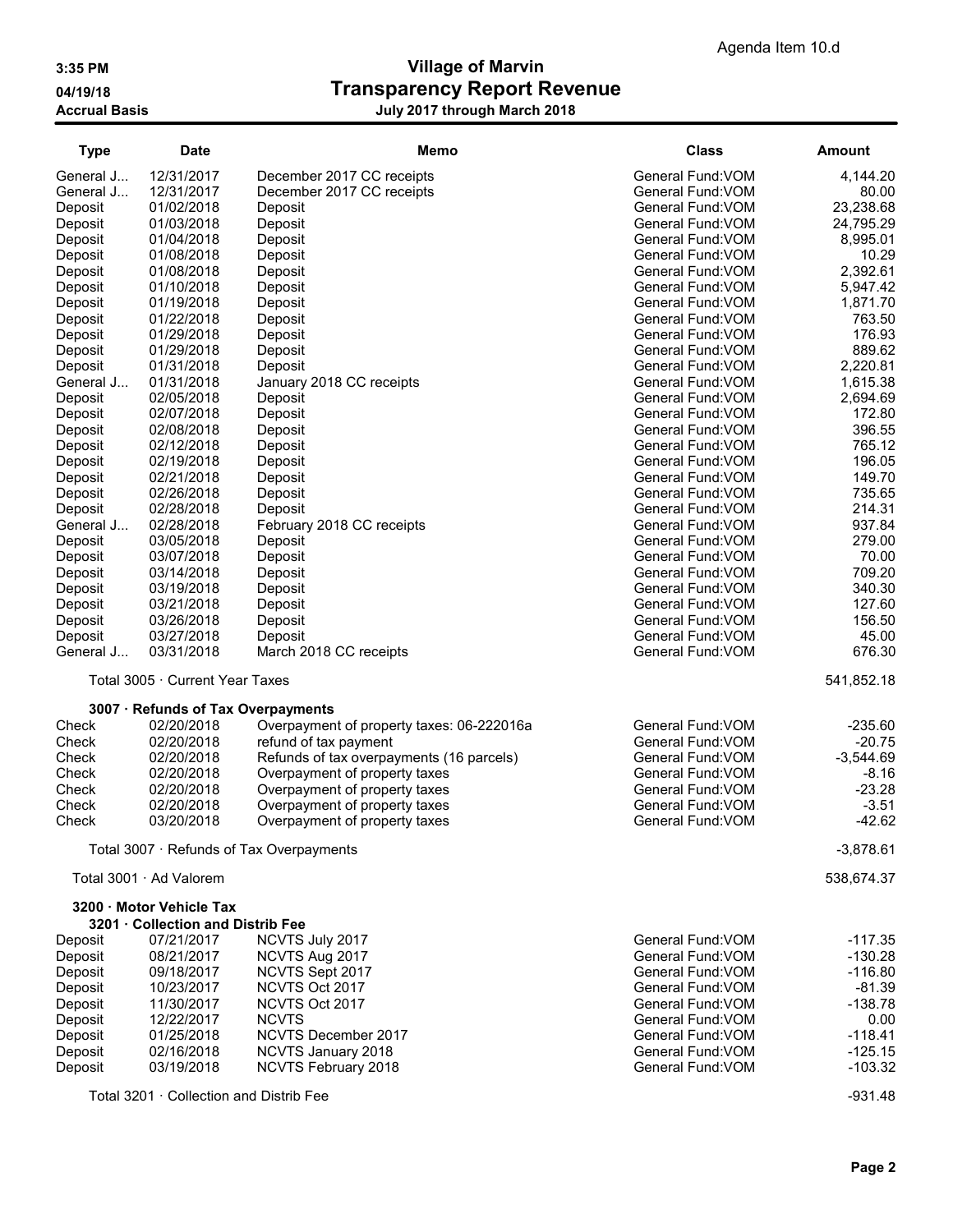Agenda Item 10.d

# Village of Marvin
## Transparency Report Revenue
### July 2017 through March 2018

3:35 PM
04/19/18
Accrual Basis

| Type | Date | Memo | Class | Amount |
|---|---|---|---|---|
| General J... | 12/31/2017 | December 2017 CC receipts | General Fund:VOM | 4,144.20 |
| General J... | 12/31/2017 | December 2017 CC receipts | General Fund:VOM | 80.00 |
| Deposit | 01/02/2018 | Deposit | General Fund:VOM | 23,238.68 |
| Deposit | 01/03/2018 | Deposit | General Fund:VOM | 24,795.29 |
| Deposit | 01/04/2018 | Deposit | General Fund:VOM | 8,995.01 |
| Deposit | 01/08/2018 | Deposit | General Fund:VOM | 10.29 |
| Deposit | 01/08/2018 | Deposit | General Fund:VOM | 2,392.61 |
| Deposit | 01/10/2018 | Deposit | General Fund:VOM | 5,947.42 |
| Deposit | 01/19/2018 | Deposit | General Fund:VOM | 1,871.70 |
| Deposit | 01/22/2018 | Deposit | General Fund:VOM | 763.50 |
| Deposit | 01/29/2018 | Deposit | General Fund:VOM | 176.93 |
| Deposit | 01/29/2018 | Deposit | General Fund:VOM | 889.62 |
| Deposit | 01/31/2018 | Deposit | General Fund:VOM | 2,220.81 |
| General J... | 01/31/2018 | January 2018 CC receipts | General Fund:VOM | 1,615.38 |
| Deposit | 02/05/2018 | Deposit | General Fund:VOM | 2,694.69 |
| Deposit | 02/07/2018 | Deposit | General Fund:VOM | 172.80 |
| Deposit | 02/08/2018 | Deposit | General Fund:VOM | 396.55 |
| Deposit | 02/12/2018 | Deposit | General Fund:VOM | 765.12 |
| Deposit | 02/19/2018 | Deposit | General Fund:VOM | 196.05 |
| Deposit | 02/21/2018 | Deposit | General Fund:VOM | 149.70 |
| Deposit | 02/26/2018 | Deposit | General Fund:VOM | 735.65 |
| Deposit | 02/28/2018 | Deposit | General Fund:VOM | 214.31 |
| General J... | 02/28/2018 | February 2018 CC receipts | General Fund:VOM | 937.84 |
| Deposit | 03/05/2018 | Deposit | General Fund:VOM | 279.00 |
| Deposit | 03/07/2018 | Deposit | General Fund:VOM | 70.00 |
| Deposit | 03/14/2018 | Deposit | General Fund:VOM | 709.20 |
| Deposit | 03/19/2018 | Deposit | General Fund:VOM | 340.30 |
| Deposit | 03/21/2018 | Deposit | General Fund:VOM | 127.60 |
| Deposit | 03/26/2018 | Deposit | General Fund:VOM | 156.50 |
| Deposit | 03/27/2018 | Deposit | General Fund:VOM | 45.00 |
| General J... | 03/31/2018 | March 2018 CC receipts | General Fund:VOM | 676.30 |
| Total 3005 · Current Year Taxes | | | | 541,852.18 |
| **3007 · Refunds of Tax Overpayments** | | | | |
| Check | 02/20/2018 | Overpayment of property taxes: 06-222016a | General Fund:VOM | -235.60 |
| Check | 02/20/2018 | refund of tax payment | General Fund:VOM | -20.75 |
| Check | 02/20/2018 | Refunds of tax overpayments (16 parcels) | General Fund:VOM | -3,544.69 |
| Check | 02/20/2018 | Overpayment of property taxes | General Fund:VOM | -8.16 |
| Check | 02/20/2018 | Overpayment of property taxes | General Fund:VOM | -23.28 |
| Check | 02/20/2018 | Overpayment of property taxes | General Fund:VOM | -3.51 |
| Check | 03/20/2018 | Overpayment of property taxes | General Fund:VOM | -42.62 |
| Total 3007 · Refunds of Tax Overpayments | | | | -3,878.61 |
| Total 3001 · Ad Valorem | | | | 538,674.37 |
| **3200 · Motor Vehicle Tax** | | | | |
| **3201 · Collection and Distrib Fee** | | | | |
| Deposit | 07/21/2017 | NCVTS July 2017 | General Fund:VOM | -117.35 |
| Deposit | 08/21/2017 | NCVTS Aug 2017 | General Fund:VOM | -130.28 |
| Deposit | 09/18/2017 | NCVTS Sept 2017 | General Fund:VOM | -116.80 |
| Deposit | 10/23/2017 | NCVTS Oct 2017 | General Fund:VOM | -81.39 |
| Deposit | 11/30/2017 | NCVTS Oct 2017 | General Fund:VOM | -138.78 |
| Deposit | 12/22/2017 | NCVTS | General Fund:VOM | 0.00 |
| Deposit | 01/25/2018 | NCVTS December 2017 | General Fund:VOM | -118.41 |
| Deposit | 02/16/2018 | NCVTS January 2018 | General Fund:VOM | -125.15 |
| Deposit | 03/19/2018 | NCVTS February 2018 | General Fund:VOM | -103.32 |
| Total 3201 · Collection and Distrib Fee | | | | -931.48 |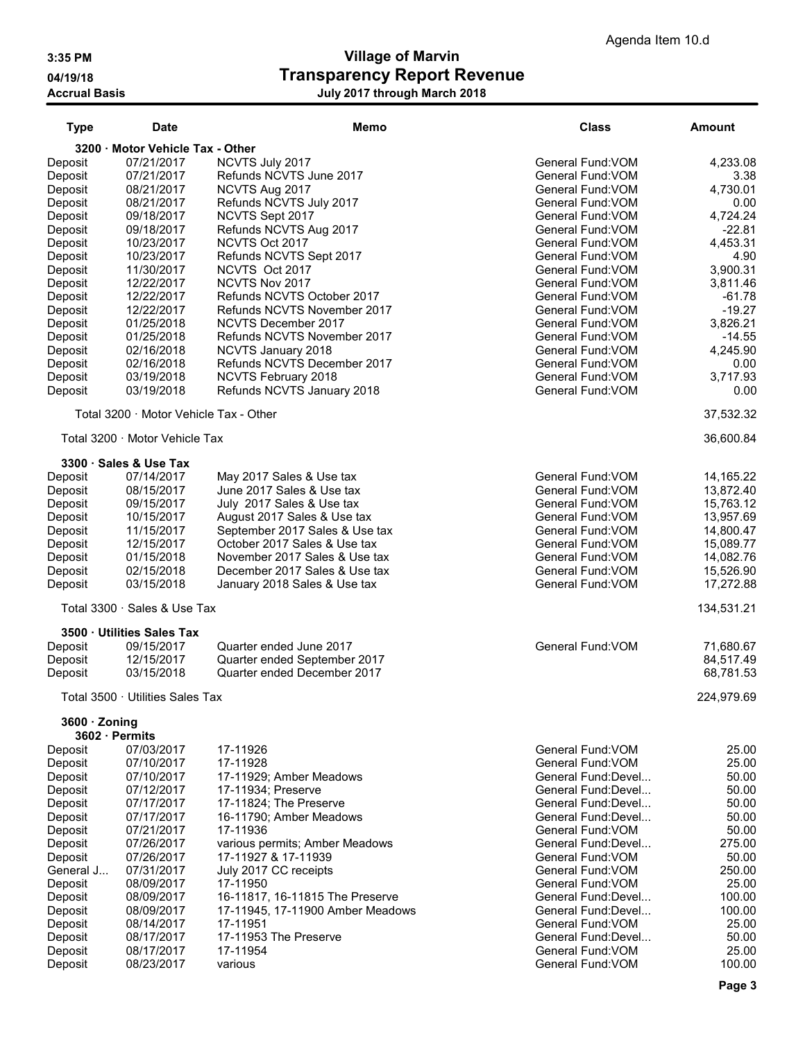Agenda Item 10.d

# Village of Marvin
## Transparency Report Revenue
### July 2017 through March 2018

3:35 PM
04/19/18
Accrual Basis

| Type | Date | Memo | Class | Amount |
|---|---|---|---|---|
| **3200 · Motor Vehicle Tax - Other** | | | | |
| Deposit | 07/21/2017 | NCVTS July 2017 | General Fund:VOM | 4,233.08 |
| Deposit | 07/21/2017 | Refunds NCVTS June 2017 | General Fund:VOM | 3.38 |
| Deposit | 08/21/2017 | NCVTS Aug 2017 | General Fund:VOM | 4,730.01 |
| Deposit | 08/21/2017 | Refunds NCVTS July 2017 | General Fund:VOM | 0.00 |
| Deposit | 09/18/2017 | NCVTS Sept 2017 | General Fund:VOM | 4,724.24 |
| Deposit | 09/18/2017 | Refunds NCVTS Aug 2017 | General Fund:VOM | -22.81 |
| Deposit | 10/23/2017 | NCVTS Oct 2017 | General Fund:VOM | 4,453.31 |
| Deposit | 10/23/2017 | Refunds NCVTS Sept 2017 | General Fund:VOM | 4.90 |
| Deposit | 11/30/2017 | NCVTS Oct 2017 | General Fund:VOM | 3,900.31 |
| Deposit | 12/22/2017 | NCVTS Nov 2017 | General Fund:VOM | 3,811.46 |
| Deposit | 12/22/2017 | Refunds NCVTS October 2017 | General Fund:VOM | -61.78 |
| Deposit | 12/22/2017 | Refunds NCVTS November 2017 | General Fund:VOM | -19.27 |
| Deposit | 01/25/2018 | NCVTS December 2017 | General Fund:VOM | 3,826.21 |
| Deposit | 01/25/2018 | Refunds NCVTS November 2017 | General Fund:VOM | -14.55 |
| Deposit | 02/16/2018 | NCVTS January 2018 | General Fund:VOM | 4,245.90 |
| Deposit | 02/16/2018 | Refunds NCVTS December 2017 | General Fund:VOM | 0.00 |
| Deposit | 03/19/2018 | NCVTS February 2018 | General Fund:VOM | 3,717.93 |
| Deposit | 03/19/2018 | Refunds NCVTS January 2018 | General Fund:VOM | 0.00 |
| Total 3200 · Motor Vehicle Tax - Other | | | | 37,532.32 |
| Total 3200 · Motor Vehicle Tax | | | | 36,600.84 |
| **3300 · Sales & Use Tax** | | | | |
| Deposit | 07/14/2017 | May 2017 Sales & Use tax | General Fund:VOM | 14,165.22 |
| Deposit | 08/15/2017 | June 2017 Sales & Use tax | General Fund:VOM | 13,872.40 |
| Deposit | 09/15/2017 | July 2017 Sales & Use tax | General Fund:VOM | 15,763.12 |
| Deposit | 10/15/2017 | August 2017 Sales & Use tax | General Fund:VOM | 13,957.69 |
| Deposit | 11/15/2017 | September 2017 Sales & Use tax | General Fund:VOM | 14,800.47 |
| Deposit | 12/15/2017 | October 2017 Sales & Use tax | General Fund:VOM | 15,089.77 |
| Deposit | 01/15/2018 | November 2017 Sales & Use tax | General Fund:VOM | 14,082.76 |
| Deposit | 02/15/2018 | December 2017 Sales & Use tax | General Fund:VOM | 15,526.90 |
| Deposit | 03/15/2018 | January 2018 Sales & Use tax | General Fund:VOM | 17,272.88 |
| Total 3300 · Sales & Use Tax | | | | 134,531.21 |
| **3500 · Utilities Sales Tax** | | | | |
| Deposit | 09/15/2017 | Quarter ended June 2017 | General Fund:VOM | 71,680.67 |
| Deposit | 12/15/2017 | Quarter ended September 2017 | | 84,517.49 |
| Deposit | 03/15/2018 | Quarter ended December 2017 | | 68,781.53 |
| Total 3500 · Utilities Sales Tax | | | | 224,979.69 |
| **3600 · Zoning** | | | | |
| **3602 · Permits** | | | | |
| Deposit | 07/03/2017 | 17-11926 | General Fund:VOM | 25.00 |
| Deposit | 07/10/2017 | 17-11928 | General Fund:VOM | 25.00 |
| Deposit | 07/10/2017 | 17-11929; Amber Meadows | General Fund:Devel... | 50.00 |
| Deposit | 07/12/2017 | 17-11934; Preserve | General Fund:Devel... | 50.00 |
| Deposit | 07/17/2017 | 17-11824; The Preserve | General Fund:Devel... | 50.00 |
| Deposit | 07/17/2017 | 16-11790; Amber Meadows | General Fund:Devel... | 50.00 |
| Deposit | 07/21/2017 | 17-11936 | General Fund:VOM | 50.00 |
| Deposit | 07/26/2017 | various permits; Amber Meadows | General Fund:Devel... | 275.00 |
| Deposit | 07/26/2017 | 17-11927 & 17-11939 | General Fund:VOM | 50.00 |
| General J... | 07/31/2017 | July 2017 CC receipts | General Fund:VOM | 250.00 |
| Deposit | 08/09/2017 | 17-11950 | General Fund:VOM | 25.00 |
| Deposit | 08/09/2017 | 16-11817, 16-11815 The Preserve | General Fund:Devel... | 100.00 |
| Deposit | 08/09/2017 | 17-11945, 17-11900 Amber Meadows | General Fund:Devel... | 100.00 |
| Deposit | 08/14/2017 | 17-11951 | General Fund:VOM | 25.00 |
| Deposit | 08/17/2017 | 17-11953 The Preserve | General Fund:Devel... | 50.00 |
| Deposit | 08/17/2017 | 17-11954 | General Fund:VOM | 25.00 |
| Deposit | 08/23/2017 | various | General Fund:VOM | 100.00 |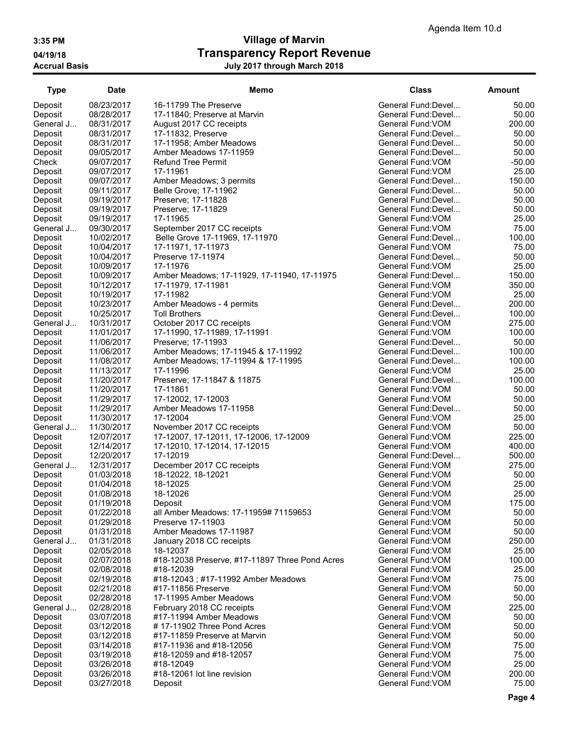Agenda Item 10.d

**3:35 PM**
**04/19/18**
**Accrual Basis**

# Village of Marvin
## Transparency Report Revenue
### July 2017 through March 2018

| Type | Date | Memo | Class | Amount |
|---|---|---|---|---|
| Deposit | 08/23/2017 | 16-11799 The Preserve | General Fund:Devel... | 50.00 |
| Deposit | 08/28/2017 | 17-11840; Preserve at Marvin | General Fund:Devel... | 50.00 |
| General J... | 08/31/2017 | August 2017 CC receipts | General Fund:VOM | 200.00 |
| Deposit | 08/31/2017 | 17-11832, Preserve | General Fund:Devel... | 50.00 |
| Deposit | 08/31/2017 | 17-11958; Amber Meadows | General Fund:Devel... | 50.00 |
| Deposit | 09/05/2017 | Amber Meadows 17-11959 | General Fund:Devel... | 50.00 |
| Check | 09/07/2017 | Refund Tree Permit | General Fund:VOM | -50.00 |
| Deposit | 09/07/2017 | 17-11961 | General Fund:VOM | 25.00 |
| Deposit | 09/07/2017 | Amber Meadows; 3 permits | General Fund:Devel... | 150.00 |
| Deposit | 09/11/2017 | Belle Grove; 17-11962 | General Fund:Devel... | 50.00 |
| Deposit | 09/19/2017 | Preserve; 17-11828 | General Fund:Devel... | 50.00 |
| Deposit | 09/19/2017 | Preserve; 17-11829 | General Fund:Devel... | 50.00 |
| Deposit | 09/19/2017 | 17-11965 | General Fund:VOM | 25.00 |
| General J... | 09/30/2017 | September 2017 CC receipts | General Fund:VOM | 75.00 |
| Deposit | 10/02/2017 | Belle Grove 17-11969, 17-11970 | General Fund:Devel... | 100.00 |
| Deposit | 10/04/2017 | 17-11971, 17-11973 | General Fund:VOM | 75.00 |
| Deposit | 10/04/2017 | Preserve 17-11974 | General Fund:Devel... | 50.00 |
| Deposit | 10/09/2017 | 17-11976 | General Fund:VOM | 25.00 |
| Deposit | 10/09/2017 | Amber Meadows; 17-11929, 17-11940, 17-11975 | General Fund:Devel... | 150.00 |
| Deposit | 10/12/2017 | 17-11979, 17-11981 | General Fund:VOM | 350.00 |
| Deposit | 10/19/2017 | 17-11982 | General Fund:VOM | 25.00 |
| Deposit | 10/23/2017 | Amber Meadows - 4 permits | General Fund:Devel... | 200.00 |
| Deposit | 10/25/2017 | Toll Brothers | General Fund:Devel... | 100.00 |
| General J... | 10/31/2017 | October 2017 CC receipts | General Fund:VOM | 275.00 |
| Deposit | 11/01/2017 | 17-11990, 17-11989, 17-11991 | General Fund:VOM | 100.00 |
| Deposit | 11/06/2017 | Preserve; 17-11993 | General Fund:Devel... | 50.00 |
| Deposit | 11/06/2017 | Amber Meadows; 17-11945 & 17-11992 | General Fund:Devel... | 100.00 |
| Deposit | 11/08/2017 | Amber Meadows; 17-11994 & 17-11995 | General Fund:Devel... | 100.00 |
| Deposit | 11/13/2017 | 17-11996 | General Fund:VOM | 25.00 |
| Deposit | 11/20/2017 | Preserve; 17-11847 & 11875 | General Fund:Devel... | 100.00 |
| Deposit | 11/20/2017 | 17-11861 | General Fund:VOM | 50.00 |
| Deposit | 11/29/2017 | 17-12002, 17-12003 | General Fund:VOM | 50.00 |
| Deposit | 11/29/2017 | Amber Meadows 17-11958 | General Fund:Devel... | 50.00 |
| Deposit | 11/30/2017 | 17-12004 | General Fund:VOM | 25.00 |
| General J... | 11/30/2017 | November 2017 CC receipts | General Fund:VOM | 50.00 |
| Deposit | 12/07/2017 | 17-12007, 17-12011, 17-12006, 17-12009 | General Fund:VOM | 225.00 |
| Deposit | 12/14/2017 | 17-12010, 17-12014, 17-12015 | General Fund:VOM | 400.00 |
| Deposit | 12/20/2017 | 17-12019 | General Fund:Devel... | 500.00 |
| General J... | 12/31/2017 | December 2017 CC receipts | General Fund:VOM | 275.00 |
| Deposit | 01/03/2018 | 18-12022, 18-12021 | General Fund:VOM | 50.00 |
| Deposit | 01/04/2018 | 18-12025 | General Fund:VOM | 25.00 |
| Deposit | 01/08/2018 | 18-12026 | General Fund:VOM | 25.00 |
| Deposit | 01/19/2018 | Deposit | General Fund:VOM | 175.00 |
| Deposit | 01/22/2018 | all Amber Meadows: 17-11959# 71159653 | General Fund:VOM | 50.00 |
| Deposit | 01/29/2018 | Preserve 17-11903 | General Fund:VOM | 50.00 |
| Deposit | 01/31/2018 | Amber Meadows 17-11987 | General Fund:VOM | 50.00 |
| General J... | 01/31/2018 | January 2018 CC receipts | General Fund:VOM | 250.00 |
| Deposit | 02/05/2018 | 18-12037 | General Fund:VOM | 25.00 |
| Deposit | 02/07/2018 | #18-12038 Preserve, #17-11897 Three Pond Acres | General Fund:VOM | 100.00 |
| Deposit | 02/08/2018 | #18-12039 | General Fund:VOM | 25.00 |
| Deposit | 02/19/2018 | #18-12043 ; #17-11992 Amber Meadows | General Fund:VOM | 75.00 |
| Deposit | 02/21/2018 | #17-11856 Preserve | General Fund:VOM | 50.00 |
| Deposit | 02/28/2018 | 17-11995 Amber Meadows | General Fund:VOM | 50.00 |
| General J... | 02/28/2018 | February 2018 CC receipts | General Fund:VOM | 225.00 |
| Deposit | 03/07/2018 | #17-11994 Amber Meadows | General Fund:VOM | 50.00 |
| Deposit | 03/12/2018 | # 17-11902 Three Pond Acres | General Fund:VOM | 50.00 |
| Deposit | 03/12/2018 | #17-11859 Preserve at Marvin | General Fund:VOM | 50.00 |
| Deposit | 03/14/2018 | #17-11936 and #18-12056 | General Fund:VOM | 75.00 |
| Deposit | 03/19/2018 | #18-12059 and #18-12057 | General Fund:VOM | 75.00 |
| Deposit | 03/26/2018 | #18-12049 | General Fund:VOM | 25.00 |
| Deposit | 03/26/2018 | #18-12061 lot line revision | General Fund:VOM | 200.00 |
| Deposit | 03/27/2018 | Deposit | General Fund:VOM | 75.00 |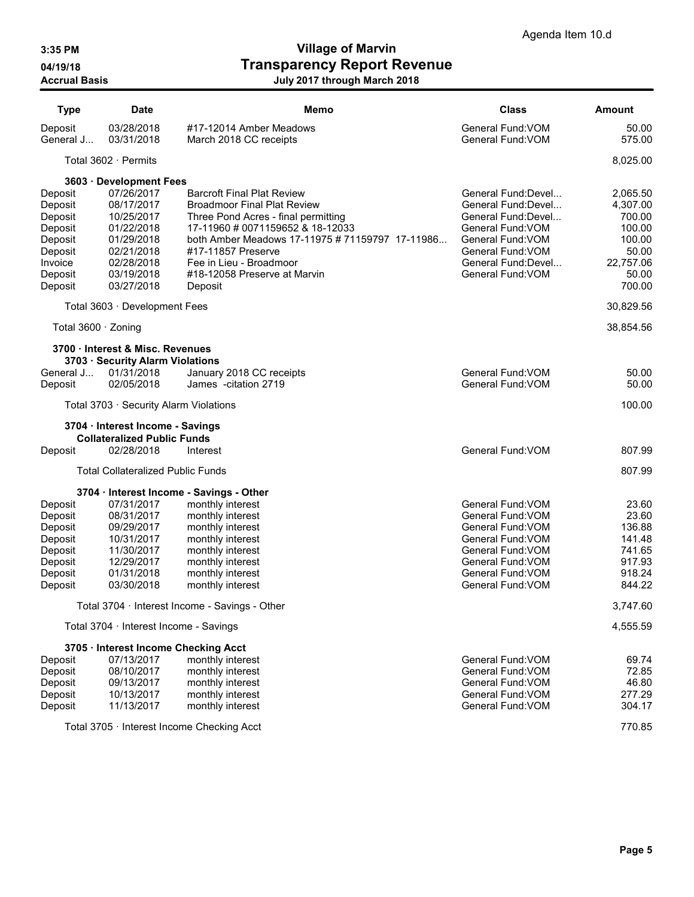Agenda Item 10.d

3:35 PM
04/19/18
Accrual Basis

# Village of Marvin
## Transparency Report Revenue
### July 2017 through March 2018

| Type | Date | Memo | Class | Amount |
|---|---|---|---|---|
| Deposit | 03/28/2018 | #17-12014 Amber Meadows | General Fund:VOM | 50.00 |
| General J... | 03/31/2018 | March 2018 CC receipts | General Fund:VOM | 575.00 |
| Total 3602 · Permits | | | | 8,025.00 |
| **3603 · Development Fees** | | | | |
| Deposit | 07/26/2017 | Barcroft Final Plat Review | General Fund:Devel... | 2,065.50 |
| Deposit | 08/17/2017 | Broadmoor Final Plat Review | General Fund:Devel... | 4,307.00 |
| Deposit | 10/25/2017 | Three Pond Acres - final permitting | General Fund:Devel... | 700.00 |
| Deposit | 01/22/2018 | 17-11960 # 0071159652 & 18-12033 | General Fund:VOM | 100.00 |
| Deposit | 01/29/2018 | both Amber Meadows 17-11975 # 71159797 17-11986... | General Fund:VOM | 100.00 |
| Deposit | 02/21/2018 | #17-11857 Preserve | General Fund:VOM | 50.00 |
| Invoice | 02/28/2018 | Fee in Lieu - Broadmoor | General Fund:Devel... | 22,757.06 |
| Deposit | 03/19/2018 | #18-12058 Preserve at Marvin | General Fund:VOM | 50.00 |
| Deposit | 03/27/2018 | Deposit | | 700.00 |
| Total 3603 · Development Fees | | | | 30,829.56 |
| Total 3600 · Zoning | | | | 38,854.56 |
| **3700 · Interest & Misc. Revenues** | | | | |
| **3703 · Security Alarm Violations** | | | | |
| General J... | 01/31/2018 | January 2018 CC receipts | General Fund:VOM | 50.00 |
| Deposit | 02/05/2018 | James -citation 2719 | General Fund:VOM | 50.00 |
| Total 3703 · Security Alarm Violations | | | | 100.00 |
| **3704 · Interest Income - Savings** | | | | |
| **Collateralized Public Funds** | | | | |
| Deposit | 02/28/2018 | Interest | General Fund:VOM | 807.99 |
| Total Collateralized Public Funds | | | | 807.99 |
| **3704 · Interest Income - Savings - Other** | | | | |
| Deposit | 07/31/2017 | monthly interest | General Fund:VOM | 23.60 |
| Deposit | 08/31/2017 | monthly interest | General Fund:VOM | 23.60 |
| Deposit | 09/29/2017 | monthly interest | General Fund:VOM | 136.88 |
| Deposit | 10/31/2017 | monthly interest | General Fund:VOM | 141.48 |
| Deposit | 11/30/2017 | monthly interest | General Fund:VOM | 741.65 |
| Deposit | 12/29/2017 | monthly interest | General Fund:VOM | 917.93 |
| Deposit | 01/31/2018 | monthly interest | General Fund:VOM | 918.24 |
| Deposit | 03/30/2018 | monthly interest | General Fund:VOM | 844.22 |
| Total 3704 · Interest Income - Savings - Other | | | | 3,747.60 |
| Total 3704 · Interest Income - Savings | | | | 4,555.59 |
| **3705 · Interest Income Checking Acct** | | | | |
| Deposit | 07/13/2017 | monthly interest | General Fund:VOM | 69.74 |
| Deposit | 08/10/2017 | monthly interest | General Fund:VOM | 72.85 |
| Deposit | 09/13/2017 | monthly interest | General Fund:VOM | 46.80 |
| Deposit | 10/13/2017 | monthly interest | General Fund:VOM | 277.29 |
| Deposit | 11/13/2017 | monthly interest | General Fund:VOM | 304.17 |
| Total 3705 · Interest Income Checking Acct | | | | 770.85 |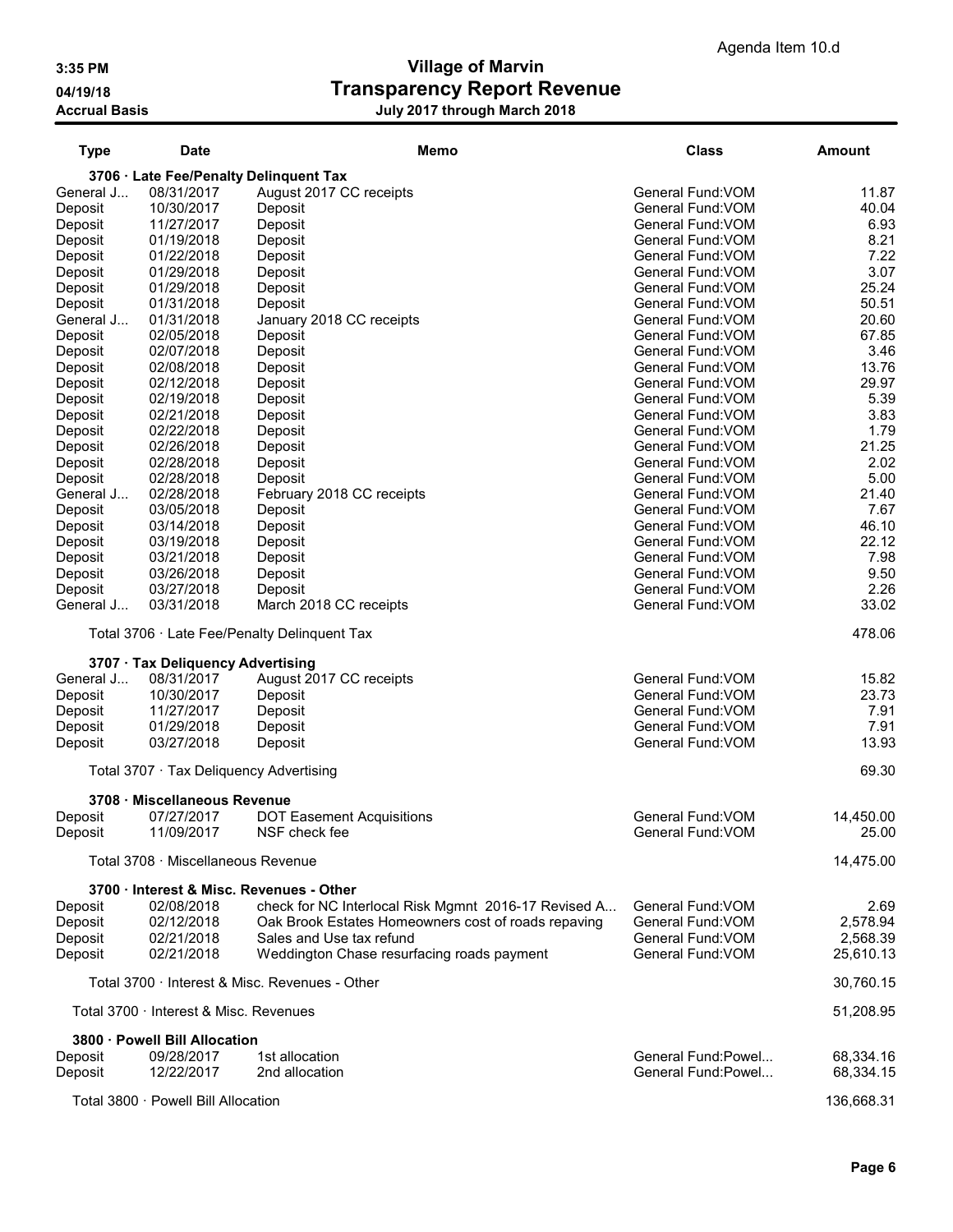Agenda Item 10.d

# Village of Marvin
## Transparency Report Revenue
### July 2017 through March 2018

3:35 PM
04/19/18
Accrual Basis

| Type | Date | Memo | Class | Amount |
|---|---|---|---|---|
| **3706 · Late Fee/Penalty Delinquent Tax** | | | | |
| General J... | 08/31/2017 | August 2017 CC receipts | General Fund:VOM | 11.87 |
| Deposit | 10/30/2017 | Deposit | General Fund:VOM | 40.04 |
| Deposit | 11/27/2017 | Deposit | General Fund:VOM | 6.93 |
| Deposit | 01/19/2018 | Deposit | General Fund:VOM | 8.21 |
| Deposit | 01/22/2018 | Deposit | General Fund:VOM | 7.22 |
| Deposit | 01/29/2018 | Deposit | General Fund:VOM | 3.07 |
| Deposit | 01/29/2018 | Deposit | General Fund:VOM | 25.24 |
| Deposit | 01/31/2018 | Deposit | General Fund:VOM | 50.51 |
| General J... | 01/31/2018 | January 2018 CC receipts | General Fund:VOM | 20.60 |
| Deposit | 02/05/2018 | Deposit | General Fund:VOM | 67.85 |
| Deposit | 02/07/2018 | Deposit | General Fund:VOM | 3.46 |
| Deposit | 02/08/2018 | Deposit | General Fund:VOM | 13.76 |
| Deposit | 02/12/2018 | Deposit | General Fund:VOM | 29.97 |
| Deposit | 02/19/2018 | Deposit | General Fund:VOM | 5.39 |
| Deposit | 02/21/2018 | Deposit | General Fund:VOM | 3.83 |
| Deposit | 02/22/2018 | Deposit | General Fund:VOM | 1.79 |
| Deposit | 02/26/2018 | Deposit | General Fund:VOM | 21.25 |
| Deposit | 02/28/2018 | Deposit | General Fund:VOM | 2.02 |
| Deposit | 02/28/2018 | Deposit | General Fund:VOM | 5.00 |
| General J... | 02/28/2018 | February 2018 CC receipts | General Fund:VOM | 21.40 |
| Deposit | 03/05/2018 | Deposit | General Fund:VOM | 7.67 |
| Deposit | 03/14/2018 | Deposit | General Fund:VOM | 46.10 |
| Deposit | 03/19/2018 | Deposit | General Fund:VOM | 22.12 |
| Deposit | 03/21/2018 | Deposit | General Fund:VOM | 7.98 |
| Deposit | 03/26/2018 | Deposit | General Fund:VOM | 9.50 |
| Deposit | 03/27/2018 | Deposit | General Fund:VOM | 2.26 |
| General J... | 03/31/2018 | March 2018 CC receipts | General Fund:VOM | 33.02 |
| Total 3706 · Late Fee/Penalty Delinquent Tax | | | | 478.06 |
| **3707 · Tax Deliquency Advertising** | | | | |
| General J... | 08/31/2017 | August 2017 CC receipts | General Fund:VOM | 15.82 |
| Deposit | 10/30/2017 | Deposit | General Fund:VOM | 23.73 |
| Deposit | 11/27/2017 | Deposit | General Fund:VOM | 7.91 |
| Deposit | 01/29/2018 | Deposit | General Fund:VOM | 7.91 |
| Deposit | 03/27/2018 | Deposit | General Fund:VOM | 13.93 |
| Total 3707 · Tax Deliquency Advertising | | | | 69.30 |
| **3708 · Miscellaneous Revenue** | | | | |
| Deposit | 07/27/2017 | DOT Easement Acquisitions | General Fund:VOM | 14,450.00 |
| Deposit | 11/09/2017 | NSF check fee | General Fund:VOM | 25.00 |
| Total 3708 · Miscellaneous Revenue | | | | 14,475.00 |
| **3700 · Interest & Misc. Revenues - Other** | | | | |
| Deposit | 02/08/2018 | check for NC Interlocal Risk Mgmnt 2016-17 Revised A... | General Fund:VOM | 2.69 |
| Deposit | 02/12/2018 | Oak Brook Estates Homeowners cost of roads repaving | General Fund:VOM | 2,578.94 |
| Deposit | 02/21/2018 | Sales and Use tax refund | General Fund:VOM | 2,568.39 |
| Deposit | 02/21/2018 | Weddington Chase resurfacing roads payment | General Fund:VOM | 25,610.13 |
| Total 3700 · Interest & Misc. Revenues - Other | | | | 30,760.15 |
| Total 3700 · Interest & Misc. Revenues | | | | 51,208.95 |
| **3800 · Powell Bill Allocation** | | | | |
| Deposit | 09/28/2017 | 1st allocation | General Fund:Powel... | 68,334.16 |
| Deposit | 12/22/2017 | 2nd allocation | General Fund:Powel... | 68,334.15 |
| Total 3800 · Powell Bill Allocation | | | | 136,668.31 |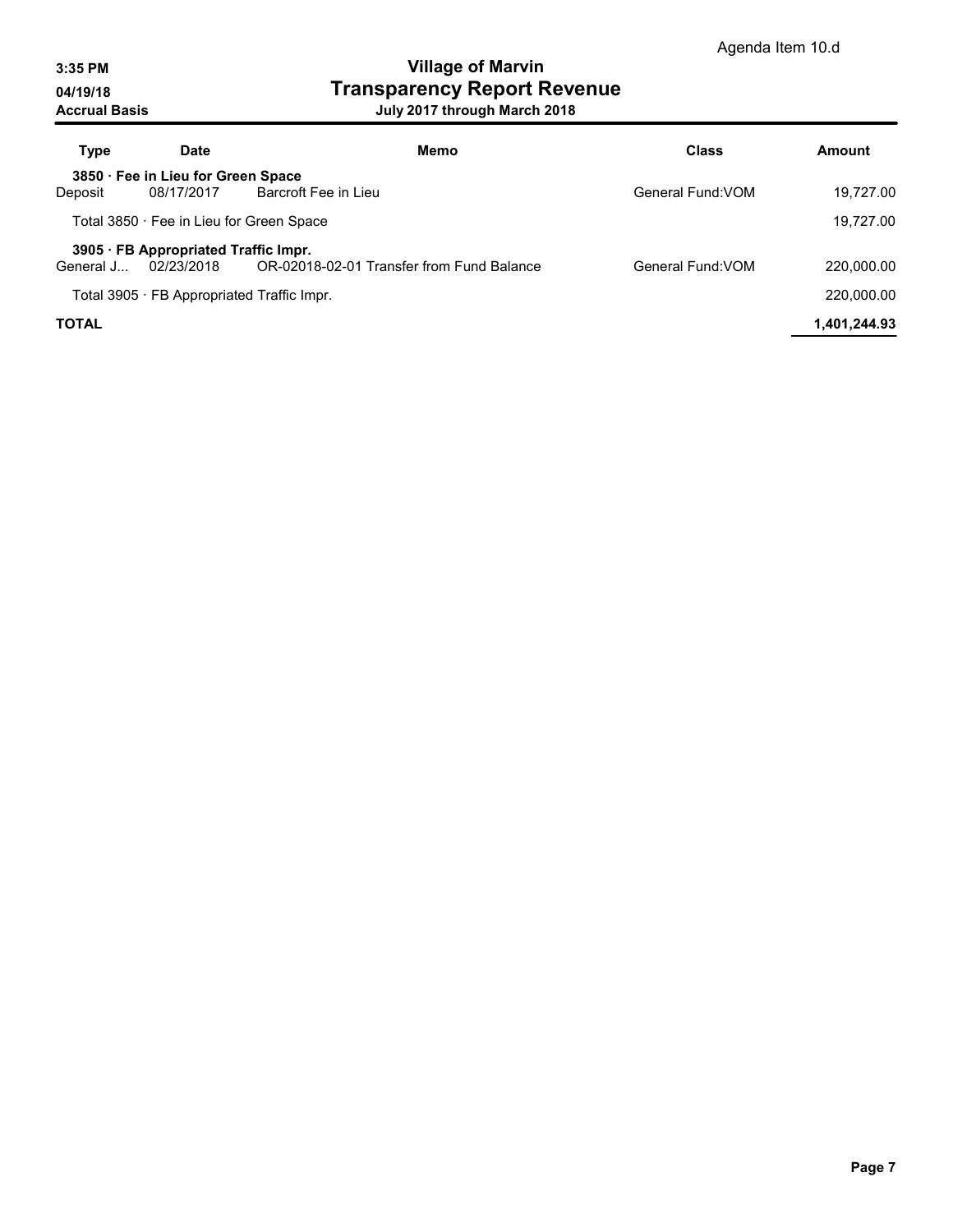Agenda Item 10.d

3:35 PM
04/19/18
Accrual Basis

# Village of Marvin
## Transparency Report Revenue
### July 2017 through March 2018

| Type | Date | Memo | Class | Amount |
|---|---|---|---|---|
| **3850 · Fee in Lieu for Green Space** | | | | |
| Deposit | 08/17/2017 | Barcroft Fee in Lieu | General Fund:VOM | 19,727.00 |
| Total 3850 · Fee in Lieu for Green Space | | | | 19,727.00 |
| **3905 · FB Appropriated Traffic Impr.** | | | | |
| General J... | 02/23/2018 | OR-02018-02-01 Transfer from Fund Balance | General Fund:VOM | 220,000.00 |
| Total 3905 · FB Appropriated Traffic Impr. | | | | 220,000.00 |
| **TOTAL** | | | | **1,401,244.93** |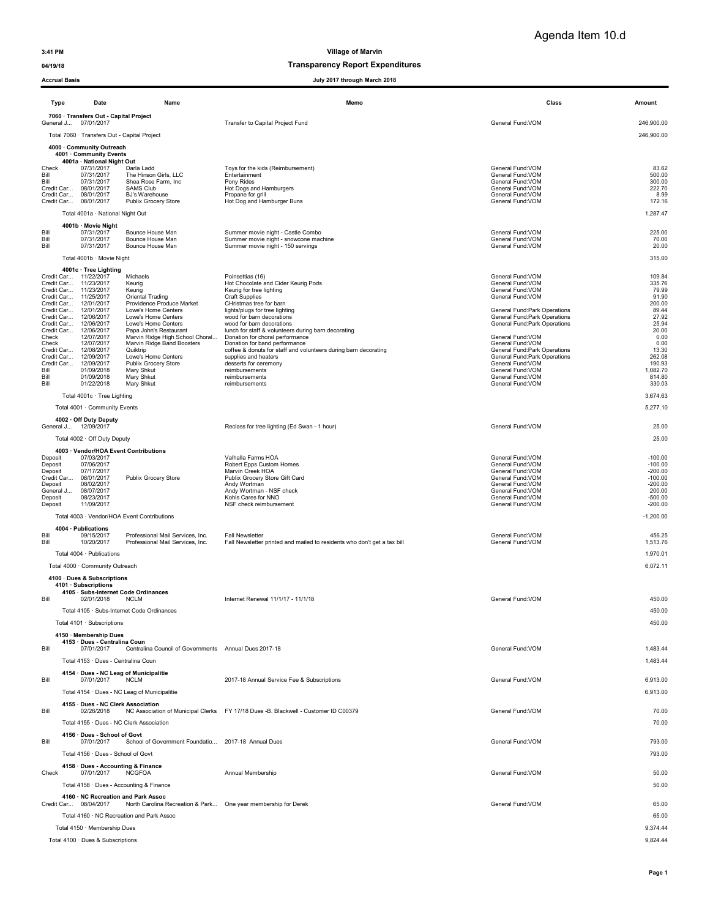Agenda Item 10.d

**Village of Marvin**

**Transparency Report Expenditures**

3:41 PM
04/19/18
Accrual Basis

**July 2017 through March 2018**

| Type | Date | Name | Memo | Class | Amount |
|---|---|---|---|---|---|
| **7060 · Transfers Out - Capital Project** | | | | | |
| General J... | 07/01/2017 | | Transfer to Capital Project Fund | General Fund:VOM | 246,900.00 |
| Total 7060 · Transfers Out - Capital Project | | | | | 246,900.00 |
| **4000 · Community Outreach** | | | | | |
| **4001 · Community Events** | | | | | |
| **4001a · National Night Out** | | | | | |
| Check | 07/31/2017 | Darla Ladd | Toys for the kids (Reimbursement) | General Fund:VOM | 83.62 |
| Bill | 07/31/2017 | The Hinson Girls, LLC | Entertainment | General Fund:VOM | 500.00 |
| Bill | 07/31/2017 | Shea Rose Farm, Inc | Pony Rides | General Fund:VOM | 300.00 |
| Credit Car... | 08/01/2017 | SAMS Club | Hot Dogs and Hamburgers | General Fund:VOM | 222.70 |
| Credit Car... | 08/01/2017 | BJ's Warehouse | Propane for grill | General Fund:VOM | 8.99 |
| Credit Car... | 08/01/2017 | Publix Grocery Store | Hot Dog and Hamburger Buns | General Fund:VOM | 172.16 |
| Total 4001a · National Night Out | | | | | 1,287.47 |
| **4001b · Movie Night** | | | | | |
| Bill | 07/31/2017 | Bounce House Man | Summer movie night - Castle Combo | General Fund:VOM | 225.00 |
| Bill | 07/31/2017 | Bounce House Man | Summer movie night - snowcone machine | General Fund:VOM | 70.00 |
| Bill | 07/31/2017 | Bounce House Man | Summer movie night - 150 servings | General Fund:VOM | 20.00 |
| Total 4001b · Movie Night | | | | | 315.00 |
| **4001c · Tree Lighting** | | | | | |
| Credit Car... | 11/22/2017 | Michaels | Poinsettias (16) | General Fund:VOM | 109.84 |
| Credit Car... | 11/23/2017 | Keurig | Hot Chocolate and Cider Keurig Pods | General Fund:VOM | 335.76 |
| Credit Car... | 11/23/2017 | Keurig | Keurig for tree lighting | General Fund:VOM | 79.99 |
| Credit Car... | 11/25/2017 | Oriental Trading | Craft Supplies | General Fund:VOM | 91.90 |
| Credit Car... | 12/01/2017 | Providence Produce Market | CHristmas tree for barn | | 200.00 |
| Credit Car... | 12/01/2017 | Lowe's Home Centers | lights/plugs for tree lighting | General Fund:Park Operations | 89.44 |
| Credit Car... | 12/06/2017 | Lowe's Home Centers | wood for barn decorations | General Fund:Park Operations | 27.92 |
| Credit Car... | 12/06/2017 | Lowe's Home Centers | wood for barn decorations | General Fund:Park Operations | 25.94 |
| Credit Car... | 12/06/2017 | Papa John's Restaurant | lunch for staff & volunteers during barn decorating | | 20.00 |
| Check | 12/07/2017 | Marvin Ridge High School Choral... | Donation for choral performance | General Fund:VOM | 0.00 |
| Check | 12/07/2017 | Marvin Ridge Band Boosters | Donation for band performance | General Fund:VOM | 0.00 |
| Credit Car... | 12/08/2017 | Quiktrip | coffee & donuts for staff and volunteers during barn decorating | General Fund:Park Operations | 13.30 |
| Credit Car... | 12/09/2017 | Lowe's Home Centers | supplies and heaters | General Fund:Park Operations | 262.08 |
| Credit Car... | 12/09/2017 | Publix Grocery Store | desserts for ceremony | General Fund:VOM | 190.93 |
| Bill | 01/09/2018 | Mary Shkut | reimbursements | General Fund:VOM | 1,082.70 |
| Bill | 01/09/2018 | Mary Shkut | reimbursements | General Fund:VOM | 814.80 |
| Bill | 01/22/2018 | Mary Shkut | reimbursements | General Fund:VOM | 330.03 |
| Total 4001c · Tree Lighting | | | | | 3,674.63 |
| Total 4001 · Community Events | | | | | 5,277.10 |
| **4002 · Off Duty Deputy** | | | | | |
| General J... | 12/09/2017 | | Reclass for tree lighting (Ed Swan - 1 hour) | General Fund:VOM | 25.00 |
| Total 4002 · Off Duty Deputy | | | | | 25.00 |
| **4003 · Vendor/HOA Event Contributions** | | | | | |
| Deposit | 07/03/2017 | | Valhalla Farms HOA | General Fund:VOM | -100.00 |
| Deposit | 07/06/2017 | | Robert Epps Custom Homes | General Fund:VOM | -100.00 |
| Deposit | 07/17/2017 | | Marvin Creek HOA | General Fund:VOM | -200.00 |
| Credit Car... | 08/01/2017 | Publix Grocery Store | Publix Grocery Store Gift Card | General Fund:VOM | -100.00 |
| Deposit | 08/02/2017 | | Andy Wortman | General Fund:VOM | -200.00 |
| General J... | 08/07/2017 | | Andy Wortman - NSF check | General Fund:VOM | 200.00 |
| Deposit | 08/23/2017 | | Kohls Cares for NNO | General Fund:VOM | -500.00 |
| Deposit | 11/09/2017 | | NSF check reimbursement | General Fund:VOM | -200.00 |
| Total 4003 · Vendor/HOA Event Contributions | | | | | -1,200.00 |
| **4004 · Publications** | | | | | |
| Bill | 09/15/2017 | Professional Mail Services, Inc. | Fall Newsletter | General Fund:VOM | 456.25 |
| Bill | 10/20/2017 | Professional Mail Services, Inc. | Fall Newsletter printed and mailed to residents who don't get a tax bill | General Fund:VOM | 1,513.76 |
| Total 4004 · Publications | | | | | 1,970.01 |
| Total 4000 · Community Outreach | | | | | 6,072.11 |
| **4100 · Dues & Subscriptions** | | | | | |
| **4101 · Subscriptions** | | | | | |
| **4105 · Subs-Internet Code Ordinances** | | | | | |
| Bill | 02/01/2018 | NCLM | Internet Renewal 11/1/17 - 11/1/18 | General Fund:VOM | 450.00 |
| Total 4105 · Subs-Internet Code Ordinances | | | | | 450.00 |
| Total 4101 · Subscriptions | | | | | 450.00 |
| **4150 · Membership Dues** | | | | | |
| **4153 · Dues - Centralina Coun** | | | | | |
| Bill | 07/01/2017 | Centralina Council of Governments | Annual Dues 2017-18 | General Fund:VOM | 1,483.44 |
| Total 4153 · Dues - Centralina Coun | | | | | 1,483.44 |
| **4154 · Dues - NC Leag of Municipalitie** | | | | | |
| Bill | 07/01/2017 | NCLM | 2017-18 Annual Service Fee & Subscriptions | General Fund:VOM | 6,913.00 |
| Total 4154 · Dues - NC Leag of Municipalitie | | | | | 6,913.00 |
| **4155 · Dues - NC Clerk Association** | | | | | |
| Bill | 02/26/2018 | NC Association of Municipal Clerks | FY 17/18 Dues -B. Blackwell - Customer ID C00379 | General Fund:VOM | 70.00 |
| Total 4155 · Dues - NC Clerk Association | | | | | 70.00 |
| **4156 · Dues - School of Govt** | | | | | |
| Bill | 07/01/2017 | School of Government Foundatio... | 2017-18 Annual Dues | General Fund:VOM | 793.00 |
| Total 4156 · Dues - School of Govt | | | | | 793.00 |
| **4158 · Dues - Accounting & Finance** | | | | | |
| Check | 07/01/2017 | NCGFOA | Annual Membership | General Fund:VOM | 50.00 |
| Total 4158 · Dues - Accounting & Finance | | | | | 50.00 |
| **4160 · NC Recreation and Park Assoc** | | | | | |
| Credit Car... | 08/04/2017 | North Carolina Recreation & Park... | One year membership for Derek | General Fund:VOM | 65.00 |
| Total 4160 · NC Recreation and Park Assoc | | | | | 65.00 |
| Total 4150 · Membership Dues | | | | | 9,374.44 |
| Total 4100 · Dues & Subscriptions | | | | | 9,824.44 |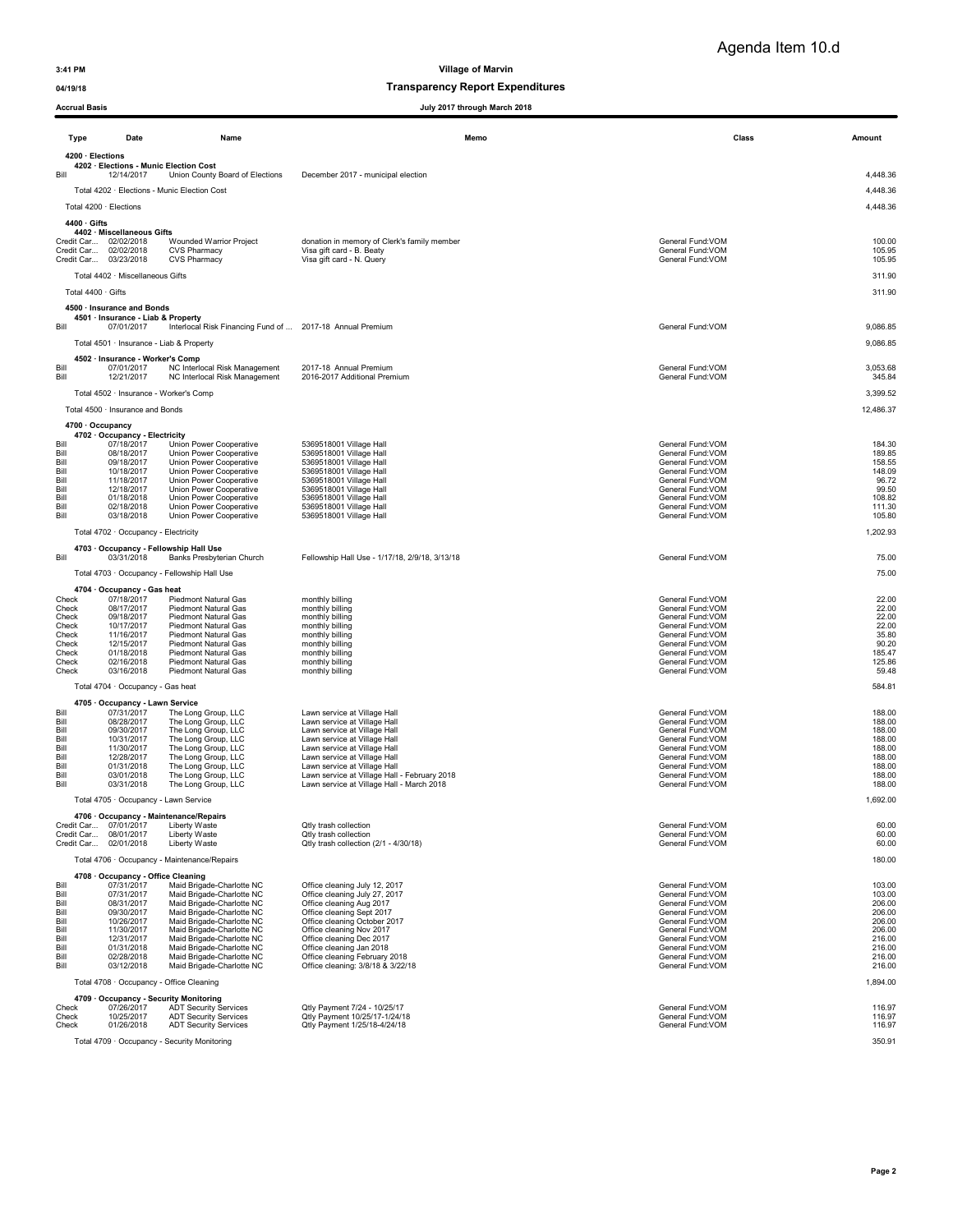Agenda Item 10.d

3:41 PM

04/19/18

Accrual Basis

# Village of Marvin

## Transparency Report Expenditures

July 2017 through March 2018

| Type | Date | Name | Memo | Class | Amount |
|---|---|---|---|---|---|
| **4200 · Elections** | | | | | |
| **4202 · Elections - Munic Election Cost** | | | | | |
| Bill | 12/14/2017 | Union County Board of Elections | December 2017 - municipal election | | 4,448.36 |
| Total 4202 · Elections - Munic Election Cost | | | | | 4,448.36 |
| Total 4200 · Elections | | | | | 4,448.36 |
| **4400 · Gifts** | | | | | |
| **4402 · Miscellaneous Gifts** | | | | | |
| Credit Car... | 02/02/2018 | Wounded Warrior Project | donation in memory of Clerk's family member | General Fund:VOM | 100.00 |
| Credit Car... | 02/02/2018 | CVS Pharmacy | Visa gift card - B. Beaty | General Fund:VOM | 105.95 |
| Credit Car... | 03/23/2018 | CVS Pharmacy | Visa gift card - N. Query | General Fund:VOM | 105.95 |
| Total 4402 · Miscellaneous Gifts | | | | | 311.90 |
| Total 4400 · Gifts | | | | | 311.90 |
| **4500 · Insurance and Bonds** | | | | | |
| **4501 · Insurance - Liab & Property** | | | | | |
| Bill | 07/01/2017 | Interlocal Risk Financing Fund of ... | 2017-18 Annual Premium | General Fund:VOM | 9,086.85 |
| Total 4501 · Insurance - Liab & Property | | | | | 9,086.85 |
| **4502 · Insurance - Worker's Comp** | | | | | |
| Bill | 07/01/2017 | NC Interlocal Risk Management | 2017-18 Annual Premium | General Fund:VOM | 3,053.68 |
| Bill | 12/21/2017 | NC Interlocal Risk Management | 2016-2017 Additional Premium | General Fund:VOM | 345.84 |
| Total 4502 · Insurance - Worker's Comp | | | | | 3,399.52 |
| Total 4500 · Insurance and Bonds | | | | | 12,486.37 |
| **4700 · Occupancy** | | | | | |
| **4702 · Occupancy - Electricity** | | | | | |
| Bill | 07/18/2017 | Union Power Cooperative | 5369518001 Village Hall | General Fund:VOM | 184.30 |
| Bill | 08/18/2017 | Union Power Cooperative | 5369518001 Village Hall | General Fund:VOM | 189.85 |
| Bill | 09/18/2017 | Union Power Cooperative | 5369518001 Village Hall | General Fund:VOM | 158.55 |
| Bill | 10/18/2017 | Union Power Cooperative | 5369518001 Village Hall | General Fund:VOM | 148.09 |
| Bill | 11/18/2017 | Union Power Cooperative | 5369518001 Village Hall | General Fund:VOM | 96.72 |
| Bill | 12/18/2017 | Union Power Cooperative | 5369518001 Village Hall | General Fund:VOM | 99.50 |
| Bill | 01/18/2018 | Union Power Cooperative | 5369518001 Village Hall | General Fund:VOM | 108.82 |
| Bill | 02/18/2018 | Union Power Cooperative | 5369518001 Village Hall | General Fund:VOM | 111.30 |
| Bill | 03/18/2018 | Union Power Cooperative | 5369518001 Village Hall | General Fund:VOM | 105.80 |
| Total 4702 · Occupancy - Electricity | | | | | 1,202.93 |
| **4703 · Occupancy - Fellowship Hall Use** | | | | | |
| Bill | 03/31/2018 | Banks Presbyterian Church | Fellowship Hall Use - 1/17/18, 2/9/18, 3/13/18 | General Fund:VOM | 75.00 |
| Total 4703 · Occupancy - Fellowship Hall Use | | | | | 75.00 |
| **4704 · Occupancy - Gas heat** | | | | | |
| Check | 07/18/2017 | Piedmont Natural Gas | monthly billing | General Fund:VOM | 22.00 |
| Check | 08/17/2017 | Piedmont Natural Gas | monthly billing | General Fund:VOM | 22.00 |
| Check | 09/18/2017 | Piedmont Natural Gas | monthly billing | General Fund:VOM | 22.00 |
| Check | 10/17/2017 | Piedmont Natural Gas | monthly billing | General Fund:VOM | 22.00 |
| Check | 11/16/2017 | Piedmont Natural Gas | monthly billing | General Fund:VOM | 35.80 |
| Check | 12/15/2017 | Piedmont Natural Gas | monthly billing | General Fund:VOM | 90.20 |
| Check | 01/18/2018 | Piedmont Natural Gas | monthly billing | General Fund:VOM | 185.47 |
| Check | 02/16/2018 | Piedmont Natural Gas | monthly billing | General Fund:VOM | 125.86 |
| Check | 03/16/2018 | Piedmont Natural Gas | monthly billing | General Fund:VOM | 59.48 |
| Total 4704 · Occupancy - Gas heat | | | | | 584.81 |
| **4705 · Occupancy - Lawn Service** | | | | | |
| Bill | 07/31/2017 | The Long Group, LLC | Lawn service at Village Hall | General Fund:VOM | 188.00 |
| Bill | 08/28/2017 | The Long Group, LLC | Lawn service at Village Hall | General Fund:VOM | 188.00 |
| Bill | 09/30/2017 | The Long Group, LLC | Lawn service at Village Hall | General Fund:VOM | 188.00 |
| Bill | 10/31/2017 | The Long Group, LLC | Lawn service at Village Hall | General Fund:VOM | 188.00 |
| Bill | 11/30/2017 | The Long Group, LLC | Lawn service at Village Hall | General Fund:VOM | 188.00 |
| Bill | 12/28/2017 | The Long Group, LLC | Lawn service at Village Hall | General Fund:VOM | 188.00 |
| Bill | 01/31/2018 | The Long Group, LLC | Lawn service at Village Hall | General Fund:VOM | 188.00 |
| Bill | 03/01/2018 | The Long Group, LLC | Lawn service at Village Hall - February 2018 | General Fund:VOM | 188.00 |
| Bill | 03/31/2018 | The Long Group, LLC | Lawn service at Village Hall - March 2018 | General Fund:VOM | 188.00 |
| Total 4705 · Occupancy - Lawn Service | | | | | 1,692.00 |
| **4706 · Occupancy - Maintenance/Repairs** | | | | | |
| Credit Car... | 07/01/2017 | Liberty Waste | Qtly trash collection | General Fund:VOM | 60.00 |
| Credit Car... | 08/01/2017 | Liberty Waste | Qtly trash collection | General Fund:VOM | 60.00 |
| Credit Car... | 02/01/2018 | Liberty Waste | Qtly trash collection (2/1 - 4/30/18) | General Fund:VOM | 60.00 |
| Total 4706 · Occupancy - Maintenance/Repairs | | | | | 180.00 |
| **4708 · Occupancy - Office Cleaning** | | | | | |
| Bill | 07/31/2017 | Maid Brigade-Charlotte NC | Office cleaning July 12, 2017 | General Fund:VOM | 103.00 |
| Bill | 07/31/2017 | Maid Brigade-Charlotte NC | Office cleaning July 27, 2017 | General Fund:VOM | 103.00 |
| Bill | 08/31/2017 | Maid Brigade-Charlotte NC | Office cleaning Aug 2017 | General Fund:VOM | 206.00 |
| Bill | 09/30/2017 | Maid Brigade-Charlotte NC | Office cleaning Sept 2017 | General Fund:VOM | 206.00 |
| Bill | 10/26/2017 | Maid Brigade-Charlotte NC | Office cleaning October 2017 | General Fund:VOM | 206.00 |
| Bill | 11/30/2017 | Maid Brigade-Charlotte NC | Office cleaning Nov 2017 | General Fund:VOM | 206.00 |
| Bill | 12/31/2017 | Maid Brigade-Charlotte NC | Office cleaning Dec 2017 | General Fund:VOM | 216.00 |
| Bill | 01/31/2018 | Maid Brigade-Charlotte NC | Office cleaning Jan 2018 | General Fund:VOM | 216.00 |
| Bill | 02/28/2018 | Maid Brigade-Charlotte NC | Office cleaning February 2018 | General Fund:VOM | 216.00 |
| Bill | 03/12/2018 | Maid Brigade-Charlotte NC | Office cleaning: 3/8/18 & 3/22/18 | General Fund:VOM | 216.00 |
| Total 4708 · Occupancy - Office Cleaning | | | | | 1,894.00 |
| **4709 · Occupancy - Security Monitoring** | | | | | |
| Check | 07/26/2017 | ADT Security Services | Qtly Payment 7/24 - 10/25/17 | General Fund:VOM | 116.97 |
| Check | 10/25/2017 | ADT Security Services | Qtly Payment 10/25/17-1/24/18 | General Fund:VOM | 116.97 |
| Check | 01/26/2018 | ADT Security Services | Qtly Payment 1/25/18-4/24/18 | General Fund:VOM | 116.97 |
| Total 4709 · Occupancy - Security Monitoring | | | | | 350.91 |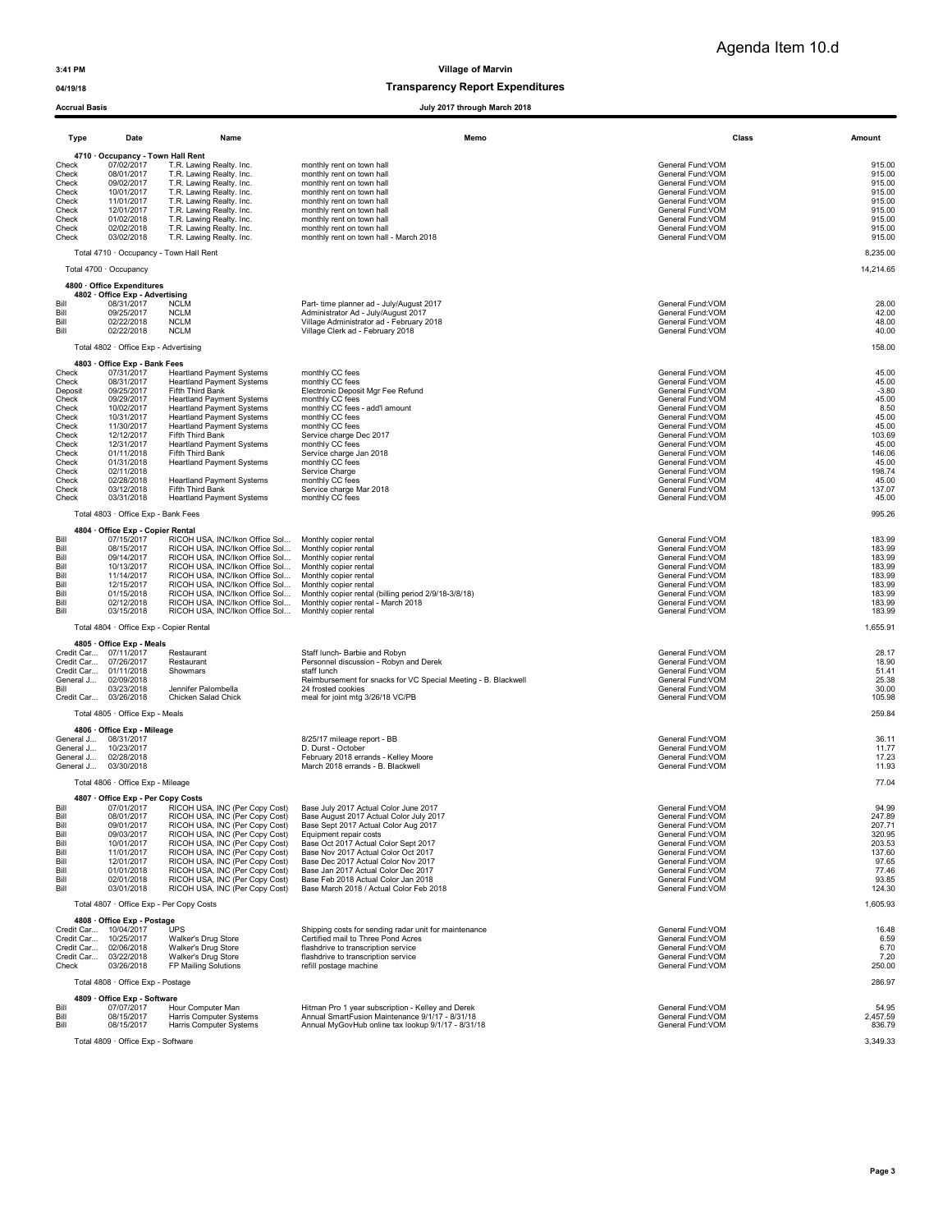Agenda Item 10.d

**Village of Marvin**

**Transparency Report Expenditures**

**July 2017 through March 2018**

Accrual Basis

| Type | Date | Name | Memo | Class | Amount |
|---|---|---|---|---|---|
| **4710 · Occupancy - Town Hall Rent** | | | | | |
| Check | 07/02/2017 | T.R. Lawing Realty. Inc. | monthly rent on town hall | General Fund:VOM | 915.00 |
| Check | 08/01/2017 | T.R. Lawing Realty. Inc. | monthly rent on town hall | General Fund:VOM | 915.00 |
| Check | 09/02/2017 | T.R. Lawing Realty. Inc. | monthly rent on town hall | General Fund:VOM | 915.00 |
| Check | 10/01/2017 | T.R. Lawing Realty. Inc. | monthly rent on town hall | General Fund:VOM | 915.00 |
| Check | 11/01/2017 | T.R. Lawing Realty. Inc. | monthly rent on town hall | General Fund:VOM | 915.00 |
| Check | 12/01/2017 | T.R. Lawing Realty. Inc. | monthly rent on town hall | General Fund:VOM | 915.00 |
| Check | 01/02/2018 | T.R. Lawing Realty. Inc. | monthly rent on town hall | General Fund:VOM | 915.00 |
| Check | 02/02/2018 | T.R. Lawing Realty. Inc. | monthly rent on town hall | General Fund:VOM | 915.00 |
| Check | 03/02/2018 | T.R. Lawing Realty. Inc. | monthly rent on town hall - March 2018 | General Fund:VOM | 915.00 |
| Total 4710 · Occupancy - Town Hall Rent | | | | | 8,235.00 |
| Total 4700 · Occupancy | | | | | 14,214.65 |
| **4800 · Office Expenditures** | | | | | |
| **4802 · Office Exp - Advertising** | | | | | |
| Bill | 08/31/2017 | NCLM | Part- time planner ad - July/August 2017 | General Fund:VOM | 28.00 |
| Bill | 09/25/2017 | NCLM | Administrator Ad - July/August 2017 | General Fund:VOM | 42.00 |
| Bill | 02/22/2018 | NCLM | Village Administrator ad - February 2018 | General Fund:VOM | 48.00 |
| Bill | 02/22/2018 | NCLM | Village Clerk ad - February 2018 | General Fund:VOM | 40.00 |
| Total 4802 · Office Exp - Advertising | | | | | 158.00 |
| **4803 · Office Exp - Bank Fees** | | | | | |
| Check | 07/31/2017 | Heartland Payment Systems | monthly CC fees | General Fund:VOM | 45.00 |
| Check | 08/31/2017 | Heartland Payment Systems | monthly CC fees | General Fund:VOM | 45.00 |
| Deposit | 09/25/2017 | Fifth Third Bank | Electronic Deposit Mgr Fee Refund | General Fund:VOM | -3.80 |
| Check | 09/29/2017 | Heartland Payment Systems | monthly CC fees | General Fund:VOM | 45.00 |
| Check | 10/02/2017 | Heartland Payment Systems | monthly CC fees - add'l amount | General Fund:VOM | 8.50 |
| Check | 10/31/2017 | Heartland Payment Systems | monthly CC fees | General Fund:VOM | 45.00 |
| Check | 11/30/2017 | Heartland Payment Systems | monthly CC fees | General Fund:VOM | 45.00 |
| Check | 12/12/2017 | Fifth Third Bank | Service charge Dec 2017 | General Fund:VOM | 103.69 |
| Check | 12/31/2017 | Heartland Payment Systems | monthly CC fees | General Fund:VOM | 45.00 |
| Check | 01/11/2018 | Fifth Third Bank | Service charge Jan 2018 | General Fund:VOM | 146.06 |
| Check | 01/31/2018 | Heartland Payment Systems | monthly CC fees | General Fund:VOM | 45.00 |
| Check | 02/11/2018 | | Service Charge | General Fund:VOM | 198.74 |
| Check | 02/28/2018 | Heartland Payment Systems | monthly CC fees | General Fund:VOM | 45.00 |
| Check | 03/12/2018 | Fifth Third Bank | Service charge Mar 2018 | General Fund:VOM | 137.07 |
| Check | 03/31/2018 | Heartland Payment Systems | monthly CC fees | General Fund:VOM | 45.00 |
| Total 4803 · Office Exp - Bank Fees | | | | | 995.26 |
| **4804 · Office Exp - Copier Rental** | | | | | |
| Bill | 07/15/2017 | RICOH USA, INC/Ikon Office Sol... | Monthly copier rental | General Fund:VOM | 183.99 |
| Bill | 08/15/2017 | RICOH USA, INC/Ikon Office Sol... | Monthly copier rental | General Fund:VOM | 183.99 |
| Bill | 09/14/2017 | RICOH USA, INC/Ikon Office Sol... | Monthly copier rental | General Fund:VOM | 183.99 |
| Bill | 10/13/2017 | RICOH USA, INC/Ikon Office Sol... | Monthly copier rental | General Fund:VOM | 183.99 |
| Bill | 11/14/2017 | RICOH USA, INC/Ikon Office Sol... | Monthly copier rental | General Fund:VOM | 183.99 |
| Bill | 12/15/2017 | RICOH USA, INC/Ikon Office Sol... | Monthly copier rental | General Fund:VOM | 183.99 |
| Bill | 01/15/2018 | RICOH USA, INC/Ikon Office Sol... | Monthly copier rental (billing period 2/9/18-3/8/18) | General Fund:VOM | 183.99 |
| Bill | 02/12/2018 | RICOH USA, INC/Ikon Office Sol... | Monthly copier rental - March 2018 | General Fund:VOM | 183.99 |
| Bill | 03/15/2018 | RICOH USA, INC/Ikon Office Sol... | Monthly copier rental | General Fund:VOM | 183.99 |
| Total 4804 · Office Exp - Copier Rental | | | | | 1,655.91 |
| **4805 · Office Exp - Meals** | | | | | |
| Credit Car... | 07/11/2017 | Restaurant | Staff lunch- Barbie and Robyn | General Fund:VOM | 28.17 |
| Credit Car... | 07/26/2017 | Restaurant | Personnel discussion - Robyn and Derek | General Fund:VOM | 18.90 |
| Credit Car... | 01/11/2018 | Showmars | staff lunch | General Fund:VOM | 51.41 |
| General J... | 02/09/2018 | | Reimbursement for snacks for VC Special Meeting - B. Blackwell | General Fund:VOM | 25.38 |
| Bill | 03/23/2018 | Jennifer Palombella | 24 frosted cookies | General Fund:VOM | 30.00 |
| Credit Car... | 03/26/2018 | Chicken Salad Chick | meal for joint mtg 3/26/18 VC/PB | General Fund:VOM | 105.98 |
| Total 4805 · Office Exp - Meals | | | | | 259.84 |
| **4806 · Office Exp - Mileage** | | | | | |
| General J... | 08/31/2017 | | 8/25/17 mileage report - BB | General Fund:VOM | 36.11 |
| General J... | 10/23/2017 | | D. Durst - October | General Fund:VOM | 11.77 |
| General J... | 02/28/2018 | | February 2018 errands - Kelley Moore | General Fund:VOM | 17.23 |
| General J... | 03/30/2018 | | March 2018 errands - B. Blackwell | General Fund:VOM | 11.93 |
| Total 4806 · Office Exp - Mileage | | | | | 77.04 |
| **4807 · Office Exp - Per Copy Costs** | | | | | |
| Bill | 07/01/2017 | RICOH USA, INC (Per Copy Cost) | Base July 2017 Actual Color June 2017 | General Fund:VOM | 94.99 |
| Bill | 08/01/2017 | RICOH USA, INC (Per Copy Cost) | Base August 2017 Actual Color July 2017 | General Fund:VOM | 247.89 |
| Bill | 09/01/2017 | RICOH USA, INC (Per Copy Cost) | Base Sept 2017 Actual Color Aug 2017 | General Fund:VOM | 207.71 |
| Bill | 09/03/2017 | RICOH USA, INC (Per Copy Cost) | Equipment repair costs | General Fund:VOM | 320.95 |
| Bill | 10/01/2017 | RICOH USA, INC (Per Copy Cost) | Base Oct 2017 Actual Color Sept 2017 | General Fund:VOM | 203.53 |
| Bill | 11/01/2017 | RICOH USA, INC (Per Copy Cost) | Base Nov 2017 Actual Color Oct 2017 | General Fund:VOM | 137.60 |
| Bill | 12/01/2017 | RICOH USA, INC (Per Copy Cost) | Base Dec 2017 Actual Color Nov 2017 | General Fund:VOM | 97.65 |
| Bill | 01/01/2018 | RICOH USA, INC (Per Copy Cost) | Base Jan 2017 Actual Color Dec 2017 | General Fund:VOM | 77.46 |
| Bill | 02/01/2018 | RICOH USA, INC (Per Copy Cost) | Base Feb 2018 Actual Color Jan 2018 | General Fund:VOM | 93.85 |
| Bill | 03/01/2018 | RICOH USA, INC (Per Copy Cost) | Base March 2018 / Actual Color Feb 2018 | General Fund:VOM | 124.30 |
| Total 4807 · Office Exp - Per Copy Costs | | | | | 1,605.93 |
| **4808 · Office Exp - Postage** | | | | | |
| Credit Car... | 10/04/2017 | UPS | Shipping costs for sending radar unit for maintenance | General Fund:VOM | 16.48 |
| Credit Car... | 10/25/2017 | Walker's Drug Store | Certified mail to Three Pond Acres | General Fund:VOM | 6.59 |
| Credit Car... | 02/06/2018 | Walker's Drug Store | flashdrive to transcription service | General Fund:VOM | 6.70 |
| Credit Car... | 03/22/2018 | Walker's Drug Store | flashdrive to transcription service | General Fund:VOM | 7.20 |
| Check | 03/26/2018 | FP Mailing Solutions | refill postage machine | General Fund:VOM | 250.00 |
| Total 4808 · Office Exp - Postage | | | | | 286.97 |
| **4809 · Office Exp - Software** | | | | | |
| Bill | 07/07/2017 | Hour Computer Man | Hitman Pro 1 year subscription - Kelley and Derek | General Fund:VOM | 54.95 |
| Bill | 08/15/2017 | Harris Computer Systems | Annual SmartFusion Maintenance 9/1/17 - 8/31/18 | General Fund:VOM | 2,457.59 |
| Bill | 08/15/2017 | Harris Computer Systems | Annual MyGovHub online tax lookup 9/1/17 - 8/31/18 | General Fund:VOM | 836.79 |
| Total 4809 · Office Exp - Software | | | | | 3,349.33 |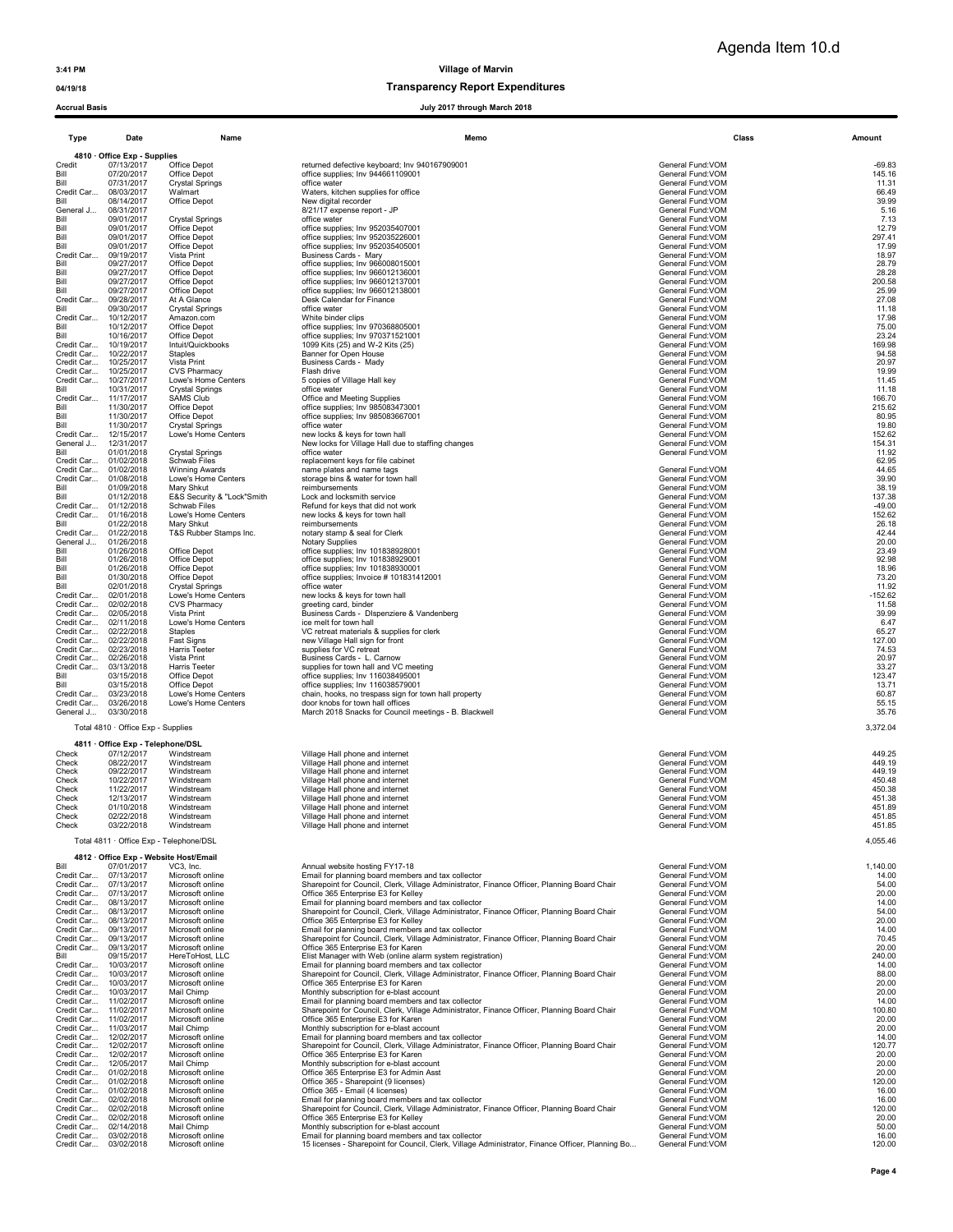Agenda Item 10.d

3:41 PM

04/19/18

Accrual Basis

# Village of Marvin

## Transparency Report Expenditures

### July 2017 through March 2018

| Type | Date | Name | Memo | Class | Amount |
|---|---|---|---|---|---|
| **4810 · Office Exp - Supplies** | | | | | |
| Credit | 07/13/2017 | Office Depot | returned defective keyboard; Inv 940167909001 | General Fund:VOM | -69.83 |
| Bill | 07/20/2017 | Office Depot | office supplies; Inv 944661109001 | General Fund:VOM | 145.16 |
| Bill | 07/31/2017 | Crystal Springs | office water | General Fund:VOM | 11.31 |
| Credit Car... | 08/03/2017 | Walmart | Waters, kitchen supplies for office | General Fund:VOM | 66.49 |
| Bill | 08/14/2017 | Office Depot | New digital recorder | General Fund:VOM | 39.99 |
| General J... | 08/31/2017 | | 8/21/17 expense report - JP | General Fund:VOM | 5.16 |
| Bill | 09/01/2017 | Crystal Springs | office water | General Fund:VOM | 7.13 |
| Bill | 09/01/2017 | Office Depot | office supplies; Inv 952035407001 | General Fund:VOM | 12.79 |
| Bill | 09/01/2017 | Office Depot | office supplies; Inv 952035226001 | General Fund:VOM | 297.41 |
| Bill | 09/01/2017 | Office Depot | office supplies; Inv 952035405001 | General Fund:VOM | 17.99 |
| Credit Car... | 09/19/2017 | Vista Print | Business Cards - Mary | General Fund:VOM | 18.97 |
| Bill | 09/27/2017 | Office Depot | office supplies; Inv 966008015001 | General Fund:VOM | 28.79 |
| Bill | 09/27/2017 | Office Depot | office supplies; Inv 966012136001 | General Fund:VOM | 28.28 |
| Bill | 09/27/2017 | Office Depot | office supplies; Inv 966012137001 | General Fund:VOM | 200.58 |
| Bill | 09/27/2017 | Office Depot | office supplies; Inv 966012138001 | General Fund:VOM | 25.99 |
| Credit Car... | 09/28/2017 | At A Glance | Desk Calendar for Finance | General Fund:VOM | 27.08 |
| Bill | 09/30/2017 | Crystal Springs | office water | General Fund:VOM | 11.18 |
| Credit Car... | 10/12/2017 | Amazon.com | White binder clips | General Fund:VOM | 17.98 |
| Bill | 10/12/2017 | Office Depot | office supplies; Inv 970368805001 | General Fund:VOM | 75.00 |
| Bill | 10/16/2017 | Office Depot | office supplies; Inv 970371521001 | General Fund:VOM | 23.24 |
| Credit Car... | 10/19/2017 | Intuit/Quickbooks | 1099 Kits (25) and W-2 Kits (25) | General Fund:VOM | 169.98 |
| Credit Car... | 10/22/2017 | Staples | Banner for Open House | General Fund:VOM | 94.58 |
| Credit Car... | 10/25/2017 | Vista Print | Business Cards - Mady | General Fund:VOM | 20.97 |
| Credit Car... | 10/25/2017 | CVS Pharmacy | Flash drive | General Fund:VOM | 19.99 |
| Credit Car... | 10/27/2017 | Lowe's Home Centers | 5 copies of Village Hall key | General Fund:VOM | 11.45 |
| Bill | 10/31/2017 | Crystal Springs | office water | General Fund:VOM | 11.18 |
| Credit Car... | 11/17/2017 | SAMS Club | Office and Meeting Supplies | General Fund:VOM | 166.70 |
| Bill | 11/30/2017 | Office Depot | office supplies; Inv 985083473001 | General Fund:VOM | 215.62 |
| Bill | 11/30/2017 | Office Depot | office supplies; Inv 985083667001 | General Fund:VOM | 80.95 |
| Bill | 11/30/2017 | Crystal Springs | office water | General Fund:VOM | 19.80 |
| Credit Car... | 12/15/2017 | Lowe's Home Centers | new locks & keys for town hall | General Fund:VOM | 152.62 |
| General J... | 12/31/2017 | | New locks for Village Hall due to staffing changes | General Fund:VOM | 154.31 |
| Bill | 01/01/2018 | Crystal Springs | office water | General Fund:VOM | 11.92 |
| Credit Car... | 01/02/2018 | Schwab Files | replacement keys for file cabinet | | 62.95 |
| Credit Car... | 01/02/2018 | Winning Awards | name plates and name tags | General Fund:VOM | 44.65 |
| Credit Car... | 01/08/2018 | Lowe's Home Centers | storage bins & water for town hall | General Fund:VOM | 39.90 |
| Bill | 01/09/2018 | Mary Shkut | reimbursements | General Fund:VOM | 38.19 |
| Bill | 01/12/2018 | E&S Security & "Lock"Smith | Lock and locksmith service | General Fund:VOM | 137.38 |
| Credit Car... | 01/12/2018 | Schwab Files | Refund for keys that did not work | General Fund:VOM | -49.00 |
| Credit Car... | 01/16/2018 | Lowe's Home Centers | new locks & keys for town hall | General Fund:VOM | 152.62 |
| Bill | 01/22/2018 | Mary Shkut | reimbursements | General Fund:VOM | 26.18 |
| Credit Car... | 01/22/2018 | T&S Rubber Stamps Inc. | notary stamp & seal for Clerk | General Fund:VOM | 42.44 |
| General J... | 01/26/2018 | | Notary Supplies | General Fund:VOM | 20.00 |
| Bill | 01/26/2018 | Office Depot | office supplies; Inv 101838928001 | General Fund:VOM | 23.49 |
| Bill | 01/26/2018 | Office Depot | office supplies; Inv 101838929001 | General Fund:VOM | 92.98 |
| Bill | 01/26/2018 | Office Depot | office supplies; Inv 101838930001 | General Fund:VOM | 18.96 |
| Bill | 01/30/2018 | Office Depot | office supplies; Invoice # 101831412001 | General Fund:VOM | 73.20 |
| Bill | 02/01/2018 | Crystal Springs | office water | General Fund:VOM | 11.92 |
| Credit Car... | 02/01/2018 | Lowe's Home Centers | new locks & keys for town hall | General Fund:VOM | -152.62 |
| Credit Car... | 02/02/2018 | CVS Pharmacy | greeting card, binder | General Fund:VOM | 11.58 |
| Credit Car... | 02/05/2018 | Vista Print | Business Cards - DIspenziere & Vandenberg | General Fund:VOM | 39.99 |
| Credit Car... | 02/11/2018 | Lowe's Home Centers | ice melt for town hall | General Fund:VOM | 6.47 |
| Credit Car... | 02/22/2018 | Staples | VC retreat materials & supplies for clerk | General Fund:VOM | 65.27 |
| Credit Car... | 02/22/2018 | Fast Signs | new Village Hall sign for front | General Fund:VOM | 127.00 |
| Credit Car... | 02/23/2018 | Harris Teeter | supplies for VC retreat | General Fund:VOM | 74.53 |
| Credit Car... | 02/26/2018 | Vista Print | Business Cards - L. Carnow | General Fund:VOM | 20.97 |
| Credit Car... | 03/13/2018 | Harris Teeter | supplies for town hall and VC meeting | General Fund:VOM | 33.27 |
| Bill | 03/15/2018 | Office Depot | office supplies; Inv 116038495001 | General Fund:VOM | 123.47 |
| Bill | 03/15/2018 | Office Depot | office supplies; Inv 116038579001 | General Fund:VOM | 13.71 |
| Credit Car... | 03/23/2018 | Lowe's Home Centers | chain, hooks, no trespass sign for town hall property | General Fund:VOM | 60.87 |
| Credit Car... | 03/26/2018 | Lowe's Home Centers | door knobs for town hall offices | General Fund:VOM | 55.15 |
| General J... | 03/30/2018 | | March 2018 Snacks for Council meetings - B. Blackwell | General Fund:VOM | 35.76 |
| Total 4810 · Office Exp - Supplies | | | | | 3,372.04 |
| **4811 · Office Exp - Telephone/DSL** | | | | | |
| Check | 07/12/2017 | Windstream | Village Hall phone and internet | General Fund:VOM | 449.25 |
| Check | 08/22/2017 | Windstream | Village Hall phone and internet | General Fund:VOM | 449.19 |
| Check | 09/22/2017 | Windstream | Village Hall phone and internet | General Fund:VOM | 449.19 |
| Check | 10/22/2017 | Windstream | Village Hall phone and internet | General Fund:VOM | 450.48 |
| Check | 11/22/2017 | Windstream | Village Hall phone and internet | General Fund:VOM | 450.38 |
| Check | 12/13/2017 | Windstream | Village Hall phone and internet | General Fund:VOM | 451.38 |
| Check | 01/10/2018 | Windstream | Village Hall phone and internet | General Fund:VOM | 451.89 |
| Check | 02/22/2018 | Windstream | Village Hall phone and internet | General Fund:VOM | 451.85 |
| Check | 03/22/2018 | Windstream | Village Hall phone and internet | General Fund:VOM | 451.85 |
| Total 4811 · Office Exp - Telephone/DSL | | | | | 4,055.46 |
| **4812 · Office Exp - Website Host/Email** | | | | | |
| Bill | 07/01/2017 | VC3, Inc. | Annual website hosting FY17-18 | General Fund:VOM | 1,140.00 |
| Credit Car... | 07/13/2017 | Microsoft online | Email for planning board members and tax collector | General Fund:VOM | 14.00 |
| Credit Car... | 07/13/2017 | Microsoft online | Sharepoint for Council, Clerk, Village Administrator, Finance Officer, Planning Board Chair | General Fund:VOM | 54.00 |
| Credit Car... | 07/13/2017 | Microsoft online | Office 365 Enterprise E3 for Kelley | General Fund:VOM | 20.00 |
| Credit Car... | 08/13/2017 | Microsoft online | Email for planning board members and tax collector | General Fund:VOM | 14.00 |
| Credit Car... | 08/13/2017 | Microsoft online | Sharepoint for Council, Clerk, Village Administrator, Finance Officer, Planning Board Chair | General Fund:VOM | 54.00 |
| Credit Car... | 08/13/2017 | Microsoft online | Office 365 Enterprise E3 for Kelley | General Fund:VOM | 20.00 |
| Credit Car... | 09/13/2017 | Microsoft online | Email for planning board members and tax collector | General Fund:VOM | 14.00 |
| Credit Car... | 09/13/2017 | Microsoft online | Sharepoint for Council, Clerk, Village Administrator, Finance Officer, Planning Board Chair | General Fund:VOM | 70.45 |
| Credit Car... | 09/13/2017 | Microsoft online | Office 365 Enterprise E3 for Karen | General Fund:VOM | 20.00 |
| Bill | 09/15/2017 | HereToHost, LLC | Elist Manager with Web (online alarm system registration) | General Fund:VOM | 240.00 |
| Credit Car... | 10/03/2017 | Microsoft online | Email for planning board members and tax collector | General Fund:VOM | 14.00 |
| Credit Car... | 10/03/2017 | Microsoft online | Sharepoint for Council, Clerk, Village Administrator, Finance Officer, Planning Board Chair | General Fund:VOM | 88.00 |
| Credit Car... | 10/03/2017 | Microsoft online | Office 365 Enterprise E3 for Karen | General Fund:VOM | 20.00 |
| Credit Car... | 10/03/2017 | Mail Chimp | Monthly subscription for e-blast account | General Fund:VOM | 20.00 |
| Credit Car... | 11/02/2017 | Microsoft online | Email for planning board members and tax collector | General Fund:VOM | 14.00 |
| Credit Car... | 11/02/2017 | Microsoft online | Sharepoint for Council, Clerk, Village Administrator, Finance Officer, Planning Board Chair | General Fund:VOM | 100.80 |
| Credit Car... | 11/02/2017 | Microsoft online | Office 365 Enterprise E3 for Karen | General Fund:VOM | 20.00 |
| Credit Car... | 11/03/2017 | Mail Chimp | Monthly subscription for e-blast account | General Fund:VOM | 20.00 |
| Credit Car... | 12/02/2017 | Microsoft online | Email for planning board members and tax collector | General Fund:VOM | 14.00 |
| Credit Car... | 12/02/2017 | Microsoft online | Sharepoint for Council, Clerk, Village Administrator, Finance Officer, Planning Board Chair | General Fund:VOM | 120.77 |
| Credit Car... | 12/02/2017 | Microsoft online | Office 365 Enterprise E3 for Karen | General Fund:VOM | 20.00 |
| Credit Car... | 12/05/2017 | Mail Chimp | Monthly subscription for e-blast account | General Fund:VOM | 20.00 |
| Credit Car... | 01/02/2018 | Microsoft online | Office 365 Enterprise E3 for Admin Asst | General Fund:VOM | 20.00 |
| Credit Car... | 01/02/2018 | Microsoft online | Office 365 - Sharepoint (9 licenses) | General Fund:VOM | 120.00 |
| Credit Car... | 01/02/2018 | Microsoft online | Office 365 - Email (4 licenses) | General Fund:VOM | 16.00 |
| Credit Car... | 02/02/2018 | Microsoft online | Email for planning board members and tax collector | General Fund:VOM | 16.00 |
| Credit Car... | 02/02/2018 | Microsoft online | Sharepoint for Council, Clerk, Village Administrator, Finance Officer, Planning Board Chair | General Fund:VOM | 120.00 |
| Credit Car... | 02/02/2018 | Microsoft online | Office 365 Enterprise E3 for Kelley | General Fund:VOM | 20.00 |
| Credit Car... | 02/14/2018 | Mail Chimp | Monthly subscription for e-blast account | General Fund:VOM | 50.00 |
| Credit Car... | 03/02/2018 | Microsoft online | Email for planning board members and tax collector | General Fund:VOM | 16.00 |
| Credit Car... | 03/02/2018 | Microsoft online | 15 licenses - Sharepoint for Council, Clerk, Village Administrator, Finance Officer, Planning Bo... | General Fund:VOM | 120.00 |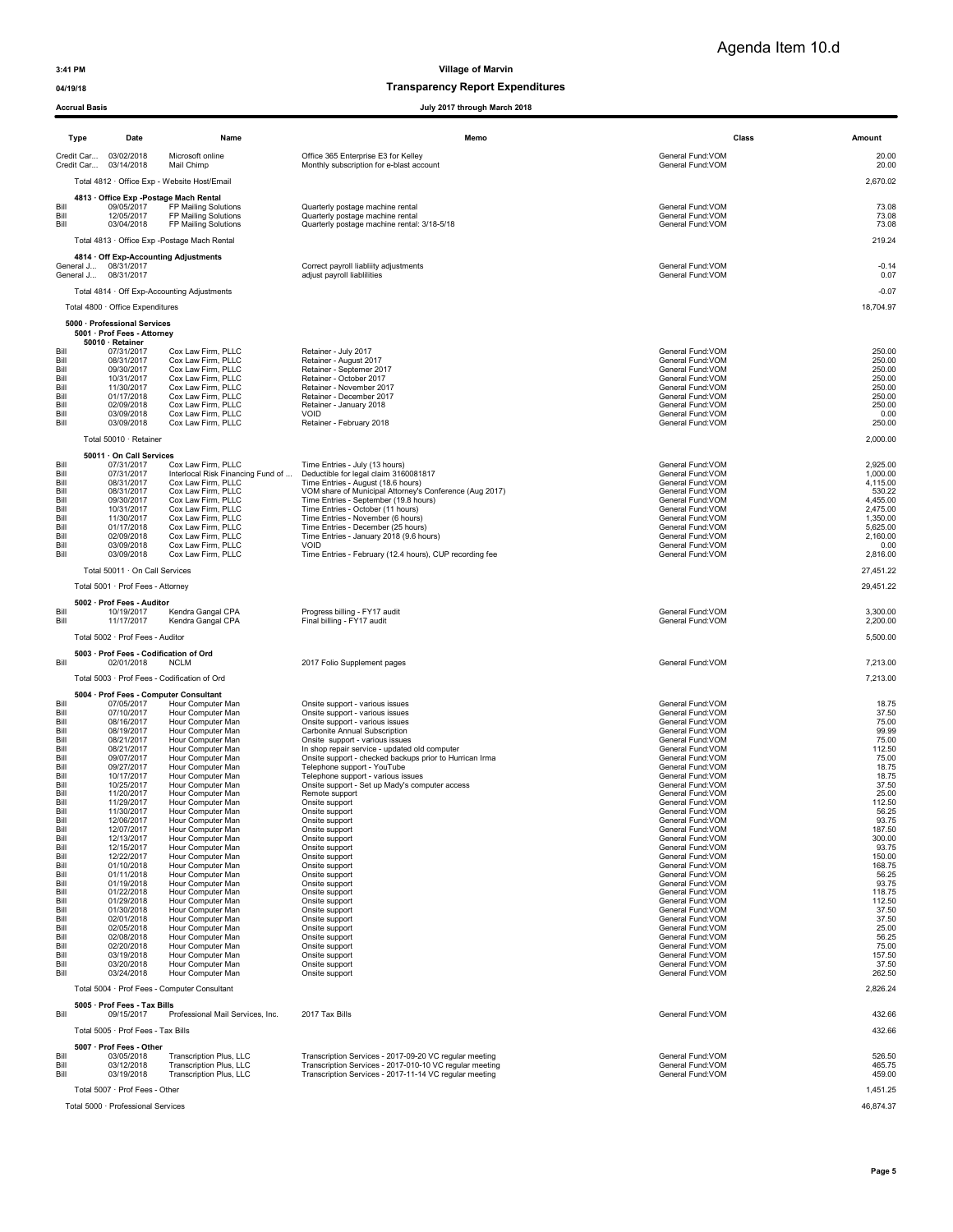Agenda Item 10.d

3:41 PM | Village of Marvin
04/19/18 | Transparency Report Expenditures
Accrual Basis | July 2017 through March 2018

| Type | Date | Name | Memo | Class | Amount |
|---|---|---|---|---|---|
| Credit Car... | 03/02/2018 | Microsoft online | Office 365 Enterprise E3 for Kelley | General Fund:VOM | 20.00 |
| Credit Car... | 03/14/2018 | Mail Chimp | Monthly subscription for e-blast account | General Fund:VOM | 20.00 |
| Total 4812 · Office Exp - Website Host/Email | | | | | 2,670.02 |
| 4813 · Office Exp -Postage Mach Rental | | | | | |
| Bill | 09/05/2017 | FP Mailing Solutions | Quarterly postage machine rental | General Fund:VOM | 73.08 |
| Bill | 12/05/2017 | FP Mailing Solutions | Quarterly postage machine rental | General Fund:VOM | 73.08 |
| Bill | 03/04/2018 | FP Mailing Solutions | Quarterly postage machine rental: 3/18-5/18 | General Fund:VOM | 73.08 |
| Total 4813 · Office Exp -Postage Mach Rental | | | | | 219.24 |
| 4814 · Off Exp-Accounting Adjustments | | | | | |
| General J... | 08/31/2017 | | Correct payroll liabliity adjustments | General Fund:VOM | -0.14 |
| General J... | 08/31/2017 | | adjust payroll liablilities | General Fund:VOM | 0.07 |
| Total 4814 · Off Exp-Accounting Adjustments | | | | | -0.07 |
| Total 4800 · Office Expenditures | | | | | 18,704.97 |
| 5000 · Professional Services | | | | | |
| 5001 · Prof Fees - Attorney | | | | | |
| 50010 · Retainer | | | | | |
| Bill | 07/31/2017 | Cox Law Firm, PLLC | Retainer - July 2017 | General Fund:VOM | 250.00 |
| Bill | 08/31/2017 | Cox Law Firm, PLLC | Retainer - August 2017 | General Fund:VOM | 250.00 |
| Bill | 09/30/2017 | Cox Law Firm, PLLC | Retainer - Septemer 2017 | General Fund:VOM | 250.00 |
| Bill | 10/31/2017 | Cox Law Firm, PLLC | Retainer - October 2017 | General Fund:VOM | 250.00 |
| Bill | 11/30/2017 | Cox Law Firm, PLLC | Retainer - November 2017 | General Fund:VOM | 250.00 |
| Bill | 01/17/2018 | Cox Law Firm, PLLC | Retainer - December 2017 | General Fund:VOM | 250.00 |
| Bill | 02/09/2018 | Cox Law Firm, PLLC | Retainer - January 2018 | General Fund:VOM | 250.00 |
| Bill | 03/09/2018 | Cox Law Firm, PLLC | VOID | General Fund:VOM | 0.00 |
| Bill | 03/09/2018 | Cox Law Firm, PLLC | Retainer - February 2018 | General Fund:VOM | 250.00 |
| Total 50010 · Retainer | | | | | 2,000.00 |
| 50011 · On Call Services | | | | | |
| Bill | 07/31/2017 | Cox Law Firm, PLLC | Time Entries - July (13 hours) | General Fund:VOM | 2,925.00 |
| Bill | 07/31/2017 | Interlocal Risk Financing Fund of ... | Deductible for legal claim 3160081817 | General Fund:VOM | 1,000.00 |
| Bill | 08/31/2017 | Cox Law Firm, PLLC | Time Entries - August (18.6 hours) | General Fund:VOM | 4,115.00 |
| Bill | 08/31/2017 | Cox Law Firm, PLLC | VOM share of Municipal Attorney's Conference (Aug 2017) | General Fund:VOM | 530.22 |
| Bill | 09/30/2017 | Cox Law Firm, PLLC | Time Entries - September (19.8 hours) | General Fund:VOM | 4,455.00 |
| Bill | 10/31/2017 | Cox Law Firm, PLLC | Time Entries - October (11 hours) | General Fund:VOM | 2,475.00 |
| Bill | 11/30/2017 | Cox Law Firm, PLLC | Time Entries - November (6 hours) | General Fund:VOM | 1,350.00 |
| Bill | 01/17/2018 | Cox Law Firm, PLLC | Time Entries - December (25 hours) | General Fund:VOM | 5,625.00 |
| Bill | 02/09/2018 | Cox Law Firm, PLLC | Time Entries - January 2018 (9.6 hours) | General Fund:VOM | 2,160.00 |
| Bill | 03/09/2018 | Cox Law Firm, PLLC | VOID | General Fund:VOM | 0.00 |
| Bill | 03/09/2018 | Cox Law Firm, PLLC | Time Entries - February (12.4 hours), CUP recording fee | General Fund:VOM | 2,816.00 |
| Total 50011 · On Call Services | | | | | 27,451.22 |
| Total 5001 · Prof Fees - Attorney | | | | | 29,451.22 |
| 5002 · Prof Fees - Auditor | | | | | |
| Bill | 10/19/2017 | Kendra Gangal CPA | Progress billing - FY17 audit | General Fund:VOM | 3,300.00 |
| Bill | 11/17/2017 | Kendra Gangal CPA | Final billing - FY17 audit | General Fund:VOM | 2,200.00 |
| Total 5002 · Prof Fees - Auditor | | | | | 5,500.00 |
| 5003 · Prof Fees - Codification of Ord | | | | | |
| Bill | 02/01/2018 | NCLM | 2017 Folio Supplement pages | General Fund:VOM | 7,213.00 |
| Total 5003 · Prof Fees - Codification of Ord | | | | | 7,213.00 |
| 5004 · Prof Fees - Computer Consultant | | | | | |
| Bill | 07/05/2017 | Hour Computer Man | Onsite support - various issues | General Fund:VOM | 18.75 |
| Bill | 07/10/2017 | Hour Computer Man | Onsite support - various issues | General Fund:VOM | 37.50 |
| Bill | 08/16/2017 | Hour Computer Man | Onsite support - various issues | General Fund:VOM | 75.00 |
| Bill | 08/19/2017 | Hour Computer Man | Carbonite Annual Subscription | General Fund:VOM | 99.99 |
| Bill | 08/21/2017 | Hour Computer Man | Onsite support - various issues | General Fund:VOM | 75.00 |
| Bill | 08/21/2017 | Hour Computer Man | In shop repair service - updated old computer | General Fund:VOM | 112.50 |
| Bill | 09/07/2017 | Hour Computer Man | Onsite support - checked backups prior to Hurrican Irma | General Fund:VOM | 75.00 |
| Bill | 09/27/2017 | Hour Computer Man | Telephone support - YouTube | General Fund:VOM | 18.75 |
| Bill | 10/17/2017 | Hour Computer Man | Telephone support - various issues | General Fund:VOM | 18.75 |
| Bill | 10/25/2017 | Hour Computer Man | Onsite support - Set up Mady's computer access | General Fund:VOM | 37.50 |
| Bill | 11/20/2017 | Hour Computer Man | Remote support | General Fund:VOM | 25.00 |
| Bill | 11/29/2017 | Hour Computer Man | Onsite support | General Fund:VOM | 112.50 |
| Bill | 11/30/2017 | Hour Computer Man | Onsite support | General Fund:VOM | 56.25 |
| Bill | 12/06/2017 | Hour Computer Man | Onsite support | General Fund:VOM | 93.75 |
| Bill | 12/07/2017 | Hour Computer Man | Onsite support | General Fund:VOM | 187.50 |
| Bill | 12/13/2017 | Hour Computer Man | Onsite support | General Fund:VOM | 300.00 |
| Bill | 12/15/2017 | Hour Computer Man | Onsite support | General Fund:VOM | 93.75 |
| Bill | 12/22/2017 | Hour Computer Man | Onsite support | General Fund:VOM | 150.00 |
| Bill | 01/10/2018 | Hour Computer Man | Onsite support | General Fund:VOM | 168.75 |
| Bill | 01/11/2018 | Hour Computer Man | Onsite support | General Fund:VOM | 56.25 |
| Bill | 01/19/2018 | Hour Computer Man | Onsite support | General Fund:VOM | 93.75 |
| Bill | 01/22/2018 | Hour Computer Man | Onsite support | General Fund:VOM | 118.75 |
| Bill | 01/29/2018 | Hour Computer Man | Onsite support | General Fund:VOM | 112.50 |
| Bill | 01/30/2018 | Hour Computer Man | Onsite support | General Fund:VOM | 37.50 |
| Bill | 02/01/2018 | Hour Computer Man | Onsite support | General Fund:VOM | 37.50 |
| Bill | 02/05/2018 | Hour Computer Man | Onsite support | General Fund:VOM | 25.00 |
| Bill | 02/08/2018 | Hour Computer Man | Onsite support | General Fund:VOM | 56.25 |
| Bill | 02/20/2018 | Hour Computer Man | Onsite support | General Fund:VOM | 75.00 |
| Bill | 03/19/2018 | Hour Computer Man | Onsite support | General Fund:VOM | 157.50 |
| Bill | 03/20/2018 | Hour Computer Man | Onsite support | General Fund:VOM | 37.50 |
| Bill | 03/24/2018 | Hour Computer Man | Onsite support | General Fund:VOM | 262.50 |
| Total 5004 · Prof Fees - Computer Consultant | | | | | 2,826.24 |
| 5005 · Prof Fees - Tax Bills | | | | | |
| Bill | 09/15/2017 | Professional Mail Services, Inc. | 2017 Tax Bills | General Fund:VOM | 432.66 |
| Total 5005 · Prof Fees - Tax Bills | | | | | 432.66 |
| 5007 · Prof Fees - Other | | | | | |
| Bill | 03/05/2018 | Transcription Plus, LLC | Transcription Services - 2017-09-20 VC regular meeting | General Fund:VOM | 526.50 |
| Bill | 03/12/2018 | Transcription Plus, LLC | Transcription Services - 2017-010-10 VC regular meeting | General Fund:VOM | 465.75 |
| Bill | 03/19/2018 | Transcription Plus, LLC | Transcription Services - 2017-11-14 VC regular meeting | General Fund:VOM | 459.00 |
| Total 5007 · Prof Fees - Other | | | | | 1,451.25 |
| Total 5000 · Professional Services | | | | | 46,874.37 |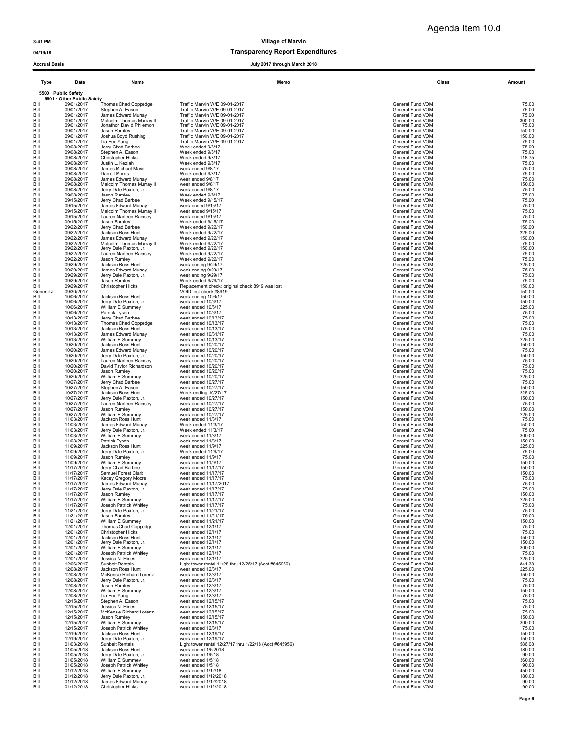Agenda Item 10.d

3:41 PM **Village of Marvin**

04/19/18 **Transparency Report Expenditures**

Accrual Basis **July 2017 through March 2018**

| Type | Date | Name | Memo | Class | Amount |
|---|---|---|---|---|---|
| **5500 · Public Safety** | | | | | |
| **5501 · Other Public Safety** | | | | | |
| Bill | 09/01/2017 | Thomas Chad Coppedge | Traffic Marvin W/E 09-01-2017 | General Fund:VOM | 75.00 |
| Bill | 09/01/2017 | Stephen A. Eason | Traffic Marvin W/E 09-01-2017 | General Fund:VOM | 75.00 |
| Bill | 09/01/2017 | James Edward Murray | Traffic Marvin W/E 09-01-2017 | General Fund:VOM | 75.00 |
| Bill | 09/01/2017 | Malcolm Thomas Murray III | Traffic Marvin W/E 09-01-2017 | General Fund:VOM | 300.00 |
| Bill | 09/01/2017 | Jonathon David Philemon | Traffic Marvin W/E 09-01-2017 | General Fund:VOM | 75.00 |
| Bill | 09/01/2017 | Jason Rumley | Traffic Marvin W/E 09-01-2017 | General Fund:VOM | 150.00 |
| Bill | 09/01/2017 | Joshua Boyd Rushing | Traffic Marvin W/E 09-01-2017 | General Fund:VOM | 150.00 |
| Bill | 09/01/2017 | Lia Fue Yang | Traffic Marvin W/E 09-01-2017 | General Fund:VOM | 75.00 |
| Bill | 09/08/2017 | Jerry Chad Barbee | Week ended 9/8/17 | General Fund:VOM | 75.00 |
| Bill | 09/08/2017 | Stephen A. Eason | Week ended 9/8/17 | General Fund:VOM | 75.00 |
| Bill | 09/08/2017 | Christopher Hicks | Week ended 9/8/17 | General Fund:VOM | 118.75 |
| Bill | 09/08/2017 | Justin L. Keziah | Week ended 9/8/17 | General Fund:VOM | 75.00 |
| Bill | 09/08/2017 | James Michael Maye | week ended 9/8/17 | General Fund:VOM | 75.00 |
| Bill | 09/08/2017 | Darrell Morris | Week ended 9/8/17 | General Fund:VOM | 75.00 |
| Bill | 09/08/2017 | James Edward Murray | week ended 9/8/17 | General Fund:VOM | 75.00 |
| Bill | 09/08/2017 | Malcolm Thomas Murray III | week ended 9/8/17 | General Fund:VOM | 150.00 |
| Bill | 09/08/2017 | Jerry Dale Paxton, Jr. | week ended 9/8/17 | General Fund:VOM | 75.00 |
| Bill | 09/08/2017 | Jason Rumley | Week ended 9/8/17 | General Fund:VOM | 75.00 |
| Bill | 09/15/2017 | Jerry Chad Barbee | Week ended 9/15/17 | General Fund:VOM | 75.00 |
| Bill | 09/15/2017 | James Edward Murray | week ended 9/15/17 | General Fund:VOM | 75.00 |
| Bill | 09/15/2017 | Malcolm Thomas Murray III | week ended 9/15/17 | General Fund:VOM | 75.00 |
| Bill | 09/15/2017 | Lauren Marleen Ramsey | week ended 9/15/17 | General Fund:VOM | 75.00 |
| Bill | 09/15/2017 | Jason Rumley | Week ended 9/15/17 | General Fund:VOM | 75.00 |
| Bill | 09/22/2017 | Jerry Chad Barbee | Week ended 9/22/17 | General Fund:VOM | 150.00 |
| Bill | 09/22/2017 | Jackson Ross Hunt | Week ended 9/22/17 | General Fund:VOM | 225.00 |
| Bill | 09/22/2017 | James Edward Murray | Week ended 9/22/17 | General Fund:VOM | 150.00 |
| Bill | 09/22/2017 | Malcolm Thomas Murray III | Week ended 9/22/17 | General Fund:VOM | 75.00 |
| Bill | 09/22/2017 | Jerry Dale Paxton, Jr. | Week ended 9/22/17 | General Fund:VOM | 150.00 |
| Bill | 09/22/2017 | Lauren Marleen Ramsey | Week ended 9/22/17 | General Fund:VOM | 75.00 |
| Bill | 09/22/2017 | Jason Rumley | Week ended 9/22/17 | General Fund:VOM | 75.00 |
| Bill | 09/29/2017 | Jackson Ross Hunt | week ending 9/29/17 | General Fund:VOM | 225.00 |
| Bill | 09/29/2017 | James Edward Murray | week ending 9/29/17 | General Fund:VOM | 75.00 |
| Bill | 09/29/2017 | Jerry Dale Paxton, Jr. | week ending 9/29/17 | General Fund:VOM | 75.00 |
| Bill | 09/29/2017 | Jason Rumley | Week ended 9/29/17 | General Fund:VOM | 75.00 |
| Bill | 09/29/2017 | Christopher Hicks | Replacement check; original check 8919 was lost | General Fund:VOM | 150.00 |
| General J... | 09/30/2017 | | VOID lost check #8919 | General Fund:VOM | -150.00 |
| Bill | 10/06/2017 | Jackson Ross Hunt | week ending 10/6/17 | General Fund:VOM | 150.00 |
| Bill | 10/06/2017 | Jerry Dale Paxton, Jr. | week ended 10/6/17 | General Fund:VOM | 150.00 |
| Bill | 10/06/2017 | William E Summey | week ended 10/6/17 | General Fund:VOM | 225.00 |
| Bill | 10/06/2017 | Patrick Tyson | week ended 10/6/17 | General Fund:VOM | 75.00 |
| Bill | 10/13/2017 | Jerry Chad Barbee | week ended 10/13/17 | General Fund:VOM | 75.00 |
| Bill | 10/13/2017 | Thomas Chad Coppedge | week ended 10/13/17 | General Fund:VOM | 75.00 |
| Bill | 10/13/2017 | Jackson Ross Hunt | week ended 10/13/17 | General Fund:VOM | 175.00 |
| Bill | 10/13/2017 | James Edward Murray | week ended 10/31/17 | General Fund:VOM | 75.00 |
| Bill | 10/13/2017 | William E Summey | week ended 10/13/17 | General Fund:VOM | 225.00 |
| Bill | 10/20/2017 | Jackson Ross Hunt | week ended 10/20/17 | General Fund:VOM | 150.00 |
| Bill | 10/20/2017 | James Edward Murray | week ended 10/20/17 | General Fund:VOM | 75.00 |
| Bill | 10/20/2017 | Jerry Dale Paxton, Jr. | week ended 10/20/17 | General Fund:VOM | 150.00 |
| Bill | 10/20/2017 | Lauren Marleen Ramsey | week ended 10/20/17 | General Fund:VOM | 75.00 |
| Bill | 10/20/2017 | David Taylor Richardson | week ended 10/20/17 | General Fund:VOM | 75.00 |
| Bill | 10/20/2017 | Jason Rumley | week ended 10/20/17 | General Fund:VOM | 75.00 |
| Bill | 10/20/2017 | William E Summey | week ended 10/20/17 | General Fund:VOM | 225.00 |
| Bill | 10/27/2017 | Jerry Chad Barbee | week ended 10/27/17 | General Fund:VOM | 75.00 |
| Bill | 10/27/2017 | Stephen A. Eason | week ended 10/27/17 | General Fund:VOM | 150.00 |
| Bill | 10/27/2017 | Jackson Ross Hunt | Week ending 10/27/17 | General Fund:VOM | 225.00 |
| Bill | 10/27/2017 | Jerry Dale Paxton, Jr. | week ended 10/27/17 | General Fund:VOM | 150.00 |
| Bill | 10/27/2017 | Lauren Marleen Ramsey | week ended 10/27/17 | General Fund:VOM | 75.00 |
| Bill | 10/27/2017 | Jason Rumley | week ended 10/27/17 | General Fund:VOM | 150.00 |
| Bill | 10/27/2017 | William E Summey | week ended 10/27/17 | General Fund:VOM | 225.00 |
| Bill | 11/03/2017 | Jackson Ross Hunt | week ended 11/3/17 | General Fund:VOM | 75.00 |
| Bill | 11/03/2017 | James Edward Murray | Week ended 11/3/17 | General Fund:VOM | 150.00 |
| Bill | 11/03/2017 | Jerry Dale Paxton, Jr. | Week ended 11/3/17 | General Fund:VOM | 75.00 |
| Bill | 11/03/2017 | William E Summey | Week ended 11/3/17 | General Fund:VOM | 300.00 |
| Bill | 11/03/2017 | Patrick Tyson | week ended 11/3/17 | General Fund:VOM | 150.00 |
| Bill | 11/09/2017 | Jackson Ross Hunt | week ended 11/9/17 | General Fund:VOM | 225.00 |
| Bill | 11/09/2017 | Jerry Dale Paxton, Jr. | Week ended 11/9/17 | General Fund:VOM | 75.00 |
| Bill | 11/09/2017 | Jason Rumley | week ended 11/9/17 | General Fund:VOM | 75.00 |
| Bill | 11/09/2017 | William E Summey | week ended 11/9/17 | General Fund:VOM | 150.00 |
| Bill | 11/17/2017 | Jerry Chad Barbee | week ended 11/17/17 | General Fund:VOM | 150.00 |
| Bill | 11/17/2017 | Samuel Forest Clark | week ended 11/17/17 | General Fund:VOM | 150.00 |
| Bill | 11/17/2017 | Kacey Gregory Moore | week ended 11/17/17 | General Fund:VOM | 75.00 |
| Bill | 11/17/2017 | James Edward Murray | week ended 11/17/2017 | General Fund:VOM | 75.00 |
| Bill | 11/17/2017 | Jerry Dale Paxton, Jr. | week ended 11/17/17 | General Fund:VOM | 75.00 |
| Bill | 11/17/2017 | Jason Rumley | week ended 11/17/17 | General Fund:VOM | 150.00 |
| Bill | 11/17/2017 | William E Summey | week ended 11/17/17 | General Fund:VOM | 225.00 |
| Bill | 11/17/2017 | Joseph Patrick Whitley | week ended 11/17/17 | General Fund:VOM | 75.00 |
| Bill | 11/21/2017 | Jerry Dale Paxton, Jr. | week ended 11/21/17 | General Fund:VOM | 75.00 |
| Bill | 11/21/2017 | Jason Rumley | week ended 11/21/17 | General Fund:VOM | 75.00 |
| Bill | 11/21/2017 | William E Summey | week ended 11/21/17 | General Fund:VOM | 150.00 |
| Bill | 12/01/2017 | Thomas Chad Coppedge | week ended 12/1/17 | General Fund:VOM | 75.00 |
| Bill | 12/01/2017 | Christopher Hicks | week ended 12/1/17 | General Fund:VOM | 75.00 |
| Bill | 12/01/2017 | Jackson Ross Hunt | week ended 12/1/17 | General Fund:VOM | 150.00 |
| Bill | 12/01/2017 | Jerry Dale Paxton, Jr. | week ended 12/1/17 | General Fund:VOM | 150.00 |
| Bill | 12/01/2017 | William E Summey | week ended 12/1/17 | General Fund:VOM | 300.00 |
| Bill | 12/01/2017 | Joseph Patrick Whitley | week ended 12/1/17 | General Fund:VOM | 75.00 |
| Bill | 12/01/2017 | Jessica N. Hines | week ended 12/1/17 | General Fund:VOM | 225.00 |
| Bill | 12/06/2017 | Sunbelt Rentals | Light tower rental 11/28 thru 12/25/17 (Acct #645956) | General Fund:VOM | 841.38 |
| Bill | 12/08/2017 | Jackson Ross Hunt | week ended 12/8/17 | General Fund:VOM | 225.00 |
| Bill | 12/08/2017 | McKensie Richard Lorenz | week ended 12/8/17 | General Fund:VOM | 150.00 |
| Bill | 12/08/2017 | Jerry Dale Paxton, Jr. | week ended 12/8/17 | General Fund:VOM | 75.00 |
| Bill | 12/08/2017 | Jason Rumley | week ended 12/8/17 | General Fund:VOM | 75.00 |
| Bill | 12/08/2017 | William E Summey | week ended 12/8/17 | General Fund:VOM | 150.00 |
| Bill | 12/08/2017 | Lia Fue Yang | week ended 12/8/17 | General Fund:VOM | 75.00 |
| Bill | 12/15/2017 | Stephen A. Eason | week ended 12/15/17 | General Fund:VOM | 75.00 |
| Bill | 12/15/2017 | Jessica N. Hines | week ended 12/15/17 | General Fund:VOM | 75.00 |
| Bill | 12/15/2017 | McKensie Richard Lorenz | week ended 12/15/17 | General Fund:VOM | 75.00 |
| Bill | 12/15/2017 | Jason Rumley | week ended 12/15/17 | General Fund:VOM | 150.00 |
| Bill | 12/15/2017 | William E Summey | week ended 12/15/17 | General Fund:VOM | 300.00 |
| Bill | 12/15/2017 | Joseph Patrick Whitley | week ended 12/8/17 | General Fund:VOM | 75.00 |
| Bill | 12/19/2017 | Jackson Ross Hunt | week ended 12/19/17 | General Fund:VOM | 150.00 |
| Bill | 12/19/2017 | Jerry Dale Paxton, Jr. | week ended 12/19/17 | General Fund:VOM | 150.00 |
| Bill | 01/03/2018 | Sunbelt Rentals | Light tower rental 12/27/17 thru 1/22/18 (Acct #645956) | General Fund:VOM | 586.08 |
| Bill | 01/05/2018 | Jackson Ross Hunt | week ended 1/5/2018 | General Fund:VOM | 180.00 |
| Bill | 01/05/2018 | Jerry Dale Paxton, Jr. | week ended 1/5/18 | General Fund:VOM | 90.00 |
| Bill | 01/05/2018 | William E Summey | week ended 1/5/18 | General Fund:VOM | 360.00 |
| Bill | 01/05/2018 | Joseph Patrick Whitley | week ended 1/5/18 | General Fund:VOM | 90.00 |
| Bill | 01/12/2018 | William E Summey | week ended 1/12/18 | General Fund:VOM | 450.00 |
| Bill | 01/12/2018 | Jerry Dale Paxton, Jr. | week ended 1/12/2018 | General Fund:VOM | 180.00 |
| Bill | 01/12/2018 | James Edward Murray | week ended 1/12/2018 | General Fund:VOM | 90.00 |
| Bill | 01/12/2018 | Christopher Hicks | week ended 1/12/2018 | General Fund:VOM | 90.00 |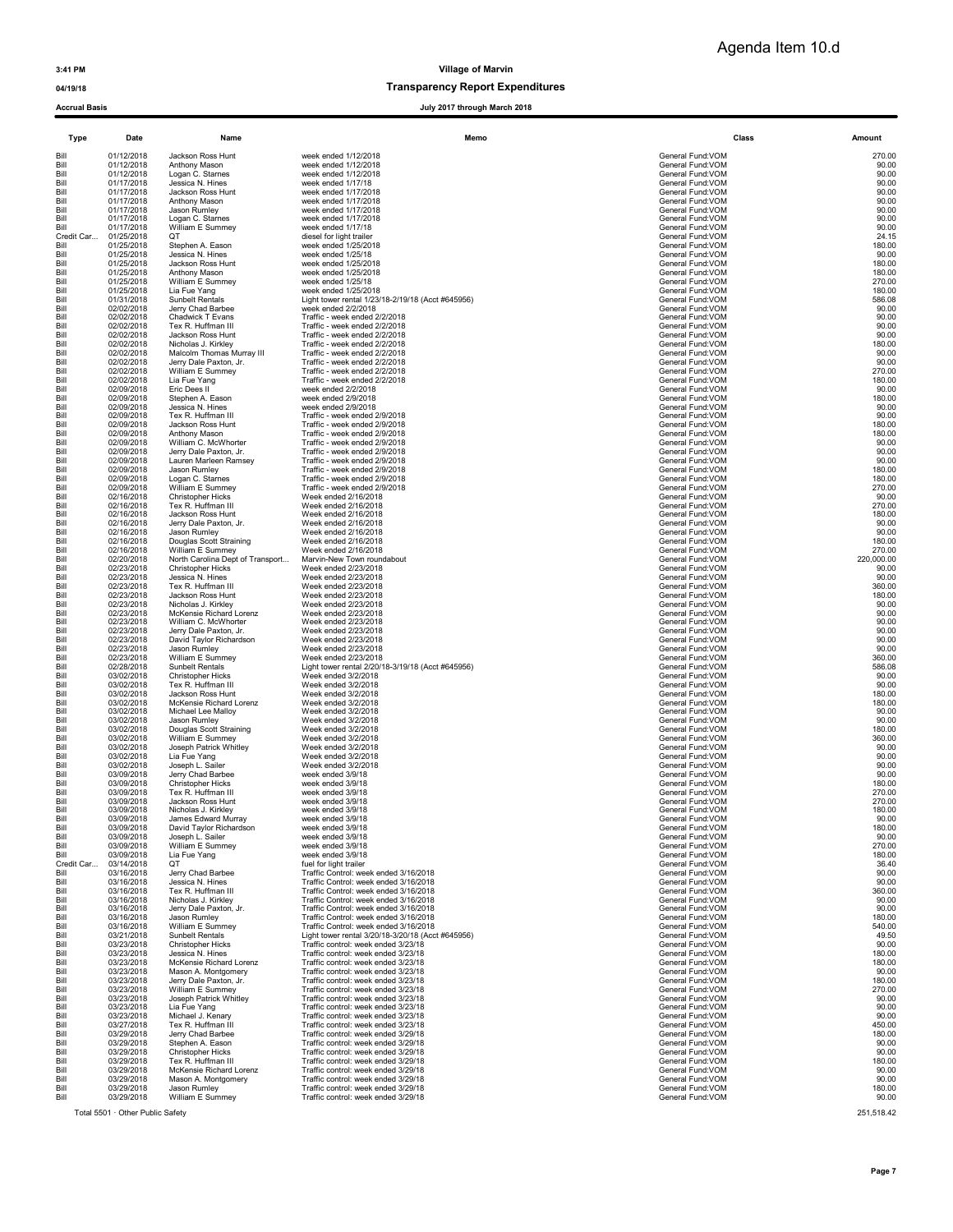Agenda Item 10.d

3:41 PM

04/19/18

Accrual Basis

# Village of Marvin

## Transparency Report Expenditures

July 2017 through March 2018

| Type | Date | Name | Memo | Class | Amount |
|---|---|---|---|---|---|
| Bill | 01/12/2018 | Jackson Ross Hunt | week ended 1/12/2018 | General Fund:VOM | 270.00 |
| Bill | 01/12/2018 | Anthony Mason | week ended 1/12/2018 | General Fund:VOM | 90.00 |
| Bill | 01/12/2018 | Logan C. Starnes | week ended 1/12/2018 | General Fund:VOM | 90.00 |
| Bill | 01/17/2018 | Jessica N. Hines | week ended 1/17/18 | General Fund:VOM | 90.00 |
| Bill | 01/17/2018 | Jackson Ross Hunt | week ended 1/17/2018 | General Fund:VOM | 90.00 |
| Bill | 01/17/2018 | Anthony Mason | week ended 1/17/2018 | General Fund:VOM | 90.00 |
| Bill | 01/17/2018 | Jason Rumley | week ended 1/17/2018 | General Fund:VOM | 90.00 |
| Bill | 01/17/2018 | Logan C. Starnes | week ended 1/17/2018 | General Fund:VOM | 90.00 |
| Bill | 01/17/2018 | William E Summey | week ended 1/17/18 | General Fund:VOM | 90.00 |
| Credit Car... | 01/25/2018 | QT | diesel for light trailer | General Fund:VOM | 24.15 |
| Bill | 01/25/2018 | Stephen A. Eason | week ended 1/25/2018 | General Fund:VOM | 180.00 |
| Bill | 01/25/2018 | Jessica N. Hines | week ended 1/25/18 | General Fund:VOM | 90.00 |
| Bill | 01/25/2018 | Jackson Ross Hunt | week ended 1/25/2018 | General Fund:VOM | 180.00 |
| Bill | 01/25/2018 | Anthony Mason | week ended 1/25/2018 | General Fund:VOM | 180.00 |
| Bill | 01/25/2018 | William E Summey | week ended 1/25/18 | General Fund:VOM | 270.00 |
| Bill | 01/25/2018 | Lia Fue Yang | week ended 1/25/2018 | General Fund:VOM | 180.00 |
| Bill | 01/31/2018 | Sunbelt Rentals | Light tower rental 1/23/18-2/19/18 (Acct #645956) | General Fund:VOM | 586.08 |
| Bill | 02/02/2018 | Jerry Chad Barbee | week ended 2/2/2018 | General Fund:VOM | 90.00 |
| Bill | 02/02/2018 | Chadwick T Evans | Traffic - week ended 2/2/2018 | General Fund:VOM | 90.00 |
| Bill | 02/02/2018 | Tex R. Huffman III | Traffic - week ended 2/2/2018 | General Fund:VOM | 90.00 |
| Bill | 02/02/2018 | Jackson Ross Hunt | Traffic - week ended 2/2/2018 | General Fund:VOM | 90.00 |
| Bill | 02/02/2018 | Nicholas J. Kirkley | Traffic - week ended 2/2/2018 | General Fund:VOM | 180.00 |
| Bill | 02/02/2018 | Malcolm Thomas Murray III | Traffic - week ended 2/2/2018 | General Fund:VOM | 90.00 |
| Bill | 02/02/2018 | Jerry Dale Paxton, Jr. | Traffic - week ended 2/2/2018 | General Fund:VOM | 90.00 |
| Bill | 02/02/2018 | William E Summey | Traffic - week ended 2/2/2018 | General Fund:VOM | 270.00 |
| Bill | 02/02/2018 | Lia Fue Yang | Traffic - week ended 2/2/2018 | General Fund:VOM | 180.00 |
| Bill | 02/09/2018 | Eric Dees II | week ended 2/2/2018 | General Fund:VOM | 90.00 |
| Bill | 02/09/2018 | Stephen A. Eason | week ended 2/9/2018 | General Fund:VOM | 180.00 |
| Bill | 02/09/2018 | Jessica N. Hines | week ended 2/9/2018 | General Fund:VOM | 90.00 |
| Bill | 02/09/2018 | Tex R. Huffman III | Traffic - week ended 2/9/2018 | General Fund:VOM | 90.00 |
| Bill | 02/09/2018 | Jackson Ross Hunt | Traffic - week ended 2/9/2018 | General Fund:VOM | 180.00 |
| Bill | 02/09/2018 | Anthony Mason | Traffic - week ended 2/9/2018 | General Fund:VOM | 180.00 |
| Bill | 02/09/2018 | William C. McWhorter | Traffic - week ended 2/9/2018 | General Fund:VOM | 90.00 |
| Bill | 02/09/2018 | Jerry Dale Paxton, Jr. | Traffic - week ended 2/9/2018 | General Fund:VOM | 90.00 |
| Bill | 02/09/2018 | Lauren Marleen Ramsey | Traffic - week ended 2/9/2018 | General Fund:VOM | 90.00 |
| Bill | 02/09/2018 | Jason Rumley | Traffic - week ended 2/9/2018 | General Fund:VOM | 180.00 |
| Bill | 02/09/2018 | Logan C. Starnes | Traffic - week ended 2/9/2018 | General Fund:VOM | 180.00 |
| Bill | 02/09/2018 | William E Summey | Traffic - week ended 2/9/2018 | General Fund:VOM | 270.00 |
| Bill | 02/16/2018 | Christopher Hicks | Week ended 2/16/2018 | General Fund:VOM | 90.00 |
| Bill | 02/16/2018 | Tex R. Huffman III | Week ended 2/16/2018 | General Fund:VOM | 270.00 |
| Bill | 02/16/2018 | Jackson Ross Hunt | Week ended 2/16/2018 | General Fund:VOM | 180.00 |
| Bill | 02/16/2018 | Jerry Dale Paxton, Jr. | Week ended 2/16/2018 | General Fund:VOM | 90.00 |
| Bill | 02/16/2018 | Jason Rumley | Week ended 2/16/2018 | General Fund:VOM | 90.00 |
| Bill | 02/16/2018 | Douglas Scott Straining | Week ended 2/16/2018 | General Fund:VOM | 180.00 |
| Bill | 02/16/2018 | William E Summey | Week ended 2/16/2018 | General Fund:VOM | 270.00 |
| Bill | 02/20/2018 | North Carolina Dept of Transport... | Marvin-New Town roundabout | General Fund:VOM | 220,000.00 |
| Bill | 02/23/2018 | Christopher Hicks | Week ended 2/23/2018 | General Fund:VOM | 90.00 |
| Bill | 02/23/2018 | Jessica N. Hines | Week ended 2/23/2018 | General Fund:VOM | 90.00 |
| Bill | 02/23/2018 | Tex R. Huffman III | Week ended 2/23/2018 | General Fund:VOM | 360.00 |
| Bill | 02/23/2018 | Jackson Ross Hunt | Week ended 2/23/2018 | General Fund:VOM | 180.00 |
| Bill | 02/23/2018 | Nicholas J. Kirkley | Week ended 2/23/2018 | General Fund:VOM | 90.00 |
| Bill | 02/23/2018 | McKensie Richard Lorenz | Week ended 2/23/2018 | General Fund:VOM | 90.00 |
| Bill | 02/23/2018 | William C. McWhorter | Week ended 2/23/2018 | General Fund:VOM | 90.00 |
| Bill | 02/23/2018 | Jerry Dale Paxton, Jr. | Week ended 2/23/2018 | General Fund:VOM | 90.00 |
| Bill | 02/23/2018 | David Taylor Richardson | Week ended 2/23/2018 | General Fund:VOM | 90.00 |
| Bill | 02/23/2018 | Jason Rumley | Week ended 2/23/2018 | General Fund:VOM | 90.00 |
| Bill | 02/23/2018 | William E Summey | Week ended 2/23/2018 | General Fund:VOM | 360.00 |
| Bill | 02/28/2018 | Sunbelt Rentals | Light tower rental 2/20/18-3/19/18 (Acct #645956) | General Fund:VOM | 586.08 |
| Bill | 03/02/2018 | Christopher Hicks | Week ended 3/2/2018 | General Fund:VOM | 90.00 |
| Bill | 03/02/2018 | Tex R. Huffman III | Week ended 3/2/2018 | General Fund:VOM | 90.00 |
| Bill | 03/02/2018 | Jackson Ross Hunt | Week ended 3/2/2018 | General Fund:VOM | 180.00 |
| Bill | 03/02/2018 | McKensie Richard Lorenz | Week ended 3/2/2018 | General Fund:VOM | 180.00 |
| Bill | 03/02/2018 | Michael Lee Malloy | Week ended 3/2/2018 | General Fund:VOM | 90.00 |
| Bill | 03/02/2018 | Jason Rumley | Week ended 3/2/2018 | General Fund:VOM | 90.00 |
| Bill | 03/02/2018 | Douglas Scott Straining | Week ended 3/2/2018 | General Fund:VOM | 180.00 |
| Bill | 03/02/2018 | William E Summey | Week ended 3/2/2018 | General Fund:VOM | 360.00 |
| Bill | 03/02/2018 | Joseph Patrick Whitley | Week ended 3/2/2018 | General Fund:VOM | 90.00 |
| Bill | 03/02/2018 | Lia Fue Yang | Week ended 3/2/2018 | General Fund:VOM | 90.00 |
| Bill | 03/02/2018 | Joseph L. Sailer | Week ended 3/2/2018 | General Fund:VOM | 90.00 |
| Bill | 03/09/2018 | Jerry Chad Barbee | week ended 3/9/18 | General Fund:VOM | 90.00 |
| Bill | 03/09/2018 | Christopher Hicks | week ended 3/9/18 | General Fund:VOM | 180.00 |
| Bill | 03/09/2018 | Tex R. Huffman III | week ended 3/9/18 | General Fund:VOM | 270.00 |
| Bill | 03/09/2018 | Jackson Ross Hunt | week ended 3/9/18 | General Fund:VOM | 270.00 |
| Bill | 03/09/2018 | Nicholas J. Kirkley | week ended 3/9/18 | General Fund:VOM | 180.00 |
| Bill | 03/09/2018 | James Edward Murray | week ended 3/9/18 | General Fund:VOM | 90.00 |
| Bill | 03/09/2018 | David Taylor Richardson | week ended 3/9/18 | General Fund:VOM | 180.00 |
| Bill | 03/09/2018 | Joseph L. Sailer | week ended 3/9/18 | General Fund:VOM | 90.00 |
| Bill | 03/09/2018 | William E Summey | week ended 3/9/18 | General Fund:VOM | 270.00 |
| Bill | 03/09/2018 | Lia Fue Yang | week ended 3/9/18 | General Fund:VOM | 180.00 |
| Credit Car... | 03/14/2018 | QT | fuel for light trailer | General Fund:VOM | 36.40 |
| Bill | 03/16/2018 | Jerry Chad Barbee | Traffic Control: week ended 3/16/2018 | General Fund:VOM | 90.00 |
| Bill | 03/16/2018 | Jessica N. Hines | Traffic Control: week ended 3/16/2018 | General Fund:VOM | 90.00 |
| Bill | 03/16/2018 | Tex R. Huffman III | Traffic Control: week ended 3/16/2018 | General Fund:VOM | 360.00 |
| Bill | 03/16/2018 | Nicholas J. Kirkley | Traffic Control: week ended 3/16/2018 | General Fund:VOM | 90.00 |
| Bill | 03/16/2018 | Jerry Dale Paxton, Jr. | Traffic Control: week ended 3/16/2018 | General Fund:VOM | 90.00 |
| Bill | 03/16/2018 | Jason Rumley | Traffic Control: week ended 3/16/2018 | General Fund:VOM | 180.00 |
| Bill | 03/16/2018 | William E Summey | Traffic Control: week ended 3/16/2018 | General Fund:VOM | 540.00 |
| Bill | 03/21/2018 | Sunbelt Rentals | Light tower rental 3/20/18-3/20/18 (Acct #645956) | General Fund:VOM | 49.50 |
| Bill | 03/23/2018 | Christopher Hicks | Traffic control: week ended 3/23/18 | General Fund:VOM | 90.00 |
| Bill | 03/23/2018 | Jessica N. Hines | Traffic control: week ended 3/23/18 | General Fund:VOM | 180.00 |
| Bill | 03/23/2018 | McKensie Richard Lorenz | Traffic control: week ended 3/23/18 | General Fund:VOM | 180.00 |
| Bill | 03/23/2018 | Mason A. Montgomery | Traffic control: week ended 3/23/18 | General Fund:VOM | 90.00 |
| Bill | 03/23/2018 | Jerry Dale Paxton, Jr. | Traffic control: week ended 3/23/18 | General Fund:VOM | 180.00 |
| Bill | 03/23/2018 | William E Summey | Traffic control: week ended 3/23/18 | General Fund:VOM | 270.00 |
| Bill | 03/23/2018 | Joseph Patrick Whitley | Traffic control: week ended 3/23/18 | General Fund:VOM | 90.00 |
| Bill | 03/23/2018 | Lia Fue Yang | Traffic control: week ended 3/23/18 | General Fund:VOM | 90.00 |
| Bill | 03/23/2018 | Michael J. Kenary | Traffic control: week ended 3/23/18 | General Fund:VOM | 90.00 |
| Bill | 03/27/2018 | Tex R. Huffman III | Traffic control: week ended 3/23/18 | General Fund:VOM | 450.00 |
| Bill | 03/29/2018 | Jerry Chad Barbee | Traffic control: week ended 3/29/18 | General Fund:VOM | 180.00 |
| Bill | 03/29/2018 | Stephen A. Eason | Traffic control: week ended 3/29/18 | General Fund:VOM | 90.00 |
| Bill | 03/29/2018 | Christopher Hicks | Traffic control: week ended 3/29/18 | General Fund:VOM | 90.00 |
| Bill | 03/29/2018 | Tex R. Huffman III | Traffic control: week ended 3/29/18 | General Fund:VOM | 180.00 |
| Bill | 03/29/2018 | McKensie Richard Lorenz | Traffic control: week ended 3/29/18 | General Fund:VOM | 90.00 |
| Bill | 03/29/2018 | Mason A. Montgomery | Traffic control: week ended 3/29/18 | General Fund:VOM | 90.00 |
| Bill | 03/29/2018 | Jason Rumley | Traffic control: week ended 3/29/18 | General Fund:VOM | 180.00 |
| Bill | 03/29/2018 | William E Summey | Traffic control: week ended 3/29/18 | General Fund:VOM | 90.00 |
| Total 5501 · Other Public Safety | | | | | 251,518.42 |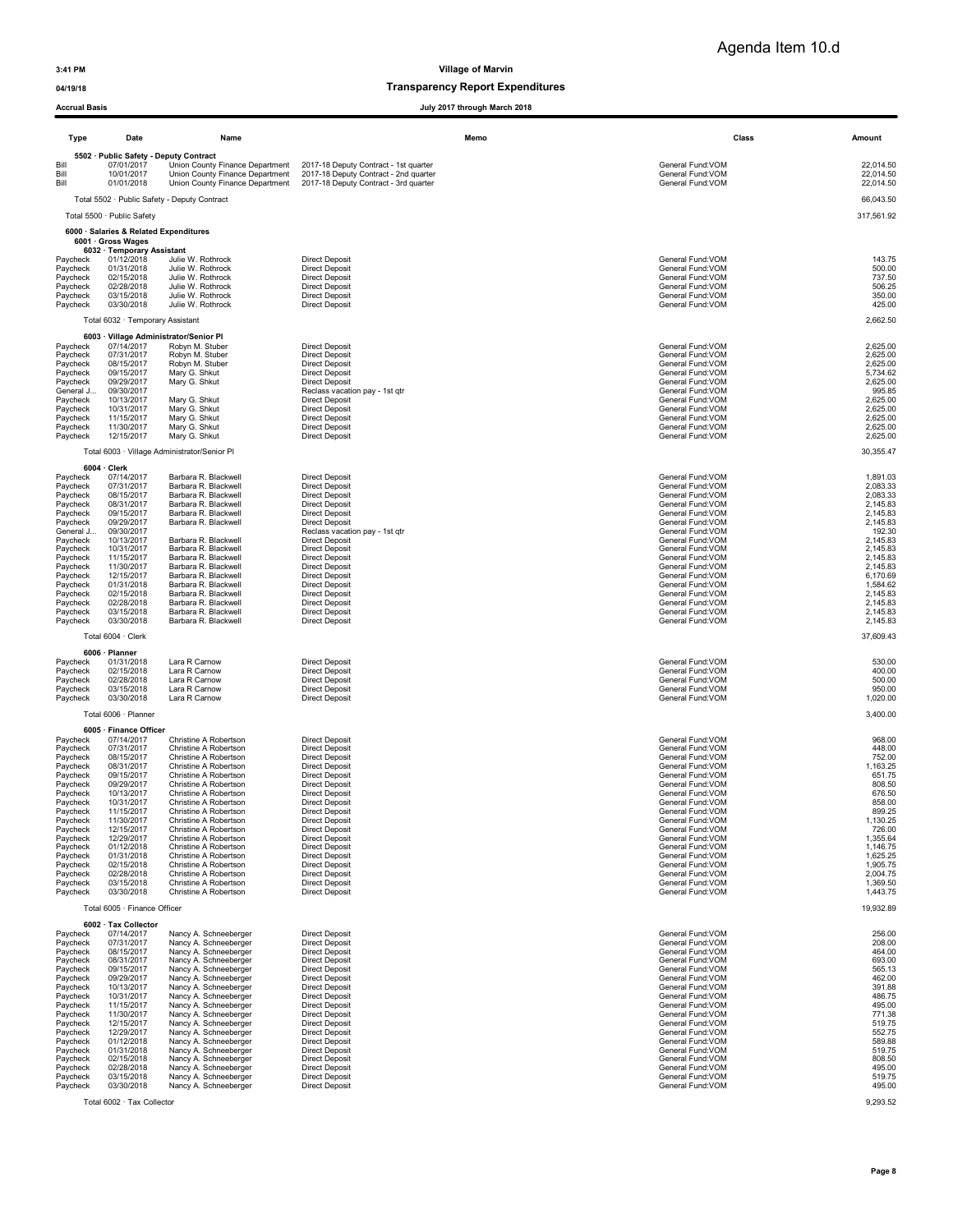Agenda Item 10.d

3:41 PM

04/19/18

Accrual Basis

# Village of Marvin

## Transparency Report Expenditures

July 2017 through March 2018

| Type | Date | Name | Memo | Class | Amount |
|---|---|---|---|---|---|
| **5502 · Public Safety - Deputy Contract** | | | | | |
| Bill | 07/01/2017 | Union County Finance Department | 2017-18 Deputy Contract - 1st quarter | General Fund:VOM | 22,014.50 |
| Bill | 10/01/2017 | Union County Finance Department | 2017-18 Deputy Contract - 2nd quarter | General Fund:VOM | 22,014.50 |
| Bill | 01/01/2018 | Union County Finance Department | 2017-18 Deputy Contract - 3rd quarter | General Fund:VOM | 22,014.50 |
| Total 5502 · Public Safety - Deputy Contract | | | | | 66,043.50 |
| Total 5500 · Public Safety | | | | | 317,561.92 |
| **6000 · Salaries & Related Expenditures** | | | | | |
| **6001 · Gross Wages** | | | | | |
| **6032 · Temporary Assistant** | | | | | |
| Paycheck | 01/12/2018 | Julie W. Rothrock | Direct Deposit | General Fund:VOM | 143.75 |
| Paycheck | 01/31/2018 | Julie W. Rothrock | Direct Deposit | General Fund:VOM | 500.00 |
| Paycheck | 02/15/2018 | Julie W. Rothrock | Direct Deposit | General Fund:VOM | 737.50 |
| Paycheck | 02/28/2018 | Julie W. Rothrock | Direct Deposit | General Fund:VOM | 506.25 |
| Paycheck | 03/15/2018 | Julie W. Rothrock | Direct Deposit | General Fund:VOM | 350.00 |
| Paycheck | 03/30/2018 | Julie W. Rothrock | Direct Deposit | General Fund:VOM | 425.00 |
| Total 6032 · Temporary Assistant | | | | | 2,662.50 |
| **6003 · Village Administrator/Senior Pl** | | | | | |
| Paycheck | 07/14/2017 | Robyn M. Stuber | Direct Deposit | General Fund:VOM | 2,625.00 |
| Paycheck | 07/31/2017 | Robyn M. Stuber | Direct Deposit | General Fund:VOM | 2,625.00 |
| Paycheck | 08/15/2017 | Robyn M. Stuber | Direct Deposit | General Fund:VOM | 2,625.00 |
| Paycheck | 09/15/2017 | Mary G. Shkut | Direct Deposit | General Fund:VOM | 5,734.62 |
| Paycheck | 09/29/2017 | Mary G. Shkut | Direct Deposit | General Fund:VOM | 2,625.00 |
| General J... | 09/30/2017 | | Reclass vacation pay - 1st qtr | General Fund:VOM | 995.85 |
| Paycheck | 10/13/2017 | Mary G. Shkut | Direct Deposit | General Fund:VOM | 2,625.00 |
| Paycheck | 10/31/2017 | Mary G. Shkut | Direct Deposit | General Fund:VOM | 2,625.00 |
| Paycheck | 11/15/2017 | Mary G. Shkut | Direct Deposit | General Fund:VOM | 2,625.00 |
| Paycheck | 11/30/2017 | Mary G. Shkut | Direct Deposit | General Fund:VOM | 2,625.00 |
| Paycheck | 12/15/2017 | Mary G. Shkut | Direct Deposit | General Fund:VOM | 2,625.00 |
| Total 6003 · Village Administrator/Senior Pl | | | | | 30,355.47 |
| **6004 · Clerk** | | | | | |
| Paycheck | 07/14/2017 | Barbara R. Blackwell | Direct Deposit | General Fund:VOM | 1,891.03 |
| Paycheck | 07/31/2017 | Barbara R. Blackwell | Direct Deposit | General Fund:VOM | 2,083.33 |
| Paycheck | 08/15/2017 | Barbara R. Blackwell | Direct Deposit | General Fund:VOM | 2,083.33 |
| Paycheck | 08/31/2017 | Barbara R. Blackwell | Direct Deposit | General Fund:VOM | 2,145.83 |
| Paycheck | 09/15/2017 | Barbara R. Blackwell | Direct Deposit | General Fund:VOM | 2,145.83 |
| Paycheck | 09/29/2017 | Barbara R. Blackwell | Direct Deposit | General Fund:VOM | 2,145.83 |
| General J... | 09/30/2017 | | Reclass vacation pay - 1st qtr | General Fund:VOM | 192.30 |
| Paycheck | 10/13/2017 | Barbara R. Blackwell | Direct Deposit | General Fund:VOM | 2,145.83 |
| Paycheck | 10/31/2017 | Barbara R. Blackwell | Direct Deposit | General Fund:VOM | 2,145.83 |
| Paycheck | 11/15/2017 | Barbara R. Blackwell | Direct Deposit | General Fund:VOM | 2,145.83 |
| Paycheck | 11/30/2017 | Barbara R. Blackwell | Direct Deposit | General Fund:VOM | 2,145.83 |
| Paycheck | 12/15/2017 | Barbara R. Blackwell | Direct Deposit | General Fund:VOM | 6,170.69 |
| Paycheck | 01/31/2018 | Barbara R. Blackwell | Direct Deposit | General Fund:VOM | 1,584.62 |
| Paycheck | 02/15/2018 | Barbara R. Blackwell | Direct Deposit | General Fund:VOM | 2,145.83 |
| Paycheck | 02/28/2018 | Barbara R. Blackwell | Direct Deposit | General Fund:VOM | 2,145.83 |
| Paycheck | 03/15/2018 | Barbara R. Blackwell | Direct Deposit | General Fund:VOM | 2,145.83 |
| Paycheck | 03/30/2018 | Barbara R. Blackwell | Direct Deposit | General Fund:VOM | 2,145.83 |
| Total 6004 · Clerk | | | | | 37,609.43 |
| **6006 · Planner** | | | | | |
| Paycheck | 01/31/2018 | Lara R Carnow | Direct Deposit | General Fund:VOM | 530.00 |
| Paycheck | 02/15/2018 | Lara R Carnow | Direct Deposit | General Fund:VOM | 400.00 |
| Paycheck | 02/28/2018 | Lara R Carnow | Direct Deposit | General Fund:VOM | 500.00 |
| Paycheck | 03/15/2018 | Lara R Carnow | Direct Deposit | General Fund:VOM | 950.00 |
| Paycheck | 03/30/2018 | Lara R Carnow | Direct Deposit | General Fund:VOM | 1,020.00 |
| Total 6006 · Planner | | | | | 3,400.00 |
| **6005 · Finance Officer** | | | | | |
| Paycheck | 07/14/2017 | Christine A Robertson | Direct Deposit | General Fund:VOM | 968.00 |
| Paycheck | 07/31/2017 | Christine A Robertson | Direct Deposit | General Fund:VOM | 448.00 |
| Paycheck | 08/15/2017 | Christine A Robertson | Direct Deposit | General Fund:VOM | 752.00 |
| Paycheck | 08/31/2017 | Christine A Robertson | Direct Deposit | General Fund:VOM | 1,163.25 |
| Paycheck | 09/15/2017 | Christine A Robertson | Direct Deposit | General Fund:VOM | 651.75 |
| Paycheck | 09/29/2017 | Christine A Robertson | Direct Deposit | General Fund:VOM | 808.50 |
| Paycheck | 10/13/2017 | Christine A Robertson | Direct Deposit | General Fund:VOM | 676.50 |
| Paycheck | 10/31/2017 | Christine A Robertson | Direct Deposit | General Fund:VOM | 858.00 |
| Paycheck | 11/15/2017 | Christine A Robertson | Direct Deposit | General Fund:VOM | 899.25 |
| Paycheck | 11/30/2017 | Christine A Robertson | Direct Deposit | General Fund:VOM | 1,130.25 |
| Paycheck | 12/15/2017 | Christine A Robertson | Direct Deposit | General Fund:VOM | 726.00 |
| Paycheck | 12/29/2017 | Christine A Robertson | Direct Deposit | General Fund:VOM | 1,355.64 |
| Paycheck | 01/12/2018 | Christine A Robertson | Direct Deposit | General Fund:VOM | 1,146.75 |
| Paycheck | 01/31/2018 | Christine A Robertson | Direct Deposit | General Fund:VOM | 1,625.25 |
| Paycheck | 02/15/2018 | Christine A Robertson | Direct Deposit | General Fund:VOM | 1,905.75 |
| Paycheck | 02/28/2018 | Christine A Robertson | Direct Deposit | General Fund:VOM | 2,004.75 |
| Paycheck | 03/15/2018 | Christine A Robertson | Direct Deposit | General Fund:VOM | 1,369.50 |
| Paycheck | 03/30/2018 | Christine A Robertson | Direct Deposit | General Fund:VOM | 1,443.75 |
| Total 6005 · Finance Officer | | | | | 19,932.89 |
| **6002 · Tax Collector** | | | | | |
| Paycheck | 07/14/2017 | Nancy A. Schneeberger | Direct Deposit | General Fund:VOM | 256.00 |
| Paycheck | 07/31/2017 | Nancy A. Schneeberger | Direct Deposit | General Fund:VOM | 208.00 |
| Paycheck | 08/15/2017 | Nancy A. Schneeberger | Direct Deposit | General Fund:VOM | 464.00 |
| Paycheck | 08/31/2017 | Nancy A. Schneeberger | Direct Deposit | General Fund:VOM | 693.00 |
| Paycheck | 09/15/2017 | Nancy A. Schneeberger | Direct Deposit | General Fund:VOM | 565.13 |
| Paycheck | 09/29/2017 | Nancy A. Schneeberger | Direct Deposit | General Fund:VOM | 462.00 |
| Paycheck | 10/13/2017 | Nancy A. Schneeberger | Direct Deposit | General Fund:VOM | 391.88 |
| Paycheck | 10/31/2017 | Nancy A. Schneeberger | Direct Deposit | General Fund:VOM | 486.75 |
| Paycheck | 11/15/2017 | Nancy A. Schneeberger | Direct Deposit | General Fund:VOM | 495.00 |
| Paycheck | 11/30/2017 | Nancy A. Schneeberger | Direct Deposit | General Fund:VOM | 771.38 |
| Paycheck | 12/15/2017 | Nancy A. Schneeberger | Direct Deposit | General Fund:VOM | 519.75 |
| Paycheck | 12/29/2017 | Nancy A. Schneeberger | Direct Deposit | General Fund:VOM | 552.75 |
| Paycheck | 01/12/2018 | Nancy A. Schneeberger | Direct Deposit | General Fund:VOM | 589.88 |
| Paycheck | 01/31/2018 | Nancy A. Schneeberger | Direct Deposit | General Fund:VOM | 519.75 |
| Paycheck | 02/15/2018 | Nancy A. Schneeberger | Direct Deposit | General Fund:VOM | 808.50 |
| Paycheck | 02/28/2018 | Nancy A. Schneeberger | Direct Deposit | General Fund:VOM | 495.00 |
| Paycheck | 03/15/2018 | Nancy A. Schneeberger | Direct Deposit | General Fund:VOM | 519.75 |
| Paycheck | 03/30/2018 | Nancy A. Schneeberger | Direct Deposit | General Fund:VOM | 495.00 |
| Total 6002 · Tax Collector | | | | | 9,293.52 |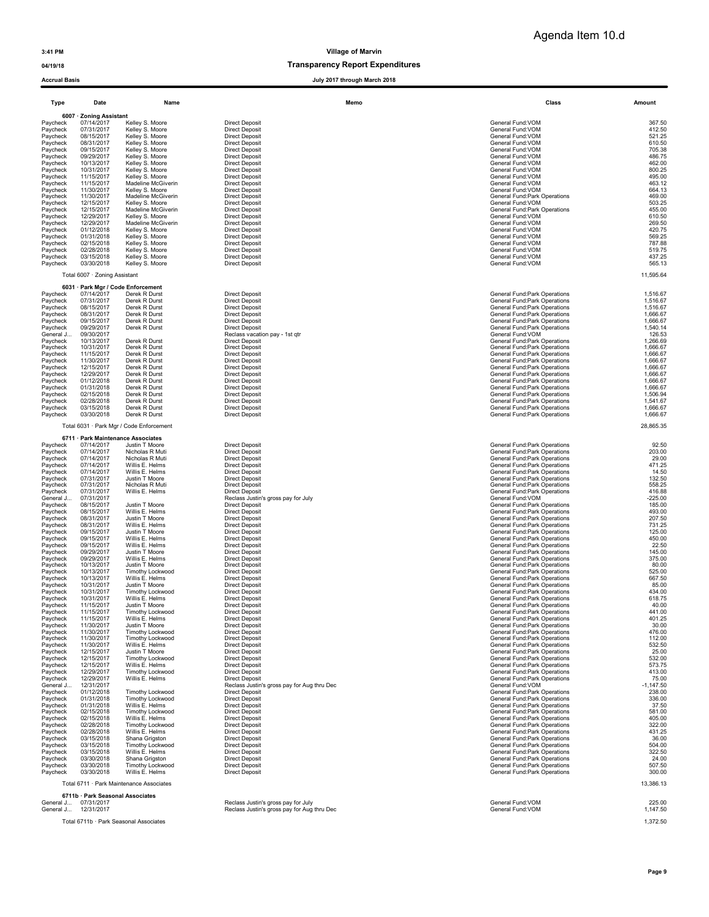Agenda Item 10.d

3:41 PM
04/19/18
Accrual Basis

**Village of Marvin**
**Transparency Report Expenditures**
**July 2017 through March 2018**

| Type | Date | Name | Memo | Class | Amount |
|---|---|---|---|---|---|
| **6007 · Zoning Assistant** | | | | | |
| Paycheck | 07/14/2017 | Kelley S. Moore | Direct Deposit | General Fund:VOM | 367.50 |
| Paycheck | 07/31/2017 | Kelley S. Moore | Direct Deposit | General Fund:VOM | 412.50 |
| Paycheck | 08/15/2017 | Kelley S. Moore | Direct Deposit | General Fund:VOM | 521.25 |
| Paycheck | 08/31/2017 | Kelley S. Moore | Direct Deposit | General Fund:VOM | 610.50 |
| Paycheck | 09/15/2017 | Kelley S. Moore | Direct Deposit | General Fund:VOM | 705.38 |
| Paycheck | 09/29/2017 | Kelley S. Moore | Direct Deposit | General Fund:VOM | 486.75 |
| Paycheck | 10/13/2017 | Kelley S. Moore | Direct Deposit | General Fund:VOM | 462.00 |
| Paycheck | 10/31/2017 | Kelley S. Moore | Direct Deposit | General Fund:VOM | 800.25 |
| Paycheck | 11/15/2017 | Kelley S. Moore | Direct Deposit | General Fund:VOM | 495.00 |
| Paycheck | 11/15/2017 | Madeline McGiverin | Direct Deposit | General Fund:VOM | 463.12 |
| Paycheck | 11/30/2017 | Kelley S. Moore | Direct Deposit | General Fund:VOM | 664.13 |
| Paycheck | 11/30/2017 | Madeline McGiverin | Direct Deposit | General Fund:Park Operations | 469.00 |
| Paycheck | 12/15/2017 | Kelley S. Moore | Direct Deposit | General Fund:VOM | 503.25 |
| Paycheck | 12/15/2017 | Madeline McGiverin | Direct Deposit | General Fund:Park Operations | 455.00 |
| Paycheck | 12/29/2017 | Kelley S. Moore | Direct Deposit | General Fund:VOM | 610.50 |
| Paycheck | 12/29/2017 | Madeline McGiverin | Direct Deposit | General Fund:VOM | 269.50 |
| Paycheck | 01/12/2018 | Kelley S. Moore | Direct Deposit | General Fund:VOM | 420.75 |
| Paycheck | 01/31/2018 | Kelley S. Moore | Direct Deposit | General Fund:VOM | 569.25 |
| Paycheck | 02/15/2018 | Kelley S. Moore | Direct Deposit | General Fund:VOM | 787.88 |
| Paycheck | 02/28/2018 | Kelley S. Moore | Direct Deposit | General Fund:VOM | 519.75 |
| Paycheck | 03/15/2018 | Kelley S. Moore | Direct Deposit | General Fund:VOM | 437.25 |
| Paycheck | 03/30/2018 | Kelley S. Moore | Direct Deposit | General Fund:VOM | 565.13 |
| Total 6007 · Zoning Assistant | | | | | 11,595.64 |
| **6031 · Park Mgr / Code Enforcement** | | | | | |
| Paycheck | 07/14/2017 | Derek R Durst | Direct Deposit | General Fund:Park Operations | 1,516.67 |
| Paycheck | 07/31/2017 | Derek R Durst | Direct Deposit | General Fund:Park Operations | 1,516.67 |
| Paycheck | 08/15/2017 | Derek R Durst | Direct Deposit | General Fund:Park Operations | 1,516.67 |
| Paycheck | 08/31/2017 | Derek R Durst | Direct Deposit | General Fund:Park Operations | 1,666.67 |
| Paycheck | 09/15/2017 | Derek R Durst | Direct Deposit | General Fund:Park Operations | 1,666.67 |
| Paycheck | 09/29/2017 | Derek R Durst | Direct Deposit | General Fund:Park Operations | 1,540.14 |
| General J... | 09/30/2017 | | Reclass vacation pay - 1st qtr | General Fund:VOM | 126.53 |
| Paycheck | 10/13/2017 | Derek R Durst | Direct Deposit | General Fund:Park Operations | 1,266.69 |
| Paycheck | 10/31/2017 | Derek R Durst | Direct Deposit | General Fund:Park Operations | 1,666.67 |
| Paycheck | 11/15/2017 | Derek R Durst | Direct Deposit | General Fund:Park Operations | 1,666.67 |
| Paycheck | 11/30/2017 | Derek R Durst | Direct Deposit | General Fund:Park Operations | 1,666.67 |
| Paycheck | 12/15/2017 | Derek R Durst | Direct Deposit | General Fund:Park Operations | 1,666.67 |
| Paycheck | 12/29/2017 | Derek R Durst | Direct Deposit | General Fund:Park Operations | 1,666.67 |
| Paycheck | 01/12/2018 | Derek R Durst | Direct Deposit | General Fund:Park Operations | 1,666.67 |
| Paycheck | 01/31/2018 | Derek R Durst | Direct Deposit | General Fund:Park Operations | 1,666.67 |
| Paycheck | 02/15/2018 | Derek R Durst | Direct Deposit | General Fund:Park Operations | 1,506.94 |
| Paycheck | 02/28/2018 | Derek R Durst | Direct Deposit | General Fund:Park Operations | 1,541.67 |
| Paycheck | 03/15/2018 | Derek R Durst | Direct Deposit | General Fund:Park Operations | 1,666.67 |
| Paycheck | 03/30/2018 | Derek R Durst | Direct Deposit | General Fund:Park Operations | 1,666.67 |
| Total 6031 · Park Mgr / Code Enforcement | | | | | 28,865.35 |
| **6711 · Park Maintenance Associates** | | | | | |
| Paycheck | 07/14/2017 | Justin T Moore | Direct Deposit | General Fund:Park Operations | 92.50 |
| Paycheck | 07/14/2017 | Nicholas R Muti | Direct Deposit | General Fund:Park Operations | 203.00 |
| Paycheck | 07/14/2017 | Nicholas R Muti | Direct Deposit | General Fund:Park Operations | 29.00 |
| Paycheck | 07/14/2017 | Willis E. Helms | Direct Deposit | General Fund:Park Operations | 471.25 |
| Paycheck | 07/14/2017 | Willis E. Helms | Direct Deposit | General Fund:Park Operations | 14.50 |
| Paycheck | 07/31/2017 | Justin T Moore | Direct Deposit | General Fund:Park Operations | 132.50 |
| Paycheck | 07/31/2017 | Nicholas R Muti | Direct Deposit | General Fund:Park Operations | 558.25 |
| Paycheck | 07/31/2017 | Willis E. Helms | Direct Deposit | General Fund:Park Operations | 416.88 |
| General J... | 07/31/2017 | | Reclass Justin's gross pay for July | General Fund:VOM | -225.00 |
| Paycheck | 08/15/2017 | Justin T Moore | Direct Deposit | General Fund:Park Operations | 185.00 |
| Paycheck | 08/15/2017 | Willis E. Helms | Direct Deposit | General Fund:Park Operations | 493.00 |
| Paycheck | 08/31/2017 | Justin T Moore | Direct Deposit | General Fund:Park Operations | 207.50 |
| Paycheck | 08/31/2017 | Willis E. Helms | Direct Deposit | General Fund:Park Operations | 731.25 |
| Paycheck | 09/15/2017 | Justin T Moore | Direct Deposit | General Fund:Park Operations | 125.00 |
| Paycheck | 09/15/2017 | Willis E. Helms | Direct Deposit | General Fund:Park Operations | 450.00 |
| Paycheck | 09/15/2017 | Willis E. Helms | Direct Deposit | General Fund:Park Operations | 22.50 |
| Paycheck | 09/29/2017 | Justin T Moore | Direct Deposit | General Fund:Park Operations | 145.00 |
| Paycheck | 09/29/2017 | Willis E. Helms | Direct Deposit | General Fund:Park Operations | 375.00 |
| Paycheck | 10/13/2017 | Justin T Moore | Direct Deposit | General Fund:Park Operations | 80.00 |
| Paycheck | 10/13/2017 | Timothy Lockwood | Direct Deposit | General Fund:Park Operations | 525.00 |
| Paycheck | 10/13/2017 | Willis E. Helms | Direct Deposit | General Fund:Park Operations | 667.50 |
| Paycheck | 10/31/2017 | Justin T Moore | Direct Deposit | General Fund:Park Operations | 85.00 |
| Paycheck | 10/31/2017 | Timothy Lockwood | Direct Deposit | General Fund:Park Operations | 434.00 |
| Paycheck | 10/31/2017 | Willis E. Helms | Direct Deposit | General Fund:Park Operations | 618.75 |
| Paycheck | 11/15/2017 | Justin T Moore | Direct Deposit | General Fund:Park Operations | 40.00 |
| Paycheck | 11/15/2017 | Timothy Lockwood | Direct Deposit | General Fund:Park Operations | 441.00 |
| Paycheck | 11/15/2017 | Willis E. Helms | Direct Deposit | General Fund:Park Operations | 401.25 |
| Paycheck | 11/30/2017 | Justin T Moore | Direct Deposit | General Fund:Park Operations | 30.00 |
| Paycheck | 11/30/2017 | Timothy Lockwood | Direct Deposit | General Fund:Park Operations | 476.00 |
| Paycheck | 11/30/2017 | Timothy Lockwood | Direct Deposit | General Fund:Park Operations | 112.00 |
| Paycheck | 11/30/2017 | Willis E. Helms | Direct Deposit | General Fund:Park Operations | 532.50 |
| Paycheck | 12/15/2017 | Justin T Moore | Direct Deposit | General Fund:Park Operations | 25.00 |
| Paycheck | 12/15/2017 | Timothy Lockwood | Direct Deposit | General Fund:Park Operations | 532.00 |
| Paycheck | 12/15/2017 | Willis E. Helms | Direct Deposit | General Fund:Park Operations | 573.75 |
| Paycheck | 12/29/2017 | Timothy Lockwood | Direct Deposit | General Fund:Park Operations | 413.00 |
| Paycheck | 12/29/2017 | Willis E. Helms | Direct Deposit | General Fund:Park Operations | 75.00 |
| General J... | 12/31/2017 | | Reclass Justin's gross pay for Aug thru Dec | General Fund:VOM | -1,147.50 |
| Paycheck | 01/12/2018 | Timothy Lockwood | Direct Deposit | General Fund:Park Operations | 238.00 |
| Paycheck | 01/31/2018 | Timothy Lockwood | Direct Deposit | General Fund:Park Operations | 336.00 |
| Paycheck | 01/31/2018 | Willis E. Helms | Direct Deposit | General Fund:Park Operations | 37.50 |
| Paycheck | 02/15/2018 | Timothy Lockwood | Direct Deposit | General Fund:Park Operations | 581.00 |
| Paycheck | 02/15/2018 | Willis E. Helms | Direct Deposit | General Fund:Park Operations | 405.00 |
| Paycheck | 02/28/2018 | Timothy Lockwood | Direct Deposit | General Fund:Park Operations | 322.00 |
| Paycheck | 02/28/2018 | Willis E. Helms | Direct Deposit | General Fund:Park Operations | 431.25 |
| Paycheck | 03/15/2018 | Shana Grigston | Direct Deposit | General Fund:Park Operations | 36.00 |
| Paycheck | 03/15/2018 | Timothy Lockwood | Direct Deposit | General Fund:Park Operations | 504.00 |
| Paycheck | 03/15/2018 | Willis E. Helms | Direct Deposit | General Fund:Park Operations | 322.50 |
| Paycheck | 03/30/2018 | Shana Grigston | Direct Deposit | General Fund:Park Operations | 24.00 |
| Paycheck | 03/30/2018 | Timothy Lockwood | Direct Deposit | General Fund:Park Operations | 507.50 |
| Paycheck | 03/30/2018 | Willis E. Helms | Direct Deposit | General Fund:Park Operations | 300.00 |
| Total 6711 · Park Maintenance Associates | | | | | 13,386.13 |
| **6711b · Park Seasonal Associates** | | | | | |
| General J... | 07/31/2017 | | Reclass Justin's gross pay for July | General Fund:VOM | 225.00 |
| General J... | 12/31/2017 | | Reclass Justin's gross pay for Aug thru Dec | General Fund:VOM | 1,147.50 |
| Total 6711b · Park Seasonal Associates | | | | | 1,372.50 |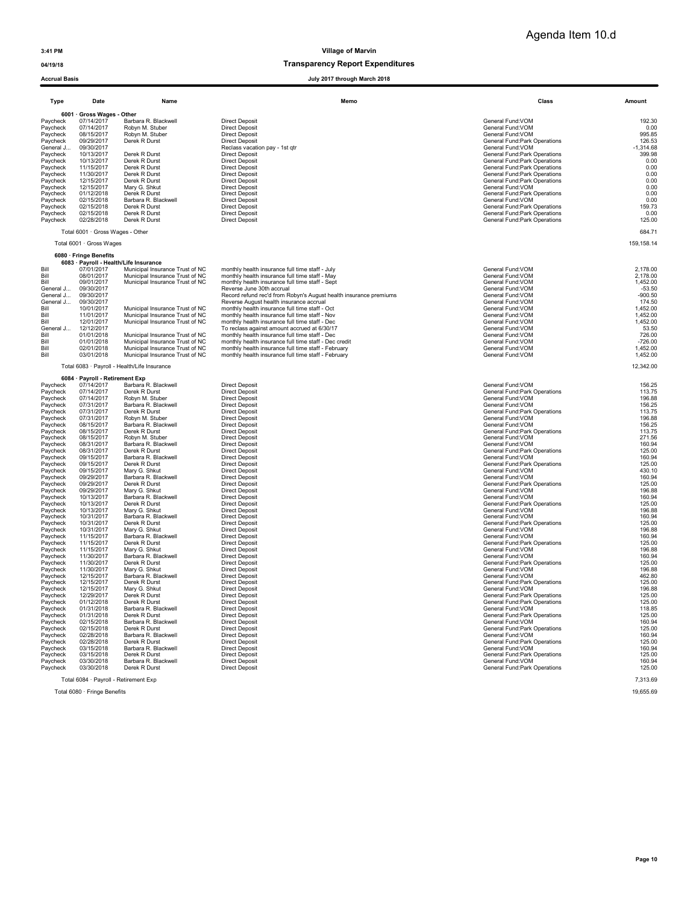Agenda Item 10.d

3:41 PM | Village of Marvin

04/19/18 | **Transparency Report Expenditures**

Accrual Basis | July 2017 through March 2018

| Type | Date | Name | Memo | Class | Amount |
|---|---|---|---|---|---|
| **6001 · Gross Wages - Other** | | | | | |
| Paycheck | 07/14/2017 | Barbara R. Blackwell | Direct Deposit | General Fund:VOM | 192.30 |
| Paycheck | 07/14/2017 | Robyn M. Stuber | Direct Deposit | General Fund:VOM | 0.00 |
| Paycheck | 08/15/2017 | Robyn M. Stuber | Direct Deposit | General Fund:VOM | 995.85 |
| Paycheck | 09/29/2017 | Derek R Durst | Direct Deposit | General Fund:Park Operations | 126.53 |
| General J... | 09/30/2017 | | Reclass vacation pay - 1st qtr | General Fund:VOM | -1,314.68 |
| Paycheck | 10/13/2017 | Derek R Durst | Direct Deposit | General Fund:Park Operations | 399.98 |
| Paycheck | 10/13/2017 | Derek R Durst | Direct Deposit | General Fund:Park Operations | 0.00 |
| Paycheck | 11/15/2017 | Derek R Durst | Direct Deposit | General Fund:Park Operations | 0.00 |
| Paycheck | 11/30/2017 | Derek R Durst | Direct Deposit | General Fund:Park Operations | 0.00 |
| Paycheck | 12/15/2017 | Derek R Durst | Direct Deposit | General Fund:Park Operations | 0.00 |
| Paycheck | 12/15/2017 | Mary G. Shkut | Direct Deposit | General Fund:VOM | 0.00 |
| Paycheck | 01/12/2018 | Derek R Durst | Direct Deposit | General Fund:Park Operations | 0.00 |
| Paycheck | 02/15/2018 | Barbara R. Blackwell | Direct Deposit | General Fund:VOM | 0.00 |
| Paycheck | 02/15/2018 | Derek R Durst | Direct Deposit | General Fund:Park Operations | 159.73 |
| Paycheck | 02/15/2018 | Derek R Durst | Direct Deposit | General Fund:Park Operations | 0.00 |
| Paycheck | 02/28/2018 | Derek R Durst | Direct Deposit | General Fund:Park Operations | 125.00 |
| Total 6001 · Gross Wages - Other | | | | | 684.71 |
| Total 6001 · Gross Wages | | | | | 159,158.14 |
| **6080 · Fringe Benefits** | | | | | |
| **6083 · Payroll - Health/Life Insurance** | | | | | |
| Bill | 07/01/2017 | Municipal Insurance Trust of NC | monthly health insurance full time staff - July | General Fund:VOM | 2,178.00 |
| Bill | 08/01/2017 | Municipal Insurance Trust of NC | monthly health insurance full time staff - May | General Fund:VOM | 2,178.00 |
| Bill | 09/01/2017 | Municipal Insurance Trust of NC | monthly health insurance full time staff - Sept | General Fund:VOM | 1,452.00 |
| General J... | 09/30/2017 | | Reverse June 30th accrual | General Fund:VOM | -53.50 |
| General J... | 09/30/2017 | | Record refund rec'd from Robyn's August health insurance premiums | General Fund:VOM | -900.50 |
| General J... | 09/30/2017 | | Reverse August health insurance accrual | General Fund:VOM | 174.50 |
| Bill | 10/01/2017 | Municipal Insurance Trust of NC | monthly health insurance full time staff - Oct | General Fund:VOM | 1,452.00 |
| Bill | 11/01/2017 | Municipal Insurance Trust of NC | monthly health insurance full time staff - Nov | General Fund:VOM | 1,452.00 |
| Bill | 12/01/2017 | Municipal Insurance Trust of NC | monthly health insurance full time staff - Dec | General Fund:VOM | 1,452.00 |
| General J... | 12/12/2017 | | To reclass against amount accrued at 6/30/17 | General Fund:VOM | 53.50 |
| Bill | 01/01/2018 | Municipal Insurance Trust of NC | monthly health insurance full time staff - Dec | General Fund:VOM | 726.00 |
| Bill | 01/01/2018 | Municipal Insurance Trust of NC | monthly health insurance full time staff - Dec credit | General Fund:VOM | -726.00 |
| Bill | 02/01/2018 | Municipal Insurance Trust of NC | monthly health insurance full time staff - February | General Fund:VOM | 1,452.00 |
| Bill | 03/01/2018 | Municipal Insurance Trust of NC | monthly health insurance full time staff - February | General Fund:VOM | 1,452.00 |
| Total 6083 · Payroll - Health/Life Insurance | | | | | 12,342.00 |
| **6084 · Payroll - Retirement Exp** | | | | | |
| Paycheck | 07/14/2017 | Barbara R. Blackwell | Direct Deposit | General Fund:VOM | 156.25 |
| Paycheck | 07/14/2017 | Derek R Durst | Direct Deposit | General Fund:Park Operations | 113.75 |
| Paycheck | 07/14/2017 | Robyn M. Stuber | Direct Deposit | General Fund:VOM | 196.88 |
| Paycheck | 07/31/2017 | Barbara R. Blackwell | Direct Deposit | General Fund:VOM | 156.25 |
| Paycheck | 07/31/2017 | Derek R Durst | Direct Deposit | General Fund:Park Operations | 113.75 |
| Paycheck | 07/31/2017 | Robyn M. Stuber | Direct Deposit | General Fund:VOM | 196.88 |
| Paycheck | 08/15/2017 | Barbara R. Blackwell | Direct Deposit | General Fund:VOM | 156.25 |
| Paycheck | 08/15/2017 | Derek R Durst | Direct Deposit | General Fund:Park Operations | 113.75 |
| Paycheck | 08/15/2017 | Robyn M. Stuber | Direct Deposit | General Fund:VOM | 271.56 |
| Paycheck | 08/31/2017 | Barbara R. Blackwell | Direct Deposit | General Fund:VOM | 160.94 |
| Paycheck | 08/31/2017 | Derek R Durst | Direct Deposit | General Fund:Park Operations | 125.00 |
| Paycheck | 09/15/2017 | Barbara R. Blackwell | Direct Deposit | General Fund:VOM | 160.94 |
| Paycheck | 09/15/2017 | Derek R Durst | Direct Deposit | General Fund:Park Operations | 125.00 |
| Paycheck | 09/15/2017 | Mary G. Shkut | Direct Deposit | General Fund:VOM | 430.10 |
| Paycheck | 09/29/2017 | Barbara R. Blackwell | Direct Deposit | General Fund:VOM | 160.94 |
| Paycheck | 09/29/2017 | Derek R Durst | Direct Deposit | General Fund:Park Operations | 125.00 |
| Paycheck | 09/29/2017 | Mary G. Shkut | Direct Deposit | General Fund:VOM | 196.88 |
| Paycheck | 10/13/2017 | Barbara R. Blackwell | Direct Deposit | General Fund:VOM | 160.94 |
| Paycheck | 10/13/2017 | Derek R Durst | Direct Deposit | General Fund:Park Operations | 125.00 |
| Paycheck | 10/13/2017 | Mary G. Shkut | Direct Deposit | General Fund:VOM | 196.88 |
| Paycheck | 10/31/2017 | Barbara R. Blackwell | Direct Deposit | General Fund:VOM | 160.94 |
| Paycheck | 10/31/2017 | Derek R Durst | Direct Deposit | General Fund:Park Operations | 125.00 |
| Paycheck | 10/31/2017 | Mary G. Shkut | Direct Deposit | General Fund:VOM | 196.88 |
| Paycheck | 11/15/2017 | Barbara R. Blackwell | Direct Deposit | General Fund:VOM | 160.94 |
| Paycheck | 11/15/2017 | Derek R Durst | Direct Deposit | General Fund:Park Operations | 125.00 |
| Paycheck | 11/15/2017 | Mary G. Shkut | Direct Deposit | General Fund:VOM | 196.88 |
| Paycheck | 11/30/2017 | Barbara R. Blackwell | Direct Deposit | General Fund:VOM | 160.94 |
| Paycheck | 11/30/2017 | Derek R Durst | Direct Deposit | General Fund:Park Operations | 125.00 |
| Paycheck | 11/30/2017 | Mary G. Shkut | Direct Deposit | General Fund:VOM | 196.88 |
| Paycheck | 12/15/2017 | Barbara R. Blackwell | Direct Deposit | General Fund:VOM | 462.80 |
| Paycheck | 12/15/2017 | Derek R Durst | Direct Deposit | General Fund:Park Operations | 125.00 |
| Paycheck | 12/15/2017 | Mary G. Shkut | Direct Deposit | General Fund:VOM | 196.88 |
| Paycheck | 12/29/2017 | Derek R Durst | Direct Deposit | General Fund:Park Operations | 125.00 |
| Paycheck | 01/12/2018 | Derek R Durst | Direct Deposit | General Fund:Park Operations | 125.00 |
| Paycheck | 01/31/2018 | Barbara R. Blackwell | Direct Deposit | General Fund:VOM | 118.85 |
| Paycheck | 01/31/2018 | Derek R Durst | Direct Deposit | General Fund:Park Operations | 125.00 |
| Paycheck | 02/15/2018 | Barbara R. Blackwell | Direct Deposit | General Fund:VOM | 160.94 |
| Paycheck | 02/15/2018 | Derek R Durst | Direct Deposit | General Fund:Park Operations | 125.00 |
| Paycheck | 02/28/2018 | Barbara R. Blackwell | Direct Deposit | General Fund:VOM | 160.94 |
| Paycheck | 02/28/2018 | Derek R Durst | Direct Deposit | General Fund:Park Operations | 125.00 |
| Paycheck | 03/15/2018 | Barbara R. Blackwell | Direct Deposit | General Fund:VOM | 160.94 |
| Paycheck | 03/15/2018 | Derek R Durst | Direct Deposit | General Fund:Park Operations | 125.00 |
| Paycheck | 03/30/2018 | Barbara R. Blackwell | Direct Deposit | General Fund:VOM | 160.94 |
| Paycheck | 03/30/2018 | Derek R Durst | Direct Deposit | General Fund:Park Operations | 125.00 |
| Total 6084 · Payroll - Retirement Exp | | | | | 7,313.69 |
| Total 6080 · Fringe Benefits | | | | | 19,655.69 |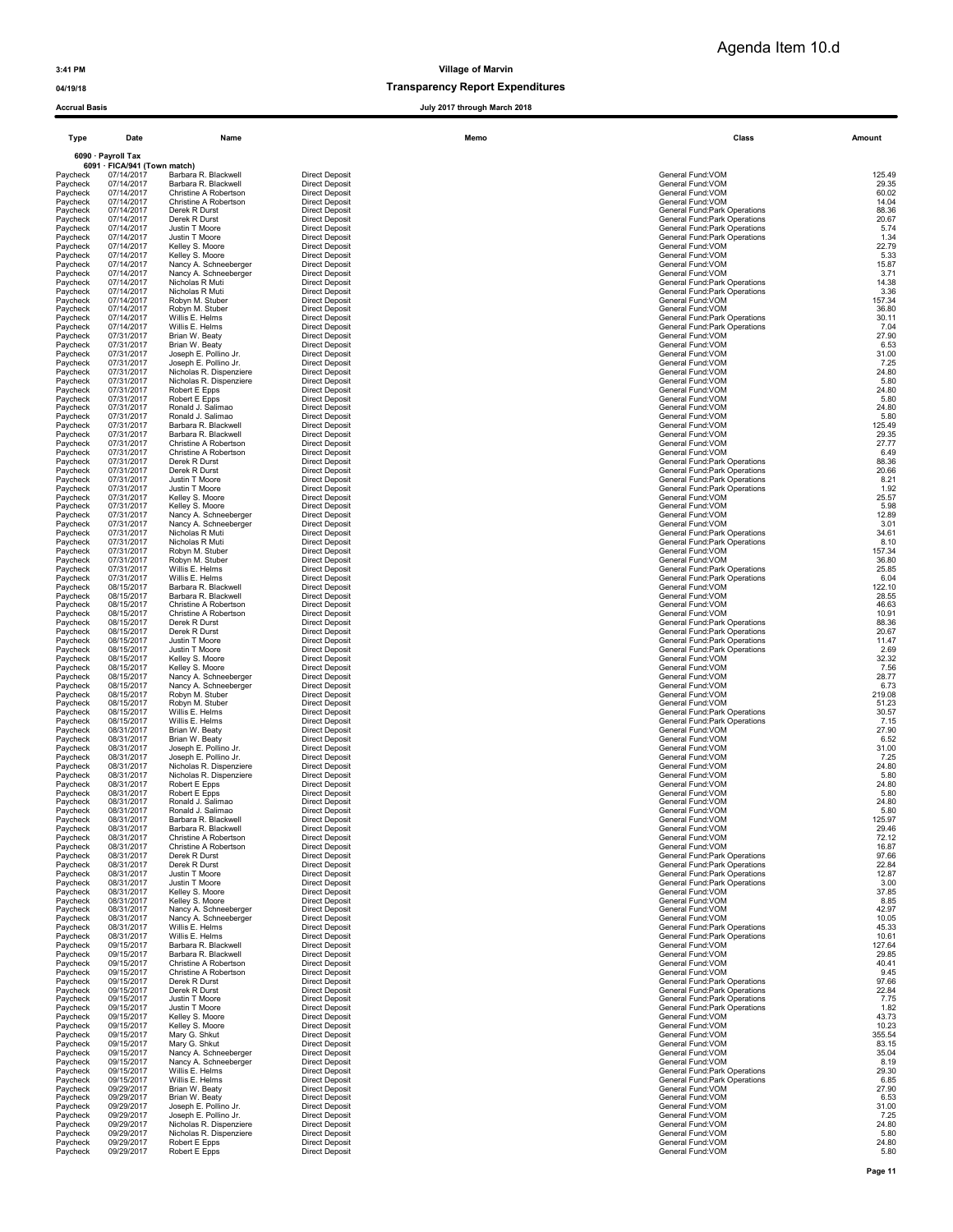Agenda Item 10.d

3:41 PM **Village of Marvin**

04/19/18 **Transparency Report Expenditures**

Accrual Basis **July 2017 through March 2018**

| Type | Date | Name | Memo | Class | Amount |
|---|---|---|---|---|---|
| 6090 · Payroll Tax | | | | | |
| 6091 · FICA/941 (Town match) | | | | | |
| Paycheck | 07/14/2017 | Barbara R. Blackwell | Direct Deposit | General Fund:VOM | 125.49 |
| Paycheck | 07/14/2017 | Barbara R. Blackwell | Direct Deposit | General Fund:VOM | 29.35 |
| Paycheck | 07/14/2017 | Christine A Robertson | Direct Deposit | General Fund:VOM | 60.02 |
| Paycheck | 07/14/2017 | Christine A Robertson | Direct Deposit | General Fund:VOM | 14.04 |
| Paycheck | 07/14/2017 | Derek R Durst | Direct Deposit | General Fund:Park Operations | 88.36 |
| Paycheck | 07/14/2017 | Derek R Durst | Direct Deposit | General Fund:Park Operations | 20.67 |
| Paycheck | 07/14/2017 | Justin T Moore | Direct Deposit | General Fund:Park Operations | 5.74 |
| Paycheck | 07/14/2017 | Justin T Moore | Direct Deposit | General Fund:Park Operations | 1.34 |
| Paycheck | 07/14/2017 | Kelley S. Moore | Direct Deposit | General Fund:VOM | 22.79 |
| Paycheck | 07/14/2017 | Kelley S. Moore | Direct Deposit | General Fund:VOM | 5.33 |
| Paycheck | 07/14/2017 | Nancy A. Schneeberger | Direct Deposit | General Fund:VOM | 15.87 |
| Paycheck | 07/14/2017 | Nancy A. Schneeberger | Direct Deposit | General Fund:VOM | 3.71 |
| Paycheck | 07/14/2017 | Nicholas R Muti | Direct Deposit | General Fund:Park Operations | 14.38 |
| Paycheck | 07/14/2017 | Nicholas R Muti | Direct Deposit | General Fund:Park Operations | 3.36 |
| Paycheck | 07/14/2017 | Robyn M. Stuber | Direct Deposit | General Fund:VOM | 157.34 |
| Paycheck | 07/14/2017 | Robyn M. Stuber | Direct Deposit | General Fund:VOM | 36.80 |
| Paycheck | 07/14/2017 | Willis E. Helms | Direct Deposit | General Fund:Park Operations | 30.11 |
| Paycheck | 07/14/2017 | Willis E. Helms | Direct Deposit | General Fund:Park Operations | 7.04 |
| Paycheck | 07/31/2017 | Brian W. Beaty | Direct Deposit | General Fund:VOM | 27.90 |
| Paycheck | 07/31/2017 | Brian W. Beaty | Direct Deposit | General Fund:VOM | 6.53 |
| Paycheck | 07/31/2017 | Joseph E. Pollino Jr. | Direct Deposit | General Fund:VOM | 31.00 |
| Paycheck | 07/31/2017 | Joseph E. Pollino Jr. | Direct Deposit | General Fund:VOM | 7.25 |
| Paycheck | 07/31/2017 | Nicholas R. Dispenziere | Direct Deposit | General Fund:VOM | 24.80 |
| Paycheck | 07/31/2017 | Nicholas R. Dispenziere | Direct Deposit | General Fund:VOM | 5.80 |
| Paycheck | 07/31/2017 | Robert E Epps | Direct Deposit | General Fund:VOM | 24.80 |
| Paycheck | 07/31/2017 | Robert E Epps | Direct Deposit | General Fund:VOM | 5.80 |
| Paycheck | 07/31/2017 | Ronald J. Salimao | Direct Deposit | General Fund:VOM | 24.80 |
| Paycheck | 07/31/2017 | Ronald J. Salimao | Direct Deposit | General Fund:VOM | 5.80 |
| Paycheck | 07/31/2017 | Barbara R. Blackwell | Direct Deposit | General Fund:VOM | 125.49 |
| Paycheck | 07/31/2017 | Barbara R. Blackwell | Direct Deposit | General Fund:VOM | 29.35 |
| Paycheck | 07/31/2017 | Christine A Robertson | Direct Deposit | General Fund:VOM | 27.77 |
| Paycheck | 07/31/2017 | Christine A Robertson | Direct Deposit | General Fund:VOM | 6.49 |
| Paycheck | 07/31/2017 | Derek R Durst | Direct Deposit | General Fund:Park Operations | 88.36 |
| Paycheck | 07/31/2017 | Derek R Durst | Direct Deposit | General Fund:Park Operations | 20.66 |
| Paycheck | 07/31/2017 | Justin T Moore | Direct Deposit | General Fund:Park Operations | 8.21 |
| Paycheck | 07/31/2017 | Justin T Moore | Direct Deposit | General Fund:Park Operations | 1.92 |
| Paycheck | 07/31/2017 | Kelley S. Moore | Direct Deposit | General Fund:VOM | 25.57 |
| Paycheck | 07/31/2017 | Kelley S. Moore | Direct Deposit | General Fund:VOM | 5.98 |
| Paycheck | 07/31/2017 | Nancy A. Schneeberger | Direct Deposit | General Fund:VOM | 12.89 |
| Paycheck | 07/31/2017 | Nancy A. Schneeberger | Direct Deposit | General Fund:VOM | 3.01 |
| Paycheck | 07/31/2017 | Nicholas R Muti | Direct Deposit | General Fund:Park Operations | 34.61 |
| Paycheck | 07/31/2017 | Nicholas R Muti | Direct Deposit | General Fund:Park Operations | 8.10 |
| Paycheck | 07/31/2017 | Robyn M. Stuber | Direct Deposit | General Fund:VOM | 157.34 |
| Paycheck | 07/31/2017 | Robyn M. Stuber | Direct Deposit | General Fund:VOM | 36.80 |
| Paycheck | 07/31/2017 | Willis E. Helms | Direct Deposit | General Fund:Park Operations | 25.85 |
| Paycheck | 07/31/2017 | Willis E. Helms | Direct Deposit | General Fund:Park Operations | 6.04 |
| Paycheck | 08/15/2017 | Barbara R. Blackwell | Direct Deposit | General Fund:VOM | 122.10 |
| Paycheck | 08/15/2017 | Barbara R. Blackwell | Direct Deposit | General Fund:VOM | 28.55 |
| Paycheck | 08/15/2017 | Christine A Robertson | Direct Deposit | General Fund:VOM | 46.63 |
| Paycheck | 08/15/2017 | Christine A Robertson | Direct Deposit | General Fund:VOM | 10.91 |
| Paycheck | 08/15/2017 | Derek R Durst | Direct Deposit | General Fund:Park Operations | 88.36 |
| Paycheck | 08/15/2017 | Derek R Durst | Direct Deposit | General Fund:Park Operations | 20.67 |
| Paycheck | 08/15/2017 | Justin T Moore | Direct Deposit | General Fund:Park Operations | 11.47 |
| Paycheck | 08/15/2017 | Justin T Moore | Direct Deposit | General Fund:Park Operations | 2.69 |
| Paycheck | 08/15/2017 | Kelley S. Moore | Direct Deposit | General Fund:VOM | 32.32 |
| Paycheck | 08/15/2017 | Kelley S. Moore | Direct Deposit | General Fund:VOM | 7.56 |
| Paycheck | 08/15/2017 | Nancy A. Schneeberger | Direct Deposit | General Fund:VOM | 28.77 |
| Paycheck | 08/15/2017 | Nancy A. Schneeberger | Direct Deposit | General Fund:VOM | 6.73 |
| Paycheck | 08/15/2017 | Robyn M. Stuber | Direct Deposit | General Fund:VOM | 219.08 |
| Paycheck | 08/15/2017 | Robyn M. Stuber | Direct Deposit | General Fund:VOM | 51.23 |
| Paycheck | 08/15/2017 | Willis E. Helms | Direct Deposit | General Fund:Park Operations | 30.57 |
| Paycheck | 08/15/2017 | Willis E. Helms | Direct Deposit | General Fund:Park Operations | 7.15 |
| Paycheck | 08/31/2017 | Brian W. Beaty | Direct Deposit | General Fund:VOM | 27.90 |
| Paycheck | 08/31/2017 | Brian W. Beaty | Direct Deposit | General Fund:VOM | 6.52 |
| Paycheck | 08/31/2017 | Joseph E. Pollino Jr. | Direct Deposit | General Fund:VOM | 31.00 |
| Paycheck | 08/31/2017 | Joseph E. Pollino Jr. | Direct Deposit | General Fund:VOM | 7.25 |
| Paycheck | 08/31/2017 | Nicholas R. Dispenziere | Direct Deposit | General Fund:VOM | 24.80 |
| Paycheck | 08/31/2017 | Nicholas R. Dispenziere | Direct Deposit | General Fund:VOM | 5.80 |
| Paycheck | 08/31/2017 | Robert E Epps | Direct Deposit | General Fund:VOM | 24.80 |
| Paycheck | 08/31/2017 | Robert E Epps | Direct Deposit | General Fund:VOM | 5.80 |
| Paycheck | 08/31/2017 | Ronald J. Salimao | Direct Deposit | General Fund:VOM | 24.80 |
| Paycheck | 08/31/2017 | Ronald J. Salimao | Direct Deposit | General Fund:VOM | 5.80 |
| Paycheck | 08/31/2017 | Barbara R. Blackwell | Direct Deposit | General Fund:VOM | 125.97 |
| Paycheck | 08/31/2017 | Barbara R. Blackwell | Direct Deposit | General Fund:VOM | 29.46 |
| Paycheck | 08/31/2017 | Christine A Robertson | Direct Deposit | General Fund:VOM | 72.12 |
| Paycheck | 08/31/2017 | Christine A Robertson | Direct Deposit | General Fund:VOM | 16.87 |
| Paycheck | 08/31/2017 | Derek R Durst | Direct Deposit | General Fund:Park Operations | 97.66 |
| Paycheck | 08/31/2017 | Derek R Durst | Direct Deposit | General Fund:Park Operations | 22.84 |
| Paycheck | 08/31/2017 | Justin T Moore | Direct Deposit | General Fund:Park Operations | 12.87 |
| Paycheck | 08/31/2017 | Justin T Moore | Direct Deposit | General Fund:Park Operations | 3.00 |
| Paycheck | 08/31/2017 | Kelley S. Moore | Direct Deposit | General Fund:VOM | 37.85 |
| Paycheck | 08/31/2017 | Kelley S. Moore | Direct Deposit | General Fund:VOM | 8.85 |
| Paycheck | 08/31/2017 | Nancy A. Schneeberger | Direct Deposit | General Fund:VOM | 42.97 |
| Paycheck | 08/31/2017 | Nancy A. Schneeberger | Direct Deposit | General Fund:VOM | 10.05 |
| Paycheck | 08/31/2017 | Willis E. Helms | Direct Deposit | General Fund:Park Operations | 45.33 |
| Paycheck | 08/31/2017 | Willis E. Helms | Direct Deposit | General Fund:Park Operations | 10.61 |
| Paycheck | 09/15/2017 | Barbara R. Blackwell | Direct Deposit | General Fund:VOM | 127.64 |
| Paycheck | 09/15/2017 | Barbara R. Blackwell | Direct Deposit | General Fund:VOM | 29.85 |
| Paycheck | 09/15/2017 | Christine A Robertson | Direct Deposit | General Fund:VOM | 40.41 |
| Paycheck | 09/15/2017 | Christine A Robertson | Direct Deposit | General Fund:VOM | 9.45 |
| Paycheck | 09/15/2017 | Derek R Durst | Direct Deposit | General Fund:Park Operations | 97.66 |
| Paycheck | 09/15/2017 | Derek R Durst | Direct Deposit | General Fund:Park Operations | 22.84 |
| Paycheck | 09/15/2017 | Justin T Moore | Direct Deposit | General Fund:Park Operations | 7.75 |
| Paycheck | 09/15/2017 | Justin T Moore | Direct Deposit | General Fund:Park Operations | 1.82 |
| Paycheck | 09/15/2017 | Kelley S. Moore | Direct Deposit | General Fund:VOM | 43.73 |
| Paycheck | 09/15/2017 | Kelley S. Moore | Direct Deposit | General Fund:VOM | 10.23 |
| Paycheck | 09/15/2017 | Mary G. Shkut | Direct Deposit | General Fund:VOM | 355.54 |
| Paycheck | 09/15/2017 | Mary G. Shkut | Direct Deposit | General Fund:VOM | 83.15 |
| Paycheck | 09/15/2017 | Nancy A. Schneeberger | Direct Deposit | General Fund:VOM | 35.04 |
| Paycheck | 09/15/2017 | Nancy A. Schneeberger | Direct Deposit | General Fund:VOM | 8.19 |
| Paycheck | 09/15/2017 | Willis E. Helms | Direct Deposit | General Fund:Park Operations | 29.30 |
| Paycheck | 09/15/2017 | Willis E. Helms | Direct Deposit | General Fund:Park Operations | 6.85 |
| Paycheck | 09/29/2017 | Brian W. Beaty | Direct Deposit | General Fund:VOM | 27.90 |
| Paycheck | 09/29/2017 | Brian W. Beaty | Direct Deposit | General Fund:VOM | 6.53 |
| Paycheck | 09/29/2017 | Joseph E. Pollino Jr. | Direct Deposit | General Fund:VOM | 31.00 |
| Paycheck | 09/29/2017 | Joseph E. Pollino Jr. | Direct Deposit | General Fund:VOM | 7.25 |
| Paycheck | 09/29/2017 | Nicholas R. Dispenziere | Direct Deposit | General Fund:VOM | 24.80 |
| Paycheck | 09/29/2017 | Nicholas R. Dispenziere | Direct Deposit | General Fund:VOM | 5.80 |
| Paycheck | 09/29/2017 | Robert E Epps | Direct Deposit | General Fund:VOM | 24.80 |
| Paycheck | 09/29/2017 | Robert E Epps | Direct Deposit | General Fund:VOM | 5.80 |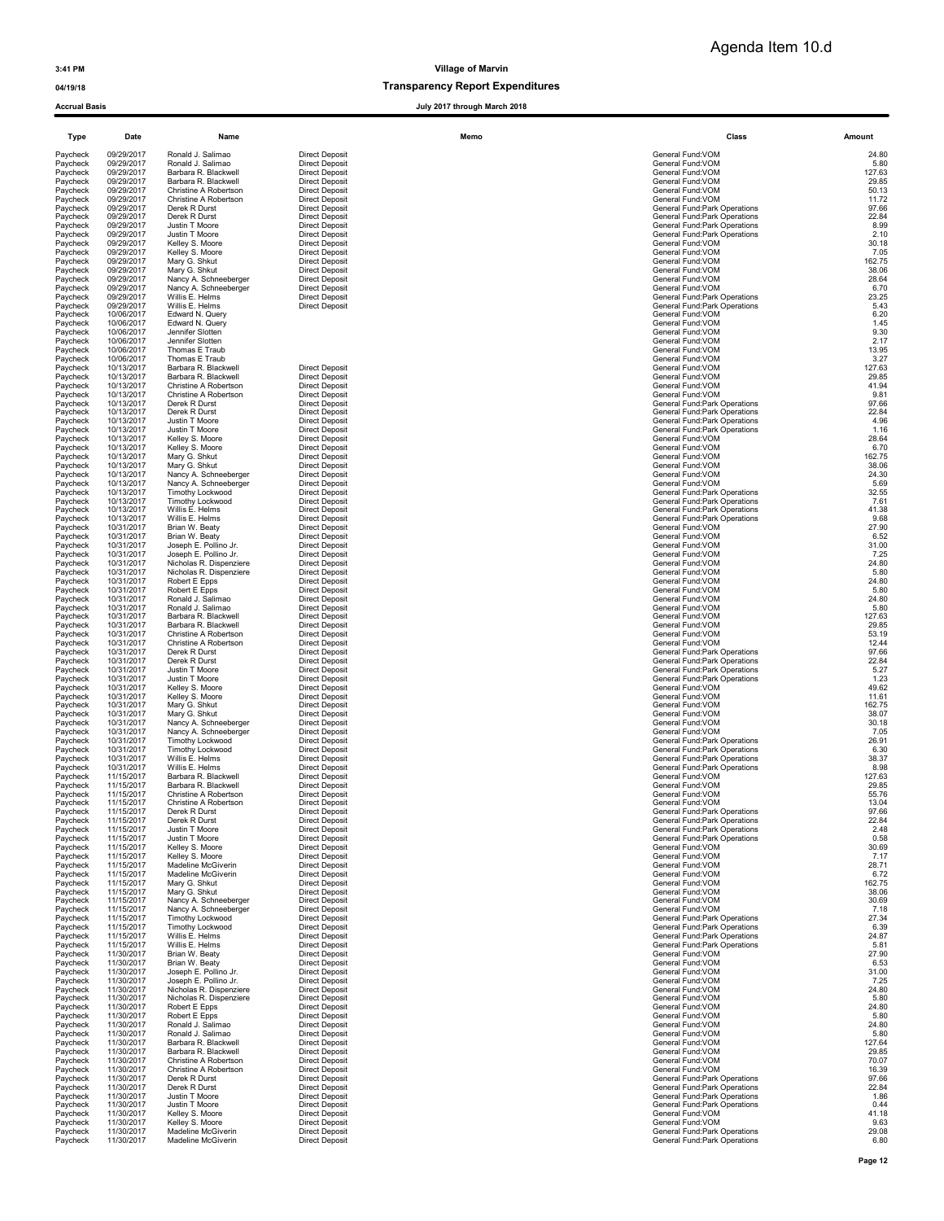Agenda Item 10.d

**Village of Marvin**

**Transparency Report Expenditures**

**Accrual Basis** — **July 2017 through March 2018**

3:41 PM
04/19/18

| Type | Date | Name | | Memo | Class | Amount |
|---|---|---|---|---|---|---|
| Paycheck | 09/29/2017 | Ronald J. Salimao | Direct Deposit | | General Fund:VOM | 24.80 |
| Paycheck | 09/29/2017 | Ronald J. Salimao | Direct Deposit | | General Fund:VOM | 5.80 |
| Paycheck | 09/29/2017 | Barbara R. Blackwell | Direct Deposit | | General Fund:VOM | 127.63 |
| Paycheck | 09/29/2017 | Barbara R. Blackwell | Direct Deposit | | General Fund:VOM | 29.85 |
| Paycheck | 09/29/2017 | Christine A Robertson | Direct Deposit | | General Fund:VOM | 50.13 |
| Paycheck | 09/29/2017 | Christine A Robertson | Direct Deposit | | General Fund:VOM | 11.72 |
| Paycheck | 09/29/2017 | Derek R Durst | Direct Deposit | | General Fund:Park Operations | 97.66 |
| Paycheck | 09/29/2017 | Derek R Durst | Direct Deposit | | General Fund:Park Operations | 22.84 |
| Paycheck | 09/29/2017 | Justin T Moore | Direct Deposit | | General Fund:Park Operations | 8.99 |
| Paycheck | 09/29/2017 | Justin T Moore | Direct Deposit | | General Fund:Park Operations | 2.10 |
| Paycheck | 09/29/2017 | Kelley S. Moore | Direct Deposit | | General Fund:VOM | 30.18 |
| Paycheck | 09/29/2017 | Kelley S. Moore | Direct Deposit | | General Fund:VOM | 7.05 |
| Paycheck | 09/29/2017 | Mary G. Shkut | Direct Deposit | | General Fund:VOM | 162.75 |
| Paycheck | 09/29/2017 | Mary G. Shkut | Direct Deposit | | General Fund:VOM | 38.06 |
| Paycheck | 09/29/2017 | Nancy A. Schneeberger | Direct Deposit | | General Fund:VOM | 28.64 |
| Paycheck | 09/29/2017 | Nancy A. Schneeberger | Direct Deposit | | General Fund:VOM | 6.70 |
| Paycheck | 09/29/2017 | Willis E. Helms | Direct Deposit | | General Fund:Park Operations | 23.25 |
| Paycheck | 09/29/2017 | Willis E. Helms | Direct Deposit | | General Fund:Park Operations | 5.43 |
| Paycheck | 10/06/2017 | Edward N. Query | | | General Fund:VOM | 6.20 |
| Paycheck | 10/06/2017 | Edward N. Query | | | General Fund:VOM | 1.45 |
| Paycheck | 10/06/2017 | Jennifer Slotten | | | General Fund:VOM | 9.30 |
| Paycheck | 10/06/2017 | Jennifer Slotten | | | General Fund:VOM | 2.17 |
| Paycheck | 10/06/2017 | Thomas E Traub | | | General Fund:VOM | 13.95 |
| Paycheck | 10/06/2017 | Thomas E Traub | | | General Fund:VOM | 3.27 |
| Paycheck | 10/13/2017 | Barbara R. Blackwell | Direct Deposit | | General Fund:VOM | 127.63 |
| Paycheck | 10/13/2017 | Barbara R. Blackwell | Direct Deposit | | General Fund:VOM | 29.85 |
| Paycheck | 10/13/2017 | Christine A Robertson | Direct Deposit | | General Fund:VOM | 41.94 |
| Paycheck | 10/13/2017 | Christine A Robertson | Direct Deposit | | General Fund:VOM | 9.81 |
| Paycheck | 10/13/2017 | Derek R Durst | Direct Deposit | | General Fund:Park Operations | 97.66 |
| Paycheck | 10/13/2017 | Derek R Durst | Direct Deposit | | General Fund:Park Operations | 22.84 |
| Paycheck | 10/13/2017 | Justin T Moore | Direct Deposit | | General Fund:Park Operations | 4.96 |
| Paycheck | 10/13/2017 | Justin T Moore | Direct Deposit | | General Fund:Park Operations | 1.16 |
| Paycheck | 10/13/2017 | Kelley S. Moore | Direct Deposit | | General Fund:VOM | 28.64 |
| Paycheck | 10/13/2017 | Kelley S. Moore | Direct Deposit | | General Fund:VOM | 6.70 |
| Paycheck | 10/13/2017 | Mary G. Shkut | Direct Deposit | | General Fund:VOM | 162.75 |
| Paycheck | 10/13/2017 | Mary G. Shkut | Direct Deposit | | General Fund:VOM | 38.06 |
| Paycheck | 10/13/2017 | Nancy A. Schneeberger | Direct Deposit | | General Fund:VOM | 24.30 |
| Paycheck | 10/13/2017 | Nancy A. Schneeberger | Direct Deposit | | General Fund:VOM | 5.69 |
| Paycheck | 10/13/2017 | Timothy Lockwood | Direct Deposit | | General Fund:Park Operations | 32.55 |
| Paycheck | 10/13/2017 | Timothy Lockwood | Direct Deposit | | General Fund:Park Operations | 7.61 |
| Paycheck | 10/13/2017 | Willis E. Helms | Direct Deposit | | General Fund:Park Operations | 41.38 |
| Paycheck | 10/13/2017 | Willis E. Helms | Direct Deposit | | General Fund:Park Operations | 9.68 |
| Paycheck | 10/31/2017 | Brian W. Beaty | Direct Deposit | | General Fund:VOM | 27.90 |
| Paycheck | 10/31/2017 | Brian W. Beaty | Direct Deposit | | General Fund:VOM | 6.52 |
| Paycheck | 10/31/2017 | Joseph E. Pollino Jr. | Direct Deposit | | General Fund:VOM | 31.00 |
| Paycheck | 10/31/2017 | Joseph E. Pollino Jr. | Direct Deposit | | General Fund:VOM | 7.25 |
| Paycheck | 10/31/2017 | Nicholas R. Dispenziere | Direct Deposit | | General Fund:VOM | 24.80 |
| Paycheck | 10/31/2017 | Nicholas R. Dispenziere | Direct Deposit | | General Fund:VOM | 5.80 |
| Paycheck | 10/31/2017 | Robert E Epps | Direct Deposit | | General Fund:VOM | 24.80 |
| Paycheck | 10/31/2017 | Robert E Epps | Direct Deposit | | General Fund:VOM | 5.80 |
| Paycheck | 10/31/2017 | Ronald J. Salimao | Direct Deposit | | General Fund:VOM | 24.80 |
| Paycheck | 10/31/2017 | Ronald J. Salimao | Direct Deposit | | General Fund:VOM | 5.80 |
| Paycheck | 10/31/2017 | Barbara R. Blackwell | Direct Deposit | | General Fund:VOM | 127.63 |
| Paycheck | 10/31/2017 | Barbara R. Blackwell | Direct Deposit | | General Fund:VOM | 29.85 |
| Paycheck | 10/31/2017 | Christine A Robertson | Direct Deposit | | General Fund:VOM | 53.19 |
| Paycheck | 10/31/2017 | Christine A Robertson | Direct Deposit | | General Fund:VOM | 12.44 |
| Paycheck | 10/31/2017 | Derek R Durst | Direct Deposit | | General Fund:Park Operations | 97.66 |
| Paycheck | 10/31/2017 | Derek R Durst | Direct Deposit | | General Fund:Park Operations | 22.84 |
| Paycheck | 10/31/2017 | Justin T Moore | Direct Deposit | | General Fund:Park Operations | 5.27 |
| Paycheck | 10/31/2017 | Justin T Moore | Direct Deposit | | General Fund:Park Operations | 1.23 |
| Paycheck | 10/31/2017 | Kelley S. Moore | Direct Deposit | | General Fund:VOM | 49.62 |
| Paycheck | 10/31/2017 | Kelley S. Moore | Direct Deposit | | General Fund:VOM | 11.61 |
| Paycheck | 10/31/2017 | Mary G. Shkut | Direct Deposit | | General Fund:VOM | 162.75 |
| Paycheck | 10/31/2017 | Mary G. Shkut | Direct Deposit | | General Fund:VOM | 38.07 |
| Paycheck | 10/31/2017 | Nancy A. Schneeberger | Direct Deposit | | General Fund:VOM | 30.18 |
| Paycheck | 10/31/2017 | Nancy A. Schneeberger | Direct Deposit | | General Fund:VOM | 7.05 |
| Paycheck | 10/31/2017 | Timothy Lockwood | Direct Deposit | | General Fund:Park Operations | 26.91 |
| Paycheck | 10/31/2017 | Timothy Lockwood | Direct Deposit | | General Fund:Park Operations | 6.30 |
| Paycheck | 10/31/2017 | Willis E. Helms | Direct Deposit | | General Fund:Park Operations | 38.37 |
| Paycheck | 10/31/2017 | Willis E. Helms | Direct Deposit | | General Fund:Park Operations | 8.98 |
| Paycheck | 11/15/2017 | Barbara R. Blackwell | Direct Deposit | | General Fund:VOM | 127.63 |
| Paycheck | 11/15/2017 | Barbara R. Blackwell | Direct Deposit | | General Fund:VOM | 29.85 |
| Paycheck | 11/15/2017 | Christine A Robertson | Direct Deposit | | General Fund:VOM | 55.76 |
| Paycheck | 11/15/2017 | Christine A Robertson | Direct Deposit | | General Fund:VOM | 13.04 |
| Paycheck | 11/15/2017 | Derek R Durst | Direct Deposit | | General Fund:Park Operations | 97.66 |
| Paycheck | 11/15/2017 | Derek R Durst | Direct Deposit | | General Fund:Park Operations | 22.84 |
| Paycheck | 11/15/2017 | Justin T Moore | Direct Deposit | | General Fund:Park Operations | 2.48 |
| Paycheck | 11/15/2017 | Justin T Moore | Direct Deposit | | General Fund:Park Operations | 0.58 |
| Paycheck | 11/15/2017 | Kelley S. Moore | Direct Deposit | | General Fund:VOM | 30.69 |
| Paycheck | 11/15/2017 | Kelley S. Moore | Direct Deposit | | General Fund:VOM | 7.17 |
| Paycheck | 11/15/2017 | Madeline McGiverin | Direct Deposit | | General Fund:VOM | 28.71 |
| Paycheck | 11/15/2017 | Madeline McGiverin | Direct Deposit | | General Fund:VOM | 6.72 |
| Paycheck | 11/15/2017 | Mary G. Shkut | Direct Deposit | | General Fund:VOM | 162.75 |
| Paycheck | 11/15/2017 | Mary G. Shkut | Direct Deposit | | General Fund:VOM | 38.06 |
| Paycheck | 11/15/2017 | Nancy A. Schneeberger | Direct Deposit | | General Fund:VOM | 30.69 |
| Paycheck | 11/15/2017 | Nancy A. Schneeberger | Direct Deposit | | General Fund:VOM | 7.18 |
| Paycheck | 11/15/2017 | Timothy Lockwood | Direct Deposit | | General Fund:Park Operations | 27.34 |
| Paycheck | 11/15/2017 | Timothy Lockwood | Direct Deposit | | General Fund:Park Operations | 6.39 |
| Paycheck | 11/15/2017 | Willis E. Helms | Direct Deposit | | General Fund:Park Operations | 24.87 |
| Paycheck | 11/15/2017 | Willis E. Helms | Direct Deposit | | General Fund:Park Operations | 5.81 |
| Paycheck | 11/30/2017 | Brian W. Beaty | Direct Deposit | | General Fund:VOM | 27.90 |
| Paycheck | 11/30/2017 | Brian W. Beaty | Direct Deposit | | General Fund:VOM | 6.53 |
| Paycheck | 11/30/2017 | Joseph E. Pollino Jr. | Direct Deposit | | General Fund:VOM | 31.00 |
| Paycheck | 11/30/2017 | Joseph E. Pollino Jr. | Direct Deposit | | General Fund:VOM | 7.25 |
| Paycheck | 11/30/2017 | Nicholas R. Dispenziere | Direct Deposit | | General Fund:VOM | 24.80 |
| Paycheck | 11/30/2017 | Nicholas R. Dispenziere | Direct Deposit | | General Fund:VOM | 5.80 |
| Paycheck | 11/30/2017 | Robert E Epps | Direct Deposit | | General Fund:VOM | 24.80 |
| Paycheck | 11/30/2017 | Robert E Epps | Direct Deposit | | General Fund:VOM | 5.80 |
| Paycheck | 11/30/2017 | Ronald J. Salimao | Direct Deposit | | General Fund:VOM | 24.80 |
| Paycheck | 11/30/2017 | Ronald J. Salimao | Direct Deposit | | General Fund:VOM | 5.80 |
| Paycheck | 11/30/2017 | Barbara R. Blackwell | Direct Deposit | | General Fund:VOM | 127.64 |
| Paycheck | 11/30/2017 | Barbara R. Blackwell | Direct Deposit | | General Fund:VOM | 29.85 |
| Paycheck | 11/30/2017 | Christine A Robertson | Direct Deposit | | General Fund:VOM | 70.07 |
| Paycheck | 11/30/2017 | Christine A Robertson | Direct Deposit | | General Fund:VOM | 16.39 |
| Paycheck | 11/30/2017 | Derek R Durst | Direct Deposit | | General Fund:Park Operations | 97.66 |
| Paycheck | 11/30/2017 | Derek R Durst | Direct Deposit | | General Fund:Park Operations | 22.84 |
| Paycheck | 11/30/2017 | Justin T Moore | Direct Deposit | | General Fund:Park Operations | 1.86 |
| Paycheck | 11/30/2017 | Justin T Moore | Direct Deposit | | General Fund:Park Operations | 0.44 |
| Paycheck | 11/30/2017 | Kelley S. Moore | Direct Deposit | | General Fund:VOM | 41.18 |
| Paycheck | 11/30/2017 | Kelley S. Moore | Direct Deposit | | General Fund:VOM | 9.63 |
| Paycheck | 11/30/2017 | Madeline McGiverin | Direct Deposit | | General Fund:Park Operations | 29.08 |
| Paycheck | 11/30/2017 | Madeline McGiverin | Direct Deposit | | General Fund:Park Operations | 6.80 |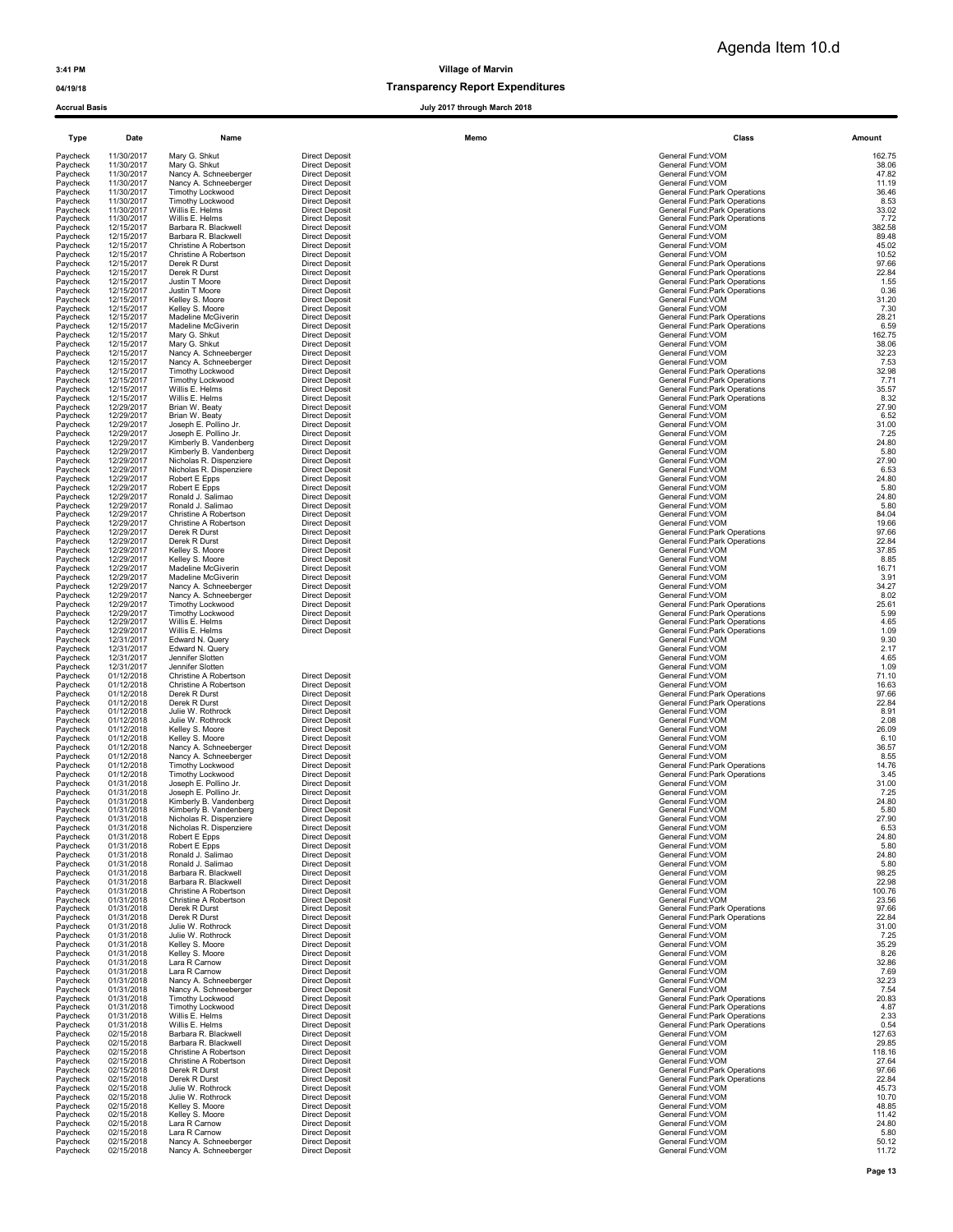Agenda Item 10.d

**3:41 PM** **Village of Marvin**

**04/19/18** **Transparency Report Expenditures**

**Accrual Basis** **July 2017 through March 2018**

| Type | Date | Name | | Memo | Class | Amount |
|---|---|---|---|---|---|---|
| Paycheck | 11/30/2017 | Mary G. Shkut | Direct Deposit | | General Fund:VOM | 162.75 |
| Paycheck | 11/30/2017 | Mary G. Shkut | Direct Deposit | | General Fund:VOM | 38.06 |
| Paycheck | 11/30/2017 | Nancy A. Schneeberger | Direct Deposit | | General Fund:VOM | 47.82 |
| Paycheck | 11/30/2017 | Nancy A. Schneeberger | Direct Deposit | | General Fund:VOM | 11.19 |
| Paycheck | 11/30/2017 | Timothy Lockwood | Direct Deposit | | General Fund:Park Operations | 36.46 |
| Paycheck | 11/30/2017 | Timothy Lockwood | Direct Deposit | | General Fund:Park Operations | 8.53 |
| Paycheck | 11/30/2017 | Willis E. Helms | Direct Deposit | | General Fund:Park Operations | 33.02 |
| Paycheck | 11/30/2017 | Willis E. Helms | Direct Deposit | | General Fund:Park Operations | 7.72 |
| Paycheck | 12/15/2017 | Barbara R. Blackwell | Direct Deposit | | General Fund:VOM | 382.58 |
| Paycheck | 12/15/2017 | Barbara R. Blackwell | Direct Deposit | | General Fund:VOM | 89.48 |
| Paycheck | 12/15/2017 | Christine A Robertson | Direct Deposit | | General Fund:VOM | 45.02 |
| Paycheck | 12/15/2017 | Christine A Robertson | Direct Deposit | | General Fund:VOM | 10.52 |
| Paycheck | 12/15/2017 | Derek R Durst | Direct Deposit | | General Fund:Park Operations | 97.66 |
| Paycheck | 12/15/2017 | Derek R Durst | Direct Deposit | | General Fund:Park Operations | 22.84 |
| Paycheck | 12/15/2017 | Justin T Moore | Direct Deposit | | General Fund:Park Operations | 1.55 |
| Paycheck | 12/15/2017 | Justin T Moore | Direct Deposit | | General Fund:Park Operations | 0.36 |
| Paycheck | 12/15/2017 | Kelley S. Moore | Direct Deposit | | General Fund:VOM | 31.20 |
| Paycheck | 12/15/2017 | Kelley S. Moore | Direct Deposit | | General Fund:VOM | 7.30 |
| Paycheck | 12/15/2017 | Madeline McGiverin | Direct Deposit | | General Fund:Park Operations | 28.21 |
| Paycheck | 12/15/2017 | Madeline McGiverin | Direct Deposit | | General Fund:Park Operations | 6.59 |
| Paycheck | 12/15/2017 | Mary G. Shkut | Direct Deposit | | General Fund:VOM | 162.75 |
| Paycheck | 12/15/2017 | Mary G. Shkut | Direct Deposit | | General Fund:VOM | 38.06 |
| Paycheck | 12/15/2017 | Nancy A. Schneeberger | Direct Deposit | | General Fund:VOM | 32.23 |
| Paycheck | 12/15/2017 | Nancy A. Schneeberger | Direct Deposit | | General Fund:VOM | 7.53 |
| Paycheck | 12/15/2017 | Timothy Lockwood | Direct Deposit | | General Fund:Park Operations | 32.98 |
| Paycheck | 12/15/2017 | Timothy Lockwood | Direct Deposit | | General Fund:Park Operations | 7.71 |
| Paycheck | 12/15/2017 | Willis E. Helms | Direct Deposit | | General Fund:Park Operations | 35.57 |
| Paycheck | 12/15/2017 | Willis E. Helms | Direct Deposit | | General Fund:Park Operations | 8.32 |
| Paycheck | 12/29/2017 | Brian W. Beaty | Direct Deposit | | General Fund:VOM | 27.90 |
| Paycheck | 12/29/2017 | Brian W. Beaty | Direct Deposit | | General Fund:VOM | 6.52 |
| Paycheck | 12/29/2017 | Joseph E. Pollino Jr. | Direct Deposit | | General Fund:VOM | 31.00 |
| Paycheck | 12/29/2017 | Joseph E. Pollino Jr. | Direct Deposit | | General Fund:VOM | 7.25 |
| Paycheck | 12/29/2017 | Kimberly B. Vandenberg | Direct Deposit | | General Fund:VOM | 24.80 |
| Paycheck | 12/29/2017 | Kimberly B. Vandenberg | Direct Deposit | | General Fund:VOM | 5.80 |
| Paycheck | 12/29/2017 | Nicholas R. Dispenziere | Direct Deposit | | General Fund:VOM | 27.90 |
| Paycheck | 12/29/2017 | Nicholas R. Dispenziere | Direct Deposit | | General Fund:VOM | 6.53 |
| Paycheck | 12/29/2017 | Robert E Epps | Direct Deposit | | General Fund:VOM | 24.80 |
| Paycheck | 12/29/2017 | Robert E Epps | Direct Deposit | | General Fund:VOM | 5.80 |
| Paycheck | 12/29/2017 | Ronald J. Salimao | Direct Deposit | | General Fund:VOM | 24.80 |
| Paycheck | 12/29/2017 | Ronald J. Salimao | Direct Deposit | | General Fund:VOM | 5.80 |
| Paycheck | 12/29/2017 | Christine A Robertson | Direct Deposit | | General Fund:VOM | 84.04 |
| Paycheck | 12/29/2017 | Christine A Robertson | Direct Deposit | | General Fund:VOM | 19.66 |
| Paycheck | 12/29/2017 | Derek R Durst | Direct Deposit | | General Fund:Park Operations | 97.66 |
| Paycheck | 12/29/2017 | Derek R Durst | Direct Deposit | | General Fund:Park Operations | 22.84 |
| Paycheck | 12/29/2017 | Kelley S. Moore | Direct Deposit | | General Fund:VOM | 37.85 |
| Paycheck | 12/29/2017 | Kelley S. Moore | Direct Deposit | | General Fund:VOM | 8.85 |
| Paycheck | 12/29/2017 | Madeline McGiverin | Direct Deposit | | General Fund:VOM | 16.71 |
| Paycheck | 12/29/2017 | Madeline McGiverin | Direct Deposit | | General Fund:VOM | 3.91 |
| Paycheck | 12/29/2017 | Nancy A. Schneeberger | Direct Deposit | | General Fund:VOM | 34.27 |
| Paycheck | 12/29/2017 | Nancy A. Schneeberger | Direct Deposit | | General Fund:VOM | 8.02 |
| Paycheck | 12/29/2017 | Timothy Lockwood | Direct Deposit | | General Fund:Park Operations | 25.61 |
| Paycheck | 12/29/2017 | Timothy Lockwood | Direct Deposit | | General Fund:Park Operations | 5.99 |
| Paycheck | 12/29/2017 | Willis E. Helms | Direct Deposit | | General Fund:Park Operations | 4.65 |
| Paycheck | 12/29/2017 | Willis E. Helms | Direct Deposit | | General Fund:Park Operations | 1.09 |
| Paycheck | 12/31/2017 | Edward N. Query | | | General Fund:VOM | 9.30 |
| Paycheck | 12/31/2017 | Edward N. Query | | | General Fund:VOM | 2.17 |
| Paycheck | 12/31/2017 | Jennifer Slotten | | | General Fund:VOM | 4.65 |
| Paycheck | 12/31/2017 | Jennifer Slotten | | | General Fund:VOM | 1.09 |
| Paycheck | 01/12/2018 | Christine A Robertson | Direct Deposit | | General Fund:VOM | 71.10 |
| Paycheck | 01/12/2018 | Christine A Robertson | Direct Deposit | | General Fund:VOM | 16.63 |
| Paycheck | 01/12/2018 | Derek R Durst | Direct Deposit | | General Fund:Park Operations | 97.66 |
| Paycheck | 01/12/2018 | Derek R Durst | Direct Deposit | | General Fund:Park Operations | 22.84 |
| Paycheck | 01/12/2018 | Julie W. Rothrock | Direct Deposit | | General Fund:VOM | 8.91 |
| Paycheck | 01/12/2018 | Julie W. Rothrock | Direct Deposit | | General Fund:VOM | 2.08 |
| Paycheck | 01/12/2018 | Kelley S. Moore | Direct Deposit | | General Fund:VOM | 26.09 |
| Paycheck | 01/12/2018 | Kelley S. Moore | Direct Deposit | | General Fund:VOM | 6.10 |
| Paycheck | 01/12/2018 | Nancy A. Schneeberger | Direct Deposit | | General Fund:VOM | 36.57 |
| Paycheck | 01/12/2018 | Nancy A. Schneeberger | Direct Deposit | | General Fund:VOM | 8.55 |
| Paycheck | 01/12/2018 | Timothy Lockwood | Direct Deposit | | General Fund:Park Operations | 14.76 |
| Paycheck | 01/12/2018 | Timothy Lockwood | Direct Deposit | | General Fund:Park Operations | 3.45 |
| Paycheck | 01/31/2018 | Joseph E. Pollino Jr. | Direct Deposit | | General Fund:VOM | 31.00 |
| Paycheck | 01/31/2018 | Joseph E. Pollino Jr. | Direct Deposit | | General Fund:VOM | 7.25 |
| Paycheck | 01/31/2018 | Kimberly B. Vandenberg | Direct Deposit | | General Fund:VOM | 24.80 |
| Paycheck | 01/31/2018 | Kimberly B. Vandenberg | Direct Deposit | | General Fund:VOM | 5.80 |
| Paycheck | 01/31/2018 | Nicholas R. Dispenziere | Direct Deposit | | General Fund:VOM | 27.90 |
| Paycheck | 01/31/2018 | Nicholas R. Dispenziere | Direct Deposit | | General Fund:VOM | 6.53 |
| Paycheck | 01/31/2018 | Robert E Epps | Direct Deposit | | General Fund:VOM | 24.80 |
| Paycheck | 01/31/2018 | Robert E Epps | Direct Deposit | | General Fund:VOM | 5.80 |
| Paycheck | 01/31/2018 | Ronald J. Salimao | Direct Deposit | | General Fund:VOM | 24.80 |
| Paycheck | 01/31/2018 | Ronald J. Salimao | Direct Deposit | | General Fund:VOM | 5.80 |
| Paycheck | 01/31/2018 | Barbara R. Blackwell | Direct Deposit | | General Fund:VOM | 98.25 |
| Paycheck | 01/31/2018 | Barbara R. Blackwell | Direct Deposit | | General Fund:VOM | 22.98 |
| Paycheck | 01/31/2018 | Christine A Robertson | Direct Deposit | | General Fund:VOM | 100.76 |
| Paycheck | 01/31/2018 | Christine A Robertson | Direct Deposit | | General Fund:VOM | 23.56 |
| Paycheck | 01/31/2018 | Derek R Durst | Direct Deposit | | General Fund:Park Operations | 97.66 |
| Paycheck | 01/31/2018 | Derek R Durst | Direct Deposit | | General Fund:Park Operations | 22.84 |
| Paycheck | 01/31/2018 | Julie W. Rothrock | Direct Deposit | | General Fund:VOM | 31.00 |
| Paycheck | 01/31/2018 | Julie W. Rothrock | Direct Deposit | | General Fund:VOM | 7.25 |
| Paycheck | 01/31/2018 | Kelley S. Moore | Direct Deposit | | General Fund:VOM | 35.29 |
| Paycheck | 01/31/2018 | Kelley S. Moore | Direct Deposit | | General Fund:VOM | 8.26 |
| Paycheck | 01/31/2018 | Lara R Carnow | Direct Deposit | | General Fund:VOM | 32.86 |
| Paycheck | 01/31/2018 | Lara R Carnow | Direct Deposit | | General Fund:VOM | 7.69 |
| Paycheck | 01/31/2018 | Nancy A. Schneeberger | Direct Deposit | | General Fund:VOM | 32.23 |
| Paycheck | 01/31/2018 | Nancy A. Schneeberger | Direct Deposit | | General Fund:VOM | 7.54 |
| Paycheck | 01/31/2018 | Timothy Lockwood | Direct Deposit | | General Fund:Park Operations | 20.83 |
| Paycheck | 01/31/2018 | Timothy Lockwood | Direct Deposit | | General Fund:Park Operations | 4.87 |
| Paycheck | 01/31/2018 | Willis E. Helms | Direct Deposit | | General Fund:Park Operations | 2.33 |
| Paycheck | 01/31/2018 | Willis E. Helms | Direct Deposit | | General Fund:Park Operations | 0.54 |
| Paycheck | 02/15/2018 | Barbara R. Blackwell | Direct Deposit | | General Fund:VOM | 127.63 |
| Paycheck | 02/15/2018 | Barbara R. Blackwell | Direct Deposit | | General Fund:VOM | 29.85 |
| Paycheck | 02/15/2018 | Christine A Robertson | Direct Deposit | | General Fund:VOM | 118.16 |
| Paycheck | 02/15/2018 | Christine A Robertson | Direct Deposit | | General Fund:VOM | 27.64 |
| Paycheck | 02/15/2018 | Derek R Durst | Direct Deposit | | General Fund:Park Operations | 97.66 |
| Paycheck | 02/15/2018 | Derek R Durst | Direct Deposit | | General Fund:Park Operations | 22.84 |
| Paycheck | 02/15/2018 | Julie W. Rothrock | Direct Deposit | | General Fund:VOM | 45.73 |
| Paycheck | 02/15/2018 | Julie W. Rothrock | Direct Deposit | | General Fund:VOM | 10.70 |
| Paycheck | 02/15/2018 | Kelley S. Moore | Direct Deposit | | General Fund:VOM | 48.85 |
| Paycheck | 02/15/2018 | Kelley S. Moore | Direct Deposit | | General Fund:VOM | 11.42 |
| Paycheck | 02/15/2018 | Lara R Carnow | Direct Deposit | | General Fund:VOM | 24.80 |
| Paycheck | 02/15/2018 | Lara R Carnow | Direct Deposit | | General Fund:VOM | 5.80 |
| Paycheck | 02/15/2018 | Nancy A. Schneeberger | Direct Deposit | | General Fund:VOM | 50.12 |
| Paycheck | 02/15/2018 | Nancy A. Schneeberger | Direct Deposit | | General Fund:VOM | 11.72 |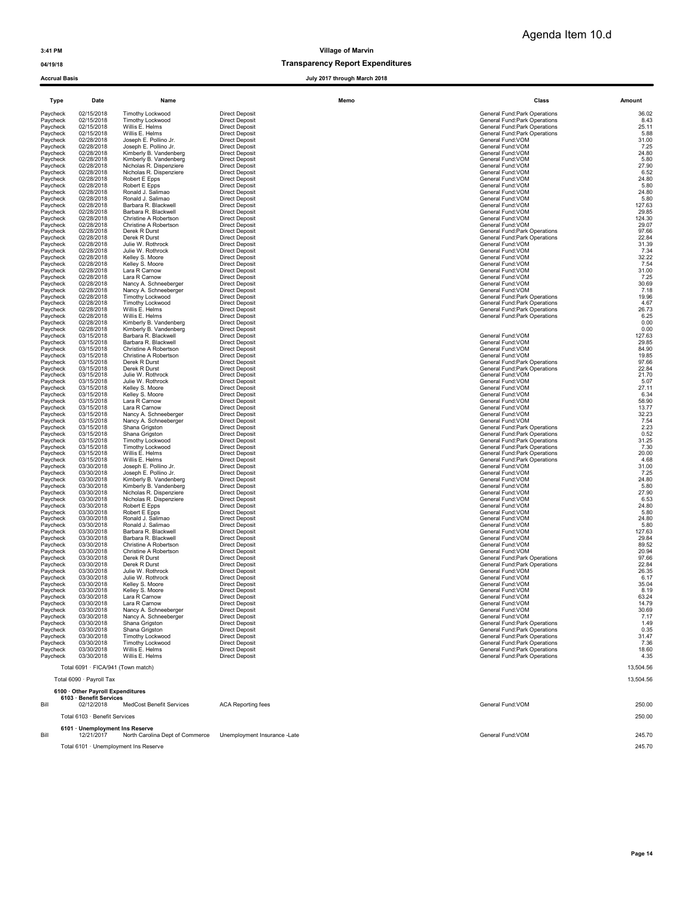Agenda Item 10.d

**Village of Marvin**

**Transparency Report Expenditures**

**Accrual Basis** — **July 2017 through March 2018**

| Type | Date | Name | Memo | Class | Amount |
|---|---|---|---|---|---|
| Paycheck | 02/15/2018 | Timothy Lockwood | Direct Deposit | General Fund:Park Operations | 36.02 |
| Paycheck | 02/15/2018 | Timothy Lockwood | Direct Deposit | General Fund:Park Operations | 8.43 |
| Paycheck | 02/15/2018 | Willis E. Helms | Direct Deposit | General Fund:Park Operations | 25.11 |
| Paycheck | 02/15/2018 | Willis E. Helms | Direct Deposit | General Fund:Park Operations | 5.88 |
| Paycheck | 02/28/2018 | Joseph E. Pollino Jr. | Direct Deposit | General Fund:VOM | 31.00 |
| Paycheck | 02/28/2018 | Joseph E. Pollino Jr. | Direct Deposit | General Fund:VOM | 7.25 |
| Paycheck | 02/28/2018 | Kimberly B. Vandenberg | Direct Deposit | General Fund:VOM | 24.80 |
| Paycheck | 02/28/2018 | Kimberly B. Vandenberg | Direct Deposit | General Fund:VOM | 5.80 |
| Paycheck | 02/28/2018 | Nicholas R. Dispenziere | Direct Deposit | General Fund:VOM | 27.90 |
| Paycheck | 02/28/2018 | Nicholas R. Dispenziere | Direct Deposit | General Fund:VOM | 6.52 |
| Paycheck | 02/28/2018 | Robert E Epps | Direct Deposit | General Fund:VOM | 24.80 |
| Paycheck | 02/28/2018 | Robert E Epps | Direct Deposit | General Fund:VOM | 5.80 |
| Paycheck | 02/28/2018 | Ronald J. Salimao | Direct Deposit | General Fund:VOM | 24.80 |
| Paycheck | 02/28/2018 | Ronald J. Salimao | Direct Deposit | General Fund:VOM | 5.80 |
| Paycheck | 02/28/2018 | Barbara R. Blackwell | Direct Deposit | General Fund:VOM | 127.63 |
| Paycheck | 02/28/2018 | Barbara R. Blackwell | Direct Deposit | General Fund:VOM | 29.85 |
| Paycheck | 02/28/2018 | Christine A Robertson | Direct Deposit | General Fund:VOM | 124.30 |
| Paycheck | 02/28/2018 | Christine A Robertson | Direct Deposit | General Fund:VOM | 29.07 |
| Paycheck | 02/28/2018 | Derek R Durst | Direct Deposit | General Fund:Park Operations | 97.66 |
| Paycheck | 02/28/2018 | Derek R Durst | Direct Deposit | General Fund:Park Operations | 22.84 |
| Paycheck | 02/28/2018 | Julie W. Rothrock | Direct Deposit | General Fund:VOM | 31.39 |
| Paycheck | 02/28/2018 | Julie W. Rothrock | Direct Deposit | General Fund:VOM | 7.34 |
| Paycheck | 02/28/2018 | Kelley S. Moore | Direct Deposit | General Fund:VOM | 32.22 |
| Paycheck | 02/28/2018 | Kelley S. Moore | Direct Deposit | General Fund:VOM | 7.54 |
| Paycheck | 02/28/2018 | Lara R Carnow | Direct Deposit | General Fund:VOM | 31.00 |
| Paycheck | 02/28/2018 | Lara R Carnow | Direct Deposit | General Fund:VOM | 7.25 |
| Paycheck | 02/28/2018 | Nancy A. Schneeberger | Direct Deposit | General Fund:VOM | 30.69 |
| Paycheck | 02/28/2018 | Nancy A. Schneeberger | Direct Deposit | General Fund:VOM | 7.18 |
| Paycheck | 02/28/2018 | Timothy Lockwood | Direct Deposit | General Fund:Park Operations | 19.96 |
| Paycheck | 02/28/2018 | Timothy Lockwood | Direct Deposit | General Fund:Park Operations | 4.67 |
| Paycheck | 02/28/2018 | Willis E. Helms | Direct Deposit | General Fund:Park Operations | 26.73 |
| Paycheck | 02/28/2018 | Willis E. Helms | Direct Deposit | General Fund:Park Operations | 6.25 |
| Paycheck | 02/28/2018 | Kimberly B. Vandenberg | Direct Deposit | | 0.00 |
| Paycheck | 02/28/2018 | Kimberly B. Vandenberg | Direct Deposit | | 0.00 |
| Paycheck | 03/15/2018 | Barbara R. Blackwell | Direct Deposit | General Fund:VOM | 127.63 |
| Paycheck | 03/15/2018 | Barbara R. Blackwell | Direct Deposit | General Fund:VOM | 29.85 |
| Paycheck | 03/15/2018 | Christine A Robertson | Direct Deposit | General Fund:VOM | 84.90 |
| Paycheck | 03/15/2018 | Christine A Robertson | Direct Deposit | General Fund:VOM | 19.85 |
| Paycheck | 03/15/2018 | Derek R Durst | Direct Deposit | General Fund:Park Operations | 97.66 |
| Paycheck | 03/15/2018 | Derek R Durst | Direct Deposit | General Fund:Park Operations | 22.84 |
| Paycheck | 03/15/2018 | Julie W. Rothrock | Direct Deposit | General Fund:VOM | 21.70 |
| Paycheck | 03/15/2018 | Julie W. Rothrock | Direct Deposit | General Fund:VOM | 5.07 |
| Paycheck | 03/15/2018 | Kelley S. Moore | Direct Deposit | General Fund:VOM | 27.11 |
| Paycheck | 03/15/2018 | Kelley S. Moore | Direct Deposit | General Fund:VOM | 6.34 |
| Paycheck | 03/15/2018 | Lara R Carnow | Direct Deposit | General Fund:VOM | 58.90 |
| Paycheck | 03/15/2018 | Lara R Carnow | Direct Deposit | General Fund:VOM | 13.77 |
| Paycheck | 03/15/2018 | Nancy A. Schneeberger | Direct Deposit | General Fund:VOM | 32.23 |
| Paycheck | 03/15/2018 | Nancy A. Schneeberger | Direct Deposit | General Fund:VOM | 7.54 |
| Paycheck | 03/15/2018 | Shana Grigston | Direct Deposit | General Fund:Park Operations | 2.23 |
| Paycheck | 03/15/2018 | Shana Grigston | Direct Deposit | General Fund:Park Operations | 0.52 |
| Paycheck | 03/15/2018 | Timothy Lockwood | Direct Deposit | General Fund:Park Operations | 31.25 |
| Paycheck | 03/15/2018 | Timothy Lockwood | Direct Deposit | General Fund:Park Operations | 7.30 |
| Paycheck | 03/15/2018 | Willis E. Helms | Direct Deposit | General Fund:Park Operations | 20.00 |
| Paycheck | 03/15/2018 | Willis E. Helms | Direct Deposit | General Fund:Park Operations | 4.68 |
| Paycheck | 03/30/2018 | Joseph E. Pollino Jr. | Direct Deposit | General Fund:VOM | 31.00 |
| Paycheck | 03/30/2018 | Joseph E. Pollino Jr. | Direct Deposit | General Fund:VOM | 7.25 |
| Paycheck | 03/30/2018 | Kimberly B. Vandenberg | Direct Deposit | General Fund:VOM | 24.80 |
| Paycheck | 03/30/2018 | Kimberly B. Vandenberg | Direct Deposit | General Fund:VOM | 5.80 |
| Paycheck | 03/30/2018 | Nicholas R. Dispenziere | Direct Deposit | General Fund:VOM | 27.90 |
| Paycheck | 03/30/2018 | Nicholas R. Dispenziere | Direct Deposit | General Fund:VOM | 6.53 |
| Paycheck | 03/30/2018 | Robert E Epps | Direct Deposit | General Fund:VOM | 24.80 |
| Paycheck | 03/30/2018 | Robert E Epps | Direct Deposit | General Fund:VOM | 5.80 |
| Paycheck | 03/30/2018 | Ronald J. Salimao | Direct Deposit | General Fund:VOM | 24.80 |
| Paycheck | 03/30/2018 | Ronald J. Salimao | Direct Deposit | General Fund:VOM | 5.80 |
| Paycheck | 03/30/2018 | Barbara R. Blackwell | Direct Deposit | General Fund:VOM | 127.63 |
| Paycheck | 03/30/2018 | Barbara R. Blackwell | Direct Deposit | General Fund:VOM | 29.84 |
| Paycheck | 03/30/2018 | Christine A Robertson | Direct Deposit | General Fund:VOM | 89.52 |
| Paycheck | 03/30/2018 | Christine A Robertson | Direct Deposit | General Fund:VOM | 20.94 |
| Paycheck | 03/30/2018 | Derek R Durst | Direct Deposit | General Fund:Park Operations | 97.66 |
| Paycheck | 03/30/2018 | Derek R Durst | Direct Deposit | General Fund:Park Operations | 22.84 |
| Paycheck | 03/30/2018 | Julie W. Rothrock | Direct Deposit | General Fund:VOM | 26.35 |
| Paycheck | 03/30/2018 | Julie W. Rothrock | Direct Deposit | General Fund:VOM | 6.17 |
| Paycheck | 03/30/2018 | Kelley S. Moore | Direct Deposit | General Fund:VOM | 35.04 |
| Paycheck | 03/30/2018 | Kelley S. Moore | Direct Deposit | General Fund:VOM | 8.19 |
| Paycheck | 03/30/2018 | Lara R Carnow | Direct Deposit | General Fund:VOM | 63.24 |
| Paycheck | 03/30/2018 | Lara R Carnow | Direct Deposit | General Fund:VOM | 14.79 |
| Paycheck | 03/30/2018 | Nancy A. Schneeberger | Direct Deposit | General Fund:VOM | 30.69 |
| Paycheck | 03/30/2018 | Nancy A. Schneeberger | Direct Deposit | General Fund:VOM | 7.17 |
| Paycheck | 03/30/2018 | Shana Grigston | Direct Deposit | General Fund:Park Operations | 1.49 |
| Paycheck | 03/30/2018 | Shana Grigston | Direct Deposit | General Fund:Park Operations | 0.35 |
| Paycheck | 03/30/2018 | Timothy Lockwood | Direct Deposit | General Fund:Park Operations | 31.47 |
| Paycheck | 03/30/2018 | Timothy Lockwood | Direct Deposit | General Fund:Park Operations | 7.36 |
| Paycheck | 03/30/2018 | Willis E. Helms | Direct Deposit | General Fund:Park Operations | 18.60 |
| Paycheck | 03/30/2018 | Willis E. Helms | Direct Deposit | General Fund:Park Operations | 4.35 |
| | Total 6091 · FICA/941 (Town match) | | | | 13,504.56 |
| | Total 6090 · Payroll Tax | | | | 13,504.56 |
| | **6100 · Other Payroll Expenditures** | | | | |
| | **6103 · Benefit Services** | | | | |
| Bill | 02/12/2018 | MedCost Benefit Services | ACA Reporting fees | General Fund:VOM | 250.00 |
| | Total 6103 · Benefit Services | | | | 250.00 |
| | **6101 · Unemployment Ins Reserve** | | | | |
| Bill | 12/21/2017 | North Carolina Dept of Commerce | Unemployment Insurance -Late | General Fund:VOM | 245.70 |
| | Total 6101 · Unemployment Ins Reserve | | | | 245.70 |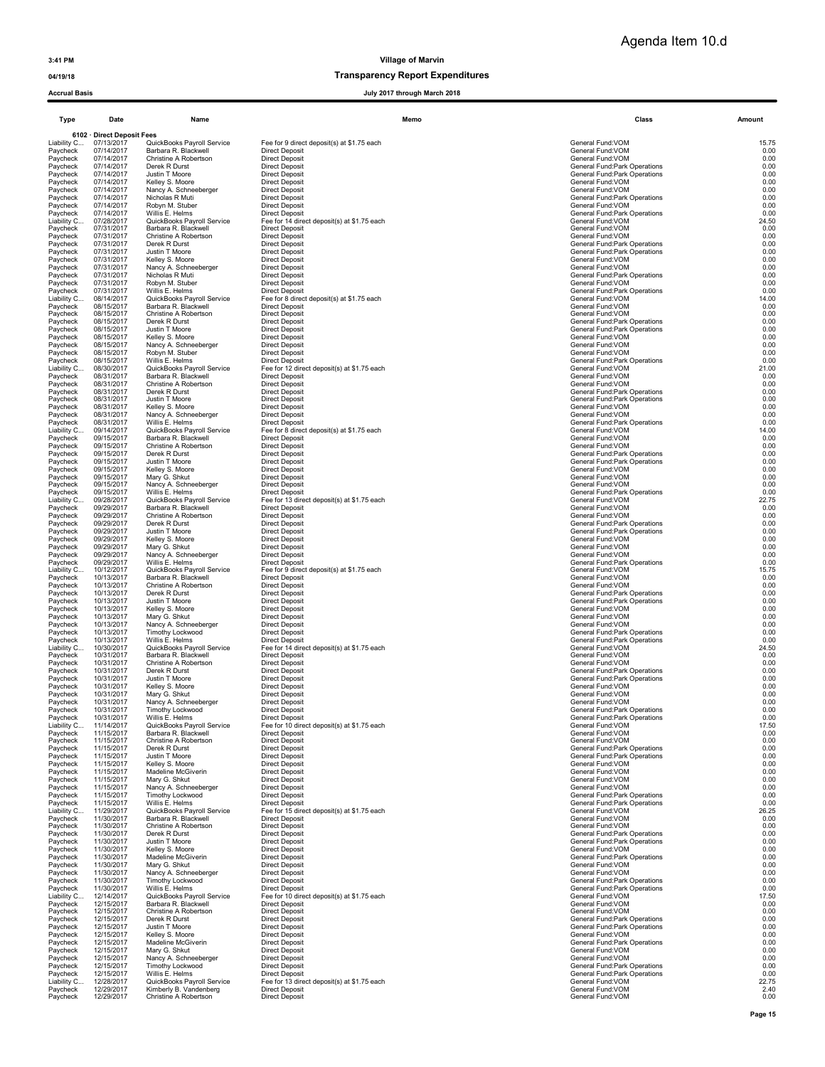Agenda Item 10.d

**Village of Marvin**

**Transparency Report Expenditures**

**Accrual Basis** — July 2017 through March 2018

| Type | Date | Name | Memo | Class | Amount |
|---|---|---|---|---|---|
| **6102 · Direct Deposit Fees** | | | | | |
| Liability C... | 07/13/2017 | QuickBooks Payroll Service | Fee for 9 direct deposit(s) at $1.75 each | General Fund:VOM | 15.75 |
| Paycheck | 07/14/2017 | Barbara R. Blackwell | Direct Deposit | General Fund:VOM | 0.00 |
| Paycheck | 07/14/2017 | Christine A Robertson | Direct Deposit | General Fund:VOM | 0.00 |
| Paycheck | 07/14/2017 | Derek R Durst | Direct Deposit | General Fund:Park Operations | 0.00 |
| Paycheck | 07/14/2017 | Justin T Moore | Direct Deposit | General Fund:Park Operations | 0.00 |
| Paycheck | 07/14/2017 | Kelley S. Moore | Direct Deposit | General Fund:VOM | 0.00 |
| Paycheck | 07/14/2017 | Nancy A. Schneeberger | Direct Deposit | General Fund:VOM | 0.00 |
| Paycheck | 07/14/2017 | Nicholas R Muti | Direct Deposit | General Fund:Park Operations | 0.00 |
| Paycheck | 07/14/2017 | Robyn M. Stuber | Direct Deposit | General Fund:VOM | 0.00 |
| Paycheck | 07/14/2017 | Willis E. Helms | Direct Deposit | General Fund:Park Operations | 0.00 |
| Liability C... | 07/28/2017 | QuickBooks Payroll Service | Fee for 14 direct deposit(s) at $1.75 each | General Fund:VOM | 24.50 |
| Paycheck | 07/31/2017 | Barbara R. Blackwell | Direct Deposit | General Fund:VOM | 0.00 |
| Paycheck | 07/31/2017 | Christine A Robertson | Direct Deposit | General Fund:VOM | 0.00 |
| Paycheck | 07/31/2017 | Derek R Durst | Direct Deposit | General Fund:Park Operations | 0.00 |
| Paycheck | 07/31/2017 | Justin T Moore | Direct Deposit | General Fund:Park Operations | 0.00 |
| Paycheck | 07/31/2017 | Kelley S. Moore | Direct Deposit | General Fund:VOM | 0.00 |
| Paycheck | 07/31/2017 | Nancy A. Schneeberger | Direct Deposit | General Fund:VOM | 0.00 |
| Paycheck | 07/31/2017 | Nicholas R Muti | Direct Deposit | General Fund:Park Operations | 0.00 |
| Paycheck | 07/31/2017 | Robyn M. Stuber | Direct Deposit | General Fund:VOM | 0.00 |
| Paycheck | 07/31/2017 | Willis E. Helms | Direct Deposit | General Fund:Park Operations | 0.00 |
| Liability C... | 08/14/2017 | QuickBooks Payroll Service | Fee for 8 direct deposit(s) at $1.75 each | General Fund:VOM | 14.00 |
| Paycheck | 08/15/2017 | Barbara R. Blackwell | Direct Deposit | General Fund:VOM | 0.00 |
| Paycheck | 08/15/2017 | Christine A Robertson | Direct Deposit | General Fund:VOM | 0.00 |
| Paycheck | 08/15/2017 | Derek R Durst | Direct Deposit | General Fund:Park Operations | 0.00 |
| Paycheck | 08/15/2017 | Justin T Moore | Direct Deposit | General Fund:Park Operations | 0.00 |
| Paycheck | 08/15/2017 | Kelley S. Moore | Direct Deposit | General Fund:VOM | 0.00 |
| Paycheck | 08/15/2017 | Nancy A. Schneeberger | Direct Deposit | General Fund:VOM | 0.00 |
| Paycheck | 08/15/2017 | Robyn M. Stuber | Direct Deposit | General Fund:VOM | 0.00 |
| Paycheck | 08/15/2017 | Willis E. Helms | Direct Deposit | General Fund:Park Operations | 0.00 |
| Liability C... | 08/30/2017 | QuickBooks Payroll Service | Fee for 12 direct deposit(s) at $1.75 each | General Fund:VOM | 21.00 |
| Paycheck | 08/31/2017 | Barbara R. Blackwell | Direct Deposit | General Fund:VOM | 0.00 |
| Paycheck | 08/31/2017 | Christine A Robertson | Direct Deposit | General Fund:VOM | 0.00 |
| Paycheck | 08/31/2017 | Derek R Durst | Direct Deposit | General Fund:Park Operations | 0.00 |
| Paycheck | 08/31/2017 | Justin T Moore | Direct Deposit | General Fund:Park Operations | 0.00 |
| Paycheck | 08/31/2017 | Kelley S. Moore | Direct Deposit | General Fund:VOM | 0.00 |
| Paycheck | 08/31/2017 | Nancy A. Schneeberger | Direct Deposit | General Fund:VOM | 0.00 |
| Paycheck | 08/31/2017 | Willis E. Helms | Direct Deposit | General Fund:Park Operations | 0.00 |
| Liability C... | 09/14/2017 | QuickBooks Payroll Service | Fee for 8 direct deposit(s) at $1.75 each | General Fund:VOM | 14.00 |
| Paycheck | 09/15/2017 | Barbara R. Blackwell | Direct Deposit | General Fund:VOM | 0.00 |
| Paycheck | 09/15/2017 | Christine A Robertson | Direct Deposit | General Fund:VOM | 0.00 |
| Paycheck | 09/15/2017 | Derek R Durst | Direct Deposit | General Fund:Park Operations | 0.00 |
| Paycheck | 09/15/2017 | Justin T Moore | Direct Deposit | General Fund:Park Operations | 0.00 |
| Paycheck | 09/15/2017 | Kelley S. Moore | Direct Deposit | General Fund:VOM | 0.00 |
| Paycheck | 09/15/2017 | Mary G. Shkut | Direct Deposit | General Fund:VOM | 0.00 |
| Paycheck | 09/15/2017 | Nancy A. Schneeberger | Direct Deposit | General Fund:VOM | 0.00 |
| Paycheck | 09/15/2017 | Willis E. Helms | Direct Deposit | General Fund:Park Operations | 0.00 |
| Liability C... | 09/28/2017 | QuickBooks Payroll Service | Fee for 13 direct deposit(s) at $1.75 each | General Fund:VOM | 22.75 |
| Paycheck | 09/29/2017 | Barbara R. Blackwell | Direct Deposit | General Fund:VOM | 0.00 |
| Paycheck | 09/29/2017 | Christine A Robertson | Direct Deposit | General Fund:VOM | 0.00 |
| Paycheck | 09/29/2017 | Derek R Durst | Direct Deposit | General Fund:Park Operations | 0.00 |
| Paycheck | 09/29/2017 | Justin T Moore | Direct Deposit | General Fund:Park Operations | 0.00 |
| Paycheck | 09/29/2017 | Kelley S. Moore | Direct Deposit | General Fund:VOM | 0.00 |
| Paycheck | 09/29/2017 | Mary G. Shkut | Direct Deposit | General Fund:VOM | 0.00 |
| Paycheck | 09/29/2017 | Nancy A. Schneeberger | Direct Deposit | General Fund:VOM | 0.00 |
| Paycheck | 09/29/2017 | Willis E. Helms | Direct Deposit | General Fund:Park Operations | 0.00 |
| Liability C... | 10/12/2017 | QuickBooks Payroll Service | Fee for 9 direct deposit(s) at $1.75 each | General Fund:VOM | 15.75 |
| Paycheck | 10/13/2017 | Barbara R. Blackwell | Direct Deposit | General Fund:VOM | 0.00 |
| Paycheck | 10/13/2017 | Christine A Robertson | Direct Deposit | General Fund:VOM | 0.00 |
| Paycheck | 10/13/2017 | Derek R Durst | Direct Deposit | General Fund:Park Operations | 0.00 |
| Paycheck | 10/13/2017 | Justin T Moore | Direct Deposit | General Fund:Park Operations | 0.00 |
| Paycheck | 10/13/2017 | Kelley S. Moore | Direct Deposit | General Fund:VOM | 0.00 |
| Paycheck | 10/13/2017 | Mary G. Shkut | Direct Deposit | General Fund:VOM | 0.00 |
| Paycheck | 10/13/2017 | Nancy A. Schneeberger | Direct Deposit | General Fund:VOM | 0.00 |
| Paycheck | 10/13/2017 | Timothy Lockwood | Direct Deposit | General Fund:Park Operations | 0.00 |
| Paycheck | 10/13/2017 | Willis E. Helms | Direct Deposit | General Fund:Park Operations | 0.00 |
| Liability C... | 10/30/2017 | QuickBooks Payroll Service | Fee for 14 direct deposit(s) at $1.75 each | General Fund:VOM | 24.50 |
| Paycheck | 10/31/2017 | Barbara R. Blackwell | Direct Deposit | General Fund:VOM | 0.00 |
| Paycheck | 10/31/2017 | Christine A Robertson | Direct Deposit | General Fund:VOM | 0.00 |
| Paycheck | 10/31/2017 | Derek R Durst | Direct Deposit | General Fund:Park Operations | 0.00 |
| Paycheck | 10/31/2017 | Justin T Moore | Direct Deposit | General Fund:Park Operations | 0.00 |
| Paycheck | 10/31/2017 | Kelley S. Moore | Direct Deposit | General Fund:VOM | 0.00 |
| Paycheck | 10/31/2017 | Mary G. Shkut | Direct Deposit | General Fund:VOM | 0.00 |
| Paycheck | 10/31/2017 | Nancy A. Schneeberger | Direct Deposit | General Fund:VOM | 0.00 |
| Paycheck | 10/31/2017 | Timothy Lockwood | Direct Deposit | General Fund:Park Operations | 0.00 |
| Paycheck | 10/31/2017 | Willis E. Helms | Direct Deposit | General Fund:Park Operations | 0.00 |
| Liability C... | 11/14/2017 | QuickBooks Payroll Service | Fee for 10 direct deposit(s) at $1.75 each | General Fund:VOM | 17.50 |
| Paycheck | 11/15/2017 | Barbara R. Blackwell | Direct Deposit | General Fund:VOM | 0.00 |
| Paycheck | 11/15/2017 | Christine A Robertson | Direct Deposit | General Fund:VOM | 0.00 |
| Paycheck | 11/15/2017 | Derek R Durst | Direct Deposit | General Fund:Park Operations | 0.00 |
| Paycheck | 11/15/2017 | Justin T Moore | Direct Deposit | General Fund:Park Operations | 0.00 |
| Paycheck | 11/15/2017 | Kelley S. Moore | Direct Deposit | General Fund:VOM | 0.00 |
| Paycheck | 11/15/2017 | Madeline McGiverin | Direct Deposit | General Fund:VOM | 0.00 |
| Paycheck | 11/15/2017 | Mary G. Shkut | Direct Deposit | General Fund:VOM | 0.00 |
| Paycheck | 11/15/2017 | Nancy A. Schneeberger | Direct Deposit | General Fund:VOM | 0.00 |
| Paycheck | 11/15/2017 | Timothy Lockwood | Direct Deposit | General Fund:Park Operations | 0.00 |
| Paycheck | 11/15/2017 | Willis E. Helms | Direct Deposit | General Fund:Park Operations | 0.00 |
| Liability C... | 11/29/2017 | QuickBooks Payroll Service | Fee for 15 direct deposit(s) at $1.75 each | General Fund:VOM | 26.25 |
| Paycheck | 11/30/2017 | Barbara R. Blackwell | Direct Deposit | General Fund:VOM | 0.00 |
| Paycheck | 11/30/2017 | Christine A Robertson | Direct Deposit | General Fund:VOM | 0.00 |
| Paycheck | 11/30/2017 | Derek R Durst | Direct Deposit | General Fund:Park Operations | 0.00 |
| Paycheck | 11/30/2017 | Justin T Moore | Direct Deposit | General Fund:Park Operations | 0.00 |
| Paycheck | 11/30/2017 | Kelley S. Moore | Direct Deposit | General Fund:VOM | 0.00 |
| Paycheck | 11/30/2017 | Madeline McGiverin | Direct Deposit | General Fund:Park Operations | 0.00 |
| Paycheck | 11/30/2017 | Mary G. Shkut | Direct Deposit | General Fund:VOM | 0.00 |
| Paycheck | 11/30/2017 | Nancy A. Schneeberger | Direct Deposit | General Fund:VOM | 0.00 |
| Paycheck | 11/30/2017 | Timothy Lockwood | Direct Deposit | General Fund:Park Operations | 0.00 |
| Paycheck | 11/30/2017 | Willis E. Helms | Direct Deposit | General Fund:Park Operations | 0.00 |
| Liability C... | 12/14/2017 | QuickBooks Payroll Service | Fee for 10 direct deposit(s) at $1.75 each | General Fund:VOM | 17.50 |
| Paycheck | 12/15/2017 | Barbara R. Blackwell | Direct Deposit | General Fund:VOM | 0.00 |
| Paycheck | 12/15/2017 | Christine A Robertson | Direct Deposit | General Fund:VOM | 0.00 |
| Paycheck | 12/15/2017 | Derek R Durst | Direct Deposit | General Fund:Park Operations | 0.00 |
| Paycheck | 12/15/2017 | Justin T Moore | Direct Deposit | General Fund:Park Operations | 0.00 |
| Paycheck | 12/15/2017 | Kelley S. Moore | Direct Deposit | General Fund:VOM | 0.00 |
| Paycheck | 12/15/2017 | Madeline McGiverin | Direct Deposit | General Fund:Park Operations | 0.00 |
| Paycheck | 12/15/2017 | Mary G. Shkut | Direct Deposit | General Fund:VOM | 0.00 |
| Paycheck | 12/15/2017 | Nancy A. Schneeberger | Direct Deposit | General Fund:VOM | 0.00 |
| Paycheck | 12/15/2017 | Timothy Lockwood | Direct Deposit | General Fund:Park Operations | 0.00 |
| Paycheck | 12/15/2017 | Willis E. Helms | Direct Deposit | General Fund:Park Operations | 0.00 |
| Liability C... | 12/28/2017 | QuickBooks Payroll Service | Fee for 13 direct deposit(s) at $1.75 each | General Fund:VOM | 22.75 |
| Paycheck | 12/29/2017 | Kimberly B. Vandenberg | Direct Deposit | General Fund:VOM | 2.40 |
| Paycheck | 12/29/2017 | Christine A Robertson | Direct Deposit | General Fund:VOM | 0.00 |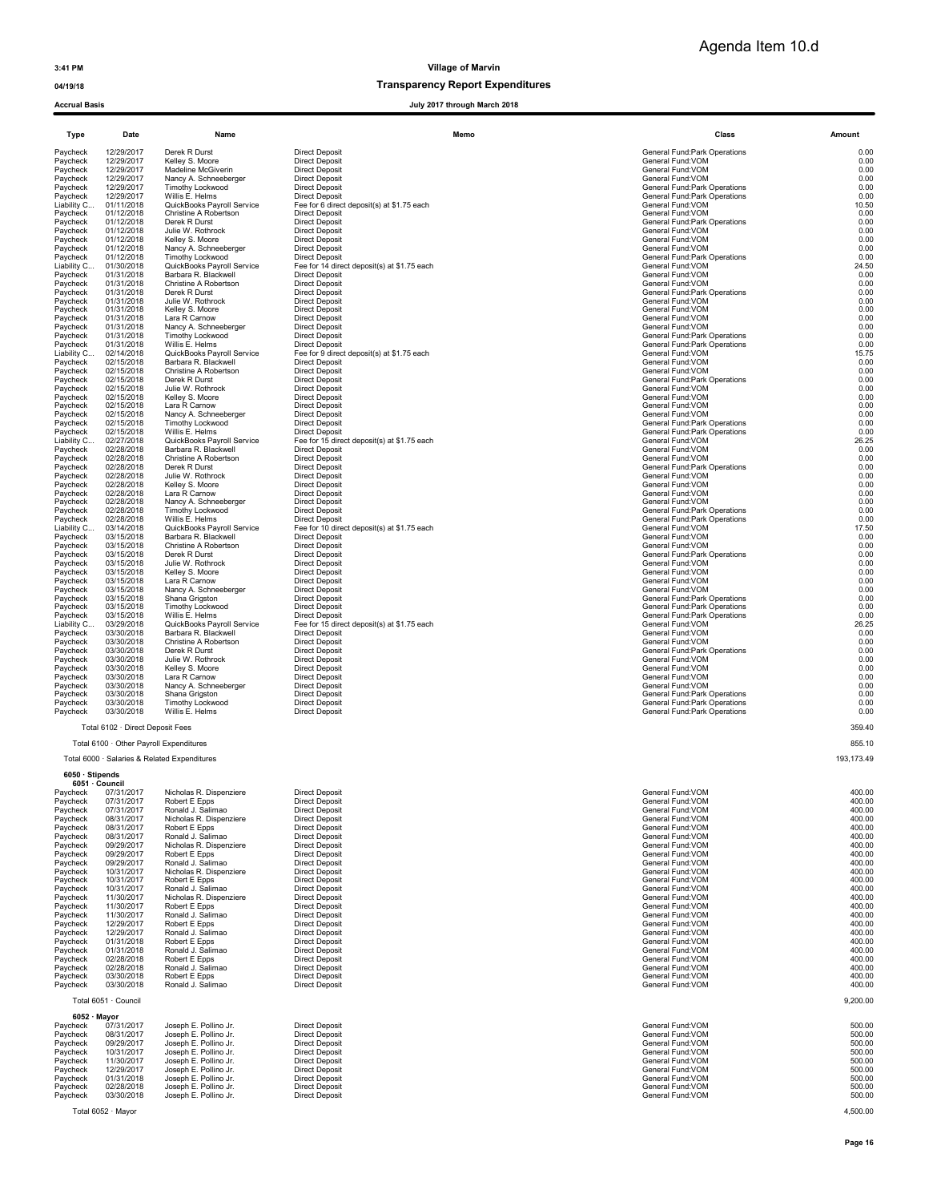Agenda Item 10.d

3:41 PM
04/19/18
Accrual Basis

# Village of Marvin
## Transparency Report Expenditures
July 2017 through March 2018

| Type | Date | Name | Memo | Class | Amount |
|---|---|---|---|---|---|
| Paycheck | 12/29/2017 | Derek R Durst | Direct Deposit | General Fund:Park Operations | 0.00 |
| Paycheck | 12/29/2017 | Kelley S. Moore | Direct Deposit | General Fund:VOM | 0.00 |
| Paycheck | 12/29/2017 | Madeline McGiverin | Direct Deposit | General Fund:VOM | 0.00 |
| Paycheck | 12/29/2017 | Nancy A. Schneeberger | Direct Deposit | General Fund:VOM | 0.00 |
| Paycheck | 12/29/2017 | Timothy Lockwood | Direct Deposit | General Fund:Park Operations | 0.00 |
| Paycheck | 12/29/2017 | Willis E. Helms | Direct Deposit | General Fund:Park Operations | 0.00 |
| Liability C... | 01/11/2018 | QuickBooks Payroll Service | Fee for 6 direct deposit(s) at $1.75 each | General Fund:VOM | 10.50 |
| Paycheck | 01/12/2018 | Christine A Robertson | Direct Deposit | General Fund:VOM | 0.00 |
| Paycheck | 01/12/2018 | Derek R Durst | Direct Deposit | General Fund:Park Operations | 0.00 |
| Paycheck | 01/12/2018 | Julie W. Rothrock | Direct Deposit | General Fund:VOM | 0.00 |
| Paycheck | 01/12/2018 | Kelley S. Moore | Direct Deposit | General Fund:VOM | 0.00 |
| Paycheck | 01/12/2018 | Nancy A. Schneeberger | Direct Deposit | General Fund:VOM | 0.00 |
| Paycheck | 01/12/2018 | Timothy Lockwood | Direct Deposit | General Fund:Park Operations | 0.00 |
| Liability C... | 01/30/2018 | QuickBooks Payroll Service | Fee for 14 direct deposit(s) at $1.75 each | General Fund:VOM | 24.50 |
| Paycheck | 01/31/2018 | Barbara R. Blackwell | Direct Deposit | General Fund:VOM | 0.00 |
| Paycheck | 01/31/2018 | Christine A Robertson | Direct Deposit | General Fund:VOM | 0.00 |
| Paycheck | 01/31/2018 | Derek R Durst | Direct Deposit | General Fund:Park Operations | 0.00 |
| Paycheck | 01/31/2018 | Julie W. Rothrock | Direct Deposit | General Fund:VOM | 0.00 |
| Paycheck | 01/31/2018 | Kelley S. Moore | Direct Deposit | General Fund:VOM | 0.00 |
| Paycheck | 01/31/2018 | Lara R Carnow | Direct Deposit | General Fund:VOM | 0.00 |
| Paycheck | 01/31/2018 | Nancy A. Schneeberger | Direct Deposit | General Fund:VOM | 0.00 |
| Paycheck | 01/31/2018 | Timothy Lockwood | Direct Deposit | General Fund:Park Operations | 0.00 |
| Paycheck | 01/31/2018 | Willis E. Helms | Direct Deposit | General Fund:Park Operations | 0.00 |
| Liability C... | 02/14/2018 | QuickBooks Payroll Service | Fee for 9 direct deposit(s) at $1.75 each | General Fund:VOM | 15.75 |
| Paycheck | 02/15/2018 | Barbara R. Blackwell | Direct Deposit | General Fund:VOM | 0.00 |
| Paycheck | 02/15/2018 | Christine A Robertson | Direct Deposit | General Fund:VOM | 0.00 |
| Paycheck | 02/15/2018 | Derek R Durst | Direct Deposit | General Fund:Park Operations | 0.00 |
| Paycheck | 02/15/2018 | Julie W. Rothrock | Direct Deposit | General Fund:VOM | 0.00 |
| Paycheck | 02/15/2018 | Kelley S. Moore | Direct Deposit | General Fund:VOM | 0.00 |
| Paycheck | 02/15/2018 | Lara R Carnow | Direct Deposit | General Fund:VOM | 0.00 |
| Paycheck | 02/15/2018 | Nancy A. Schneeberger | Direct Deposit | General Fund:VOM | 0.00 |
| Paycheck | 02/15/2018 | Timothy Lockwood | Direct Deposit | General Fund:Park Operations | 0.00 |
| Paycheck | 02/15/2018 | Willis E. Helms | Direct Deposit | General Fund:Park Operations | 0.00 |
| Liability C... | 02/27/2018 | QuickBooks Payroll Service | Fee for 15 direct deposit(s) at $1.75 each | General Fund:VOM | 26.25 |
| Paycheck | 02/28/2018 | Barbara R. Blackwell | Direct Deposit | General Fund:VOM | 0.00 |
| Paycheck | 02/28/2018 | Christine A Robertson | Direct Deposit | General Fund:VOM | 0.00 |
| Paycheck | 02/28/2018 | Derek R Durst | Direct Deposit | General Fund:Park Operations | 0.00 |
| Paycheck | 02/28/2018 | Julie W. Rothrock | Direct Deposit | General Fund:VOM | 0.00 |
| Paycheck | 02/28/2018 | Kelley S. Moore | Direct Deposit | General Fund:VOM | 0.00 |
| Paycheck | 02/28/2018 | Lara R Carnow | Direct Deposit | General Fund:VOM | 0.00 |
| Paycheck | 02/28/2018 | Nancy A. Schneeberger | Direct Deposit | General Fund:VOM | 0.00 |
| Paycheck | 02/28/2018 | Timothy Lockwood | Direct Deposit | General Fund:Park Operations | 0.00 |
| Paycheck | 02/28/2018 | Willis E. Helms | Direct Deposit | General Fund:Park Operations | 0.00 |
| Liability C... | 03/14/2018 | QuickBooks Payroll Service | Fee for 10 direct deposit(s) at $1.75 each | General Fund:VOM | 17.50 |
| Paycheck | 03/15/2018 | Barbara R. Blackwell | Direct Deposit | General Fund:VOM | 0.00 |
| Paycheck | 03/15/2018 | Christine A Robertson | Direct Deposit | General Fund:VOM | 0.00 |
| Paycheck | 03/15/2018 | Derek R Durst | Direct Deposit | General Fund:Park Operations | 0.00 |
| Paycheck | 03/15/2018 | Julie W. Rothrock | Direct Deposit | General Fund:VOM | 0.00 |
| Paycheck | 03/15/2018 | Kelley S. Moore | Direct Deposit | General Fund:VOM | 0.00 |
| Paycheck | 03/15/2018 | Lara R Carnow | Direct Deposit | General Fund:VOM | 0.00 |
| Paycheck | 03/15/2018 | Nancy A. Schneeberger | Direct Deposit | General Fund:VOM | 0.00 |
| Paycheck | 03/15/2018 | Shana Grigston | Direct Deposit | General Fund:Park Operations | 0.00 |
| Paycheck | 03/15/2018 | Timothy Lockwood | Direct Deposit | General Fund:Park Operations | 0.00 |
| Paycheck | 03/15/2018 | Willis E. Helms | Direct Deposit | General Fund:Park Operations | 0.00 |
| Liability C... | 03/29/2018 | QuickBooks Payroll Service | Fee for 15 direct deposit(s) at $1.75 each | General Fund:VOM | 26.25 |
| Paycheck | 03/30/2018 | Barbara R. Blackwell | Direct Deposit | General Fund:VOM | 0.00 |
| Paycheck | 03/30/2018 | Christine A Robertson | Direct Deposit | General Fund:VOM | 0.00 |
| Paycheck | 03/30/2018 | Derek R Durst | Direct Deposit | General Fund:Park Operations | 0.00 |
| Paycheck | 03/30/2018 | Julie W. Rothrock | Direct Deposit | General Fund:VOM | 0.00 |
| Paycheck | 03/30/2018 | Kelley S. Moore | Direct Deposit | General Fund:VOM | 0.00 |
| Paycheck | 03/30/2018 | Lara R Carnow | Direct Deposit | General Fund:VOM | 0.00 |
| Paycheck | 03/30/2018 | Nancy A. Schneeberger | Direct Deposit | General Fund:VOM | 0.00 |
| Paycheck | 03/30/2018 | Shana Grigston | Direct Deposit | General Fund:Park Operations | 0.00 |
| Paycheck | 03/30/2018 | Timothy Lockwood | Direct Deposit | General Fund:Park Operations | 0.00 |
| Paycheck | 03/30/2018 | Willis E. Helms | Direct Deposit | General Fund:Park Operations | 0.00 |
| Total 6102 · Direct Deposit Fees | | | | | 359.40 |
| Total 6100 · Other Payroll Expenditures | | | | | 855.10 |
| Total 6000 · Salaries & Related Expenditures | | | | | 193,173.49 |
| **6050 · Stipends** | | | | | |
| **6051 · Council** | | | | | |
| Paycheck | 07/31/2017 | Nicholas R. Dispenziere | Direct Deposit | General Fund:VOM | 400.00 |
| Paycheck | 07/31/2017 | Robert E Epps | Direct Deposit | General Fund:VOM | 400.00 |
| Paycheck | 07/31/2017 | Ronald J. Salimao | Direct Deposit | General Fund:VOM | 400.00 |
| Paycheck | 08/31/2017 | Nicholas R. Dispenziere | Direct Deposit | General Fund:VOM | 400.00 |
| Paycheck | 08/31/2017 | Robert E Epps | Direct Deposit | General Fund:VOM | 400.00 |
| Paycheck | 08/31/2017 | Ronald J. Salimao | Direct Deposit | General Fund:VOM | 400.00 |
| Paycheck | 09/29/2017 | Nicholas R. Dispenziere | Direct Deposit | General Fund:VOM | 400.00 |
| Paycheck | 09/29/2017 | Robert E Epps | Direct Deposit | General Fund:VOM | 400.00 |
| Paycheck | 09/29/2017 | Ronald J. Salimao | Direct Deposit | General Fund:VOM | 400.00 |
| Paycheck | 10/31/2017 | Nicholas R. Dispenziere | Direct Deposit | General Fund:VOM | 400.00 |
| Paycheck | 10/31/2017 | Robert E Epps | Direct Deposit | General Fund:VOM | 400.00 |
| Paycheck | 10/31/2017 | Ronald J. Salimao | Direct Deposit | General Fund:VOM | 400.00 |
| Paycheck | 11/30/2017 | Nicholas R. Dispenziere | Direct Deposit | General Fund:VOM | 400.00 |
| Paycheck | 11/30/2017 | Robert E Epps | Direct Deposit | General Fund:VOM | 400.00 |
| Paycheck | 11/30/2017 | Ronald J. Salimao | Direct Deposit | General Fund:VOM | 400.00 |
| Paycheck | 12/29/2017 | Robert E Epps | Direct Deposit | General Fund:VOM | 400.00 |
| Paycheck | 12/29/2017 | Ronald J. Salimao | Direct Deposit | General Fund:VOM | 400.00 |
| Paycheck | 01/31/2018 | Robert E Epps | Direct Deposit | General Fund:VOM | 400.00 |
| Paycheck | 01/31/2018 | Ronald J. Salimao | Direct Deposit | General Fund:VOM | 400.00 |
| Paycheck | 02/28/2018 | Robert E Epps | Direct Deposit | General Fund:VOM | 400.00 |
| Paycheck | 02/28/2018 | Ronald J. Salimao | Direct Deposit | General Fund:VOM | 400.00 |
| Paycheck | 03/30/2018 | Robert E Epps | Direct Deposit | General Fund:VOM | 400.00 |
| Paycheck | 03/30/2018 | Ronald J. Salimao | Direct Deposit | General Fund:VOM | 400.00 |
| Total 6051 · Council | | | | | 9,200.00 |
| **6052 · Mayor** | | | | | |
| Paycheck | 07/31/2017 | Joseph E. Pollino Jr. | Direct Deposit | General Fund:VOM | 500.00 |
| Paycheck | 08/31/2017 | Joseph E. Pollino Jr. | Direct Deposit | General Fund:VOM | 500.00 |
| Paycheck | 09/29/2017 | Joseph E. Pollino Jr. | Direct Deposit | General Fund:VOM | 500.00 |
| Paycheck | 10/31/2017 | Joseph E. Pollino Jr. | Direct Deposit | General Fund:VOM | 500.00 |
| Paycheck | 11/30/2017 | Joseph E. Pollino Jr. | Direct Deposit | General Fund:VOM | 500.00 |
| Paycheck | 12/29/2017 | Joseph E. Pollino Jr. | Direct Deposit | General Fund:VOM | 500.00 |
| Paycheck | 01/31/2018 | Joseph E. Pollino Jr. | Direct Deposit | General Fund:VOM | 500.00 |
| Paycheck | 02/28/2018 | Joseph E. Pollino Jr. | Direct Deposit | General Fund:VOM | 500.00 |
| Paycheck | 03/30/2018 | Joseph E. Pollino Jr. | Direct Deposit | General Fund:VOM | 500.00 |
| Total 6052 · Mayor | | | | | 4,500.00 |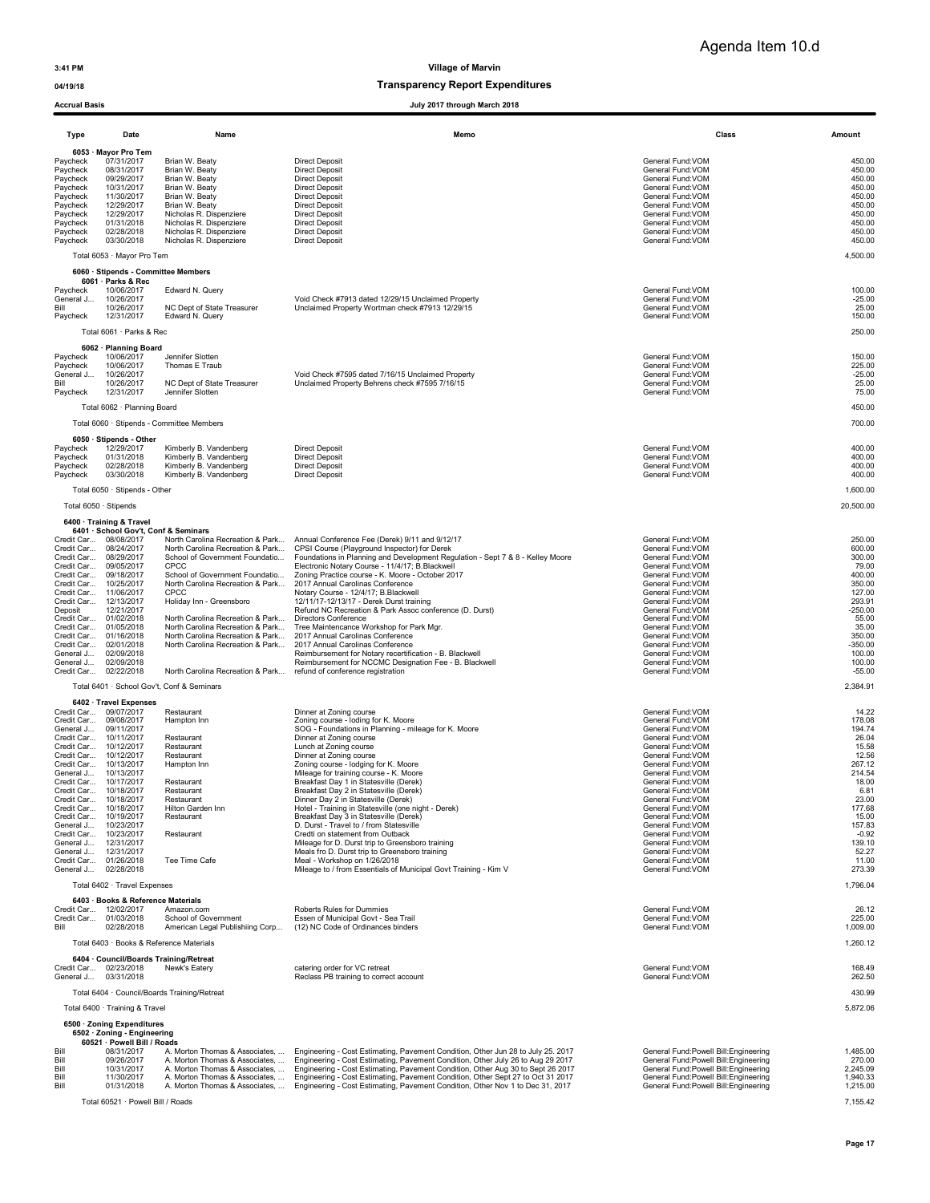Agenda Item 10.d

3:41 PM | Village of Marvin
04/19/18 | **Transparency Report Expenditures**
Accrual Basis | July 2017 through March 2018

| Type | Date | Name | Memo | Class | Amount |
|---|---|---|---|---|---|
| **6053 · Mayor Pro Tem** | | | | | |
| Paycheck | 07/31/2017 | Brian W. Beaty | Direct Deposit | General Fund:VOM | 450.00 |
| Paycheck | 08/31/2017 | Brian W. Beaty | Direct Deposit | General Fund:VOM | 450.00 |
| Paycheck | 09/29/2017 | Brian W. Beaty | Direct Deposit | General Fund:VOM | 450.00 |
| Paycheck | 10/31/2017 | Brian W. Beaty | Direct Deposit | General Fund:VOM | 450.00 |
| Paycheck | 11/30/2017 | Brian W. Beaty | Direct Deposit | General Fund:VOM | 450.00 |
| Paycheck | 12/29/2017 | Brian W. Beaty | Direct Deposit | General Fund:VOM | 450.00 |
| Paycheck | 12/29/2017 | Nicholas R. Dispenziere | Direct Deposit | General Fund:VOM | 450.00 |
| Paycheck | 01/31/2018 | Nicholas R. Dispenziere | Direct Deposit | General Fund:VOM | 450.00 |
| Paycheck | 02/28/2018 | Nicholas R. Dispenziere | Direct Deposit | General Fund:VOM | 450.00 |
| Paycheck | 03/30/2018 | Nicholas R. Dispenziere | Direct Deposit | General Fund:VOM | 450.00 |
| Total 6053 · Mayor Pro Tem | | | | | 4,500.00 |
| **6060 · Stipends - Committee Members** | | | | | |
| **6061 · Parks & Rec** | | | | | |
| Paycheck | 10/06/2017 | Edward N. Query | | General Fund:VOM | 100.00 |
| General J... | 10/26/2017 | | Void Check #7913 dated 12/29/15 Unclaimed Property | General Fund:VOM | -25.00 |
| Bill | 10/26/2017 | NC Dept of State Treasurer | Unclaimed Property Wortman check #7913 12/29/15 | General Fund:VOM | 25.00 |
| Paycheck | 12/31/2017 | Edward N. Query | | General Fund:VOM | 150.00 |
| Total 6061 · Parks & Rec | | | | | 250.00 |
| **6062 · Planning Board** | | | | | |
| Paycheck | 10/06/2017 | Jennifer Slotten | | General Fund:VOM | 150.00 |
| Paycheck | 10/06/2017 | Thomas E Traub | | General Fund:VOM | 225.00 |
| General J... | 10/26/2017 | | Void Check #7595 dated 7/16/15 Unclaimed Property | General Fund:VOM | -25.00 |
| Bill | 10/26/2017 | NC Dept of State Treasurer | Unclaimed Property Behrens check #7595 7/16/15 | General Fund:VOM | 25.00 |
| Paycheck | 12/31/2017 | Jennifer Slotten | | General Fund:VOM | 75.00 |
| Total 6062 · Planning Board | | | | | 450.00 |
| Total 6060 · Stipends - Committee Members | | | | | 700.00 |
| **6050 · Stipends - Other** | | | | | |
| Paycheck | 12/29/2017 | Kimberly B. Vandenberg | Direct Deposit | General Fund:VOM | 400.00 |
| Paycheck | 01/31/2018 | Kimberly B. Vandenberg | Direct Deposit | General Fund:VOM | 400.00 |
| Paycheck | 02/28/2018 | Kimberly B. Vandenberg | Direct Deposit | General Fund:VOM | 400.00 |
| Paycheck | 03/30/2018 | Kimberly B. Vandenberg | Direct Deposit | General Fund:VOM | 400.00 |
| Total 6050 · Stipends - Other | | | | | 1,600.00 |
| Total 6050 · Stipends | | | | | 20,500.00 |
| **6400 · Training & Travel** | | | | | |
| **6401 · School Gov't, Conf & Seminars** | | | | | |
| Credit Car... | 08/08/2017 | North Carolina Recreation & Park... | Annual Conference Fee (Derek) 9/11 and 9/12/17 | General Fund:VOM | 250.00 |
| Credit Car... | 08/24/2017 | North Carolina Recreation & Park... | CPSI Course (Playground Inspector) for Derek | General Fund:VOM | 600.00 |
| Credit Car... | 08/29/2017 | School of Government Foundatio... | Foundations in Planning and Development Regulation - Sept 7 & 8 - Kelley Moore | General Fund:VOM | 300.00 |
| Credit Car... | 09/05/2017 | CPCC | Electronic Notary Course - 11/4/17; B.Blackwell | General Fund:VOM | 79.00 |
| Credit Car... | 09/18/2017 | School of Government Foundatio... | Zoning Practice course - K. Moore - October 2017 | General Fund:VOM | 400.00 |
| Credit Car... | 10/25/2017 | North Carolina Recreation & Park... | 2017 Annual Carolinas Conference | General Fund:VOM | 350.00 |
| Credit Car... | 11/06/2017 | CPCC | Notary Course - 12/4/17; B.Blackwell | General Fund:VOM | 127.00 |
| Credit Car... | 12/13/2017 | Holiday Inn - Greensboro | 12/11/17-12/13/17 - Derek Durst training | General Fund:VOM | 293.91 |
| Deposit | 12/21/2017 | | Refund NC Recreation & Park Assoc conference (D. Durst) | General Fund:VOM | -250.00 |
| Credit Car... | 01/02/2018 | North Carolina Recreation & Park... | Directors Conference | General Fund:VOM | 55.00 |
| Credit Car... | 01/05/2018 | North Carolina Recreation & Park... | Tree Maintencance Workshop for Park Mgr. | General Fund:VOM | 35.00 |
| Credit Car... | 01/16/2018 | North Carolina Recreation & Park... | 2017 Annual Carolinas Conference | General Fund:VOM | 350.00 |
| Credit Car... | 02/01/2018 | North Carolina Recreation & Park... | 2017 Annual Carolinas Conference | General Fund:VOM | -350.00 |
| General J... | 02/09/2018 | | Reimbursement for Notary recertification - B. Blackwell | General Fund:VOM | 100.00 |
| General J... | 02/09/2018 | | Reimbursement for NCCMC Designation Fee - B. Blackwell | General Fund:VOM | 100.00 |
| Credit Car... | 02/22/2018 | North Carolina Recreation & Park... | refund of conference registration | General Fund:VOM | -55.00 |
| Total 6401 · School Gov't, Conf & Seminars | | | | | 2,384.91 |
| **6402 · Travel Expenses** | | | | | |
| Credit Car... | 09/07/2017 | Restaurant | Dinner at Zoning course | General Fund:VOM | 14.22 |
| Credit Car... | 09/08/2017 | Hampton Inn | Zoning course - loding for K. Moore | General Fund:VOM | 178.08 |
| General J... | 09/11/2017 | | SOG - Foundations in Planning - mileage for K. Moore | General Fund:VOM | 194.74 |
| Credit Car... | 10/11/2017 | Restaurant | Dinner at Zoning course | General Fund:VOM | 26.04 |
| Credit Car... | 10/12/2017 | Restaurant | Lunch at Zoning course | General Fund:VOM | 15.58 |
| Credit Car... | 10/12/2017 | Restaurant | Dinner at Zoning course | General Fund:VOM | 12.56 |
| Credit Car... | 10/13/2017 | Hampton Inn | Zoning course - lodging for K. Moore | General Fund:VOM | 267.12 |
| General J... | 10/13/2017 | | Mileage for training course - K. Moore | General Fund:VOM | 214.54 |
| Credit Car... | 10/17/2017 | Restaurant | Breakfast Day 1 in Statesville (Derek) | General Fund:VOM | 18.00 |
| Credit Car... | 10/18/2017 | Restaurant | Breakfast Day 2 in Statesville (Derek) | General Fund:VOM | 6.81 |
| Credit Car... | 10/18/2017 | Restaurant | Dinner Day 2 in Statesville (Derek) | General Fund:VOM | 23.00 |
| Credit Car... | 10/18/2017 | Hilton Garden Inn | Hotel - Training in Statesville (one night - Derek) | General Fund:VOM | 177.68 |
| Credit Car... | 10/19/2017 | Restaurant | Breakfast Day 3 in Statesville (Derek) | General Fund:VOM | 15.00 |
| General J... | 10/23/2017 | | D. Durst - Travel to / from Statesville | General Fund:VOM | 157.83 |
| Credit Car... | 10/23/2017 | Restaurant | Credti on statement from Outback | General Fund:VOM | -0.92 |
| General J... | 12/31/2017 | | Mileage for D. Durst trip to Greensboro training | General Fund:VOM | 139.10 |
| General J... | 12/31/2017 | | Meals fro D. Durst trip to Greensboro training | General Fund:VOM | 52.27 |
| Credit Car... | 01/26/2018 | Tee Time Cafe | Meal - Workshop on 1/26/2018 | General Fund:VOM | 11.00 |
| General J... | 02/28/2018 | | Mileage to / from Essentials of Municipal Govt Training - Kim V | General Fund:VOM | 273.39 |
| Total 6402 · Travel Expenses | | | | | 1,796.04 |
| **6403 · Books & Reference Materials** | | | | | |
| Credit Car... | 12/02/2017 | Amazon.com | Roberts Rules for Dummies | General Fund:VOM | 26.12 |
| Credit Car... | 01/03/2018 | School of Government | Essen of Municipal Govt - Sea Trail | General Fund:VOM | 225.00 |
| Bill | 02/28/2018 | American Legal Publishiing Corp... | (12) NC Code of Ordinances binders | General Fund:VOM | 1,009.00 |
| Total 6403 · Books & Reference Materials | | | | | 1,260.12 |
| **6404 · Council/Boards Training/Retreat** | | | | | |
| Credit Car... | 02/23/2018 | Newk's Eatery | catering order for VC retreat | General Fund:VOM | 168.49 |
| General J... | 03/31/2018 | | Reclass PB training to correct account | General Fund:VOM | 262.50 |
| Total 6404 · Council/Boards Training/Retreat | | | | | 430.99 |
| Total 6400 · Training & Travel | | | | | 5,872.06 |
| **6500 · Zoning Expenditures** | | | | | |
| **6502 · Zoning - Engineering** | | | | | |
| **60521 · Powell Bill / Roads** | | | | | |
| Bill | 08/31/2017 | A. Morton Thomas & Associates, ... | Engineering - Cost Estimating, Pavement Condition, Other Jun 28 to July 25. 2017 | General Fund:Powell Bill:Engineering | 1,485.00 |
| Bill | 09/26/2017 | A. Morton Thomas & Associates, ... | Engineering - Cost Estimating, Pavement Condition, Other July 26 to Aug 29 2017 | General Fund:Powell Bill:Engineering | 270.00 |
| Bill | 10/31/2017 | A. Morton Thomas & Associates, ... | Engineering - Cost Estimating, Pavement Condition, Other Aug 30 to Sept 26 2017 | General Fund:Powell Bill:Engineering | 2,245.09 |
| Bill | 11/30/2017 | A. Morton Thomas & Associates, ... | Engineering - Cost Estimating, Pavement Condition, Other Sept 27 to Oct 31 2017 | General Fund:Powell Bill:Engineering | 1,940.33 |
| Bill | 01/31/2018 | A. Morton Thomas & Associates, ... | Engineering - Cost Estimating, Pavement Condition, Other Nov 1 to Dec 31, 2017 | General Fund:Powell Bill:Engineering | 1,215.00 |
| Total 60521 · Powell Bill / Roads | | | | | 7,155.42 |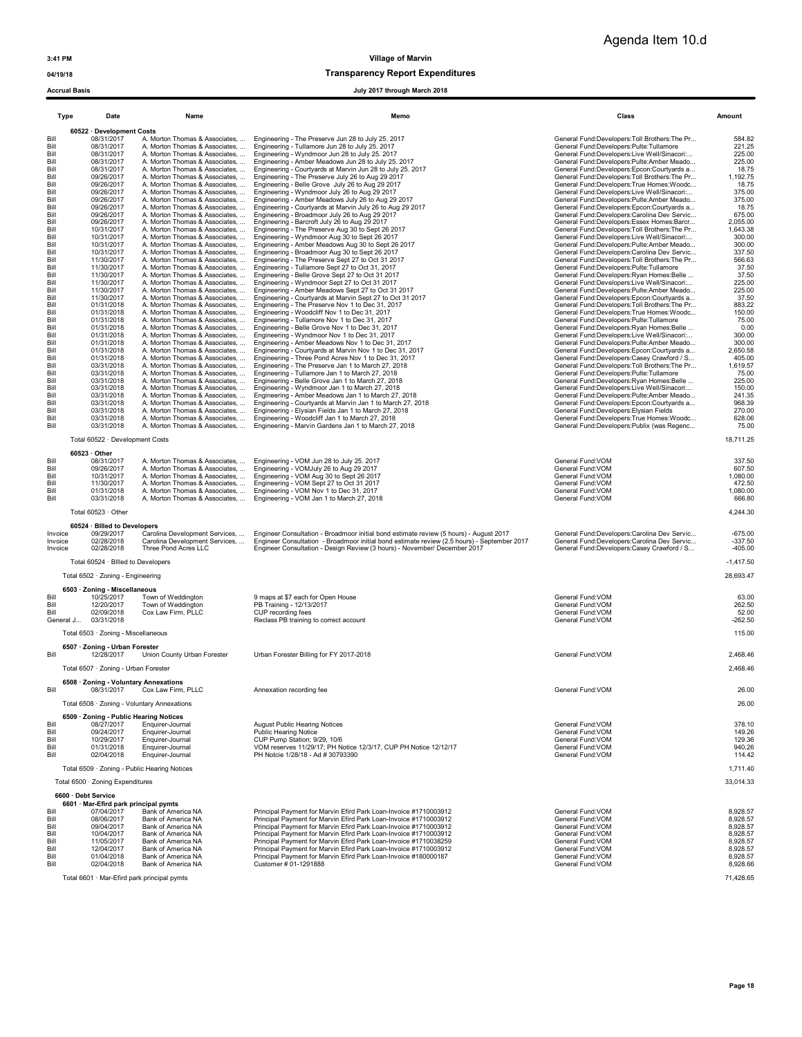Agenda Item 10.d

3:41 PM

04/19/18

Accrual Basis

# Village of Marvin

## Transparency Report Expenditures

### July 2017 through March 2018

| Type | Date | Name | Memo | Class | Amount |
|---|---|---|---|---|---|
| **60522 · Development Costs** | | | | | |
| Bill | 08/31/2017 | A. Morton Thomas & Associates, ... | Engineering - The Preserve Jun 28 to July 25. 2017 | General Fund:Developers:Toll Brothers:The Pr... | 584.82 |
| Bill | 08/31/2017 | A. Morton Thomas & Associates, ... | Engineering - Tullamore Jun 28 to July 25. 2017 | General Fund:Developers:Pulte:Tullamore | 221.25 |
| Bill | 08/31/2017 | A. Morton Thomas & Associates, ... | Engineering - Wyndmoor Jun 28 to July 25. 2017 | General Fund:Developers:Live Well/Sinacori:... | 225.00 |
| Bill | 08/31/2017 | A. Morton Thomas & Associates, ... | Engineering - Amber Meadows Jun 28 to July 25. 2017 | General Fund:Developers:Pulte:Amber Meado... | 225.00 |
| Bill | 08/31/2017 | A. Morton Thomas & Associates, ... | Engineering - Courtyards at Marvin Jun 28 to July 25. 2017 | General Fund:Developers:Epcon:Courtyards a... | 18.75 |
| Bill | 09/26/2017 | A. Morton Thomas & Associates, ... | Engineering - The Preserve July 26 to Aug 29 2017 | General Fund:Developers:Toll Brothers:The Pr... | 1,192.75 |
| Bill | 09/26/2017 | A. Morton Thomas & Associates, ... | Engineering - Belle Grove July 26 to Aug 29 2017 | General Fund:Developers:True Homes:Woodc... | 18.75 |
| Bill | 09/26/2017 | A. Morton Thomas & Associates, ... | Engineering - Wyndmoor July 26 to Aug 29 2017 | General Fund:Developers:Live Well/Sinacori:... | 375.00 |
| Bill | 09/26/2017 | A. Morton Thomas & Associates, ... | Engineering - Amber Meadows July 26 to Aug 29 2017 | General Fund:Developers:Pulte:Amber Meado... | 375.00 |
| Bill | 09/26/2017 | A. Morton Thomas & Associates, ... | Engineering - Courtyards at Marvin July 26 to Aug 29 2017 | General Fund:Developers:Epcon:Courtyards a... | 18.75 |
| Bill | 09/26/2017 | A. Morton Thomas & Associates, ... | Engineering - Broadmoor July 26 to Aug 29 2017 | General Fund:Developers:Carolina Dev Servic... | 675.00 |
| Bill | 09/26/2017 | A. Morton Thomas & Associates, ... | Engineering - Barcroft July 26 to Aug 29 2017 | General Fund:Developers:Essex Homes:Barcr... | 2,055.00 |
| Bill | 10/31/2017 | A. Morton Thomas & Associates, ... | Engineering - The Preserve Aug 30 to Sept 26 2017 | General Fund:Developers:Toll Brothers:The Pr... | 1,643.38 |
| Bill | 10/31/2017 | A. Morton Thomas & Associates, ... | Engineering - Wyndmoor Aug 30 to Sept 26 2017 | General Fund:Developers:Live Well/Sinacori:... | 300.00 |
| Bill | 10/31/2017 | A. Morton Thomas & Associates, ... | Engineering - Amber Meadows Aug 30 to Sept 26 2017 | General Fund:Developers:Pulte:Amber Meado... | 300.00 |
| Bill | 10/31/2017 | A. Morton Thomas & Associates, ... | Engineering - Broadmoor Aug 30 to Sept 26 2017 | General Fund:Developers:Carolina Dev Servic... | 337.50 |
| Bill | 11/30/2017 | A. Morton Thomas & Associates, ... | Engineering - The Preserve Sept 27 to Oct 31 2017 | General Fund:Developers:Toll Brothers:The Pr... | 566.63 |
| Bill | 11/30/2017 | A. Morton Thomas & Associates, ... | Engineering - Tullamore Sept 27 to Oct 31, 2017 | General Fund:Developers:Pulte:Tullamore | 37.50 |
| Bill | 11/30/2017 | A. Morton Thomas & Associates, ... | Engineering - Belle Grove Sept 27 to Oct 31 2017 | General Fund:Developers:Ryan Homes:Belle ... | 37.50 |
| Bill | 11/30/2017 | A. Morton Thomas & Associates, ... | Engineering - Wyndmoor Sept 27 to Oct 31 2017 | General Fund:Developers:Live Well/Sinacori:... | 225.00 |
| Bill | 11/30/2017 | A. Morton Thomas & Associates, ... | Engineering - Amber Meadows Sept 27 to Oct 31 2017 | General Fund:Developers:Pulte:Amber Meado... | 225.00 |
| Bill | 11/30/2017 | A. Morton Thomas & Associates, ... | Engineering - Courtyards at Marvin Sept 27 to Oct 31 2017 | General Fund:Developers:Epcon:Courtyards a... | 37.50 |
| Bill | 01/31/2018 | A. Morton Thomas & Associates, ... | Engineering - The Preserve Nov 1 to Dec 31, 2017 | General Fund:Developers:Toll Brothers:The Pr... | 883.22 |
| Bill | 01/31/2018 | A. Morton Thomas & Associates, ... | Engineering - Woodcliff Nov 1 to Dec 31, 2017 | General Fund:Developers:True Homes:Woodc... | 150.00 |
| Bill | 01/31/2018 | A. Morton Thomas & Associates, ... | Engineering - Tullamore Nov 1 to Dec 31, 2017 | General Fund:Developers:Pulte:Tullamore | 75.00 |
| Bill | 01/31/2018 | A. Morton Thomas & Associates, ... | Engineering - Belle Grove Nov 1 to Dec 31, 2017 | General Fund:Developers:Ryan Homes:Belle ... | 0.00 |
| Bill | 01/31/2018 | A. Morton Thomas & Associates, ... | Engineering - Wyndmoor Nov 1 to Dec 31, 2017 | General Fund:Developers:Live Well/Sinacori:... | 300.00 |
| Bill | 01/31/2018 | A. Morton Thomas & Associates, ... | Engineering - Amber Meadows Nov 1 to Dec 31, 2017 | General Fund:Developers:Pulte:Amber Meado... | 300.00 |
| Bill | 01/31/2018 | A. Morton Thomas & Associates, ... | Engineering - Courtyards at Marvin Nov 1 to Dec 31, 2017 | General Fund:Developers:Epcon:Courtyards a... | 2,650.58 |
| Bill | 01/31/2018 | A. Morton Thomas & Associates, ... | Engineering - Three Pond Acres Nov 1 to Dec 31, 2017 | General Fund:Developers:Casey Crawford / S... | 405.00 |
| Bill | 03/31/2018 | A. Morton Thomas & Associates, ... | Engineering - The Preserve Jan 1 to March 27, 2018 | General Fund:Developers:Toll Brothers:The Pr... | 1,619.57 |
| Bill | 03/31/2018 | A. Morton Thomas & Associates, ... | Engineering - Tullamore Jan 1 to March 27, 2018 | General Fund:Developers:Pulte:Tullamore | 75.00 |
| Bill | 03/31/2018 | A. Morton Thomas & Associates, ... | Engineering - Belle Grove Jan 1 to March 27, 2018 | General Fund:Developers:Ryan Homes:Belle ... | 225.00 |
| Bill | 03/31/2018 | A. Morton Thomas & Associates, ... | Engineering - Wyndmoor Jan 1 to March 27, 2018 | General Fund:Developers:Live Well/Sinacori:... | 150.00 |
| Bill | 03/31/2018 | A. Morton Thomas & Associates, ... | Engineering - Amber Meadows Jan 1 to March 27, 2018 | General Fund:Developers:Pulte:Amber Meado... | 241.35 |
| Bill | 03/31/2018 | A. Morton Thomas & Associates, ... | Engineering - Courtyards at Marvin Jan 1 to March 27, 2018 | General Fund:Developers:Epcon:Courtyards a... | 968.39 |
| Bill | 03/31/2018 | A. Morton Thomas & Associates, ... | Engineering - Elysian Fields Jan 1 to March 27, 2018 | General Fund:Developers:Elysian Fields | 270.00 |
| Bill | 03/31/2018 | A. Morton Thomas & Associates, ... | Engineering - Woodcliff Jan 1 to March 27, 2018 | General Fund:Developers:True Homes:Woodc... | 628.06 |
| Bill | 03/31/2018 | A. Morton Thomas & Associates, ... | Engineering - Marvin Gardens Jan 1 to March 27, 2018 | General Fund:Developers:Publix (was Regenc... | 75.00 |
| Total 60522 · Development Costs | | | | | 18,711.25 |
| **60523 · Other** | | | | | |
| Bill | 08/31/2017 | A. Morton Thomas & Associates, ... | Engineering - VOM Jun 28 to July 25. 2017 | General Fund:VOM | 337.50 |
| Bill | 09/26/2017 | A. Morton Thomas & Associates, ... | Engineering - VOMJuly 26 to Aug 29 2017 | General Fund:VOM | 607.50 |
| Bill | 10/31/2017 | A. Morton Thomas & Associates, ... | Engineering - VOM Aug 30 to Sept 26 2017 | General Fund:VOM | 1,080.00 |
| Bill | 11/30/2017 | A. Morton Thomas & Associates, ... | Engineering - VOM Sept 27 to Oct 31 2017 | General Fund:VOM | 472.50 |
| Bill | 01/31/2018 | A. Morton Thomas & Associates, ... | Engineering - VOM Nov 1 to Dec 31, 2017 | General Fund:VOM | 1,080.00 |
| Bill | 03/31/2018 | A. Morton Thomas & Associates, ... | Engineering - VOM Jan 1 to March 27, 2018 | General Fund:VOM | 666.80 |
| Total 60523 · Other | | | | | 4,244.30 |
| **60524 · BIlled to Developers** | | | | | |
| Invoice | 09/29/2017 | Carolina Development Services, ... | Engineer Consultation - Broadmoor initial bond estimate review (5 hours) - August 2017 | General Fund:Developers:Carolina Dev Servic... | -675.00 |
| Invoice | 02/28/2018 | Carolina Development Services, ... | Engineer Consultation - Broadmoor initial bond estimate review (2.5 hours) - September 2017 | General Fund:Developers:Carolina Dev Servic... | -337.50 |
| Invoice | 02/28/2018 | Three Pond Acres LLC | Engineer Consultation - Design Review (3 hours) - November/ December 2017 | General Fund:Developers:Casey Crawford / S... | -405.00 |
| Total 60524 · BIlled to Developers | | | | | -1,417.50 |
| Total 6502 · Zoning - Engineering | | | | | 28,693.47 |
| **6503 · Zoning - Miscellaneous** | | | | | |
| Bill | 10/25/2017 | Town of Weddington | 9 maps at $7 each for Open House | General Fund:VOM | 63.00 |
| Bill | 12/20/2017 | Town of Weddington | PB Training - 12/13/2017 | General Fund:VOM | 262.50 |
| Bill | 02/09/2018 | Cox Law Firm, PLLC | CUP recording fees | General Fund:VOM | 52.00 |
| General J... | 03/31/2018 | | Reclass PB training to correct account | General Fund:VOM | -262.50 |
| Total 6503 · Zoning - Miscellaneous | | | | | 115.00 |
| **6507 · Zoning - Urban Forester** | | | | | |
| Bill | 12/28/2017 | Union County Urban Forester | Urban Forester Billing for FY 2017-2018 | General Fund:VOM | 2,468.46 |
| Total 6507 · Zoning - Urban Forester | | | | | 2,468.46 |
| **6508 · Zoning - Voluntary Annexations** | | | | | |
| Bill | 08/31/2017 | Cox Law Firm, PLLC | Annexation recording fee | General Fund:VOM | 26.00 |
| Total 6508 · Zoning - Voluntary Annexations | | | | | 26.00 |
| **6509 · Zoning - Public Hearing Notices** | | | | | |
| Bill | 08/27/2017 | Enquirer-Journal | August Public Hearing Notices | General Fund:VOM | 378.10 |
| Bill | 09/24/2017 | Enquirer-Journal | Public Hearing Notice | General Fund:VOM | 149.26 |
| Bill | 10/29/2017 | Enquirer-Journal | CUP Pump Station; 9/29, 10/6 | General Fund:VOM | 129.36 |
| Bill | 01/31/2018 | Enquirer-Journal | VOM reserves 11/29/17; PH Notice 12/3/17, CUP PH Notice 12/12/17 | General Fund:VOM | 940.26 |
| Bill | 02/04/2018 | Enquirer-Journal | PH Notcie 1/28/18 - Ad # 30793390 | General Fund:VOM | 114.42 |
| Total 6509 · Zoning - Public Hearing Notices | | | | | 1,711.40 |
| Total 6500 · Zoning Expenditures | | | | | 33,014.33 |
| **6600 · Debt Service** | | | | | |
| **6601 · Mar-Efird park principal pymts** | | | | | |
| Bill | 07/04/2017 | Bank of America NA | Principal Payment for Marvin Efird Park Loan-Invoice #1710003912 | General Fund:VOM | 8,928.57 |
| Bill | 08/06/2017 | Bank of America NA | Principal Payment for Marvin Efird Park Loan-Invoice #1710003912 | General Fund:VOM | 8,928.57 |
| Bill | 09/04/2017 | Bank of America NA | Principal Payment for Marvin Efird Park Loan-Invoice #1710003912 | General Fund:VOM | 8,928.57 |
| Bill | 10/04/2017 | Bank of America NA | Principal Payment for Marvin Efird Park Loan-Invoice #1710003912 | General Fund:VOM | 8,928.57 |
| Bill | 11/05/2017 | Bank of America NA | Principal Payment for Marvin Efird Park Loan-Invoice #1710038259 | General Fund:VOM | 8,928.57 |
| Bill | 12/04/2017 | Bank of America NA | Principal Payment for Marvin Efird Park Loan-Invoice #1710003912 | General Fund:VOM | 8,928.57 |
| Bill | 01/04/2018 | Bank of America NA | Principal Payment for Marvin Efird Park Loan-Invoice #180000187 | General Fund:VOM | 8,928.57 |
| Bill | 02/04/2018 | Bank of America NA | Customer # 01-1291888 | General Fund:VOM | 8,928.66 |
| Total 6601 · Mar-Efird park principal pymts | | | | | 71,428.65 |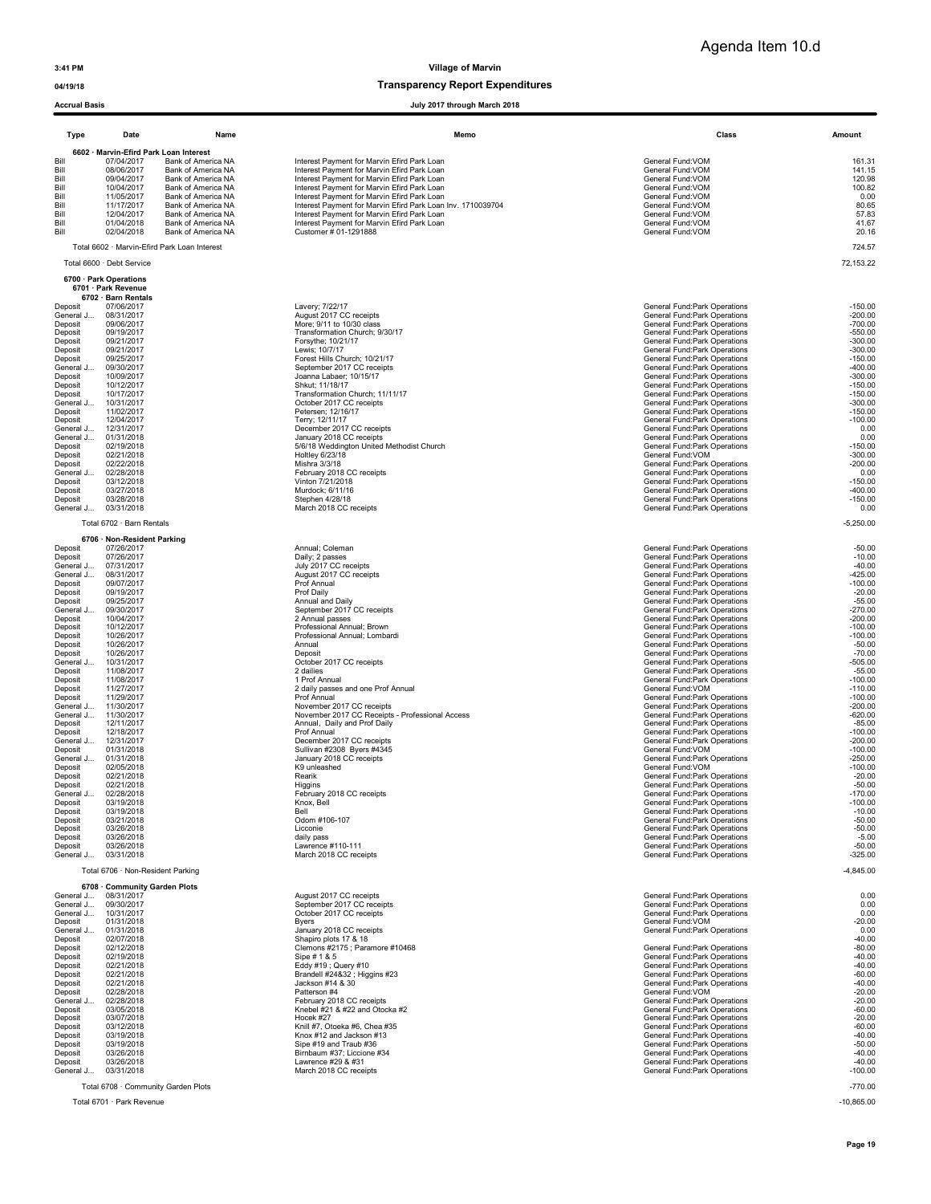Agenda Item 10.d

3:41 PM

04/19/18

Accrual Basis

# Village of Marvin

## Transparency Report Expenditures

### July 2017 through March 2018

| Type | Date | Name | Memo | Class | Amount |
|---|---|---|---|---|---|
| **6602 · Marvin-Efird Park Loan Interest** | | | | | |
| Bill | 07/04/2017 | Bank of America NA | Interest Payment for Marvin Efird Park Loan | General Fund:VOM | 161.31 |
| Bill | 08/06/2017 | Bank of America NA | Interest Payment for Marvin Efird Park Loan | General Fund:VOM | 141.15 |
| Bill | 09/04/2017 | Bank of America NA | Interest Payment for Marvin Efird Park Loan | General Fund:VOM | 120.98 |
| Bill | 10/04/2017 | Bank of America NA | Interest Payment for Marvin Efird Park Loan | General Fund:VOM | 100.82 |
| Bill | 11/05/2017 | Bank of America NA | Interest Payment for Marvin Efird Park Loan | General Fund:VOM | 0.00 |
| Bill | 11/17/2017 | Bank of America NA | Interest Payment for Marvin Efird Park Loan Inv. 1710039704 | General Fund:VOM | 80.65 |
| Bill | 12/04/2017 | Bank of America NA | Interest Payment for Marvin Efird Park Loan | General Fund:VOM | 57.83 |
| Bill | 01/04/2018 | Bank of America NA | Interest Payment for Marvin Efird Park Loan | General Fund:VOM | 41.67 |
| Bill | 02/04/2018 | Bank of America NA | Customer # 01-1291888 | General Fund:VOM | 20.16 |
| Total 6602 · Marvin-Efird Park Loan Interest | | | | | 724.57 |
| Total 6600 · Debt Service | | | | | 72,153.22 |
| **6700 · Park Operations** | | | | | |
| **6701 · Park Revenue** | | | | | |
| **6702 · Barn Rentals** | | | | | |
| Deposit | 07/06/2017 | | Lavery; 7/22/17 | General Fund:Park Operations | -150.00 |
| General J... | 08/31/2017 | | August 2017 CC receipts | General Fund:Park Operations | -200.00 |
| Deposit | 09/06/2017 | | More; 9/11 to 10/30 class | General Fund:Park Operations | -700.00 |
| Deposit | 09/19/2017 | | Transformation Church; 9/30/17 | General Fund:Park Operations | -550.00 |
| Deposit | 09/21/2017 | | Forsythe; 10/21/17 | General Fund:Park Operations | -300.00 |
| Deposit | 09/21/2017 | | Lewis; 10/7/17 | General Fund:Park Operations | -300.00 |
| Deposit | 09/25/2017 | | Forest Hills Church; 10/21/17 | General Fund:Park Operations | -150.00 |
| General J... | 09/30/2017 | | September 2017 CC receipts | General Fund:Park Operations | -400.00 |
| Deposit | 10/09/2017 | | Joanna Labaer; 10/15/17 | General Fund:Park Operations | -300.00 |
| Deposit | 10/12/2017 | | Shkut; 11/18/17 | General Fund:Park Operations | -150.00 |
| Deposit | 10/17/2017 | | Transformation Church; 11/11/17 | General Fund:Park Operations | -150.00 |
| General J... | 10/31/2017 | | October 2017 CC receipts | General Fund:Park Operations | -300.00 |
| Deposit | 11/02/2017 | | Petersen; 12/16/17 | General Fund:Park Operations | -150.00 |
| Deposit | 12/04/2017 | | Terry; 12/11/17 | General Fund:Park Operations | -100.00 |
| General J... | 12/31/2017 | | December 2017 CC receipts | General Fund:Park Operations | 0.00 |
| General J... | 01/31/2018 | | January 2018 CC receipts | General Fund:Park Operations | 0.00 |
| Deposit | 02/19/2018 | | 5/6/18 Weddington United Methodist Church | General Fund:Park Operations | -150.00 |
| Deposit | 02/21/2018 | | Holtley 6/23/18 | General Fund:VOM | -300.00 |
| Deposit | 02/22/2018 | | Mishra 3/3/18 | General Fund:Park Operations | -200.00 |
| General J... | 02/28/2018 | | February 2018 CC receipts | General Fund:Park Operations | 0.00 |
| Deposit | 03/12/2018 | | Vinton 7/21/2018 | General Fund:Park Operations | -150.00 |
| Deposit | 03/27/2018 | | Murdock; 6/11/16 | General Fund:Park Operations | -400.00 |
| Deposit | 03/28/2018 | | Stephen 4/28/18 | General Fund:Park Operations | -150.00 |
| General J... | 03/31/2018 | | March 2018 CC receipts | General Fund:Park Operations | 0.00 |
| Total 6702 · Barn Rentals | | | | | -5,250.00 |
| **6706 · Non-Resident Parking** | | | | | |
| Deposit | 07/26/2017 | | Annual; Coleman | General Fund:Park Operations | -50.00 |
| Deposit | 07/26/2017 | | Daily; 2 passes | General Fund:Park Operations | -10.00 |
| General J... | 07/31/2017 | | July 2017 CC receipts | General Fund:Park Operations | -40.00 |
| General J... | 08/31/2017 | | August 2017 CC receipts | General Fund:Park Operations | -425.00 |
| Deposit | 09/07/2017 | | Prof Annual | General Fund:Park Operations | -100.00 |
| Deposit | 09/19/2017 | | Prof Daily | General Fund:Park Operations | -20.00 |
| Deposit | 09/25/2017 | | Annual and Daily | General Fund:Park Operations | -55.00 |
| General J... | 09/30/2017 | | September 2017 CC receipts | General Fund:Park Operations | -270.00 |
| Deposit | 10/04/2017 | | 2 Annual passes | General Fund:Park Operations | -200.00 |
| Deposit | 10/12/2017 | | Professional Annual; Brown | General Fund:Park Operations | -100.00 |
| Deposit | 10/26/2017 | | Professional Annual; Lombardi | General Fund:Park Operations | -100.00 |
| Deposit | 10/26/2017 | | Annual | General Fund:Park Operations | -50.00 |
| Deposit | 10/26/2017 | | Deposit | General Fund:Park Operations | -70.00 |
| General J... | 10/31/2017 | | October 2017 CC receipts | General Fund:Park Operations | -505.00 |
| Deposit | 11/08/2017 | | 2 dailies | General Fund:Park Operations | -55.00 |
| Deposit | 11/08/2017 | | 1 Prof Annual | General Fund:Park Operations | -100.00 |
| Deposit | 11/27/2017 | | 2 daily passes and one Prof Annual | General Fund:VOM | -110.00 |
| Deposit | 11/29/2017 | | Prof Annual | General Fund:Park Operations | -100.00 |
| General J... | 11/30/2017 | | November 2017 CC receipts | General Fund:Park Operations | -200.00 |
| General J... | 11/30/2017 | | November 2017 CC Receipts - Professional Access | General Fund:Park Operations | -620.00 |
| Deposit | 12/11/2017 | | Annual, Daily and Prof Daily | General Fund:Park Operations | -85.00 |
| Deposit | 12/18/2017 | | Prof Annual | General Fund:Park Operations | -100.00 |
| General J... | 12/31/2017 | | December 2017 CC receipts | General Fund:Park Operations | -200.00 |
| Deposit | 01/31/2018 | | Sullivan #2308 Byers #4345 | General Fund:VOM | -100.00 |
| General J... | 01/31/2018 | | January 2018 CC receipts | General Fund:Park Operations | -250.00 |
| Deposit | 02/05/2018 | | K9 unleashed | General Fund:VOM | -100.00 |
| Deposit | 02/21/2018 | | Rearik | General Fund:Park Operations | -20.00 |
| Deposit | 02/21/2018 | | Higgins | General Fund:Park Operations | -50.00 |
| General J... | 02/28/2018 | | February 2018 CC receipts | General Fund:Park Operations | -170.00 |
| Deposit | 03/19/2018 | | Knox, Bell | General Fund:Park Operations | -100.00 |
| Deposit | 03/19/2018 | | Bell | General Fund:Park Operations | -10.00 |
| Deposit | 03/21/2018 | | Odom #106-107 | General Fund:Park Operations | -50.00 |
| Deposit | 03/26/2018 | | Licconie | General Fund:Park Operations | -50.00 |
| Deposit | 03/26/2018 | | daily pass | General Fund:Park Operations | -5.00 |
| Deposit | 03/26/2018 | | Lawrence #110-111 | General Fund:Park Operations | -50.00 |
| General J... | 03/31/2018 | | March 2018 CC receipts | General Fund:Park Operations | -325.00 |
| Total 6706 · Non-Resident Parking | | | | | -4,845.00 |
| **6708 · Community Garden Plots** | | | | | |
| General J... | 08/31/2017 | | August 2017 CC receipts | General Fund:Park Operations | 0.00 |
| General J... | 09/30/2017 | | September 2017 CC receipts | General Fund:Park Operations | 0.00 |
| General J... | 10/31/2017 | | October 2017 CC receipts | General Fund:Park Operations | 0.00 |
| Deposit | 01/31/2018 | | Byers | General Fund:VOM | -20.00 |
| General J... | 01/31/2018 | | January 2018 CC receipts | General Fund:Park Operations | 0.00 |
| Deposit | 02/07/2018 | | Shapiro plots 17 & 18 | | -40.00 |
| Deposit | 02/12/2018 | | Clemons #2175 ; Paramore #10468 | General Fund:Park Operations | -80.00 |
| Deposit | 02/19/2018 | | Sipe # 1 & 5 | General Fund:Park Operations | -40.00 |
| Deposit | 02/21/2018 | | Eddy #19 ; Query #10 | General Fund:Park Operations | -40.00 |
| Deposit | 02/21/2018 | | Brandell #24&32 ; Higgins #23 | General Fund:Park Operations | -60.00 |
| Deposit | 02/21/2018 | | Jackson #14 & 30 | General Fund:Park Operations | -40.00 |
| Deposit | 02/28/2018 | | Patterson #4 | General Fund:VOM | -20.00 |
| General J... | 02/28/2018 | | February 2018 CC receipts | General Fund:Park Operations | -20.00 |
| Deposit | 03/05/2018 | | Knebel #21 & #22 and Otocka #2 | General Fund:Park Operations | -60.00 |
| Deposit | 03/07/2018 | | Hocek #27 | General Fund:Park Operations | -20.00 |
| Deposit | 03/12/2018 | | Knill #7, Otoeka #6, Chea #35 | General Fund:Park Operations | -60.00 |
| Deposit | 03/19/2018 | | Knox #12 and Jackson #13 | General Fund:Park Operations | -40.00 |
| Deposit | 03/19/2018 | | Sipe #19 and Traub #36 | General Fund:Park Operations | -50.00 |
| Deposit | 03/26/2018 | | Birnbaum #37; Liccione #34 | General Fund:Park Operations | -40.00 |
| Deposit | 03/26/2018 | | Lawrence #29 & #31 | General Fund:Park Operations | -40.00 |
| General J... | 03/31/2018 | | March 2018 CC receipts | General Fund:Park Operations | -100.00 |
| Total 6708 · Community Garden Plots | | | | | -770.00 |
| Total 6701 · Park Revenue | | | | | -10,865.00 |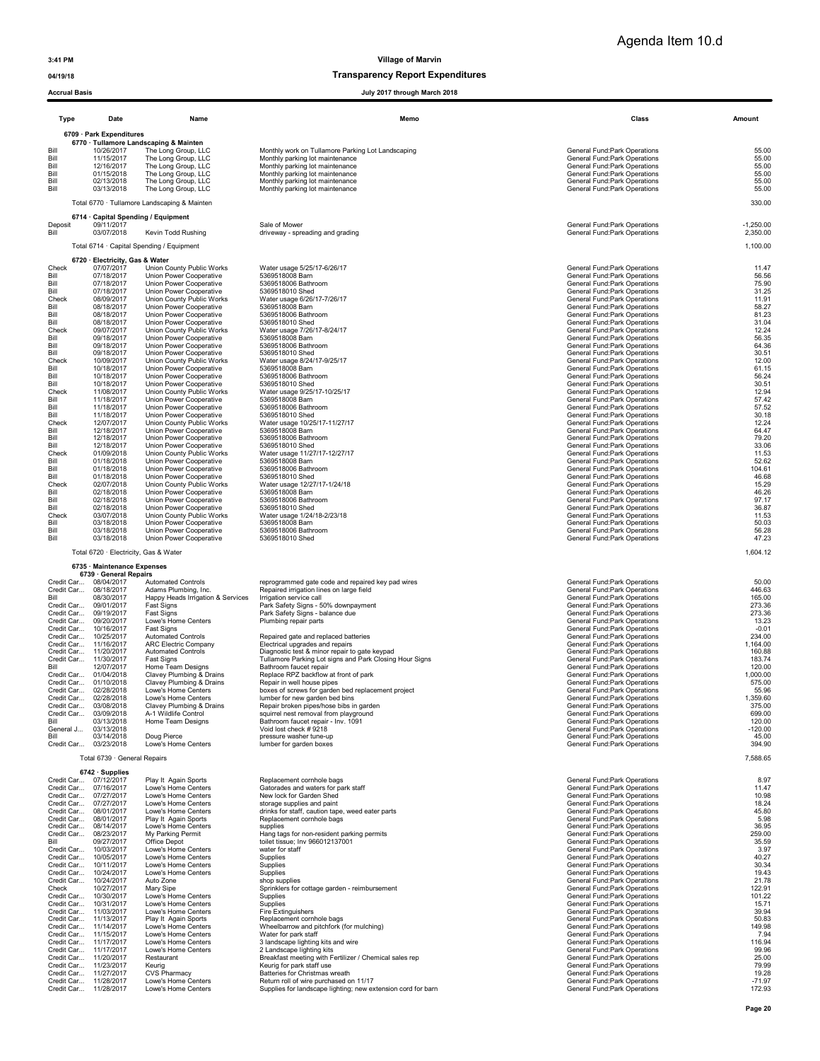Agenda Item 10.d

3:41 PM

04/19/18

Accrual Basis

# Village of Marvin

## Transparency Report Expenditures

July 2017 through March 2018

| Type | Date | Name | Memo | Class | Amount |
|---|---|---|---|---|---|
| **6709 · Park Expenditures** | | | | | |
| **6770 · Tullamore Landscaping & Mainten** | | | | | |
| Bill | 10/26/2017 | The Long Group, LLC | Monthly work on Tullamore Parking Lot Landscaping | General Fund:Park Operations | 55.00 |
| Bill | 11/15/2017 | The Long Group, LLC | Monthly parking lot maintenance | General Fund:Park Operations | 55.00 |
| Bill | 12/16/2017 | The Long Group, LLC | Monthly parking lot maintenance | General Fund:Park Operations | 55.00 |
| Bill | 01/15/2018 | The Long Group, LLC | Monthly parking lot maintenance | General Fund:Park Operations | 55.00 |
| Bill | 02/13/2018 | The Long Group, LLC | Monthly parking lot maintenance | General Fund:Park Operations | 55.00 |
| Bill | 03/13/2018 | The Long Group, LLC | Monthly parking lot maintenance | General Fund:Park Operations | 55.00 |
| Total 6770 · Tullamore Landscaping & Mainten | | | | | 330.00 |
| **6714 · Capital Spending / Equipment** | | | | | |
| Deposit | 09/11/2017 | | Sale of Mower | General Fund:Park Operations | -1,250.00 |
| Bill | 03/07/2018 | Kevin Todd Rushing | driveway - spreading and grading | General Fund:Park Operations | 2,350.00 |
| Total 6714 · Capital Spending / Equipment | | | | | 1,100.00 |
| **6720 · Electricity, Gas & Water** | | | | | |
| Check | 07/07/2017 | Union County Public Works | Water usage 5/25/17-6/26/17 | General Fund:Park Operations | 11.47 |
| Bill | 07/18/2017 | Union Power Cooperative | 5369518008 Barn | General Fund:Park Operations | 56.56 |
| Bill | 07/18/2017 | Union Power Cooperative | 5369518006 Bathroom | General Fund:Park Operations | 75.90 |
| Bill | 07/18/2017 | Union Power Cooperative | 5369518010 Shed | General Fund:Park Operations | 31.25 |
| Check | 08/09/2017 | Union County Public Works | Water usage 6/26/17-7/26/17 | General Fund:Park Operations | 11.91 |
| Bill | 08/18/2017 | Union Power Cooperative | 5369518008 Barn | General Fund:Park Operations | 58.27 |
| Bill | 08/18/2017 | Union Power Cooperative | 5369518006 Bathroom | General Fund:Park Operations | 81.23 |
| Bill | 08/18/2017 | Union Power Cooperative | 5369518010 Shed | General Fund:Park Operations | 31.04 |
| Check | 09/07/2017 | Union County Public Works | Water usage 7/26/17-8/24/17 | General Fund:Park Operations | 12.24 |
| Bill | 09/18/2017 | Union Power Cooperative | 5369518008 Barn | General Fund:Park Operations | 56.35 |
| Bill | 09/18/2017 | Union Power Cooperative | 5369518006 Bathroom | General Fund:Park Operations | 64.36 |
| Bill | 09/18/2017 | Union Power Cooperative | 5369518010 Shed | General Fund:Park Operations | 30.51 |
| Check | 10/09/2017 | Union County Public Works | Water usage 8/24/17-9/25/17 | General Fund:Park Operations | 12.00 |
| Bill | 10/18/2017 | Union Power Cooperative | 5369518008 Barn | General Fund:Park Operations | 61.15 |
| Bill | 10/18/2017 | Union Power Cooperative | 5369518006 Bathroom | General Fund:Park Operations | 56.24 |
| Bill | 10/18/2017 | Union Power Cooperative | 5369518010 Shed | General Fund:Park Operations | 30.51 |
| Check | 11/08/2017 | Union County Public Works | Water usage 9/25/17-10/25/17 | General Fund:Park Operations | 12.94 |
| Bill | 11/18/2017 | Union Power Cooperative | 5369518008 Barn | General Fund:Park Operations | 57.42 |
| Bill | 11/18/2017 | Union Power Cooperative | 5369518006 Bathroom | General Fund:Park Operations | 57.52 |
| Bill | 11/18/2017 | Union Power Cooperative | 5369518010 Shed | General Fund:Park Operations | 30.18 |
| Check | 12/07/2017 | Union County Public Works | Water usage 10/25/17-11/27/17 | General Fund:Park Operations | 12.24 |
| Bill | 12/18/2017 | Union Power Cooperative | 5369518008 Barn | General Fund:Park Operations | 64.47 |
| Bill | 12/18/2017 | Union Power Cooperative | 5369518006 Bathroom | General Fund:Park Operations | 79.20 |
| Bill | 12/18/2017 | Union Power Cooperative | 5369518010 Shed | General Fund:Park Operations | 33.06 |
| Check | 01/09/2018 | Union County Public Works | Water usage 11/27/17-12/27/17 | General Fund:Park Operations | 11.53 |
| Bill | 01/18/2018 | Union Power Cooperative | 5369518008 Barn | General Fund:Park Operations | 52.62 |
| Bill | 01/18/2018 | Union Power Cooperative | 5369518006 Bathroom | General Fund:Park Operations | 104.61 |
| Bill | 01/18/2018 | Union Power Cooperative | 5369518010 Shed | General Fund:Park Operations | 46.68 |
| Check | 02/07/2018 | Union County Public Works | Water usage 12/27/17-1/24/18 | General Fund:Park Operations | 15.29 |
| Bill | 02/18/2018 | Union Power Cooperative | 5369518008 Barn | General Fund:Park Operations | 46.26 |
| Bill | 02/18/2018 | Union Power Cooperative | 5369518006 Bathroom | General Fund:Park Operations | 97.17 |
| Bill | 02/18/2018 | Union Power Cooperative | 5369518010 Shed | General Fund:Park Operations | 36.87 |
| Check | 03/07/2018 | Union County Public Works | Water usage 1/24/18-2/23/18 | General Fund:Park Operations | 11.53 |
| Bill | 03/18/2018 | Union Power Cooperative | 5369518008 Barn | General Fund:Park Operations | 50.03 |
| Bill | 03/18/2018 | Union Power Cooperative | 5369518006 Bathroom | General Fund:Park Operations | 56.28 |
| Bill | 03/18/2018 | Union Power Cooperative | 5369518010 Shed | General Fund:Park Operations | 47.23 |
| Total 6720 · Electricity, Gas & Water | | | | | 1,604.12 |
| **6735 · Maintenance Expenses** | | | | | |
| **6739 · General Repairs** | | | | | |
| Credit Car... | 08/04/2017 | Automated Controls | reprogrammed gate code and repaired key pad wires | General Fund:Park Operations | 50.00 |
| Credit Car... | 08/18/2017 | Adams Plumbing, Inc. | Repaired irrigation lines on large field | General Fund:Park Operations | 446.63 |
| Bill | 08/30/2017 | Happy Heads Irrigation & Services | Irrigation service call | General Fund:Park Operations | 165.00 |
| Credit Car... | 09/01/2017 | Fast Signs | Park Safety Signs - 50% downpayment | General Fund:Park Operations | 273.36 |
| Credit Car... | 09/19/2017 | Fast Signs | Park Safety Signs - balance due | General Fund:Park Operations | 273.36 |
| Credit Car... | 09/20/2017 | Lowe's Home Centers | Plumbing repair parts | General Fund:Park Operations | 13.23 |
| Credit Car... | 10/16/2017 | Fast Signs | | General Fund:Park Operations | -0.01 |
| Credit Car... | 10/25/2017 | Automated Controls | Repaired gate and replaced batteries | General Fund:Park Operations | 234.00 |
| Credit Car... | 11/16/2017 | ARC Electric Company | Electrical upgrades and repairs | General Fund:Park Operations | 1,164.00 |
| Credit Car... | 11/20/2017 | Automated Controls | Diagnostic test & minor repair to gate keypad | General Fund:Park Operations | 160.88 |
| Credit Car... | 11/30/2017 | Fast Signs | Tullamore Parking Lot signs and Park Closing Hour Signs | General Fund:Park Operations | 183.74 |
| Bill | 12/07/2017 | Home Team Designs | Bathroom faucet repair | General Fund:Park Operations | 120.00 |
| Credit Car... | 01/04/2018 | Clavey Plumbing & Drains | Replace RPZ backflow at front of park | General Fund:Park Operations | 1,000.00 |
| Credit Car... | 01/10/2018 | Clavey Plumbing & Drains | Repair in well house pipes | General Fund:Park Operations | 575.00 |
| Credit Car... | 02/28/2018 | Lowe's Home Centers | boxes of screws for garden bed replacement project | General Fund:Park Operations | 55.96 |
| Credit Car... | 02/28/2018 | Lowe's Home Centers | lumber for new garden bed bins | General Fund:Park Operations | 1,359.60 |
| Credit Car... | 03/08/2018 | Clavey Plumbing & Drains | Repair broken pipes/hose bibs in garden | General Fund:Park Operations | 375.00 |
| Credit Car... | 03/09/2018 | A-1 Wildlife Control | squirrel nest removal from playground | General Fund:Park Operations | 699.00 |
| Bill | 03/13/2018 | Home Team Designs | Bathroom faucet repair - Inv. 1091 | General Fund:Park Operations | 120.00 |
| General J... | 03/13/2018 | | Void lost check # 9218 | General Fund:Park Operations | -120.00 |
| Bill | 03/14/2018 | Doug Pierce | pressure washer tune-up | General Fund:Park Operations | 45.00 |
| Credit Car... | 03/23/2018 | Lowe's Home Centers | lumber for garden boxes | General Fund:Park Operations | 394.90 |
| Total 6739 · General Repairs | | | | | 7,588.65 |
| **6742 · Supplies** | | | | | |
| Credit Car... | 07/12/2017 | Play It Again Sports | Replacement cornhole bags | General Fund:Park Operations | 8.97 |
| Credit Car... | 07/16/2017 | Lowe's Home Centers | Gatorades and waters for park staff | General Fund:Park Operations | 11.47 |
| Credit Car... | 07/27/2017 | Lowe's Home Centers | New lock for Garden Shed | General Fund:Park Operations | 10.98 |
| Credit Car... | 07/27/2017 | Lowe's Home Centers | storage supplies and paint | General Fund:Park Operations | 18.24 |
| Credit Car... | 08/01/2017 | Lowe's Home Centers | drinks for staff, caution tape, weed eater parts | General Fund:Park Operations | 45.80 |
| Credit Car... | 08/01/2017 | Play It Again Sports | Replacement cornhole bags | General Fund:Park Operations | 5.98 |
| Credit Car... | 08/14/2017 | Lowe's Home Centers | supplies | General Fund:Park Operations | 36.95 |
| Credit Car... | 08/23/2017 | My Parking Permit | Hang tags for non-resident parking permits | General Fund:Park Operations | 259.00 |
| Bill | 09/27/2017 | Office Depot | toilet tissue; Inv 966012137001 | General Fund:Park Operations | 35.59 |
| Credit Car... | 10/03/2017 | Lowe's Home Centers | water for staff | General Fund:Park Operations | 3.97 |
| Credit Car... | 10/05/2017 | Lowe's Home Centers | Supplies | General Fund:Park Operations | 40.27 |
| Credit Car... | 10/11/2017 | Lowe's Home Centers | Supplies | General Fund:Park Operations | 30.34 |
| Credit Car... | 10/24/2017 | Lowe's Home Centers | Supplies | General Fund:Park Operations | 19.43 |
| Credit Car... | 10/24/2017 | Auto Zone | shop supplies | General Fund:Park Operations | 21.78 |
| Check | 10/27/2017 | Mary Sipe | Sprinklers for cottage garden - reimbursement | General Fund:Park Operations | 122.91 |
| Credit Car... | 10/30/2017 | Lowe's Home Centers | Supplies | General Fund:Park Operations | 101.22 |
| Credit Car... | 10/31/2017 | Lowe's Home Centers | Supplies | General Fund:Park Operations | 15.71 |
| Credit Car... | 11/03/2017 | Lowe's Home Centers | Fire Extinguishers | General Fund:Park Operations | 39.94 |
| Credit Car... | 11/13/2017 | Play It Again Sports | Replacement cornhole bags | General Fund:Park Operations | 50.83 |
| Credit Car... | 11/14/2017 | Lowe's Home Centers | Wheelbarrow and pitchfork (for mulching) | General Fund:Park Operations | 149.98 |
| Credit Car... | 11/15/2017 | Lowe's Home Centers | Water for park staff | General Fund:Park Operations | 7.94 |
| Credit Car... | 11/17/2017 | Lowe's Home Centers | 3 landscape lighting kits and wire | General Fund:Park Operations | 116.94 |
| Credit Car... | 11/17/2017 | Lowe's Home Centers | 2 Landscape lighting kits | General Fund:Park Operations | 99.96 |
| Credit Car... | 11/20/2017 | Restaurant | Breakfast meeting with Fertilizer / Chemical sales rep | General Fund:Park Operations | 25.00 |
| Credit Car... | 11/23/2017 | Keurig | Keurig for park staff use | General Fund:Park Operations | 79.99 |
| Credit Car... | 11/27/2017 | CVS Pharmacy | Batteries for Christmas wreath | General Fund:Park Operations | 19.28 |
| Credit Car... | 11/28/2017 | Lowe's Home Centers | Return roll of wire purchased on 11/17 | General Fund:Park Operations | -71.97 |
| Credit Car... | 11/28/2017 | Lowe's Home Centers | Supplies for landscape lighting; new extension cord for barn | General Fund:Park Operations | 172.93 |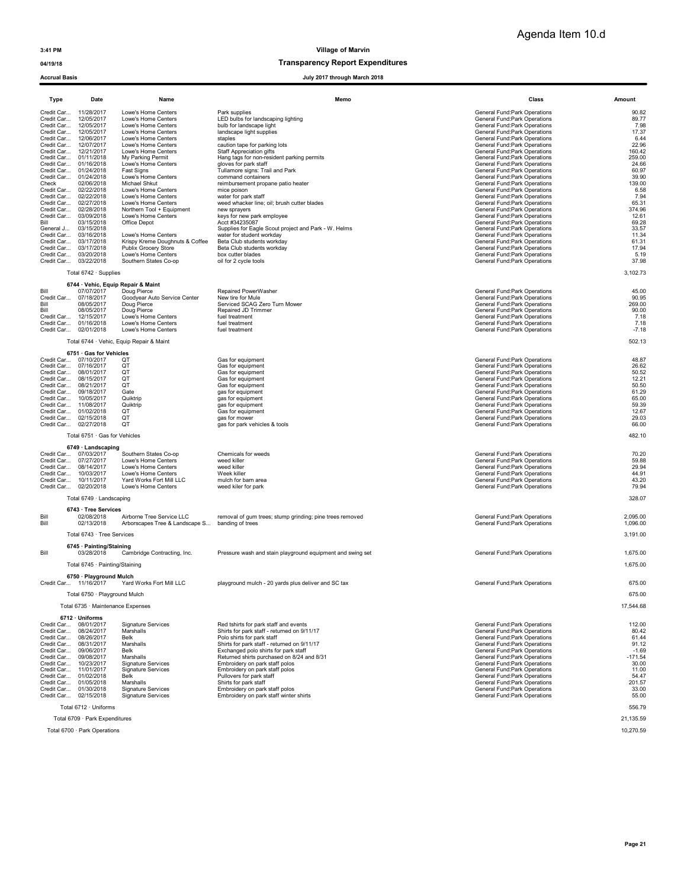Agenda Item 10.d

**Village of Marvin**

**Transparency Report Expenditures**

**Accrual Basis** — **July 2017 through March 2018**

| Type | Date | Name | Memo | Class | Amount |
|---|---|---|---|---|---|
| Credit Car... | 11/28/2017 | Lowe's Home Centers | Park supplies | General Fund:Park Operations | 90.82 |
| Credit Car... | 12/05/2017 | Lowe's Home Centers | LED bulbs for landscaping lighting | General Fund:Park Operations | 89.77 |
| Credit Car... | 12/05/2017 | Lowe's Home Centers | bulb for landscape light | General Fund:Park Operations | 7.98 |
| Credit Car... | 12/05/2017 | Lowe's Home Centers | landscape light supplies | General Fund:Park Operations | 17.37 |
| Credit Car... | 12/06/2017 | Lowe's Home Centers | staples | General Fund:Park Operations | 6.44 |
| Credit Car... | 12/07/2017 | Lowe's Home Centers | caution tape for parking lots | General Fund:Park Operations | 22.96 |
| Credit Car... | 12/21/2017 | Lowe's Home Centers | Staff Appreciation gifts | General Fund:Park Operations | 160.42 |
| Credit Car... | 01/11/2018 | My Parking Permit | Hang tags for non-resident parking permits | General Fund:Park Operations | 259.00 |
| Credit Car... | 01/16/2018 | Lowe's Home Centers | gloves for park staff | General Fund:Park Operations | 24.66 |
| Credit Car... | 01/24/2018 | Fast Signs | Tullamore signs: Trail and Park | General Fund:Park Operations | 60.97 |
| Credit Car... | 01/24/2018 | Lowe's Home Centers | command containers | General Fund:Park Operations | 39.90 |
| Check | 02/06/2018 | Michael Shkut | reimbursement propane patio heater | General Fund:Park Operations | 139.00 |
| Credit Car... | 02/22/2018 | Lowe's Home Centers | mice poison | General Fund:Park Operations | 6.58 |
| Credit Car... | 02/22/2018 | Lowe's Home Centers | water for park staff | General Fund:Park Operations | 7.94 |
| Credit Car... | 02/27/2018 | Lowe's Home Centers | weed whacker line; oil; brush cutter blades | General Fund:Park Operations | 65.31 |
| Credit Car... | 02/28/2018 | Northern Tool + Equipment | new sprayers | General Fund:Park Operations | 374.96 |
| Credit Car... | 03/09/2018 | Lowe's Home Centers | keys for new park employee | General Fund:Park Operations | 12.61 |
| Bill | 03/15/2018 | Office Depot | Acct #34235087 | General Fund:Park Operations | 69.28 |
| General J... | 03/15/2018 | | Supplies for Eagle Scout project and Park - W. Helms | General Fund:Park Operations | 33.57 |
| Credit Car... | 03/16/2018 | Lowe's Home Centers | water for student workday | General Fund:Park Operations | 11.34 |
| Credit Car... | 03/17/2018 | Krispy Kreme Doughnuts & Coffee | Beta Club students workday | General Fund:Park Operations | 61.31 |
| Credit Car... | 03/17/2018 | Publix Grocery Store | Beta Club students workday | General Fund:Park Operations | 17.94 |
| Credit Car... | 03/20/2018 | Lowe's Home Centers | box cutter blades | General Fund:Park Operations | 5.19 |
| Credit Car... | 03/22/2018 | Southern States Co-op | oil for 2 cycle tools | General Fund:Park Operations | 37.98 |
| Total 6742 · Supplies | | | | | 3,102.73 |
| **6744 · Vehic, Equip Repair & Maint** | | | | | |
| Bill | 07/07/2017 | Doug Pierce | Repaired PowerWasher | General Fund:Park Operations | 45.00 |
| Credit Car... | 07/18/2017 | Goodyear Auto Service Center | New tire for Mule | General Fund:Park Operations | 90.95 |
| Bill | 08/05/2017 | Doug Pierce | Serviced SCAG Zero Turn Mower | General Fund:Park Operations | 269.00 |
| Bill | 08/05/2017 | Doug Pierce | Repaired JD Trimmer | General Fund:Park Operations | 90.00 |
| Credit Car... | 12/15/2017 | Lowe's Home Centers | fuel treatment | General Fund:Park Operations | 7.18 |
| Credit Car... | 01/16/2018 | Lowe's Home Centers | fuel treatment | General Fund:Park Operations | 7.18 |
| Credit Car... | 02/01/2018 | Lowe's Home Centers | fuel treatment | General Fund:Park Operations | -7.18 |
| Total 6744 · Vehic, Equip Repair & Maint | | | | | 502.13 |
| **6751 · Gas for Vehicles** | | | | | |
| Credit Car... | 07/10/2017 | QT | Gas for equipment | General Fund:Park Operations | 48.87 |
| Credit Car... | 07/16/2017 | QT | Gas for equipment | General Fund:Park Operations | 26.62 |
| Credit Car... | 08/01/2017 | QT | Gas for equipment | General Fund:Park Operations | 50.52 |
| Credit Car... | 08/15/2017 | QT | Gas for equipment | General Fund:Park Operations | 12.21 |
| Credit Car... | 08/21/2017 | QT | Gas for equipment | General Fund:Park Operations | 50.50 |
| Credit Car... | 09/18/2017 | Gate | gas for equipment | General Fund:Park Operations | 61.29 |
| Credit Car... | 10/05/2017 | Quiktrip | gas for equipment | General Fund:Park Operations | 65.00 |
| Credit Car... | 11/08/2017 | Quiktrip | gas for equipment | General Fund:Park Operations | 59.39 |
| Credit Car... | 01/02/2018 | QT | Gas for equipment | General Fund:Park Operations | 12.67 |
| Credit Car... | 02/15/2018 | QT | gas for mower | General Fund:Park Operations | 29.03 |
| Credit Car... | 02/27/2018 | QT | gas for park vehicles & tools | General Fund:Park Operations | 66.00 |
| Total 6751 · Gas for Vehicles | | | | | 482.10 |
| **6749 · Landscaping** | | | | | |
| Credit Car... | 07/03/2017 | Southern States Co-op | Chemicals for weeds | General Fund:Park Operations | 70.20 |
| Credit Car... | 07/27/2017 | Lowe's Home Centers | weed killer | General Fund:Park Operations | 59.88 |
| Credit Car... | 08/14/2017 | Lowe's Home Centers | weed killer | General Fund:Park Operations | 29.94 |
| Credit Car... | 10/03/2017 | Lowe's Home Centers | Week killer | General Fund:Park Operations | 44.91 |
| Credit Car... | 10/11/2017 | Yard Works Fort Mill LLC | mulch for barn area | General Fund:Park Operations | 43.20 |
| Credit Car... | 02/20/2018 | Lowe's Home Centers | weed kiler for park | General Fund:Park Operations | 79.94 |
| Total 6749 · Landscaping | | | | | 328.07 |
| **6743 · Tree Services** | | | | | |
| Bill | 02/08/2018 | Airborne Tree Service LLC | removal of gum trees; stump grinding; pine trees removed | General Fund:Park Operations | 2,095.00 |
| Bill | 02/13/2018 | Arborscapes Tree & Landscape S... | banding of trees | General Fund:Park Operations | 1,096.00 |
| Total 6743 · Tree Services | | | | | 3,191.00 |
| **6745 · Painting/Staining** | | | | | |
| Bill | 03/28/2018 | Cambridge Contracting, Inc. | Pressure wash and stain playground equipment and swing set | General Fund:Park Operations | 1,675.00 |
| Total 6745 · Painting/Staining | | | | | 1,675.00 |
| **6750 · Playground Mulch** | | | | | |
| Credit Car... | 11/16/2017 | Yard Works Fort Mill LLC | playground mulch - 20 yards plus deliver and SC tax | General Fund:Park Operations | 675.00 |
| Total 6750 · Playground Mulch | | | | | 675.00 |
| Total 6735 · Maintenance Expenses | | | | | 17,544.68 |
| **6712 · Uniforms** | | | | | |
| Credit Car... | 08/01/2017 | Signature Services | Red tshirts for park staff and events | General Fund:Park Operations | 112.00 |
| Credit Car... | 08/24/2017 | Marshalls | Shirts for park staff - returned on 9/11/17 | General Fund:Park Operations | 80.42 |
| Credit Car... | 08/26/2017 | Belk | Polo shirts for park staff | General Fund:Park Operations | 61.44 |
| Credit Car... | 08/31/2017 | Marshalls | Shirts for park staff - returned on 9/11/17 | General Fund:Park Operations | 91.12 |
| Credit Car... | 09/06/2017 | Belk | Exchanged polo shirts for park staff | General Fund:Park Operations | -1.69 |
| Credit Car... | 09/08/2017 | Marshalls | Returned shirts purchased on 8/24 and 8/31 | General Fund:Park Operations | -171.54 |
| Credit Car... | 10/23/2017 | Signature Services | Embroidery on park staff polos | General Fund:Park Operations | 30.00 |
| Credit Car... | 11/01/2017 | Signature Services | Embroidery on park staff polos | General Fund:Park Operations | 11.00 |
| Credit Car... | 01/02/2018 | Belk | Pullovers for park staff | General Fund:Park Operations | 54.47 |
| Credit Car... | 01/05/2018 | Marshalls | Shirts for park staff | General Fund:Park Operations | 201.57 |
| Credit Car... | 01/30/2018 | Signature Services | Embroidery on park staff polos | General Fund:Park Operations | 33.00 |
| Credit Car... | 02/15/2018 | Signature Services | Embroidery on park staff winter shirts | General Fund:Park Operations | 55.00 |
| Total 6712 · Uniforms | | | | | 556.79 |
| Total 6709 · Park Expenditures | | | | | 21,135.59 |
| Total 6700 · Park Operations | | | | | 10,270.59 |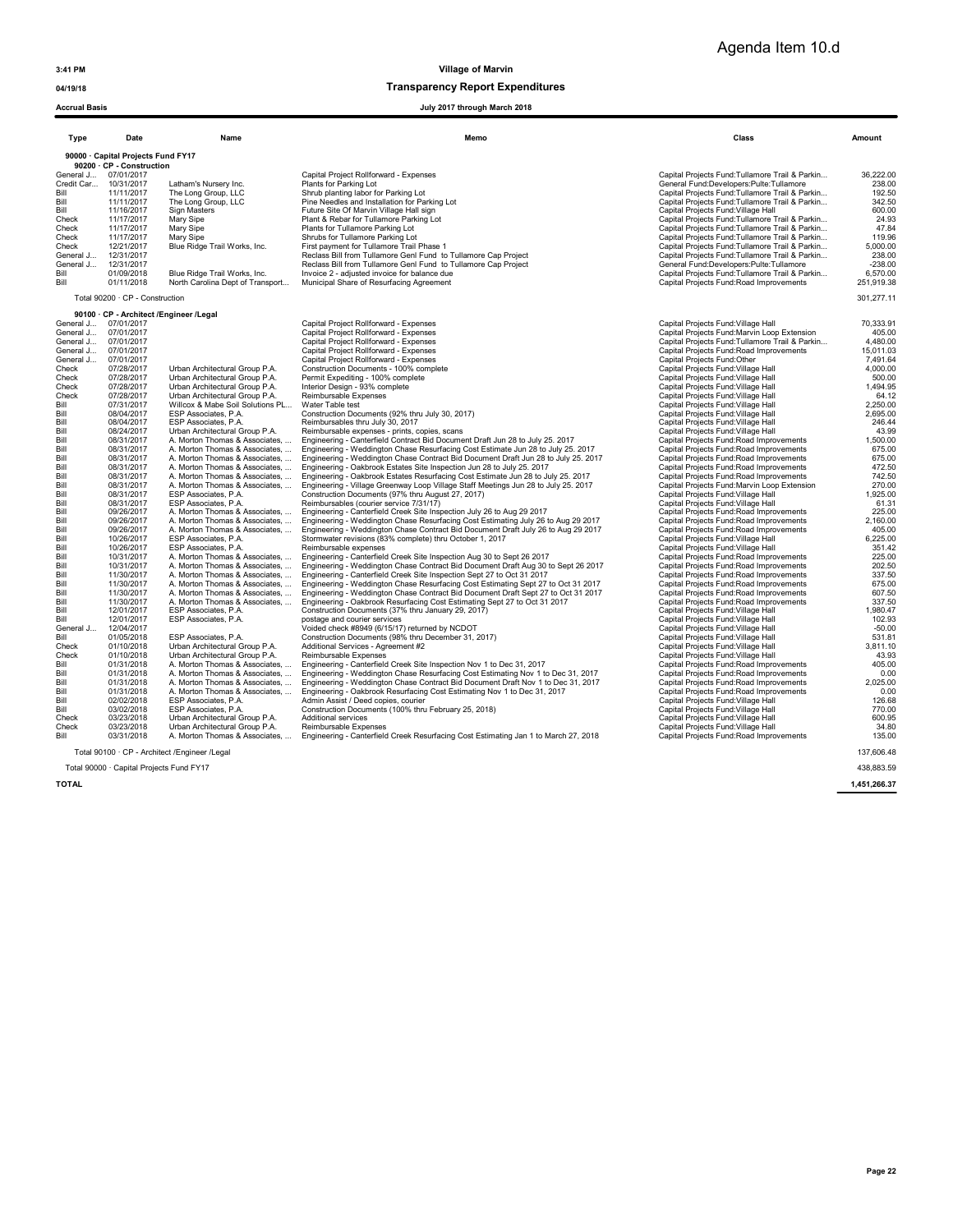Agenda Item 10.d

3:41 PM **Village of Marvin**

04/19/18 **Transparency Report Expenditures**

Accrual Basis **July 2017 through March 2018**

| Type | Date | Name | Memo | Class | Amount |
|---|---|---|---|---|---|
| **90000 · Capital Projects Fund FY17** | | | | | |
| **90200 · CP - Construction** | | | | | |
| General J... | 07/01/2017 | | Capital Project Rollforward - Expenses | Capital Projects Fund:Tullamore Trail & Parkin... | 36,222.00 |
| Credit Car... | 10/31/2017 | Latham's Nursery Inc. | Plants for Parking Lot | General Fund:Developers:Pulte:Tullamore | 238.00 |
| Bill | 11/11/2017 | The Long Group, LLC | Shrub planting labor for Parking Lot | Capital Projects Fund:Tullamore Trail & Parkin... | 192.50 |
| Bill | 11/11/2017 | The Long Group, LLC | Pine Needles and Installation for Parking Lot | Capital Projects Fund:Tullamore Trail & Parkin... | 342.50 |
| Bill | 11/16/2017 | Sign Masters | Future Site Of Marvin Village Hall sign | Capital Projects Fund:Village Hall | 600.00 |
| Check | 11/17/2017 | Mary Sipe | Plant & Rebar for Tullamore Parking Lot | Capital Projects Fund:Tullamore Trail & Parkin... | 24.93 |
| Check | 11/17/2017 | Mary Sipe | Plants for Tullamore Parking Lot | Capital Projects Fund:Tullamore Trail & Parkin... | 47.84 |
| Check | 11/17/2017 | Mary Sipe | Shrubs for Tullamore Parking Lot | Capital Projects Fund:Tullamore Trail & Parkin... | 119.96 |
| Check | 12/21/2017 | Blue Ridge Trail Works, Inc. | First payment for Tullamore Trail Phase 1 | Capital Projects Fund:Tullamore Trail & Parkin... | 5,000.00 |
| General J... | 12/31/2017 | | Reclass Bill from Tullamore Genl Fund to Tullamore Cap Project | Capital Projects Fund:Tullamore Trail & Parkin... | 238.00 |
| General J... | 12/31/2017 | | Reclass Bill from Tullamore Genl Fund to Tullamore Cap Project | General Fund:Developers:Pulte:Tullamore | -238.00 |
| Bill | 01/09/2018 | Blue Ridge Trail Works, Inc. | Invoice 2 - adjusted invoice for balance due | Capital Projects Fund:Tullamore Trail & Parkin... | 6,570.00 |
| Bill | 01/11/2018 | North Carolina Dept of Transport... | Municipal Share of Resurfacing Agreement | Capital Projects Fund:Road Improvements | 251,919.38 |
| Total 90200 · CP - Construction | | | | | 301,277.11 |
| **90100 · CP - Architect /Engineer /Legal** | | | | | |
| General J... | 07/01/2017 | | Capital Project Rollforward - Expenses | Capital Projects Fund:Village Hall | 70,333.91 |
| General J... | 07/01/2017 | | Capital Project Rollforward - Expenses | Capital Projects Fund:Marvin Loop Extension | 405.00 |
| General J... | 07/01/2017 | | Capital Project Rollforward - Expenses | Capital Projects Fund:Tullamore Trail & Parkin... | 4,480.00 |
| General J... | 07/01/2017 | | Capital Project Rollforward - Expenses | Capital Projects Fund:Road Improvements | 15,011.03 |
| General J... | 07/01/2017 | | Capital Project Rollforward - Expenses | Capital Projects Fund:Other | 7,491.64 |
| Check | 07/28/2017 | Urban Architectural Group P.A. | Construction Documents - 100% complete | Capital Projects Fund:Village Hall | 4,000.00 |
| Check | 07/28/2017 | Urban Architectural Group P.A. | Permit Expediting - 100% complete | Capital Projects Fund:Village Hall | 500.00 |
| Check | 07/28/2017 | Urban Architectural Group P.A. | Interior Design - 93% complete | Capital Projects Fund:Village Hall | 1,494.95 |
| Check | 07/28/2017 | Urban Architectural Group P.A. | Reimbursable Expenses | Capital Projects Fund:Village Hall | 64.12 |
| Bill | 07/31/2017 | Willcox & Mabe Soil Solutions PL... | Water Table test | Capital Projects Fund:Village Hall | 2,250.00 |
| Bill | 08/04/2017 | ESP Associates, P.A. | Construction Documents (92% thru July 30, 2017) | Capital Projects Fund:Village Hall | 2,695.00 |
| Bill | 08/04/2017 | ESP Associates, P.A. | Reimbursables thru July 30, 2017 | Capital Projects Fund:Village Hall | 246.44 |
| Bill | 08/24/2017 | Urban Architectural Group P.A. | Reimbursable expenses - prints, copies, scans | Capital Projects Fund:Village Hall | 43.99 |
| Bill | 08/31/2017 | A. Morton Thomas & Associates, ... | Engineering - Canterfield Contract Bid Document Draft Jun 28 to July 25. 2017 | Capital Projects Fund:Road Improvements | 1,500.00 |
| Bill | 08/31/2017 | A. Morton Thomas & Associates, ... | Engineering - Weddington Chase Resurfacing Cost Estimate Jun 28 to July 25. 2017 | Capital Projects Fund:Road Improvements | 675.00 |
| Bill | 08/31/2017 | A. Morton Thomas & Associates, ... | Engineering - Weddington Chase Contract Bid Document Draft Jun 28 to July 25. 2017 | Capital Projects Fund:Road Improvements | 675.00 |
| Bill | 08/31/2017 | A. Morton Thomas & Associates, ... | Engineering - Oakbrook Estates Site Inspection Jun 28 to July 25. 2017 | Capital Projects Fund:Road Improvements | 472.50 |
| Bill | 08/31/2017 | A. Morton Thomas & Associates, ... | Engineering - Oakbrook Estates Resurfacing Cost Estimate Jun 28 to July 25. 2017 | Capital Projects Fund:Road Improvements | 742.50 |
| Bill | 08/31/2017 | A. Morton Thomas & Associates, ... | Engineering - Village Greenway Loop Village Staff Meetings Jun 28 to July 25. 2017 | Capital Projects Fund:Marvin Loop Extension | 270.00 |
| Bill | 08/31/2017 | ESP Associates, P.A. | Construction Documents (97% thru August 27, 2017) | Capital Projects Fund:Village Hall | 1,925.00 |
| Bill | 08/31/2017 | ESP Associates, P.A. | Reimbursables (courier service 7/31/17) | Capital Projects Fund:Village Hall | 61.31 |
| Bill | 09/26/2017 | A. Morton Thomas & Associates, ... | Engineering - Canterfield Creek Site Inspection July 26 to Aug 29 2017 | Capital Projects Fund:Road Improvements | 225.00 |
| Bill | 09/26/2017 | A. Morton Thomas & Associates, ... | Engineering - Weddington Chase Resurfacing Cost Estimating July 26 to Aug 29 2017 | Capital Projects Fund:Road Improvements | 2,160.00 |
| Bill | 09/26/2017 | A. Morton Thomas & Associates, ... | Engineering - Weddington Chase Contract Bid Document Draft July 26 to Aug 29 2017 | Capital Projects Fund:Road Improvements | 405.00 |
| Bill | 10/26/2017 | ESP Associates, P.A. | Stormwater revisions (83% complete) thru October 1, 2017 | Capital Projects Fund:Village Hall | 6,225.00 |
| Bill | 10/26/2017 | ESP Associates, P.A. | Reimbursable expenses | Capital Projects Fund:Village Hall | 351.42 |
| Bill | 10/31/2017 | A. Morton Thomas & Associates, ... | Engineering - Canterfield Creek Site Inspection Aug 30 to Sept 26 2017 | Capital Projects Fund:Road Improvements | 225.00 |
| Bill | 10/31/2017 | A. Morton Thomas & Associates, ... | Engineering - Weddington Chase Contract Bid Document Draft Aug 30 to Sept 26 2017 | Capital Projects Fund:Road Improvements | 202.50 |
| Bill | 11/30/2017 | A. Morton Thomas & Associates, ... | Engineering - Canterfield Creek Site Inspection Sept 27 to Oct 31 2017 | Capital Projects Fund:Road Improvements | 337.50 |
| Bill | 11/30/2017 | A. Morton Thomas & Associates, ... | Engineering - Weddington Chase Resurfacing Cost Estimating Sept 27 to Oct 31 2017 | Capital Projects Fund:Road Improvements | 675.00 |
| Bill | 11/30/2017 | A. Morton Thomas & Associates, ... | Engineering - Weddington Chase Contract Bid Document Draft Sept 27 to Oct 31 2017 | Capital Projects Fund:Road Improvements | 607.50 |
| Bill | 11/30/2017 | A. Morton Thomas & Associates, ... | Engineering - Oakbrook Resurfacing Cost Estimating Sept 27 to Oct 31 2017 | Capital Projects Fund:Road Improvements | 337.50 |
| Bill | 12/01/2017 | ESP Associates, P.A. | Construction Documents (37% thru January 29, 2017) | Capital Projects Fund:Village Hall | 1,980.47 |
| Bill | 12/01/2017 | ESP Associates, P.A. | postage and courier services | Capital Projects Fund:Village Hall | 102.93 |
| General J... | 12/04/2017 | | Voided check #8949 (6/15/17) returned by NCDOT | Capital Projects Fund:Village Hall | -50.00 |
| Bill | 01/05/2018 | ESP Associates, P.A. | Construction Documents (98% thru December 31, 2017) | Capital Projects Fund:Village Hall | 531.81 |
| Check | 01/10/2018 | Urban Architectural Group P.A. | Additional Services - Agreement #2 | Capital Projects Fund:Village Hall | 3,811.10 |
| Check | 01/10/2018 | Urban Architectural Group P.A. | Reimbursable Expenses | Capital Projects Fund:Village Hall | 43.93 |
| Bill | 01/31/2018 | A. Morton Thomas & Associates, ... | Engineering - Canterfield Creek Site Inspection Nov 1 to Dec 31, 2017 | Capital Projects Fund:Road Improvements | 405.00 |
| Bill | 01/31/2018 | A. Morton Thomas & Associates, ... | Engineering - Weddington Chase Resurfacing Cost Estimating Nov 1 to Dec 31, 2017 | Capital Projects Fund:Road Improvements | 0.00 |
| Bill | 01/31/2018 | A. Morton Thomas & Associates, ... | Engineering - Weddington Chase Contract Bid Document Draft Nov 1 to Dec 31, 2017 | Capital Projects Fund:Road Improvements | 2,025.00 |
| Bill | 01/31/2018 | A. Morton Thomas & Associates, ... | Engineering - Oakbrook Resurfacing Cost Estimating Nov 1 to Dec 31, 2017 | Capital Projects Fund:Road Improvements | 0.00 |
| Bill | 02/02/2018 | ESP Associates, P.A. | Admin Assist / Deed copies, courier | Capital Projects Fund:Village Hall | 126.68 |
| Bill | 03/02/2018 | ESP Associates, P.A. | Construction Documents (100% thru February 25, 2018) | Capital Projects Fund:Village Hall | 770.00 |
| Check | 03/23/2018 | Urban Architectural Group P.A. | Additional services | Capital Projects Fund:Village Hall | 600.95 |
| Check | 03/23/2018 | Urban Architectural Group P.A. | Reimbursable Expenses | Capital Projects Fund:Village Hall | 34.80 |
| Bill | 03/31/2018 | A. Morton Thomas & Associates, ... | Engineering - Canterfield Creek Resurfacing Cost Estimating Jan 1 to March 27, 2018 | Capital Projects Fund:Road Improvements | 135.00 |
| Total 90100 · CP - Architect /Engineer /Legal | | | | | 137,606.48 |
| Total 90000 · Capital Projects Fund FY17 | | | | | 438,883.59 |
| **TOTAL** | | | | | **1,451,266.37** |